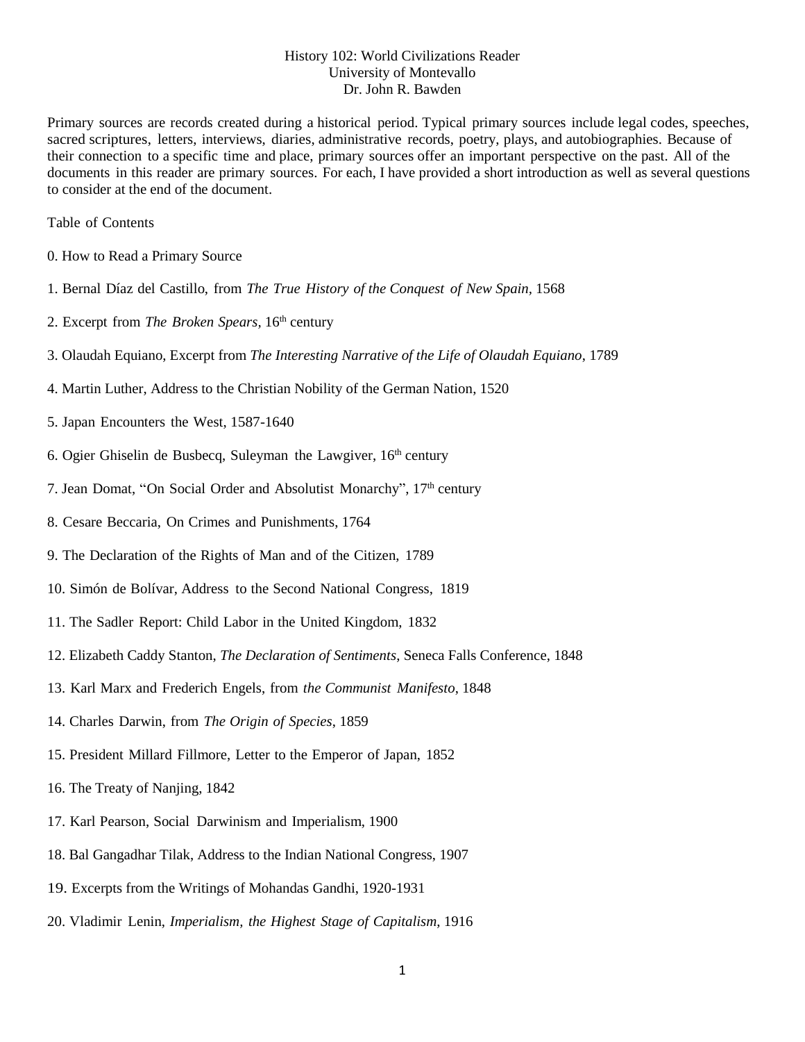# History 102: World Civilizations Reader
## University of Montevallo
### Dr. John R. Bawden

Primary sources are records created during a historical period. Typical primary sources include legal codes, speeches, sacred scriptures, letters, interviews, diaries, administrative records, poetry, plays, and autobiographies. Because of their connection to a specific time and place, primary sources offer an important perspective on the past. All of the documents in this reader are primary sources. For each, I have provided a short introduction as well as several questions to consider at the end of the document.

Table of Contents

0. How to Read a Primary Source

1. Bernal Díaz del Castillo, from *The True History of the Conquest of New Spain*, 1568

2. Excerpt from *The Broken Spears*, 16th century

3. Olaudah Equiano, Excerpt from *The Interesting Narrative of the Life of Olaudah Equiano*, 1789

4. Martin Luther, Address to the Christian Nobility of the German Nation, 1520

5. Japan Encounters the West, 1587-1640

6. Ogier Ghiselin de Busbecq, Suleyman the Lawgiver, 16th century

7. Jean Domat, "On Social Order and Absolutist Monarchy", 17th century

8. Cesare Beccaria, On Crimes and Punishments, 1764

9. The Declaration of the Rights of Man and of the Citizen, 1789

10. Simón de Bolívar, Address to the Second National Congress, 1819

11. The Sadler Report: Child Labor in the United Kingdom, 1832

12. Elizabeth Caddy Stanton, *The Declaration of Sentiments*, Seneca Falls Conference, 1848

13. Karl Marx and Frederich Engels, from *the Communist Manifesto*, 1848

14. Charles Darwin, from *The Origin of Species*, 1859

15. President Millard Fillmore, Letter to the Emperor of Japan, 1852

16. The Treaty of Nanjing, 1842

17. Karl Pearson, Social Darwinism and Imperialism, 1900

18. Bal Gangadhar Tilak, Address to the Indian National Congress, 1907

19. Excerpts from the Writings of Mohandas Gandhi, 1920-1931

20. Vladimir Lenin, *Imperialism, the Highest Stage of Capitalism*, 1916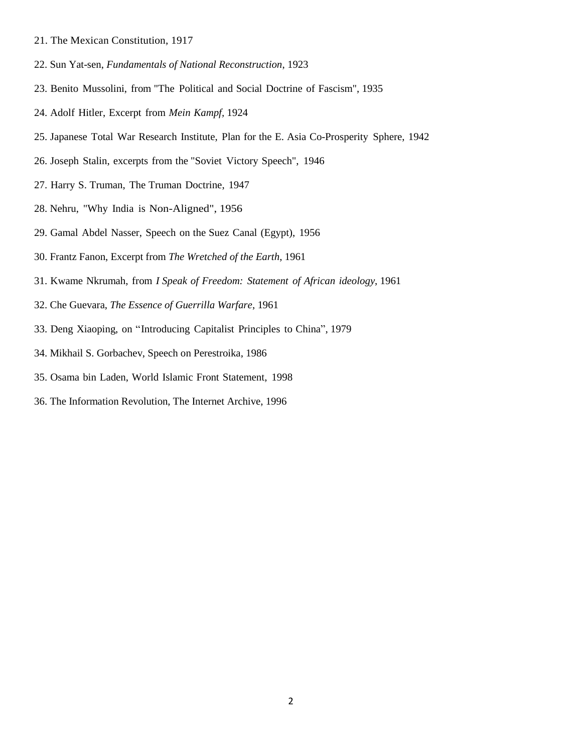21. The Mexican Constitution, 1917
22. Sun Yat-sen, *Fundamentals of National Reconstruction*, 1923
23. Benito Mussolini, from "The Political and Social Doctrine of Fascism", 1935
24. Adolf Hitler, Excerpt from *Mein Kampf*, 1924
25. Japanese Total War Research Institute, Plan for the E. Asia Co-Prosperity Sphere, 1942
26. Joseph Stalin, excerpts from the "Soviet Victory Speech", 1946
27. Harry S. Truman, The Truman Doctrine, 1947
28. Nehru, "Why India is Non-Aligned", 1956
29. Gamal Abdel Nasser, Speech on the Suez Canal (Egypt), 1956
30. Frantz Fanon, Excerpt from *The Wretched of the Earth*, 1961
31. Kwame Nkrumah, from *I Speak of Freedom: Statement of African ideology*, 1961
32. Che Guevara, *The Essence of Guerrilla Warfare*, 1961
33. Deng Xiaoping, on "Introducing Capitalist Principles to China", 1979
34. Mikhail S. Gorbachev, Speech on Perestroika, 1986
35. Osama bin Laden, World Islamic Front Statement, 1998
36. The Information Revolution, The Internet Archive, 1996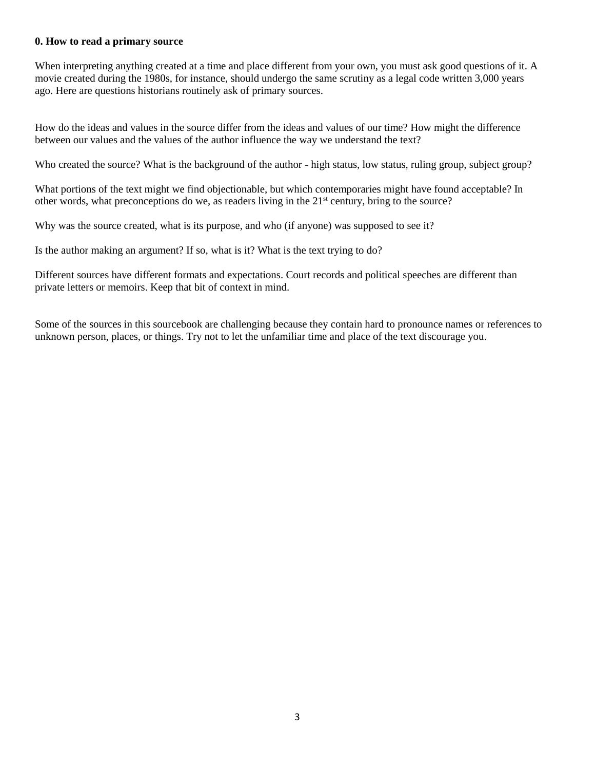**0. How to read a primary source**

When interpreting anything created at a time and place different from your own, you must ask good questions of it. A movie created during the 1980s, for instance, should undergo the same scrutiny as a legal code written 3,000 years ago. Here are questions historians routinely ask of primary sources.

How do the ideas and values in the source differ from the ideas and values of our time? How might the difference between our values and the values of the author influence the way we understand the text?

Who created the source? What is the background of the author - high status, low status, ruling group, subject group?

What portions of the text might we find objectionable, but which contemporaries might have found acceptable? In other words, what preconceptions do we, as readers living in the 21st century, bring to the source?

Why was the source created, what is its purpose, and who (if anyone) was supposed to see it?

Is the author making an argument? If so, what is it? What is the text trying to do?

Different sources have different formats and expectations. Court records and political speeches are different than private letters or memoirs. Keep that bit of context in mind.

Some of the sources in this sourcebook are challenging because they contain hard to pronounce names or references to unknown person, places, or things. Try not to let the unfamiliar time and place of the text discourage you.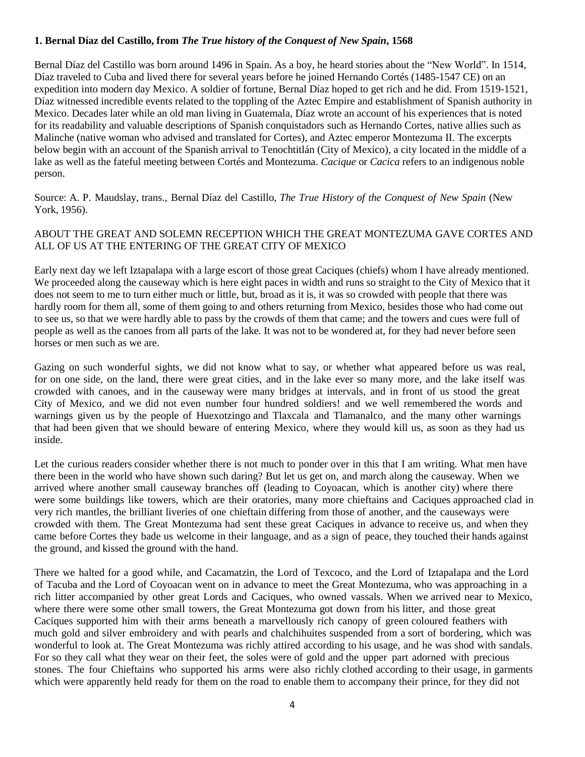### 1. Bernal Díaz del Castillo, from *The True history of the Conquest of New Spain*, 1568

Bernal Díaz del Castillo was born around 1496 in Spain. As a boy, he heard stories about the "New World". In 1514, Díaz traveled to Cuba and lived there for several years before he joined Hernando Cortés (1485-1547 CE) on an expedition into modern day Mexico. A soldier of fortune, Bernal Díaz hoped to get rich and he did. From 1519-1521, Díaz witnessed incredible events related to the toppling of the Aztec Empire and establishment of Spanish authority in Mexico. Decades later while an old man living in Guatemala, Díaz wrote an account of his experiences that is noted for its readability and valuable descriptions of Spanish conquistadors such as Hernando Cortes, native allies such as Malinche (native woman who advised and translated for Cortes), and Aztec emperor Montezuma II. The excerpts below begin with an account of the Spanish arrival to Tenochtitlán (City of Mexico), a city located in the middle of a lake as well as the fateful meeting between Cortés and Montezuma. *Cacique* or *Cacica* refers to an indigenous noble person.

Source: A. P. Maudslay, trans., Bernal Díaz del Castillo, *The True History of the Conquest of New Spain* (New York, 1956).

ABOUT THE GREAT AND SOLEMN RECEPTION WHICH THE GREAT MONTEZUMA GAVE CORTES AND ALL OF US AT THE ENTERING OF THE GREAT CITY OF MEXICO

Early next day we left Iztapalapa with a large escort of those great Caciques (chiefs) whom I have already mentioned. We proceeded along the causeway which is here eight paces in width and runs so straight to the City of Mexico that it does not seem to me to turn either much or little, but, broad as it is, it was so crowded with people that there was hardly room for them all, some of them going to and others returning from Mexico, besides those who had come out to see us, so that we were hardly able to pass by the crowds of them that came; and the towers and cues were full of people as well as the canoes from all parts of the lake. It was not to be wondered at, for they had never before seen horses or men such as we are.

Gazing on such wonderful sights, we did not know what to say, or whether what appeared before us was real, for on one side, on the land, there were great cities, and in the lake ever so many more, and the lake itself was crowded with canoes, and in the causeway were many bridges at intervals, and in front of us stood the great City of Mexico, and we did not even number four hundred soldiers! and we well remembered the words and warnings given us by the people of Huexotzingo and Tlaxcala and Tlamanalco, and the many other warnings that had been given that we should beware of entering Mexico, where they would kill us, as soon as they had us inside.

Let the curious readers consider whether there is not much to ponder over in this that I am writing. What men have there been in the world who have shown such daring? But let us get on, and march along the causeway. When we arrived where another small causeway branches off (leading to Coyoacan, which is another city) where there were some buildings like towers, which are their oratories, many more chieftains and Caciques approached clad in very rich mantles, the brilliant liveries of one chieftain differing from those of another, and the causeways were crowded with them. The Great Montezuma had sent these great Caciques in advance to receive us, and when they came before Cortes they bade us welcome in their language, and as a sign of peace, they touched their hands against the ground, and kissed the ground with the hand.

There we halted for a good while, and Cacamatzin, the Lord of Texcoco, and the Lord of Iztapalapa and the Lord of Tacuba and the Lord of Coyoacan went on in advance to meet the Great Montezuma, who was approaching in a rich litter accompanied by other great Lords and Caciques, who owned vassals. When we arrived near to Mexico, where there were some other small towers, the Great Montezuma got down from his litter, and those great Caciques supported him with their arms beneath a marvellously rich canopy of green coloured feathers with much gold and silver embroidery and with pearls and chalchihuites suspended from a sort of bordering, which was wonderful to look at. The Great Montezuma was richly attired according to his usage, and he was shod with sandals. For so they call what they wear on their feet, the soles were of gold and the upper part adorned with precious stones. The four Chieftains who supported his arms were also richly clothed according to their usage, in garments which were apparently held ready for them on the road to enable them to accompany their prince, for they did not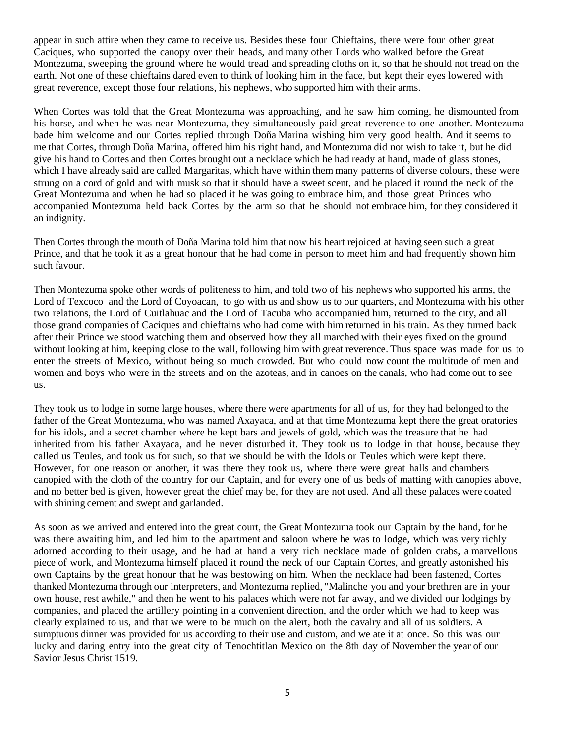appear in such attire when they came to receive us. Besides these four Chieftains, there were four other great Caciques, who supported the canopy over their heads, and many other Lords who walked before the Great Montezuma, sweeping the ground where he would tread and spreading cloths on it, so that he should not tread on the earth. Not one of these chieftains dared even to think of looking him in the face, but kept their eyes lowered with great reverence, except those four relations, his nephews, who supported him with their arms.

When Cortes was told that the Great Montezuma was approaching, and he saw him coming, he dismounted from his horse, and when he was near Montezuma, they simultaneously paid great reverence to one another. Montezuma bade him welcome and our Cortes replied through Doña Marina wishing him very good health. And it seems to me that Cortes, through Doña Marina, offered him his right hand, and Montezuma did not wish to take it, but he did give his hand to Cortes and then Cortes brought out a necklace which he had ready at hand, made of glass stones, which I have already said are called Margaritas, which have within them many patterns of diverse colours, these were strung on a cord of gold and with musk so that it should have a sweet scent, and he placed it round the neck of the Great Montezuma and when he had so placed it he was going to embrace him, and those great Princes who accompanied Montezuma held back Cortes by the arm so that he should not embrace him, for they considered it an indignity.

Then Cortes through the mouth of Doña Marina told him that now his heart rejoiced at having seen such a great Prince, and that he took it as a great honour that he had come in person to meet him and had frequently shown him such favour.

Then Montezuma spoke other words of politeness to him, and told two of his nephews who supported his arms, the Lord of Texcoco and the Lord of Coyoacan, to go with us and show us to our quarters, and Montezuma with his other two relations, the Lord of Cuitlahuac and the Lord of Tacuba who accompanied him, returned to the city, and all those grand companies of Caciques and chieftains who had come with him returned in his train. As they turned back after their Prince we stood watching them and observed how they all marched with their eyes fixed on the ground without looking at him, keeping close to the wall, following him with great reverence. Thus space was made for us to enter the streets of Mexico, without being so much crowded. But who could now count the multitude of men and women and boys who were in the streets and on the azoteas, and in canoes on the canals, who had come out to see us.

They took us to lodge in some large houses, where there were apartments for all of us, for they had belonged to the father of the Great Montezuma, who was named Axayaca, and at that time Montezuma kept there the great oratories for his idols, and a secret chamber where he kept bars and jewels of gold, which was the treasure that he had inherited from his father Axayaca, and he never disturbed it. They took us to lodge in that house, because they called us Teules, and took us for such, so that we should be with the Idols or Teules which were kept there. However, for one reason or another, it was there they took us, where there were great halls and chambers canopied with the cloth of the country for our Captain, and for every one of us beds of matting with canopies above, and no better bed is given, however great the chief may be, for they are not used. And all these palaces were coated with shining cement and swept and garlanded.

As soon as we arrived and entered into the great court, the Great Montezuma took our Captain by the hand, for he was there awaiting him, and led him to the apartment and saloon where he was to lodge, which was very richly adorned according to their usage, and he had at hand a very rich necklace made of golden crabs, a marvellous piece of work, and Montezuma himself placed it round the neck of our Captain Cortes, and greatly astonished his own Captains by the great honour that he was bestowing on him. When the necklace had been fastened, Cortes thanked Montezuma through our interpreters, and Montezuma replied, "Malinche you and your brethren are in your own house, rest awhile," and then he went to his palaces which were not far away, and we divided our lodgings by companies, and placed the artillery pointing in a convenient direction, and the order which we had to keep was clearly explained to us, and that we were to be much on the alert, both the cavalry and all of us soldiers. A sumptuous dinner was provided for us according to their use and custom, and we ate it at once. So this was our lucky and daring entry into the great city of Tenochtitlan Mexico on the 8th day of November the year of our Savior Jesus Christ 1519.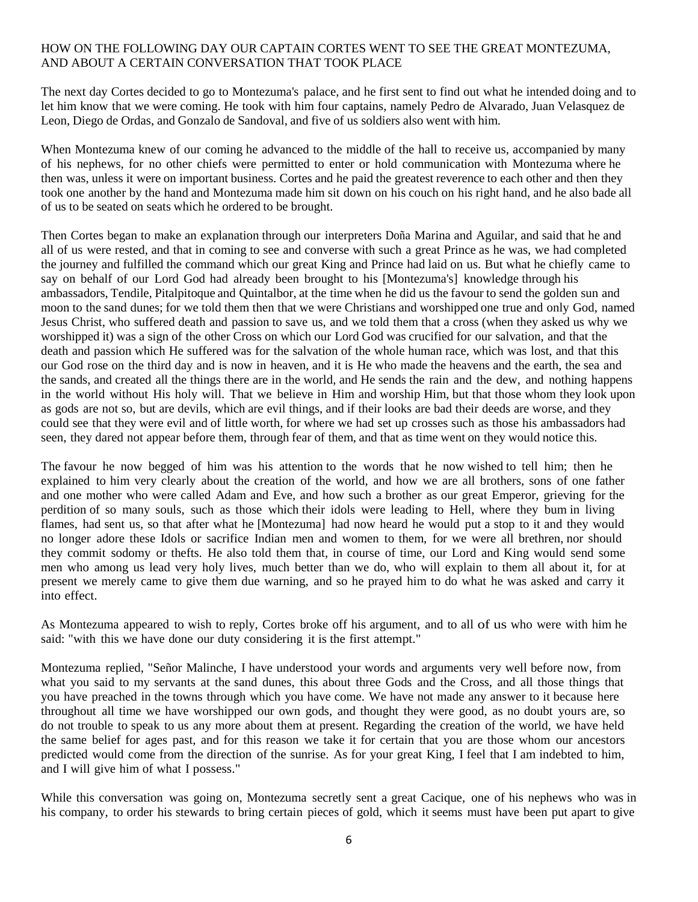HOW ON THE FOLLOWING DAY OUR CAPTAIN CORTES WENT TO SEE THE GREAT MONTEZUMA, AND ABOUT A CERTAIN CONVERSATION THAT TOOK PLACE

The next day Cortes decided to go to Montezuma's palace, and he first sent to find out what he intended doing and to let him know that we were coming. He took with him four captains, namely Pedro de Alvarado, Juan Velasquez de Leon, Diego de Ordas, and Gonzalo de Sandoval, and five of us soldiers also went with him.

When Montezuma knew of our coming he advanced to the middle of the hall to receive us, accompanied by many of his nephews, for no other chiefs were permitted to enter or hold communication with Montezuma where he then was, unless it were on important business. Cortes and he paid the greatest reverence to each other and then they took one another by the hand and Montezuma made him sit down on his couch on his right hand, and he also bade all of us to be seated on seats which he ordered to be brought.

Then Cortes began to make an explanation through our interpreters Doña Marina and Aguilar, and said that he and all of us were rested, and that in coming to see and converse with such a great Prince as he was, we had completed the journey and fulfilled the command which our great King and Prince had laid on us. But what he chiefly came to say on behalf of our Lord God had already been brought to his [Montezuma's] knowledge through his ambassadors, Tendile, Pitalpitoque and Quintalbor, at the time when he did us the favour to send the golden sun and moon to the sand dunes; for we told them then that we were Christians and worshipped one true and only God, named Jesus Christ, who suffered death and passion to save us, and we told them that a cross (when they asked us why we worshipped it) was a sign of the other Cross on which our Lord God was crucified for our salvation, and that the death and passion which He suffered was for the salvation of the whole human race, which was lost, and that this our God rose on the third day and is now in heaven, and it is He who made the heavens and the earth, the sea and the sands, and created all the things there are in the world, and He sends the rain and the dew, and nothing happens in the world without His holy will. That we believe in Him and worship Him, but that those whom they look upon as gods are not so, but are devils, which are evil things, and if their looks are bad their deeds are worse, and they could see that they were evil and of little worth, for where we had set up crosses such as those his ambassadors had seen, they dared not appear before them, through fear of them, and that as time went on they would notice this.

The favour he now begged of him was his attention to the words that he now wished to tell him; then he explained to him very clearly about the creation of the world, and how we are all brothers, sons of one father and one mother who were called Adam and Eve, and how such a brother as our great Emperor, grieving for the perdition of so many souls, such as those which their idols were leading to Hell, where they bum in living flames, had sent us, so that after what he [Montezuma] had now heard he would put a stop to it and they would no longer adore these Idols or sacrifice Indian men and women to them, for we were all brethren, nor should they commit sodomy or thefts. He also told them that, in course of time, our Lord and King would send some men who among us lead very holy lives, much better than we do, who will explain to them all about it, for at present we merely came to give them due warning, and so he prayed him to do what he was asked and carry it into effect.

As Montezuma appeared to wish to reply, Cortes broke off his argument, and to all of us who were with him he said: "with this we have done our duty considering it is the first attempt."

Montezuma replied, "Señor Malinche, I have understood your words and arguments very well before now, from what you said to my servants at the sand dunes, this about three Gods and the Cross, and all those things that you have preached in the towns through which you have come. We have not made any answer to it because here throughout all time we have worshipped our own gods, and thought they were good, as no doubt yours are, so do not trouble to speak to us any more about them at present. Regarding the creation of the world, we have held the same belief for ages past, and for this reason we take it for certain that you are those whom our ancestors predicted would come from the direction of the sunrise. As for your great King, I feel that I am indebted to him, and I will give him of what I possess."

While this conversation was going on, Montezuma secretly sent a great Cacique, one of his nephews who was in his company, to order his stewards to bring certain pieces of gold, which it seems must have been put apart to give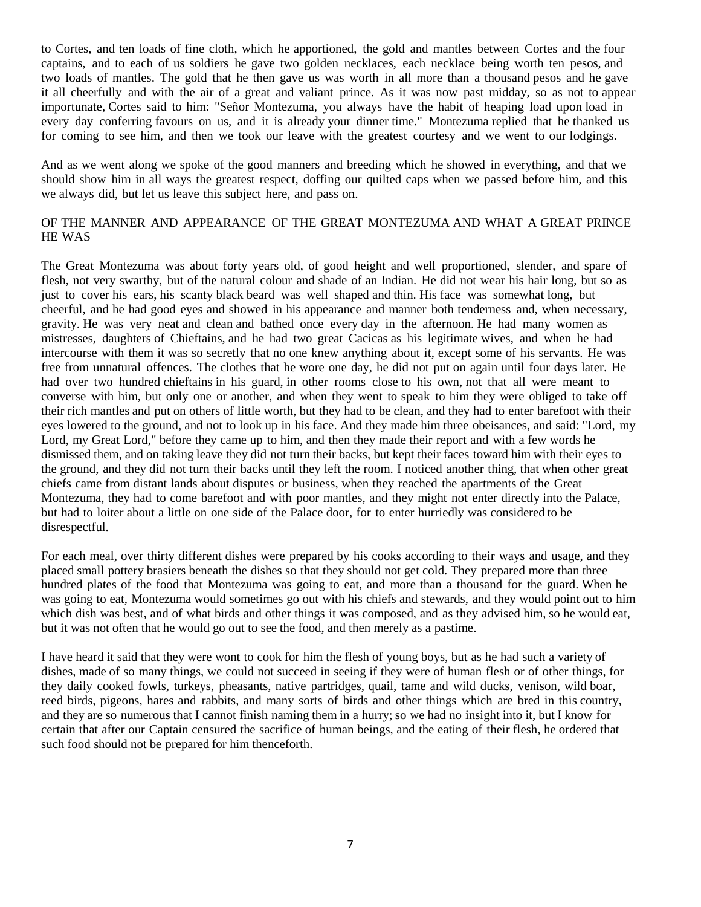to Cortes, and ten loads of fine cloth, which he apportioned, the gold and mantles between Cortes and the four captains, and to each of us soldiers he gave two golden necklaces, each necklace being worth ten pesos, and two loads of mantles. The gold that he then gave us was worth in all more than a thousand pesos and he gave it all cheerfully and with the air of a great and valiant prince. As it was now past midday, so as not to appear importunate, Cortes said to him: "Señor Montezuma, you always have the habit of heaping load upon load in every day conferring favours on us, and it is already your dinner time." Montezuma replied that he thanked us for coming to see him, and then we took our leave with the greatest courtesy and we went to our lodgings.

And as we went along we spoke of the good manners and breeding which he showed in everything, and that we should show him in all ways the greatest respect, doffing our quilted caps when we passed before him, and this we always did, but let us leave this subject here, and pass on.

## OF THE MANNER AND APPEARANCE OF THE GREAT MONTEZUMA AND WHAT A GREAT PRINCE HE WAS

The Great Montezuma was about forty years old, of good height and well proportioned, slender, and spare of flesh, not very swarthy, but of the natural colour and shade of an Indian. He did not wear his hair long, but so as just to cover his ears, his scanty black beard was well shaped and thin. His face was somewhat long, but cheerful, and he had good eyes and showed in his appearance and manner both tenderness and, when necessary, gravity. He was very neat and clean and bathed once every day in the afternoon. He had many women as mistresses, daughters of Chieftains, and he had two great Cacicas as his legitimate wives, and when he had intercourse with them it was so secretly that no one knew anything about it, except some of his servants. He was free from unnatural offences. The clothes that he wore one day, he did not put on again until four days later. He had over two hundred chieftains in his guard, in other rooms close to his own, not that all were meant to converse with him, but only one or another, and when they went to speak to him they were obliged to take off their rich mantles and put on others of little worth, but they had to be clean, and they had to enter barefoot with their eyes lowered to the ground, and not to look up in his face. And they made him three obeisances, and said: "Lord, my Lord, my Great Lord," before they came up to him, and then they made their report and with a few words he dismissed them, and on taking leave they did not turn their backs, but kept their faces toward him with their eyes to the ground, and they did not turn their backs until they left the room. I noticed another thing, that when other great chiefs came from distant lands about disputes or business, when they reached the apartments of the Great Montezuma, they had to come barefoot and with poor mantles, and they might not enter directly into the Palace, but had to loiter about a little on one side of the Palace door, for to enter hurriedly was considered to be disrespectful.

For each meal, over thirty different dishes were prepared by his cooks according to their ways and usage, and they placed small pottery brasiers beneath the dishes so that they should not get cold. They prepared more than three hundred plates of the food that Montezuma was going to eat, and more than a thousand for the guard. When he was going to eat, Montezuma would sometimes go out with his chiefs and stewards, and they would point out to him which dish was best, and of what birds and other things it was composed, and as they advised him, so he would eat, but it was not often that he would go out to see the food, and then merely as a pastime.

I have heard it said that they were wont to cook for him the flesh of young boys, but as he had such a variety of dishes, made of so many things, we could not succeed in seeing if they were of human flesh or of other things, for they daily cooked fowls, turkeys, pheasants, native partridges, quail, tame and wild ducks, venison, wild boar, reed birds, pigeons, hares and rabbits, and many sorts of birds and other things which are bred in this country, and they are so numerous that I cannot finish naming them in a hurry; so we had no insight into it, but I know for certain that after our Captain censured the sacrifice of human beings, and the eating of their flesh, he ordered that such food should not be prepared for him thenceforth.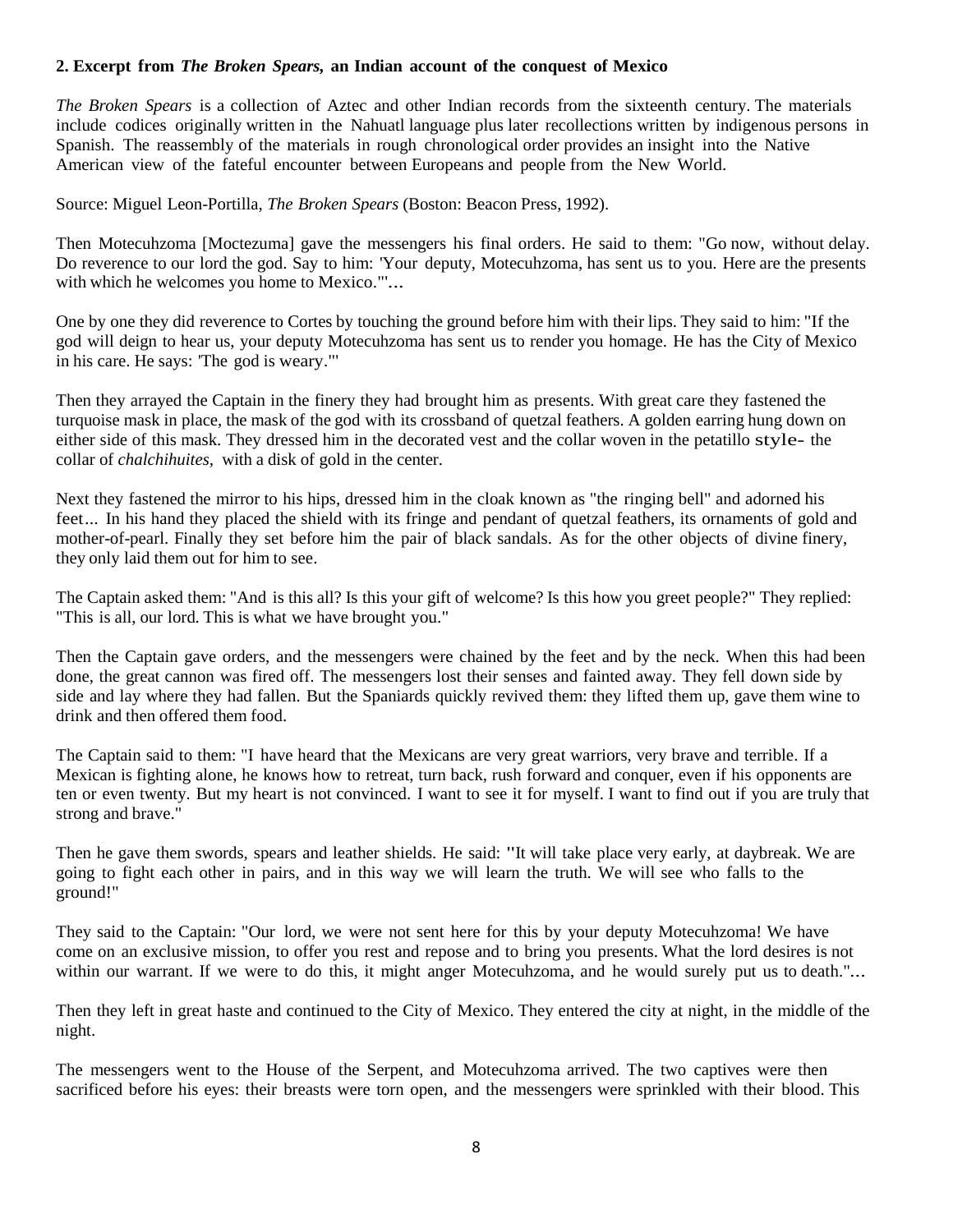**2. Excerpt from *The Broken Spears,* an Indian account of the conquest of Mexico**

*The Broken Spears* is a collection of Aztec and other Indian records from the sixteenth century. The materials include codices originally written in the Nahuatl language plus later recollections written by indigenous persons in Spanish. The reassembly of the materials in rough chronological order provides an insight into the Native American view of the fateful encounter between Europeans and people from the New World.

Source: Miguel Leon-Portilla, *The Broken Spears* (Boston: Beacon Press, 1992).

Then Motecuhzoma [Moctezuma] gave the messengers his final orders. He said to them: "Go now, without delay. Do reverence to our lord the god. Say to him: 'Your deputy, Motecuhzoma, has sent us to you. Here are the presents with which he welcomes you home to Mexico.'"...

One by one they did reverence to Cortes by touching the ground before him with their lips. They said to him: "If the god will deign to hear us, your deputy Motecuhzoma has sent us to render you homage. He has the City of Mexico in his care. He says: 'The god is weary.'"

Then they arrayed the Captain in the finery they had brought him as presents. With great care they fastened the turquoise mask in place, the mask of the god with its crossband of quetzal feathers. A golden earring hung down on either side of this mask. They dressed him in the decorated vest and the collar woven in the petatillo style- the collar of *chalchihuites,* with a disk of gold in the center.

Next they fastened the mirror to his hips, dressed him in the cloak known as "the ringing bell" and adorned his feet... In his hand they placed the shield with its fringe and pendant of quetzal feathers, its ornaments of gold and mother-of-pearl. Finally they set before him the pair of black sandals. As for the other objects of divine finery, they only laid them out for him to see.

The Captain asked them: "And is this all? Is this your gift of welcome? Is this how you greet people?" They replied: "This is all, our lord. This is what we have brought you."

Then the Captain gave orders, and the messengers were chained by the feet and by the neck. When this had been done, the great cannon was fired off. The messengers lost their senses and fainted away. They fell down side by side and lay where they had fallen. But the Spaniards quickly revived them: they lifted them up, gave them wine to drink and then offered them food.

The Captain said to them: "I have heard that the Mexicans are very great warriors, very brave and terrible. If a Mexican is fighting alone, he knows how to retreat, turn back, rush forward and conquer, even if his opponents are ten or even twenty. But my heart is not convinced. I want to see it for myself. I want to find out if you are truly that strong and brave."

Then he gave them swords, spears and leather shields. He said: "It will take place very early, at daybreak. We are going to fight each other in pairs, and in this way we will learn the truth. We will see who falls to the ground!"

They said to the Captain: "Our lord, we were not sent here for this by your deputy Motecuhzoma! We have come on an exclusive mission, to offer you rest and repose and to bring you presents. What the lord desires is not within our warrant. If we were to do this, it might anger Motecuhzoma, and he would surely put us to death."...

Then they left in great haste and continued to the City of Mexico. They entered the city at night, in the middle of the night.

The messengers went to the House of the Serpent, and Motecuhzoma arrived. The two captives were then sacrificed before his eyes: their breasts were torn open, and the messengers were sprinkled with their blood. This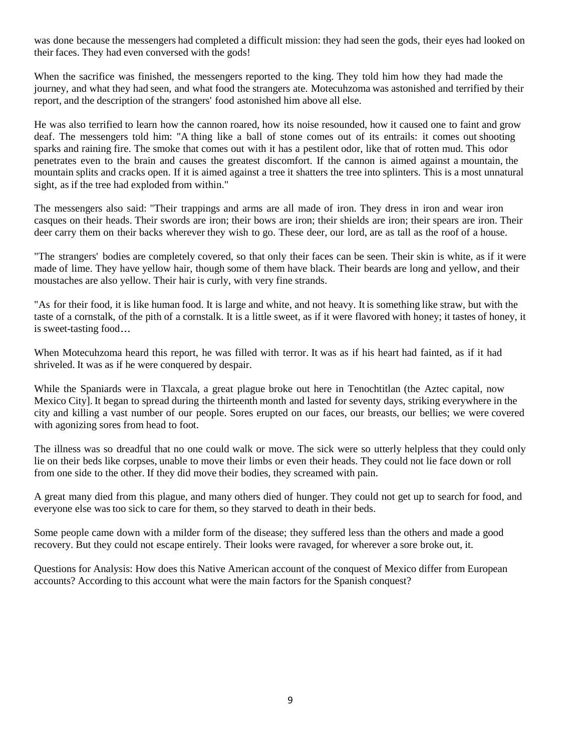was done because the messengers had completed a difficult mission: they had seen the gods, their eyes had looked on their faces. They had even conversed with the gods!

When the sacrifice was finished, the messengers reported to the king. They told him how they had made the journey, and what they had seen, and what food the strangers ate. Motecuhzoma was astonished and terrified by their report, and the description of the strangers' food astonished him above all else.

He was also terrified to learn how the cannon roared, how its noise resounded, how it caused one to faint and grow deaf. The messengers told him: "A thing like a ball of stone comes out of its entrails: it comes out shooting sparks and raining fire. The smoke that comes out with it has a pestilent odor, like that of rotten mud. This odor penetrates even to the brain and causes the greatest discomfort. If the cannon is aimed against a mountain, the mountain splits and cracks open. If it is aimed against a tree it shatters the tree into splinters. This is a most unnatural sight, as if the tree had exploded from within."

The messengers also said: "Their trappings and arms are all made of iron. They dress in iron and wear iron casques on their heads. Their swords are iron; their bows are iron; their shields are iron; their spears are iron. Their deer carry them on their backs wherever they wish to go. These deer, our lord, are as tall as the roof of a house.

"The strangers' bodies are completely covered, so that only their faces can be seen. Their skin is white, as if it were made of lime. They have yellow hair, though some of them have black. Their beards are long and yellow, and their moustaches are also yellow. Their hair is curly, with very fine strands.

"As for their food, it is like human food. It is large and white, and not heavy. It is something like straw, but with the taste of a cornstalk, of the pith of a cornstalk. It is a little sweet, as if it were flavored with honey; it tastes of honey, it is sweet-tasting food…

When Motecuhzoma heard this report, he was filled with terror. It was as if his heart had fainted, as if it had shriveled. It was as if he were conquered by despair.

While the Spaniards were in Tlaxcala, a great plague broke out here in Tenochtitlan (the Aztec capital, now Mexico City]. It began to spread during the thirteenth month and lasted for seventy days, striking everywhere in the city and killing a vast number of our people. Sores erupted on our faces, our breasts, our bellies; we were covered with agonizing sores from head to foot.

The illness was so dreadful that no one could walk or move. The sick were so utterly helpless that they could only lie on their beds like corpses, unable to move their limbs or even their heads. They could not lie face down or roll from one side to the other. If they did move their bodies, they screamed with pain.

A great many died from this plague, and many others died of hunger. They could not get up to search for food, and everyone else was too sick to care for them, so they starved to death in their beds.

Some people came down with a milder form of the disease; they suffered less than the others and made a good recovery. But they could not escape entirely. Their looks were ravaged, for wherever a sore broke out, it.

Questions for Analysis: How does this Native American account of the conquest of Mexico differ from European accounts? According to this account what were the main factors for the Spanish conquest?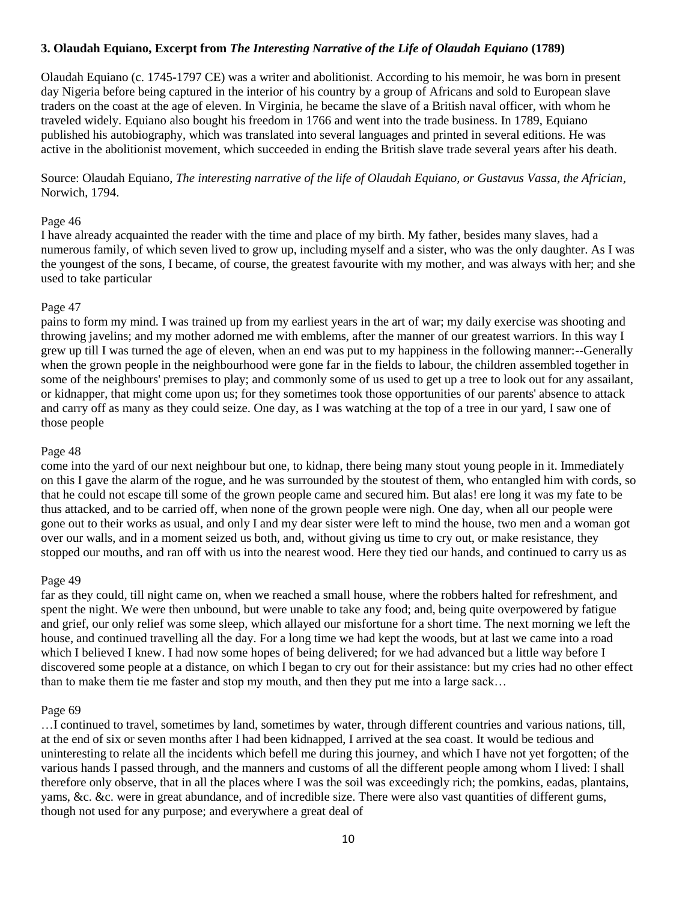### **3. Olaudah Equiano, Excerpt from *The Interesting Narrative of the Life of Olaudah Equiano* (1789)**

Olaudah Equiano (c. 1745-1797 CE) was a writer and abolitionist. According to his memoir, he was born in present day Nigeria before being captured in the interior of his country by a group of Africans and sold to European slave traders on the coast at the age of eleven. In Virginia, he became the slave of a British naval officer, with whom he traveled widely. Equiano also bought his freedom in 1766 and went into the trade business. In 1789, Equiano published his autobiography, which was translated into several languages and printed in several editions. He was active in the abolitionist movement, which succeeded in ending the British slave trade several years after his death.

Source: Olaudah Equiano, *The interesting narrative of the life of Olaudah Equiano, or Gustavus Vassa, the Africian*, Norwich, 1794.

Page 46

I have already acquainted the reader with the time and place of my birth. My father, besides many slaves, had a numerous family, of which seven lived to grow up, including myself and a sister, who was the only daughter. As I was the youngest of the sons, I became, of course, the greatest favourite with my mother, and was always with her; and she used to take particular

Page 47

pains to form my mind. I was trained up from my earliest years in the art of war; my daily exercise was shooting and throwing javelins; and my mother adorned me with emblems, after the manner of our greatest warriors. In this way I grew up till I was turned the age of eleven, when an end was put to my happiness in the following manner:--Generally when the grown people in the neighbourhood were gone far in the fields to labour, the children assembled together in some of the neighbours' premises to play; and commonly some of us used to get up a tree to look out for any assailant, or kidnapper, that might come upon us; for they sometimes took those opportunities of our parents' absence to attack and carry off as many as they could seize. One day, as I was watching at the top of a tree in our yard, I saw one of those people

Page 48

come into the yard of our next neighbour but one, to kidnap, there being many stout young people in it. Immediately on this I gave the alarm of the rogue, and he was surrounded by the stoutest of them, who entangled him with cords, so that he could not escape till some of the grown people came and secured him. But alas! ere long it was my fate to be thus attacked, and to be carried off, when none of the grown people were nigh. One day, when all our people were gone out to their works as usual, and only I and my dear sister were left to mind the house, two men and a woman got over our walls, and in a moment seized us both, and, without giving us time to cry out, or make resistance, they stopped our mouths, and ran off with us into the nearest wood. Here they tied our hands, and continued to carry us as

Page 49

far as they could, till night came on, when we reached a small house, where the robbers halted for refreshment, and spent the night. We were then unbound, but were unable to take any food; and, being quite overpowered by fatigue and grief, our only relief was some sleep, which allayed our misfortune for a short time. The next morning we left the house, and continued travelling all the day. For a long time we had kept the woods, but at last we came into a road which I believed I knew. I had now some hopes of being delivered; for we had advanced but a little way before I discovered some people at a distance, on which I began to cry out for their assistance: but my cries had no other effect than to make them tie me faster and stop my mouth, and then they put me into a large sack…

Page 69

…I continued to travel, sometimes by land, sometimes by water, through different countries and various nations, till, at the end of six or seven months after I had been kidnapped, I arrived at the sea coast. It would be tedious and uninteresting to relate all the incidents which befell me during this journey, and which I have not yet forgotten; of the various hands I passed through, and the manners and customs of all the different people among whom I lived: I shall therefore only observe, that in all the places where I was the soil was exceedingly rich; the pomkins, eadas, plantains, yams, &c. &c. were in great abundance, and of incredible size. There were also vast quantities of different gums, though not used for any purpose; and everywhere a great deal of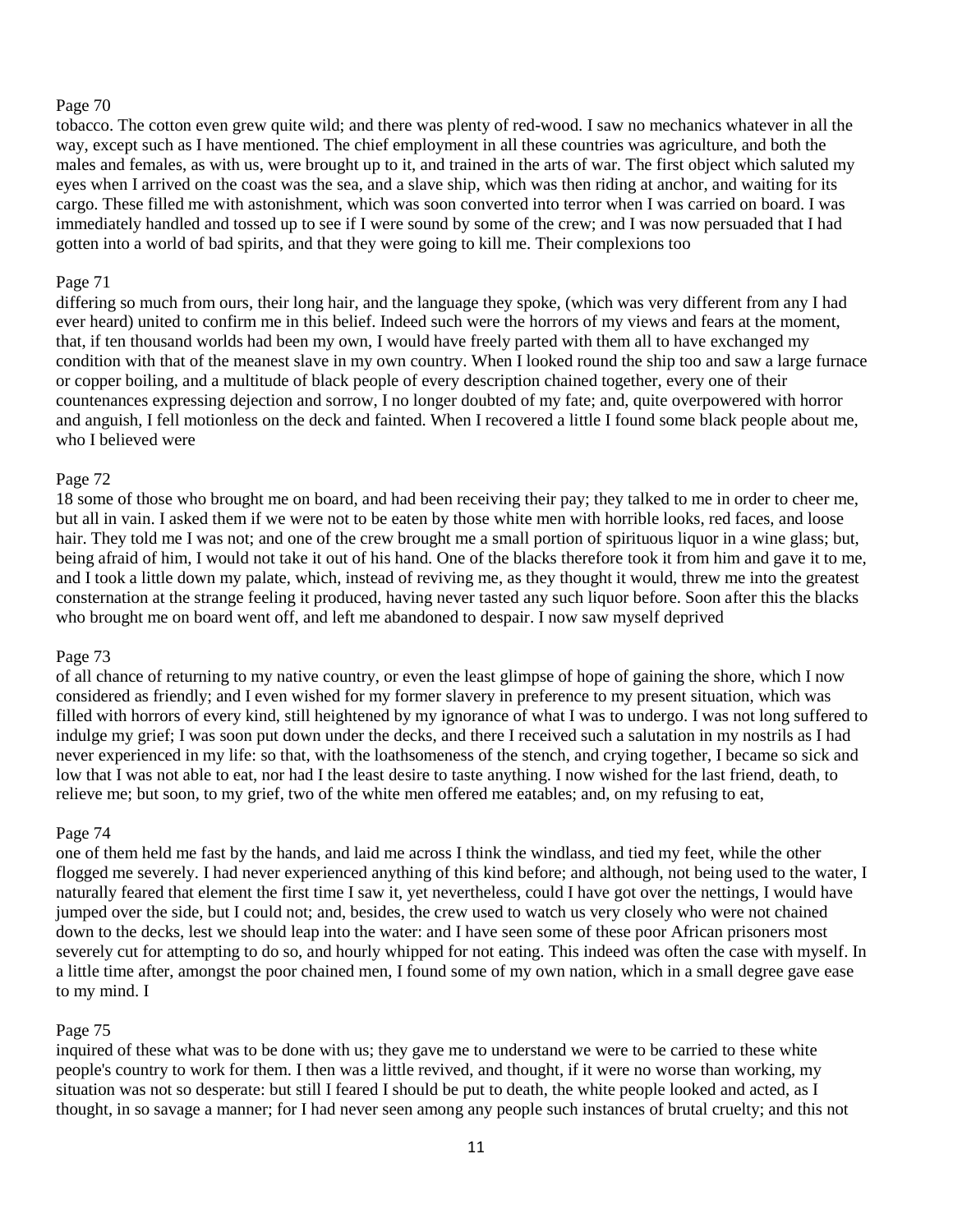Page 70

tobacco. The cotton even grew quite wild; and there was plenty of red-wood. I saw no mechanics whatever in all the way, except such as I have mentioned. The chief employment in all these countries was agriculture, and both the males and females, as with us, were brought up to it, and trained in the arts of war. The first object which saluted my eyes when I arrived on the coast was the sea, and a slave ship, which was then riding at anchor, and waiting for its cargo. These filled me with astonishment, which was soon converted into terror when I was carried on board. I was immediately handled and tossed up to see if I were sound by some of the crew; and I was now persuaded that I had gotten into a world of bad spirits, and that they were going to kill me. Their complexions too

Page 71

differing so much from ours, their long hair, and the language they spoke, (which was very different from any I had ever heard) united to confirm me in this belief. Indeed such were the horrors of my views and fears at the moment, that, if ten thousand worlds had been my own, I would have freely parted with them all to have exchanged my condition with that of the meanest slave in my own country. When I looked round the ship too and saw a large furnace or copper boiling, and a multitude of black people of every description chained together, every one of their countenances expressing dejection and sorrow, I no longer doubted of my fate; and, quite overpowered with horror and anguish, I fell motionless on the deck and fainted. When I recovered a little I found some black people about me, who I believed were

Page 72

18 some of those who brought me on board, and had been receiving their pay; they talked to me in order to cheer me, but all in vain. I asked them if we were not to be eaten by those white men with horrible looks, red faces, and loose hair. They told me I was not; and one of the crew brought me a small portion of spirituous liquor in a wine glass; but, being afraid of him, I would not take it out of his hand. One of the blacks therefore took it from him and gave it to me, and I took a little down my palate, which, instead of reviving me, as they thought it would, threw me into the greatest consternation at the strange feeling it produced, having never tasted any such liquor before. Soon after this the blacks who brought me on board went off, and left me abandoned to despair. I now saw myself deprived

Page 73

of all chance of returning to my native country, or even the least glimpse of hope of gaining the shore, which I now considered as friendly; and I even wished for my former slavery in preference to my present situation, which was filled with horrors of every kind, still heightened by my ignorance of what I was to undergo. I was not long suffered to indulge my grief; I was soon put down under the decks, and there I received such a salutation in my nostrils as I had never experienced in my life: so that, with the loathsomeness of the stench, and crying together, I became so sick and low that I was not able to eat, nor had I the least desire to taste anything. I now wished for the last friend, death, to relieve me; but soon, to my grief, two of the white men offered me eatables; and, on my refusing to eat,

Page 74

one of them held me fast by the hands, and laid me across I think the windlass, and tied my feet, while the other flogged me severely. I had never experienced anything of this kind before; and although, not being used to the water, I naturally feared that element the first time I saw it, yet nevertheless, could I have got over the nettings, I would have jumped over the side, but I could not; and, besides, the crew used to watch us very closely who were not chained down to the decks, lest we should leap into the water: and I have seen some of these poor African prisoners most severely cut for attempting to do so, and hourly whipped for not eating. This indeed was often the case with myself. In a little time after, amongst the poor chained men, I found some of my own nation, which in a small degree gave ease to my mind. I

Page 75

inquired of these what was to be done with us; they gave me to understand we were to be carried to these white people's country to work for them. I then was a little revived, and thought, if it were no worse than working, my situation was not so desperate: but still I feared I should be put to death, the white people looked and acted, as I thought, in so savage a manner; for I had never seen among any people such instances of brutal cruelty; and this not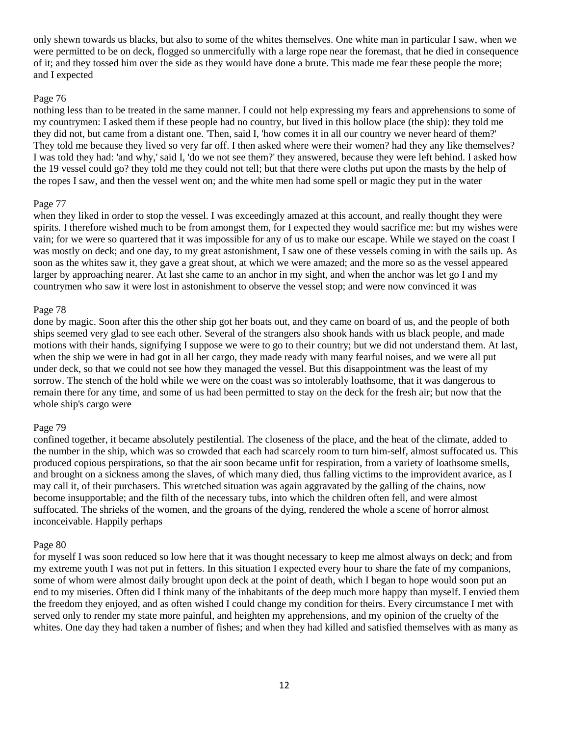only shewn towards us blacks, but also to some of the whites themselves. One white man in particular I saw, when we were permitted to be on deck, flogged so unmercifully with a large rope near the foremast, that he died in consequence of it; and they tossed him over the side as they would have done a brute. This made me fear these people the more; and I expected

Page 76

nothing less than to be treated in the same manner. I could not help expressing my fears and apprehensions to some of my countrymen: I asked them if these people had no country, but lived in this hollow place (the ship): they told me they did not, but came from a distant one. 'Then, said I, 'how comes it in all our country we never heard of them?' They told me because they lived so very far off. I then asked where were their women? had they any like themselves? I was told they had: 'and why,' said I, 'do we not see them?' they answered, because they were left behind. I asked how the 19 vessel could go? they told me they could not tell; but that there were cloths put upon the masts by the help of the ropes I saw, and then the vessel went on; and the white men had some spell or magic they put in the water

Page 77

when they liked in order to stop the vessel. I was exceedingly amazed at this account, and really thought they were spirits. I therefore wished much to be from amongst them, for I expected they would sacrifice me: but my wishes were vain; for we were so quartered that it was impossible for any of us to make our escape. While we stayed on the coast I was mostly on deck; and one day, to my great astonishment, I saw one of these vessels coming in with the sails up. As soon as the whites saw it, they gave a great shout, at which we were amazed; and the more so as the vessel appeared larger by approaching nearer. At last she came to an anchor in my sight, and when the anchor was let go I and my countrymen who saw it were lost in astonishment to observe the vessel stop; and were now convinced it was

Page 78

done by magic. Soon after this the other ship got her boats out, and they came on board of us, and the people of both ships seemed very glad to see each other. Several of the strangers also shook hands with us black people, and made motions with their hands, signifying I suppose we were to go to their country; but we did not understand them. At last, when the ship we were in had got in all her cargo, they made ready with many fearful noises, and we were all put under deck, so that we could not see how they managed the vessel. But this disappointment was the least of my sorrow. The stench of the hold while we were on the coast was so intolerably loathsome, that it was dangerous to remain there for any time, and some of us had been permitted to stay on the deck for the fresh air; but now that the whole ship's cargo were

Page 79

confined together, it became absolutely pestilential. The closeness of the place, and the heat of the climate, added to the number in the ship, which was so crowded that each had scarcely room to turn him-self, almost suffocated us. This produced copious perspirations, so that the air soon became unfit for respiration, from a variety of loathsome smells, and brought on a sickness among the slaves, of which many died, thus falling victims to the improvident avarice, as I may call it, of their purchasers. This wretched situation was again aggravated by the galling of the chains, now become insupportable; and the filth of the necessary tubs, into which the children often fell, and were almost suffocated. The shrieks of the women, and the groans of the dying, rendered the whole a scene of horror almost inconceivable. Happily perhaps

Page 80

for myself I was soon reduced so low here that it was thought necessary to keep me almost always on deck; and from my extreme youth I was not put in fetters. In this situation I expected every hour to share the fate of my companions, some of whom were almost daily brought upon deck at the point of death, which I began to hope would soon put an end to my miseries. Often did I think many of the inhabitants of the deep much more happy than myself. I envied them the freedom they enjoyed, and as often wished I could change my condition for theirs. Every circumstance I met with served only to render my state more painful, and heighten my apprehensions, and my opinion of the cruelty of the whites. One day they had taken a number of fishes; and when they had killed and satisfied themselves with as many as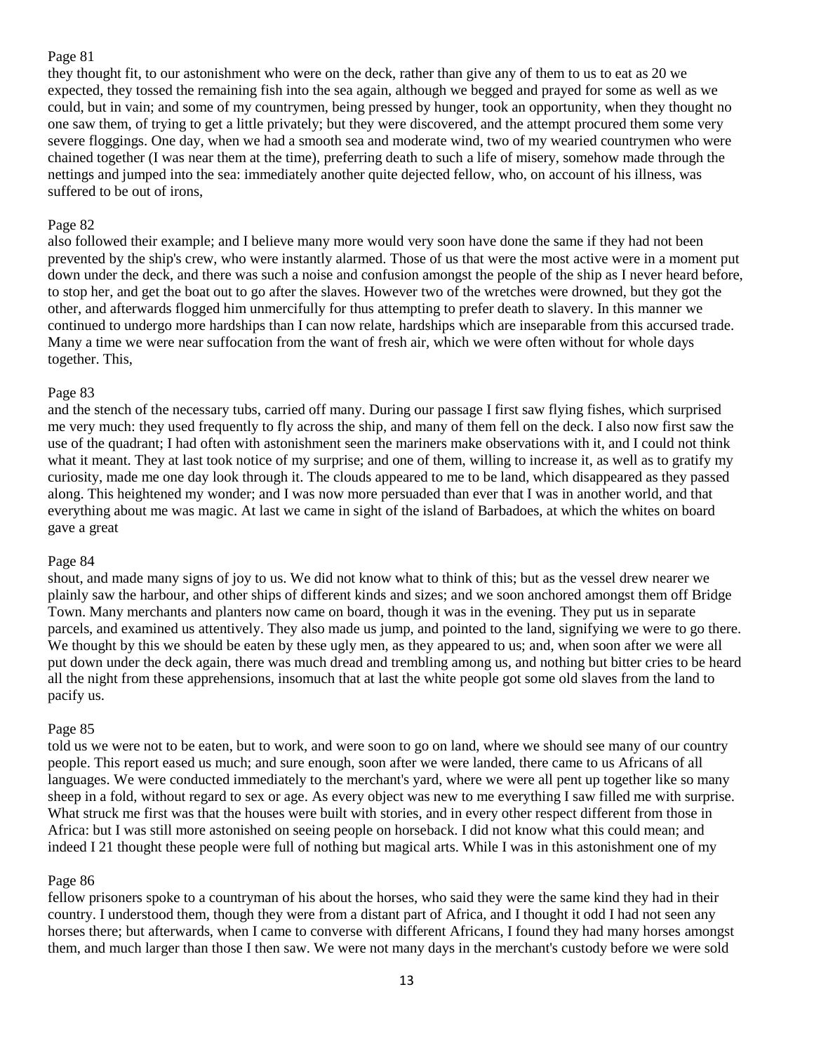Page 81

they thought fit, to our astonishment who were on the deck, rather than give any of them to us to eat as 20 we expected, they tossed the remaining fish into the sea again, although we begged and prayed for some as well as we could, but in vain; and some of my countrymen, being pressed by hunger, took an opportunity, when they thought no one saw them, of trying to get a little privately; but they were discovered, and the attempt procured them some very severe floggings. One day, when we had a smooth sea and moderate wind, two of my wearied countrymen who were chained together (I was near them at the time), preferring death to such a life of misery, somehow made through the nettings and jumped into the sea: immediately another quite dejected fellow, who, on account of his illness, was suffered to be out of irons,

Page 82

also followed their example; and I believe many more would very soon have done the same if they had not been prevented by the ship's crew, who were instantly alarmed. Those of us that were the most active were in a moment put down under the deck, and there was such a noise and confusion amongst the people of the ship as I never heard before, to stop her, and get the boat out to go after the slaves. However two of the wretches were drowned, but they got the other, and afterwards flogged him unmercifully for thus attempting to prefer death to slavery. In this manner we continued to undergo more hardships than I can now relate, hardships which are inseparable from this accursed trade. Many a time we were near suffocation from the want of fresh air, which we were often without for whole days together. This,

Page 83

and the stench of the necessary tubs, carried off many. During our passage I first saw flying fishes, which surprised me very much: they used frequently to fly across the ship, and many of them fell on the deck. I also now first saw the use of the quadrant; I had often with astonishment seen the mariners make observations with it, and I could not think what it meant. They at last took notice of my surprise; and one of them, willing to increase it, as well as to gratify my curiosity, made me one day look through it. The clouds appeared to me to be land, which disappeared as they passed along. This heightened my wonder; and I was now more persuaded than ever that I was in another world, and that everything about me was magic. At last we came in sight of the island of Barbadoes, at which the whites on board gave a great

Page 84

shout, and made many signs of joy to us. We did not know what to think of this; but as the vessel drew nearer we plainly saw the harbour, and other ships of different kinds and sizes; and we soon anchored amongst them off Bridge Town. Many merchants and planters now came on board, though it was in the evening. They put us in separate parcels, and examined us attentively. They also made us jump, and pointed to the land, signifying we were to go there. We thought by this we should be eaten by these ugly men, as they appeared to us; and, when soon after we were all put down under the deck again, there was much dread and trembling among us, and nothing but bitter cries to be heard all the night from these apprehensions, insomuch that at last the white people got some old slaves from the land to pacify us.

Page 85

told us we were not to be eaten, but to work, and were soon to go on land, where we should see many of our country people. This report eased us much; and sure enough, soon after we were landed, there came to us Africans of all languages. We were conducted immediately to the merchant's yard, where we were all pent up together like so many sheep in a fold, without regard to sex or age. As every object was new to me everything I saw filled me with surprise. What struck me first was that the houses were built with stories, and in every other respect different from those in Africa: but I was still more astonished on seeing people on horseback. I did not know what this could mean; and indeed I 21 thought these people were full of nothing but magical arts. While I was in this astonishment one of my

Page 86

fellow prisoners spoke to a countryman of his about the horses, who said they were the same kind they had in their country. I understood them, though they were from a distant part of Africa, and I thought it odd I had not seen any horses there; but afterwards, when I came to converse with different Africans, I found they had many horses amongst them, and much larger than those I then saw. We were not many days in the merchant's custody before we were sold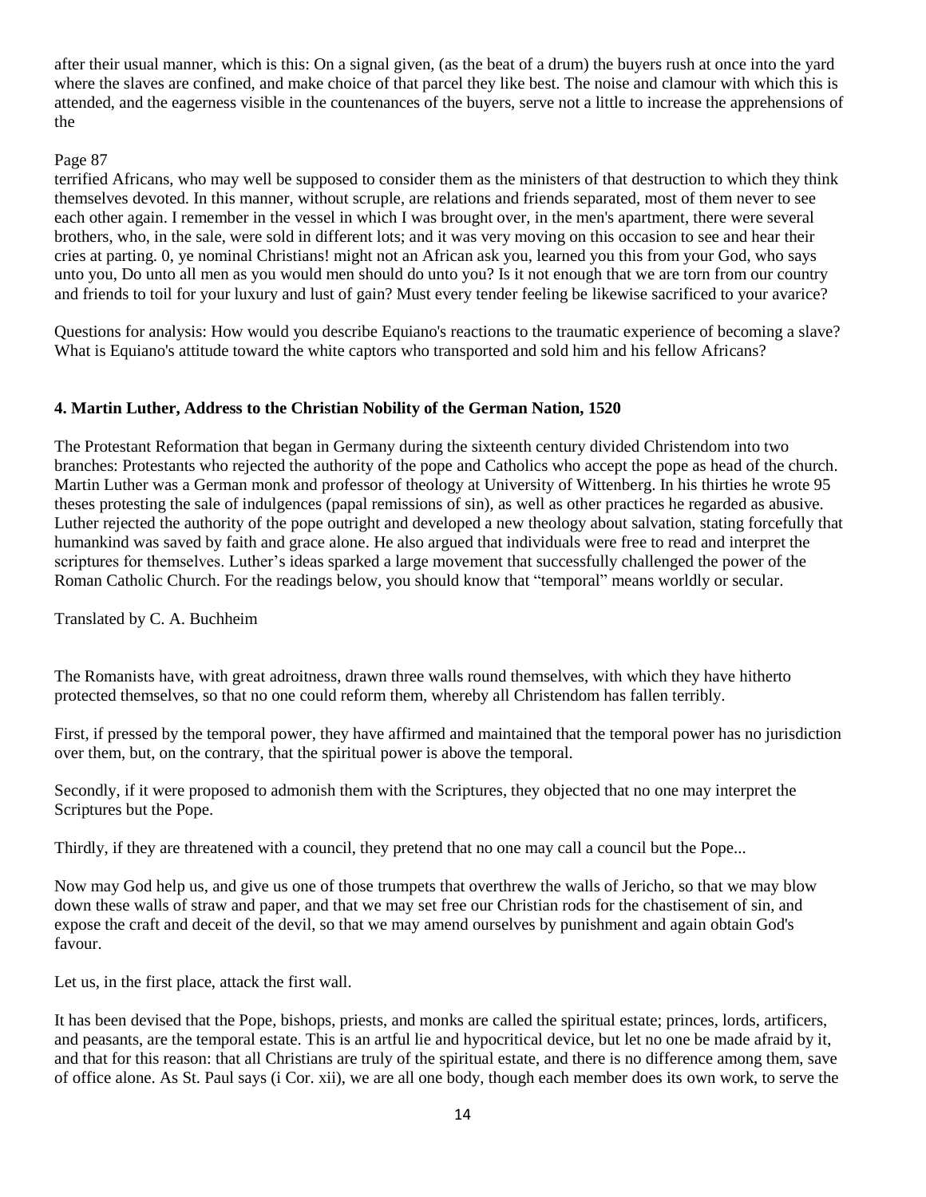after their usual manner, which is this: On a signal given, (as the beat of a drum) the buyers rush at once into the yard where the slaves are confined, and make choice of that parcel they like best. The noise and clamour with which this is attended, and the eagerness visible in the countenances of the buyers, serve not a little to increase the apprehensions of the

Page 87

terrified Africans, who may well be supposed to consider them as the ministers of that destruction to which they think themselves devoted. In this manner, without scruple, are relations and friends separated, most of them never to see each other again. I remember in the vessel in which I was brought over, in the men's apartment, there were several brothers, who, in the sale, were sold in different lots; and it was very moving on this occasion to see and hear their cries at parting. 0, ye nominal Christians! might not an African ask you, learned you this from your God, who says unto you, Do unto all men as you would men should do unto you? Is it not enough that we are torn from our country and friends to toil for your luxury and lust of gain? Must every tender feeling be likewise sacrificed to your avarice?

Questions for analysis: How would you describe Equiano's reactions to the traumatic experience of becoming a slave? What is Equiano's attitude toward the white captors who transported and sold him and his fellow Africans?

### 4. Martin Luther, Address to the Christian Nobility of the German Nation, 1520

The Protestant Reformation that began in Germany during the sixteenth century divided Christendom into two branches: Protestants who rejected the authority of the pope and Catholics who accept the pope as head of the church. Martin Luther was a German monk and professor of theology at University of Wittenberg. In his thirties he wrote 95 theses protesting the sale of indulgences (papal remissions of sin), as well as other practices he regarded as abusive. Luther rejected the authority of the pope outright and developed a new theology about salvation, stating forcefully that humankind was saved by faith and grace alone. He also argued that individuals were free to read and interpret the scriptures for themselves. Luther's ideas sparked a large movement that successfully challenged the power of the Roman Catholic Church. For the readings below, you should know that "temporal" means worldly or secular.

Translated by C. A. Buchheim

The Romanists have, with great adroitness, drawn three walls round themselves, with which they have hitherto protected themselves, so that no one could reform them, whereby all Christendom has fallen terribly.

First, if pressed by the temporal power, they have affirmed and maintained that the temporal power has no jurisdiction over them, but, on the contrary, that the spiritual power is above the temporal.

Secondly, if it were proposed to admonish them with the Scriptures, they objected that no one may interpret the Scriptures but the Pope.

Thirdly, if they are threatened with a council, they pretend that no one may call a council but the Pope...

Now may God help us, and give us one of those trumpets that overthrew the walls of Jericho, so that we may blow down these walls of straw and paper, and that we may set free our Christian rods for the chastisement of sin, and expose the craft and deceit of the devil, so that we may amend ourselves by punishment and again obtain God's favour.

Let us, in the first place, attack the first wall.

It has been devised that the Pope, bishops, priests, and monks are called the spiritual estate; princes, lords, artificers, and peasants, are the temporal estate. This is an artful lie and hypocritical device, but let no one be made afraid by it, and that for this reason: that all Christians are truly of the spiritual estate, and there is no difference among them, save of office alone. As St. Paul says (i Cor. xii), we are all one body, though each member does its own work, to serve the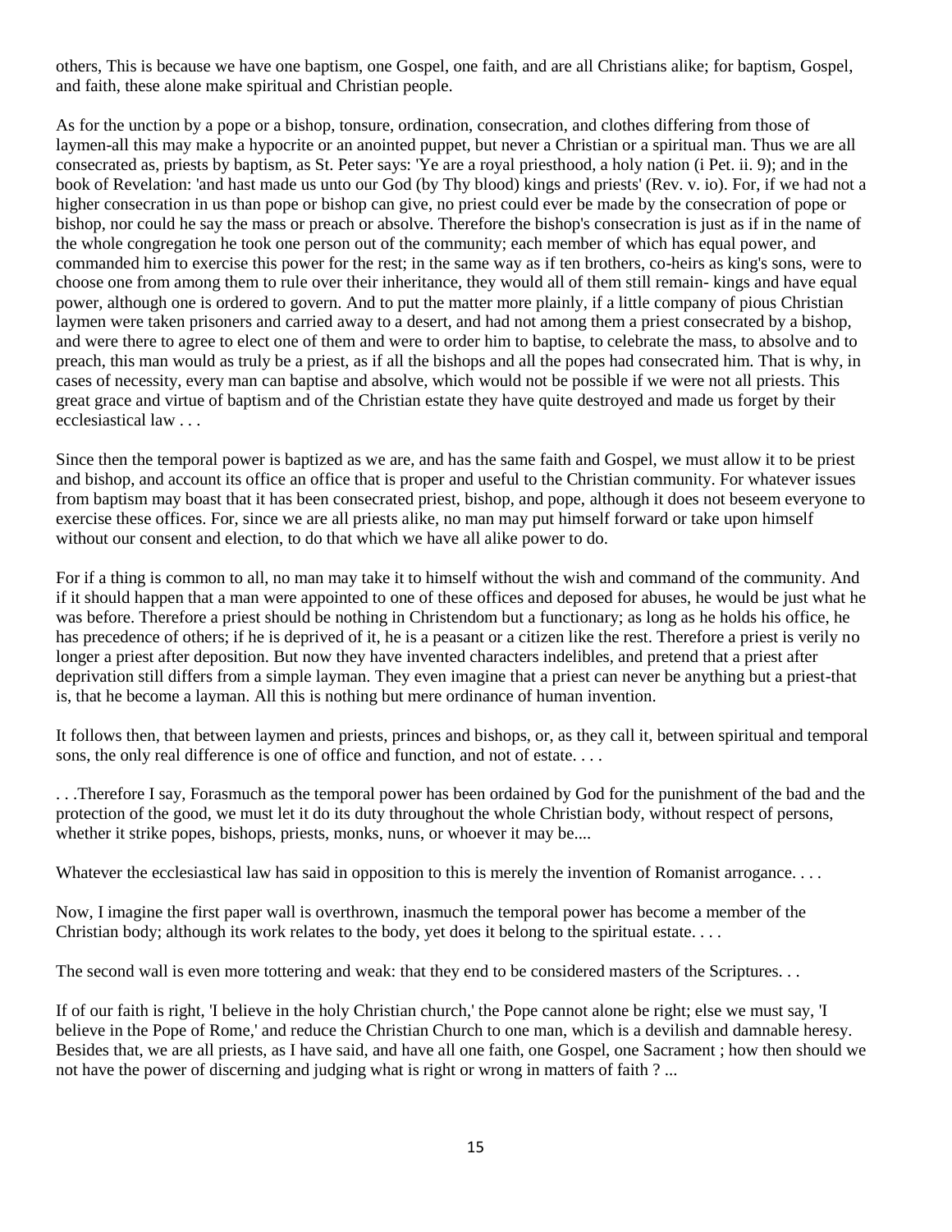others, This is because we have one baptism, one Gospel, one faith, and are all Christians alike; for baptism, Gospel, and faith, these alone make spiritual and Christian people.

As for the unction by a pope or a bishop, tonsure, ordination, consecration, and clothes differing from those of laymen-all this may make a hypocrite or an anointed puppet, but never a Christian or a spiritual man. Thus we are all consecrated as, priests by baptism, as St. Peter says: 'Ye are a royal priesthood, a holy nation (i Pet. ii. 9); and in the book of Revelation: 'and hast made us unto our God (by Thy blood) kings and priests' (Rev. v. io). For, if we had not a higher consecration in us than pope or bishop can give, no priest could ever be made by the consecration of pope or bishop, nor could he say the mass or preach or absolve. Therefore the bishop's consecration is just as if in the name of the whole congregation he took one person out of the community; each member of which has equal power, and commanded him to exercise this power for the rest; in the same way as if ten brothers, co-heirs as king's sons, were to choose one from among them to rule over their inheritance, they would all of them still remain- kings and have equal power, although one is ordered to govern. And to put the matter more plainly, if a little company of pious Christian laymen were taken prisoners and carried away to a desert, and had not among them a priest consecrated by a bishop, and were there to agree to elect one of them and were to order him to baptise, to celebrate the mass, to absolve and to preach, this man would as truly be a priest, as if all the bishops and all the popes had consecrated him. That is why, in cases of necessity, every man can baptise and absolve, which would not be possible if we were not all priests. This great grace and virtue of baptism and of the Christian estate they have quite destroyed and made us forget by their ecclesiastical law . . .

Since then the temporal power is baptized as we are, and has the same faith and Gospel, we must allow it to be priest and bishop, and account its office an office that is proper and useful to the Christian community. For whatever issues from baptism may boast that it has been consecrated priest, bishop, and pope, although it does not beseem everyone to exercise these offices. For, since we are all priests alike, no man may put himself forward or take upon himself without our consent and election, to do that which we have all alike power to do.

For if a thing is common to all, no man may take it to himself without the wish and command of the community. And if it should happen that a man were appointed to one of these offices and deposed for abuses, he would be just what he was before. Therefore a priest should be nothing in Christendom but a functionary; as long as he holds his office, he has precedence of others; if he is deprived of it, he is a peasant or a citizen like the rest. Therefore a priest is verily no longer a priest after deposition. But now they have invented characters indelibles, and pretend that a priest after deprivation still differs from a simple layman. They even imagine that a priest can never be anything but a priest-that is, that he become a layman. All this is nothing but mere ordinance of human invention.

It follows then, that between laymen and priests, princes and bishops, or, as they call it, between spiritual and temporal sons, the only real difference is one of office and function, and not of estate. . . .

. . .Therefore I say, Forasmuch as the temporal power has been ordained by God for the punishment of the bad and the protection of the good, we must let it do its duty throughout the whole Christian body, without respect of persons, whether it strike popes, bishops, priests, monks, nuns, or whoever it may be....

Whatever the ecclesiastical law has said in opposition to this is merely the invention of Romanist arrogance. . . .

Now, I imagine the first paper wall is overthrown, inasmuch the temporal power has become a member of the Christian body; although its work relates to the body, yet does it belong to the spiritual estate. . . .

The second wall is even more tottering and weak: that they end to be considered masters of the Scriptures. . .

If of our faith is right, 'I believe in the holy Christian church,' the Pope cannot alone be right; else we must say, 'I believe in the Pope of Rome,' and reduce the Christian Church to one man, which is a devilish and damnable heresy. Besides that, we are all priests, as I have said, and have all one faith, one Gospel, one Sacrament ; how then should we not have the power of discerning and judging what is right or wrong in matters of faith ? ...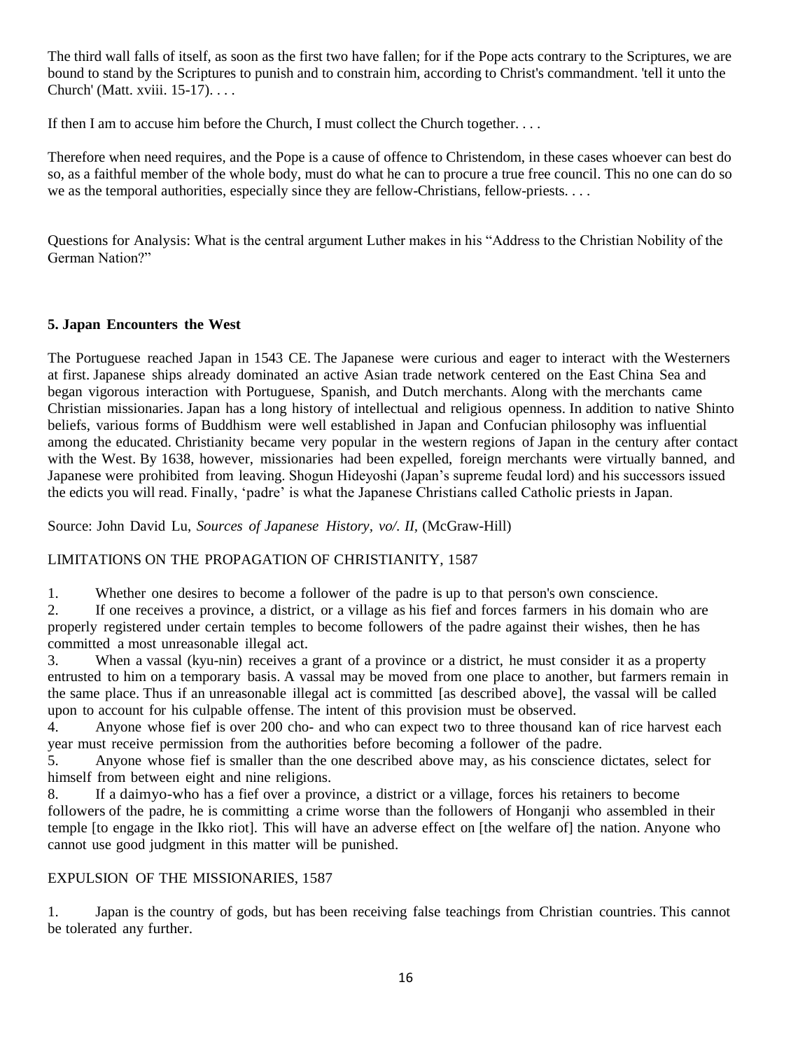The third wall falls of itself, as soon as the first two have fallen; for if the Pope acts contrary to the Scriptures, we are bound to stand by the Scriptures to punish and to constrain him, according to Christ's commandment. 'tell it unto the Church' (Matt. xviii. 15-17). . . .

If then I am to accuse him before the Church, I must collect the Church together. . . .

Therefore when need requires, and the Pope is a cause of offence to Christendom, in these cases whoever can best do so, as a faithful member of the whole body, must do what he can to procure a true free council. This no one can do so we as the temporal authorities, especially since they are fellow-Christians, fellow-priests. . . .

Questions for Analysis: What is the central argument Luther makes in his "Address to the Christian Nobility of the German Nation?"

### 5. Japan Encounters the West

The Portuguese reached Japan in 1543 CE. The Japanese were curious and eager to interact with the Westerners at first. Japanese ships already dominated an active Asian trade network centered on the East China Sea and began vigorous interaction with Portuguese, Spanish, and Dutch merchants. Along with the merchants came Christian missionaries. Japan has a long history of intellectual and religious openness. In addition to native Shinto beliefs, various forms of Buddhism were well established in Japan and Confucian philosophy was influential among the educated. Christianity became very popular in the western regions of Japan in the century after contact with the West. By 1638, however, missionaries had been expelled, foreign merchants were virtually banned, and Japanese were prohibited from leaving. Shogun Hideyoshi (Japan's supreme feudal lord) and his successors issued the edicts you will read. Finally, 'padre' is what the Japanese Christians called Catholic priests in Japan.

Source: John David Lu, *Sources of Japanese History, vo/. II*, (McGraw-Hill)

LIMITATIONS ON THE PROPAGATION OF CHRISTIANITY, 1587

1. Whether one desires to become a follower of the padre is up to that person's own conscience.
2. If one receives a province, a district, or a village as his fief and forces farmers in his domain who are properly registered under certain temples to become followers of the padre against their wishes, then he has committed a most unreasonable illegal act.
3. When a vassal (kyu-nin) receives a grant of a province or a district, he must consider it as a property entrusted to him on a temporary basis. A vassal may be moved from one place to another, but farmers remain in the same place. Thus if an unreasonable illegal act is committed [as described above], the vassal will be called upon to account for his culpable offense. The intent of this provision must be observed.
4. Anyone whose fief is over 200 cho- and who can expect two to three thousand kan of rice harvest each year must receive permission from the authorities before becoming a follower of the padre.
5. Anyone whose fief is smaller than the one described above may, as his conscience dictates, select for himself from between eight and nine religions.

8. If a daimyo-who has a fief over a province, a district or a village, forces his retainers to become followers of the padre, he is committing a crime worse than the followers of Honganji who assembled in their temple [to engage in the Ikko riot]. This will have an adverse effect on [the welfare of] the nation. Anyone who cannot use good judgment in this matter will be punished.

EXPULSION OF THE MISSIONARIES, 1587

1. Japan is the country of gods, but has been receiving false teachings from Christian countries. This cannot be tolerated any further.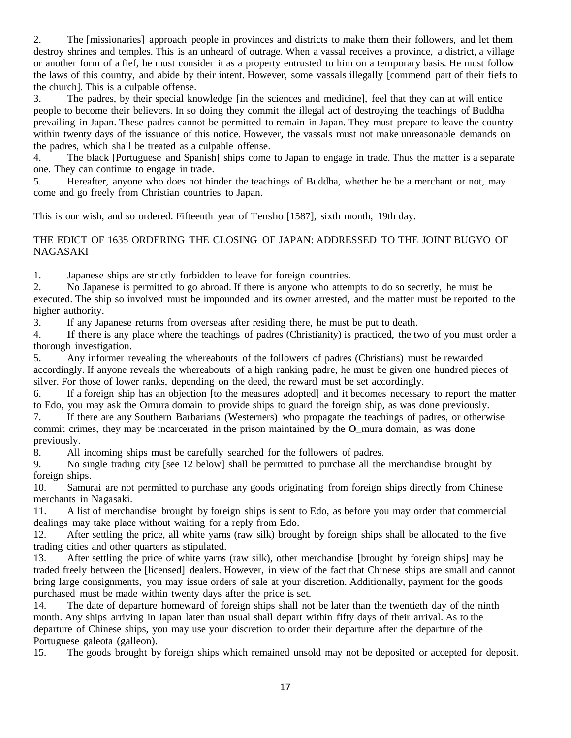2. The [missionaries] approach people in provinces and districts to make them their followers, and let them destroy shrines and temples. This is an unheard of outrage. When a vassal receives a province, a district, a village or another form of a fief, he must consider it as a property entrusted to him on a temporary basis. He must follow the laws of this country, and abide by their intent. However, some vassals illegally [commend part of their fiefs to the church]. This is a culpable offense.

3. The padres, by their special knowledge [in the sciences and medicine], feel that they can at will entice people to become their believers. In so doing they commit the illegal act of destroying the teachings of Buddha prevailing in Japan. These padres cannot be permitted to remain in Japan. They must prepare to leave the country within twenty days of the issuance of this notice. However, the vassals must not make unreasonable demands on the padres, which shall be treated as a culpable offense.

4. The black [Portuguese and Spanish] ships come to Japan to engage in trade. Thus the matter is a separate one. They can continue to engage in trade.

5. Hereafter, anyone who does not hinder the teachings of Buddha, whether he be a merchant or not, may come and go freely from Christian countries to Japan.

This is our wish, and so ordered. Fifteenth year of Tensho [1587], sixth month, 19th day.

## THE EDICT OF 1635 ORDERING THE CLOSING OF JAPAN: ADDRESSED TO THE JOINT BUGYO OF NAGASAKI

1. Japanese ships are strictly forbidden to leave for foreign countries.
2. No Japanese is permitted to go abroad. If there is anyone who attempts to do so secretly, he must be executed. The ship so involved must be impounded and its owner arrested, and the matter must be reported to the higher authority.
3. If any Japanese returns from overseas after residing there, he must be put to death.
4. If there is any place where the teachings of padres (Christianity) is practiced, the two of you must order a thorough investigation.
5. Any informer revealing the whereabouts of the followers of padres (Christians) must be rewarded accordingly. If anyone reveals the whereabouts of a high ranking padre, he must be given one hundred pieces of silver. For those of lower ranks, depending on the deed, the reward must be set accordingly.
6. If a foreign ship has an objection [to the measures adopted] and it becomes necessary to report the matter to Edo, you may ask the Omura domain to provide ships to guard the foreign ship, as was done previously.
7. If there are any Southern Barbarians (Westerners) who propagate the teachings of padres, or otherwise commit crimes, they may be incarcerated in the prison maintained by the O_mura domain, as was done previously.
8. All incoming ships must be carefully searched for the followers of padres.
9. No single trading city [see 12 below] shall be permitted to purchase all the merchandise brought by foreign ships.
10. Samurai are not permitted to purchase any goods originating from foreign ships directly from Chinese merchants in Nagasaki.
11. A list of merchandise brought by foreign ships is sent to Edo, as before you may order that commercial dealings may take place without waiting for a reply from Edo.
12. After settling the price, all white yarns (raw silk) brought by foreign ships shall be allocated to the five trading cities and other quarters as stipulated.
13. After settling the price of white yarns (raw silk), other merchandise [brought by foreign ships] may be traded freely between the [licensed] dealers. However, in view of the fact that Chinese ships are small and cannot bring large consignments, you may issue orders of sale at your discretion. Additionally, payment for the goods purchased must be made within twenty days after the price is set.
14. The date of departure homeward of foreign ships shall not be later than the twentieth day of the ninth month. Any ships arriving in Japan later than usual shall depart within fifty days of their arrival. As to the departure of Chinese ships, you may use your discretion to order their departure after the departure of the Portuguese galeota (galleon).
15. The goods brought by foreign ships which remained unsold may not be deposited or accepted for deposit.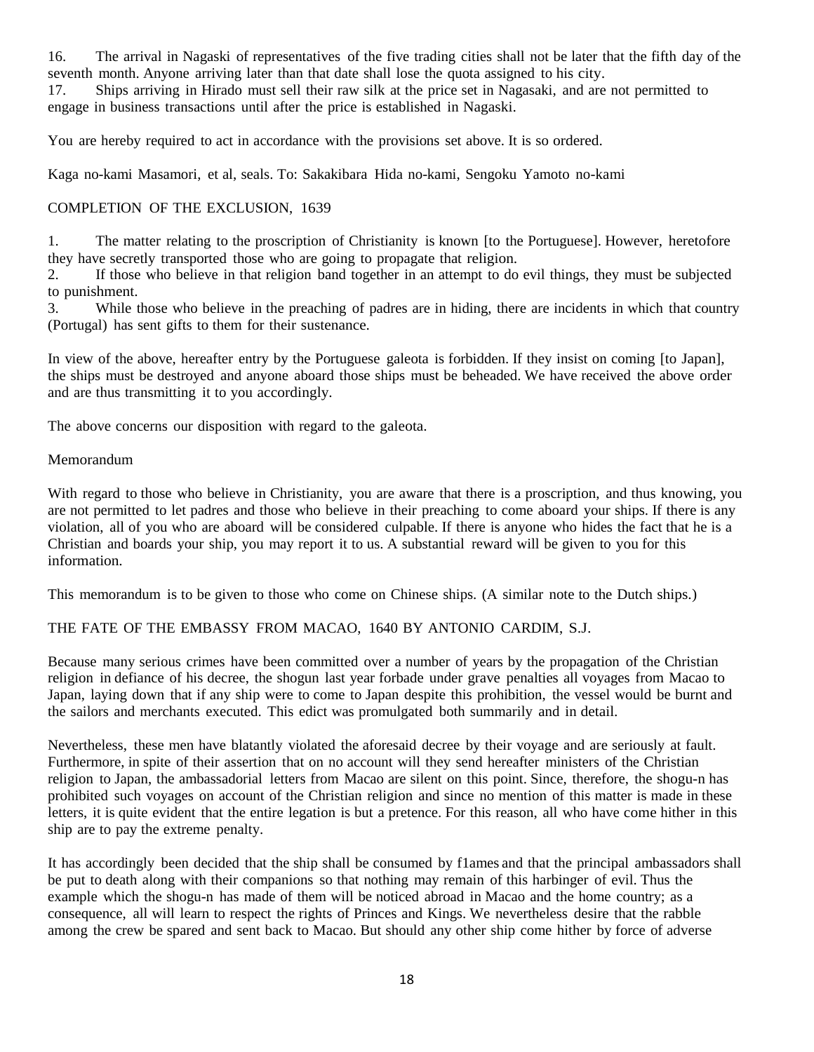16. The arrival in Nagaski of representatives of the five trading cities shall not be later that the fifth day of the seventh month. Anyone arriving later than that date shall lose the quota assigned to his city.

17. Ships arriving in Hirado must sell their raw silk at the price set in Nagasaki, and are not permitted to engage in business transactions until after the price is established in Nagaski.

You are hereby required to act in accordance with the provisions set above. It is so ordered.

Kaga no-kami Masamori, et al, seals. To: Sakakibara Hida no-kami, Sengoku Yamoto no-kami

## COMPLETION OF THE EXCLUSION, 1639

1. The matter relating to the proscription of Christianity is known [to the Portuguese]. However, heretofore they have secretly transported those who are going to propagate that religion.
2. If those who believe in that religion band together in an attempt to do evil things, they must be subjected to punishment.
3. While those who believe in the preaching of padres are in hiding, there are incidents in which that country (Portugal) has sent gifts to them for their sustenance.

In view of the above, hereafter entry by the Portuguese galeota is forbidden. If they insist on coming [to Japan], the ships must be destroyed and anyone aboard those ships must be beheaded. We have received the above order and are thus transmitting it to you accordingly.

The above concerns our disposition with regard to the galeota.

Memorandum

With regard to those who believe in Christianity, you are aware that there is a proscription, and thus knowing, you are not permitted to let padres and those who believe in their preaching to come aboard your ships. If there is any violation, all of you who are aboard will be considered culpable. If there is anyone who hides the fact that he is a Christian and boards your ship, you may report it to us. A substantial reward will be given to you for this information.

This memorandum is to be given to those who come on Chinese ships. (A similar note to the Dutch ships.)

## THE FATE OF THE EMBASSY FROM MACAO, 1640 BY ANTONIO CARDIM, S.J.

Because many serious crimes have been committed over a number of years by the propagation of the Christian religion in defiance of his decree, the shogun last year forbade under grave penalties all voyages from Macao to Japan, laying down that if any ship were to come to Japan despite this prohibition, the vessel would be burnt and the sailors and merchants executed. This edict was promulgated both summarily and in detail.

Nevertheless, these men have blatantly violated the aforesaid decree by their voyage and are seriously at fault. Furthermore, in spite of their assertion that on no account will they send hereafter ministers of the Christian religion to Japan, the ambassadorial letters from Macao are silent on this point. Since, therefore, the shogu-n has prohibited such voyages on account of the Christian religion and since no mention of this matter is made in these letters, it is quite evident that the entire legation is but a pretence. For this reason, all who have come hither in this ship are to pay the extreme penalty.

It has accordingly been decided that the ship shall be consumed by f1ames and that the principal ambassadors shall be put to death along with their companions so that nothing may remain of this harbinger of evil. Thus the example which the shogu-n has made of them will be noticed abroad in Macao and the home country; as a consequence, all will learn to respect the rights of Princes and Kings. We nevertheless desire that the rabble among the crew be spared and sent back to Macao. But should any other ship come hither by force of adverse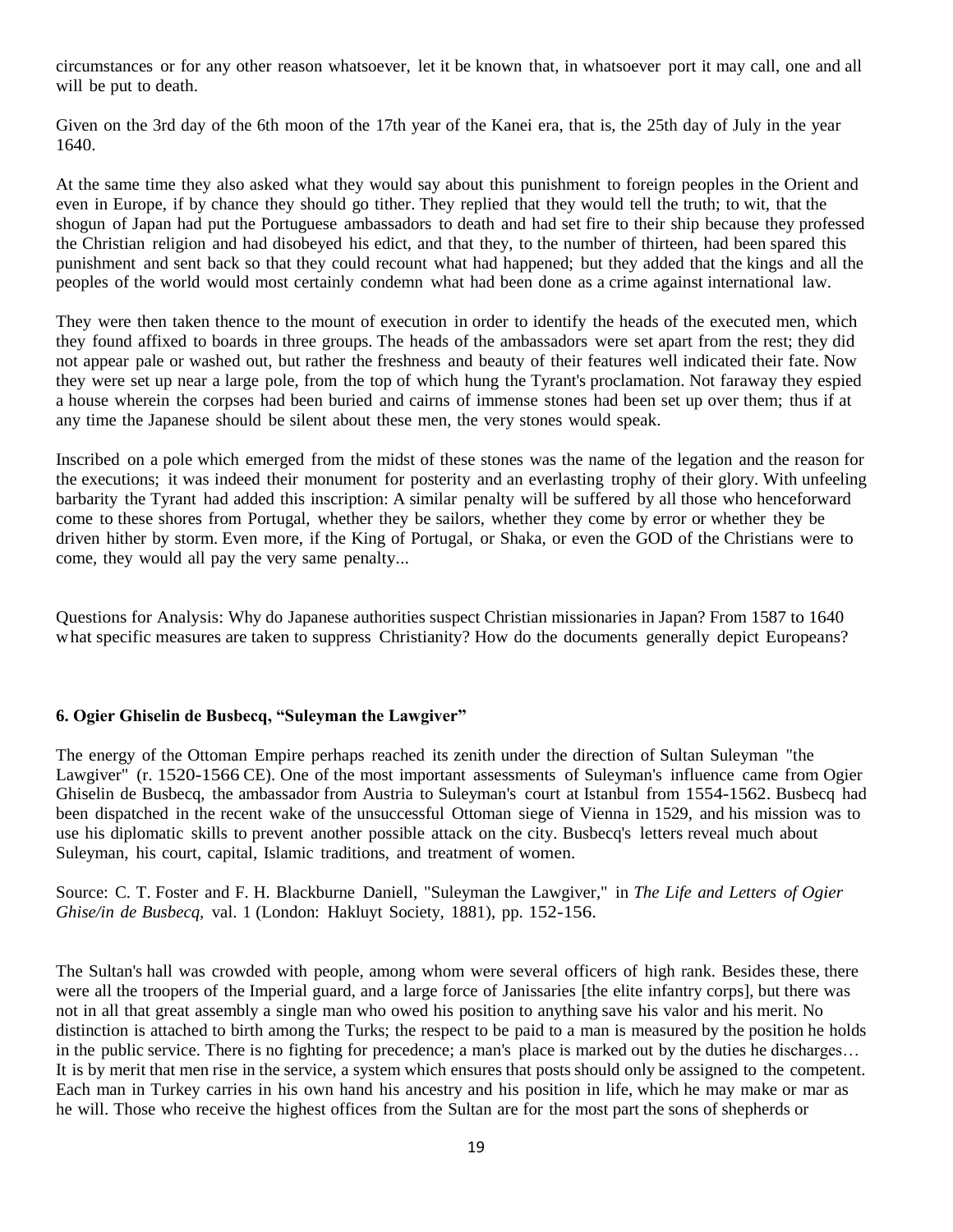circumstances or for any other reason whatsoever, let it be known that, in whatsoever port it may call, one and all will be put to death.

Given on the 3rd day of the 6th moon of the 17th year of the Kanei era, that is, the 25th day of July in the year 1640.

At the same time they also asked what they would say about this punishment to foreign peoples in the Orient and even in Europe, if by chance they should go tither. They replied that they would tell the truth; to wit, that the shogun of Japan had put the Portuguese ambassadors to death and had set fire to their ship because they professed the Christian religion and had disobeyed his edict, and that they, to the number of thirteen, had been spared this punishment and sent back so that they could recount what had happened; but they added that the kings and all the peoples of the world would most certainly condemn what had been done as a crime against international law.

They were then taken thence to the mount of execution in order to identify the heads of the executed men, which they found affixed to boards in three groups. The heads of the ambassadors were set apart from the rest; they did not appear pale or washed out, but rather the freshness and beauty of their features well indicated their fate. Now they were set up near a large pole, from the top of which hung the Tyrant's proclamation. Not faraway they espied a house wherein the corpses had been buried and cairns of immense stones had been set up over them; thus if at any time the Japanese should be silent about these men, the very stones would speak.

Inscribed on a pole which emerged from the midst of these stones was the name of the legation and the reason for the executions; it was indeed their monument for posterity and an everlasting trophy of their glory. With unfeeling barbarity the Tyrant had added this inscription: A similar penalty will be suffered by all those who henceforward come to these shores from Portugal, whether they be sailors, whether they come by error or whether they be driven hither by storm. Even more, if the King of Portugal, or Shaka, or even the GOD of the Christians were to come, they would all pay the very same penalty...

Questions for Analysis: Why do Japanese authorities suspect Christian missionaries in Japan? From 1587 to 1640 what specific measures are taken to suppress Christianity? How do the documents generally depict Europeans?

### 6. Ogier Ghiselin de Busbecq, "Suleyman the Lawgiver"

The energy of the Ottoman Empire perhaps reached its zenith under the direction of Sultan Suleyman "the Lawgiver" (r. 1520-1566 CE). One of the most important assessments of Suleyman's influence came from Ogier Ghiselin de Busbecq, the ambassador from Austria to Suleyman's court at Istanbul from 1554-1562. Busbecq had been dispatched in the recent wake of the unsuccessful Ottoman siege of Vienna in 1529, and his mission was to use his diplomatic skills to prevent another possible attack on the city. Busbecq's letters reveal much about Suleyman, his court, capital, Islamic traditions, and treatment of women.

Source: C. T. Foster and F. H. Blackburne Daniell, "Suleyman the Lawgiver," in *The Life and Letters of Ogier Ghise/in de Busbecq,* val. 1 (London: Hakluyt Society, 1881), pp. 152-156.

The Sultan's hall was crowded with people, among whom were several officers of high rank. Besides these, there were all the troopers of the Imperial guard, and a large force of Janissaries [the elite infantry corps], but there was not in all that great assembly a single man who owed his position to anything save his valor and his merit. No distinction is attached to birth among the Turks; the respect to be paid to a man is measured by the position he holds in the public service. There is no fighting for precedence; a man's place is marked out by the duties he discharges… It is by merit that men rise in the service, a system which ensures that posts should only be assigned to the competent. Each man in Turkey carries in his own hand his ancestry and his position in life, which he may make or mar as he will. Those who receive the highest offices from the Sultan are for the most part the sons of shepherds or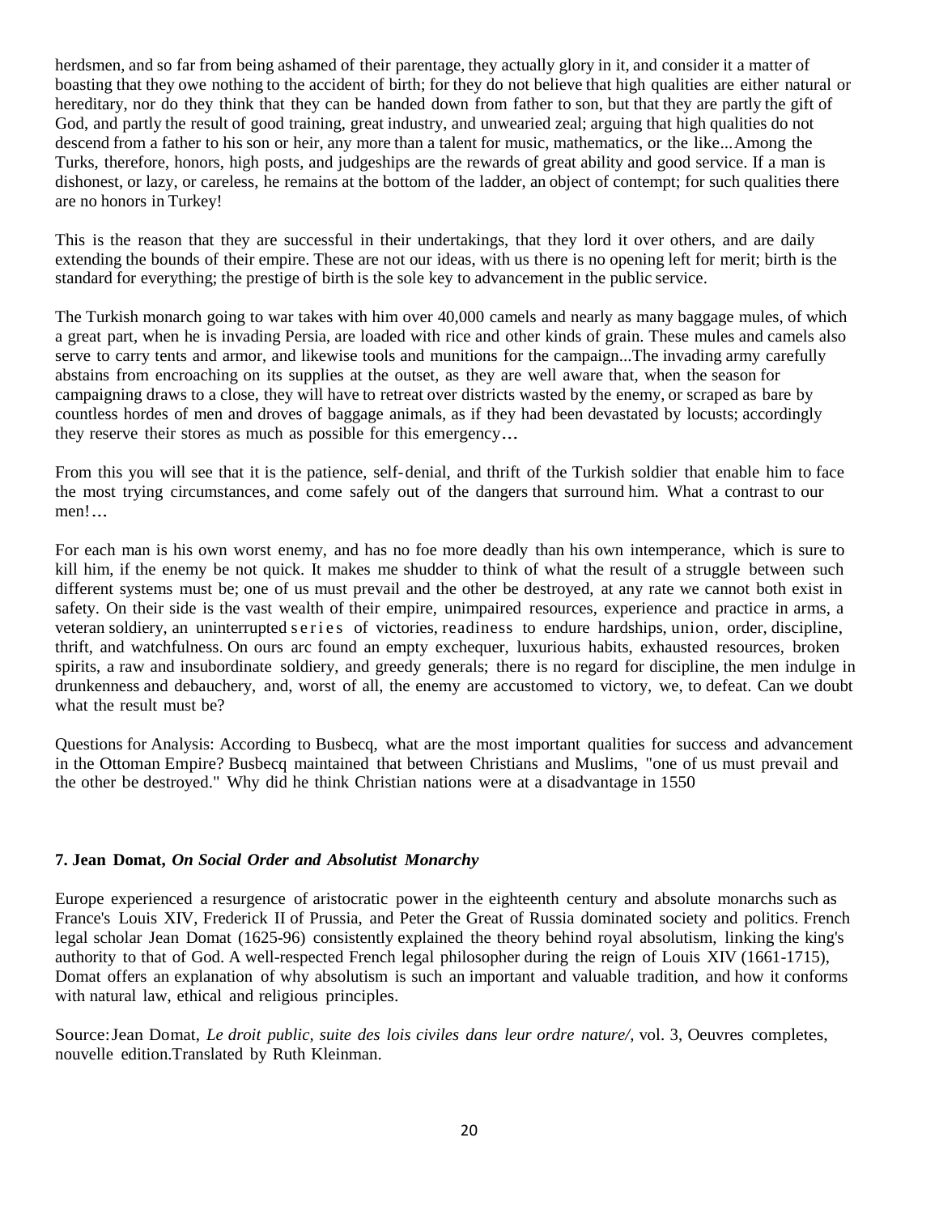herdsmen, and so far from being ashamed of their parentage, they actually glory in it, and consider it a matter of boasting that they owe nothing to the accident of birth; for they do not believe that high qualities are either natural or hereditary, nor do they think that they can be handed down from father to son, but that they are partly the gift of God, and partly the result of good training, great industry, and unwearied zeal; arguing that high qualities do not descend from a father to his son or heir, any more than a talent for music, mathematics, or the like...Among the Turks, therefore, honors, high posts, and judgeships are the rewards of great ability and good service. If a man is dishonest, or lazy, or careless, he remains at the bottom of the ladder, an object of contempt; for such qualities there are no honors in Turkey!

This is the reason that they are successful in their undertakings, that they lord it over others, and are daily extending the bounds of their empire. These are not our ideas, with us there is no opening left for merit; birth is the standard for everything; the prestige of birth is the sole key to advancement in the public service.

The Turkish monarch going to war takes with him over 40,000 camels and nearly as many baggage mules, of which a great part, when he is invading Persia, are loaded with rice and other kinds of grain. These mules and camels also serve to carry tents and armor, and likewise tools and munitions for the campaign...The invading army carefully abstains from encroaching on its supplies at the outset, as they are well aware that, when the season for campaigning draws to a close, they will have to retreat over districts wasted by the enemy, or scraped as bare by countless hordes of men and droves of baggage animals, as if they had been devastated by locusts; accordingly they reserve their stores as much as possible for this emergency…

From this you will see that it is the patience, self-denial, and thrift of the Turkish soldier that enable him to face the most trying circumstances, and come safely out of the dangers that surround him. What a contrast to our men!…

For each man is his own worst enemy, and has no foe more deadly than his own intemperance, which is sure to kill him, if the enemy be not quick. It makes me shudder to think of what the result of a struggle between such different systems must be; one of us must prevail and the other be destroyed, at any rate we cannot both exist in safety. On their side is the vast wealth of their empire, unimpaired resources, experience and practice in arms, a veteran soldiery, an uninterrupted series of victories, readiness to endure hardships, union, order, discipline, thrift, and watchfulness. On ours arc found an empty exchequer, luxurious habits, exhausted resources, broken spirits, a raw and insubordinate soldiery, and greedy generals; there is no regard for discipline, the men indulge in drunkenness and debauchery, and, worst of all, the enemy are accustomed to victory, we, to defeat. Can we doubt what the result must be?

Questions for Analysis: According to Busbecq, what are the most important qualities for success and advancement in the Ottoman Empire? Busbecq maintained that between Christians and Muslims, "one of us must prevail and the other be destroyed." Why did he think Christian nations were at a disadvantage in 1550

## 7. Jean Domat, *On Social Order and Absolutist Monarchy*

Europe experienced a resurgence of aristocratic power in the eighteenth century and absolute monarchs such as France's Louis XIV, Frederick II of Prussia, and Peter the Great of Russia dominated society and politics. French legal scholar Jean Domat (1625-96) consistently explained the theory behind royal absolutism, linking the king's authority to that of God. A well-respected French legal philosopher during the reign of Louis XIV (1661-1715), Domat offers an explanation of why absolutism is such an important and valuable tradition, and how it conforms with natural law, ethical and religious principles.

Source: Jean Domat, *Le droit public, suite des lois civiles dans leur ordre nature/,* vol. 3, Oeuvres completes, nouvelle edition. Translated by Ruth Kleinman.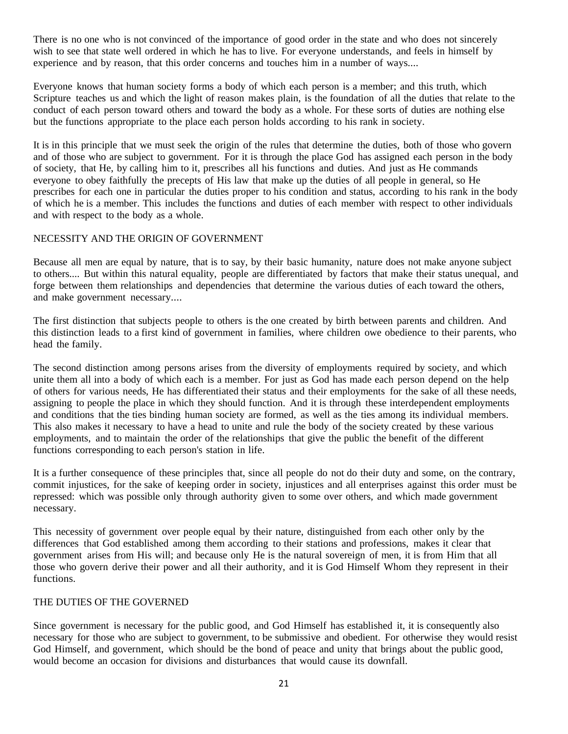There is no one who is not convinced of the importance of good order in the state and who does not sincerely wish to see that state well ordered in which he has to live. For everyone understands, and feels in himself by experience and by reason, that this order concerns and touches him in a number of ways....

Everyone knows that human society forms a body of which each person is a member; and this truth, which Scripture teaches us and which the light of reason makes plain, is the foundation of all the duties that relate to the conduct of each person toward others and toward the body as a whole. For these sorts of duties are nothing else but the functions appropriate to the place each person holds according to his rank in society.

It is in this principle that we must seek the origin of the rules that determine the duties, both of those who govern and of those who are subject to government. For it is through the place God has assigned each person in the body of society, that He, by calling him to it, prescribes all his functions and duties. And just as He commands everyone to obey faithfully the precepts of His law that make up the duties of all people in general, so He prescribes for each one in particular the duties proper to his condition and status, according to his rank in the body of which he is a member. This includes the functions and duties of each member with respect to other individuals and with respect to the body as a whole.

## NECESSITY AND THE ORIGIN OF GOVERNMENT

Because all men are equal by nature, that is to say, by their basic humanity, nature does not make anyone subject to others.... But within this natural equality, people are differentiated by factors that make their status unequal, and forge between them relationships and dependencies that determine the various duties of each toward the others, and make government necessary....

The first distinction that subjects people to others is the one created by birth between parents and children. And this distinction leads to a first kind of government in families, where children owe obedience to their parents, who head the family.

The second distinction among persons arises from the diversity of employments required by society, and which unite them all into a body of which each is a member. For just as God has made each person depend on the help of others for various needs, He has differentiated their status and their employments for the sake of all these needs, assigning to people the place in which they should function. And it is through these interdependent employments and conditions that the ties binding human society are formed, as well as the ties among its individual members. This also makes it necessary to have a head to unite and rule the body of the society created by these various employments, and to maintain the order of the relationships that give the public the benefit of the different functions corresponding to each person's station in life.

It is a further consequence of these principles that, since all people do not do their duty and some, on the contrary, commit injustices, for the sake of keeping order in society, injustices and all enterprises against this order must be repressed: which was possible only through authority given to some over others, and which made government necessary.

This necessity of government over people equal by their nature, distinguished from each other only by the differences that God established among them according to their stations and professions, makes it clear that government arises from His will; and because only He is the natural sovereign of men, it is from Him that all those who govern derive their power and all their authority, and it is God Himself Whom they represent in their functions.

## THE DUTIES OF THE GOVERNED

Since government is necessary for the public good, and God Himself has established it, it is consequently also necessary for those who are subject to government, to be submissive and obedient. For otherwise they would resist God Himself, and government, which should be the bond of peace and unity that brings about the public good, would become an occasion for divisions and disturbances that would cause its downfall.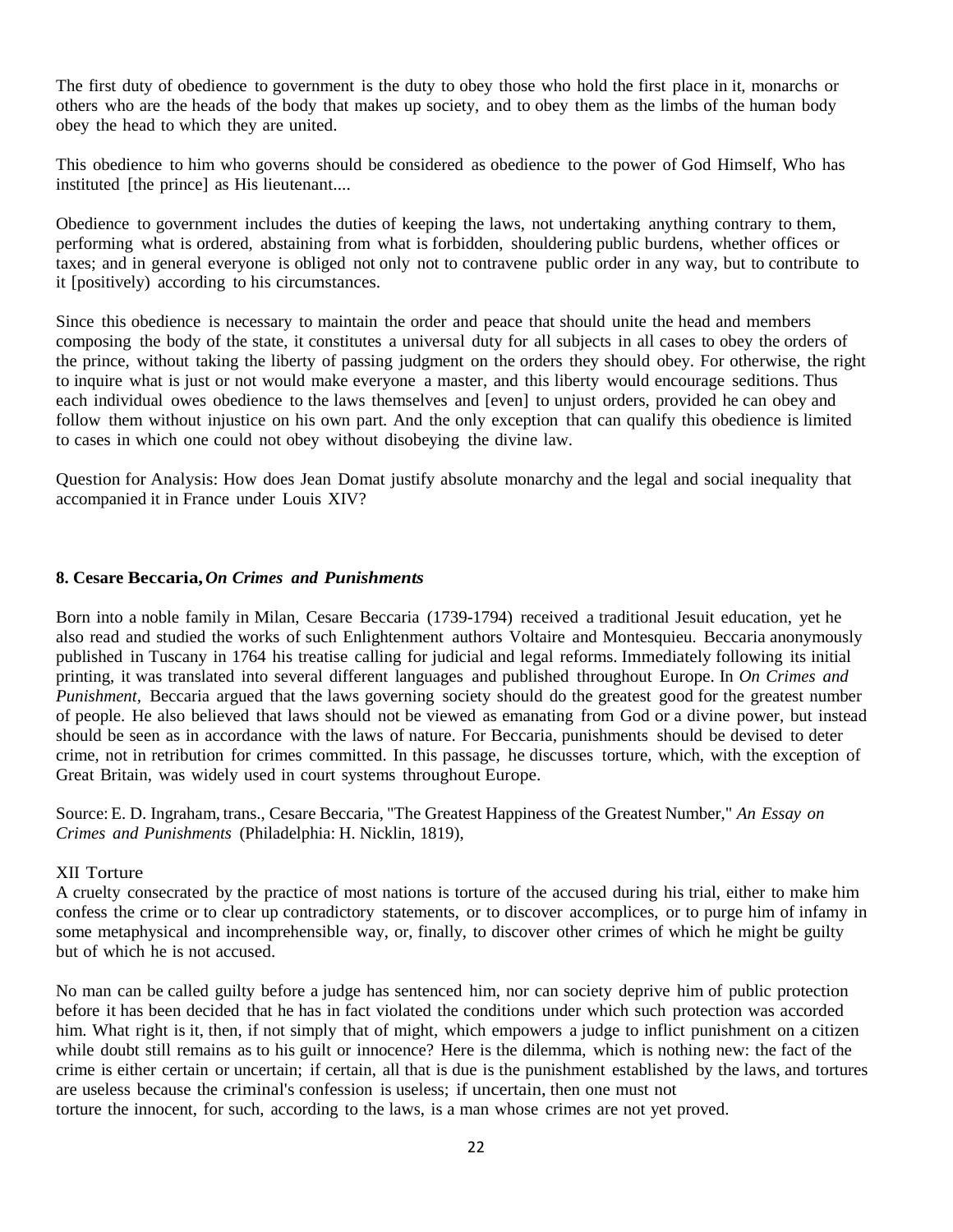The first duty of obedience to government is the duty to obey those who hold the first place in it, monarchs or others who are the heads of the body that makes up society, and to obey them as the limbs of the human body obey the head to which they are united.

This obedience to him who governs should be considered as obedience to the power of God Himself, Who has instituted [the prince] as His lieutenant....

Obedience to government includes the duties of keeping the laws, not undertaking anything contrary to them, performing what is ordered, abstaining from what is forbidden, shouldering public burdens, whether offices or taxes; and in general everyone is obliged not only not to contravene public order in any way, but to contribute to it [positively) according to his circumstances.

Since this obedience is necessary to maintain the order and peace that should unite the head and members composing the body of the state, it constitutes a universal duty for all subjects in all cases to obey the orders of the prince, without taking the liberty of passing judgment on the orders they should obey. For otherwise, the right to inquire what is just or not would make everyone a master, and this liberty would encourage seditions. Thus each individual owes obedience to the laws themselves and [even] to unjust orders, provided he can obey and follow them without injustice on his own part. And the only exception that can qualify this obedience is limited to cases in which one could not obey without disobeying the divine law.

Question for Analysis: How does Jean Domat justify absolute monarchy and the legal and social inequality that accompanied it in France under Louis XIV?

### 8. Cesare Beccaria, *On Crimes and Punishments*

Born into a noble family in Milan, Cesare Beccaria (1739-1794) received a traditional Jesuit education, yet he also read and studied the works of such Enlightenment authors Voltaire and Montesquieu. Beccaria anonymously published in Tuscany in 1764 his treatise calling for judicial and legal reforms. Immediately following its initial printing, it was translated into several different languages and published throughout Europe. In *On Crimes and Punishment*, Beccaria argued that the laws governing society should do the greatest good for the greatest number of people. He also believed that laws should not be viewed as emanating from God or a divine power, but instead should be seen as in accordance with the laws of nature. For Beccaria, punishments should be devised to deter crime, not in retribution for crimes committed. In this passage, he discusses torture, which, with the exception of Great Britain, was widely used in court systems throughout Europe.

Source: E. D. Ingraham, trans., Cesare Beccaria, "The Greatest Happiness of the Greatest Number," *An Essay on Crimes and Punishments* (Philadelphia: H. Nicklin, 1819),

XII Torture

A cruelty consecrated by the practice of most nations is torture of the accused during his trial, either to make him confess the crime or to clear up contradictory statements, or to discover accomplices, or to purge him of infamy in some metaphysical and incomprehensible way, or, finally, to discover other crimes of which he might be guilty but of which he is not accused.

No man can be called guilty before a judge has sentenced him, nor can society deprive him of public protection before it has been decided that he has in fact violated the conditions under which such protection was accorded him. What right is it, then, if not simply that of might, which empowers a judge to inflict punishment on a citizen while doubt still remains as to his guilt or innocence? Here is the dilemma, which is nothing new: the fact of the crime is either certain or uncertain; if certain, all that is due is the punishment established by the laws, and tortures are useless because the criminal's confession is useless; if uncertain, then one must not torture the innocent, for such, according to the laws, is a man whose crimes are not yet proved.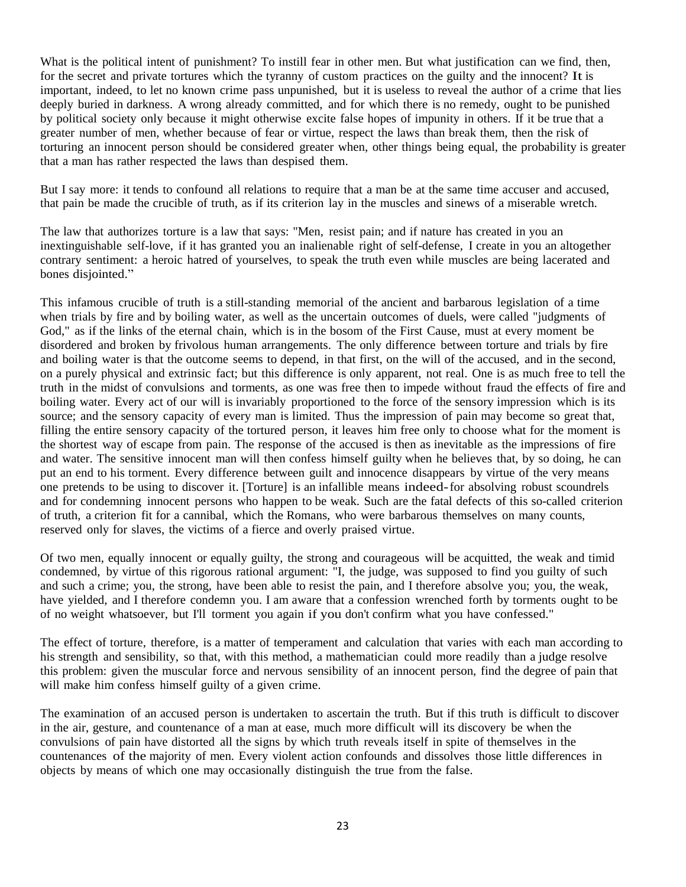What is the political intent of punishment? To instill fear in other men. But what justification can we find, then, for the secret and private tortures which the tyranny of custom practices on the guilty and the innocent? It is important, indeed, to let no known crime pass unpunished, but it is useless to reveal the author of a crime that lies deeply buried in darkness. A wrong already committed, and for which there is no remedy, ought to be punished by political society only because it might otherwise excite false hopes of impunity in others. If it be true that a greater number of men, whether because of fear or virtue, respect the laws than break them, then the risk of torturing an innocent person should be considered greater when, other things being equal, the probability is greater that a man has rather respected the laws than despised them.

But I say more: it tends to confound all relations to require that a man be at the same time accuser and accused, that pain be made the crucible of truth, as if its criterion lay in the muscles and sinews of a miserable wretch.

The law that authorizes torture is a law that says: "Men, resist pain; and if nature has created in you an inextinguishable self-love, if it has granted you an inalienable right of self-defense, I create in you an altogether contrary sentiment: a heroic hatred of yourselves, to speak the truth even while muscles are being lacerated and bones disjointed."

This infamous crucible of truth is a still-standing memorial of the ancient and barbarous legislation of a time when trials by fire and by boiling water, as well as the uncertain outcomes of duels, were called "judgments of God," as if the links of the eternal chain, which is in the bosom of the First Cause, must at every moment be disordered and broken by frivolous human arrangements. The only difference between torture and trials by fire and boiling water is that the outcome seems to depend, in that first, on the will of the accused, and in the second, on a purely physical and extrinsic fact; but this difference is only apparent, not real. One is as much free to tell the truth in the midst of convulsions and torments, as one was free then to impede without fraud the effects of fire and boiling water. Every act of our will is invariably proportioned to the force of the sensory impression which is its source; and the sensory capacity of every man is limited. Thus the impression of pain may become so great that, filling the entire sensory capacity of the tortured person, it leaves him free only to choose what for the moment is the shortest way of escape from pain. The response of the accused is then as inevitable as the impressions of fire and water. The sensitive innocent man will then confess himself guilty when he believes that, by so doing, he can put an end to his torment. Every difference between guilt and innocence disappears by virtue of the very means one pretends to be using to discover it. [Torture] is an infallible means indeed-for absolving robust scoundrels and for condemning innocent persons who happen to be weak. Such are the fatal defects of this so-called criterion of truth, a criterion fit for a cannibal, which the Romans, who were barbarous themselves on many counts, reserved only for slaves, the victims of a fierce and overly praised virtue.

Of two men, equally innocent or equally guilty, the strong and courageous will be acquitted, the weak and timid condemned, by virtue of this rigorous rational argument: "I, the judge, was supposed to find you guilty of such and such a crime; you, the strong, have been able to resist the pain, and I therefore absolve you; you, the weak, have yielded, and I therefore condemn you. I am aware that a confession wrenched forth by torments ought to be of no weight whatsoever, but I'll torment you again if you don't confirm what you have confessed."

The effect of torture, therefore, is a matter of temperament and calculation that varies with each man according to his strength and sensibility, so that, with this method, a mathematician could more readily than a judge resolve this problem: given the muscular force and nervous sensibility of an innocent person, find the degree of pain that will make him confess himself guilty of a given crime.

The examination of an accused person is undertaken to ascertain the truth. But if this truth is difficult to discover in the air, gesture, and countenance of a man at ease, much more difficult will its discovery be when the convulsions of pain have distorted all the signs by which truth reveals itself in spite of themselves in the countenances of the majority of men. Every violent action confounds and dissolves those little differences in objects by means of which one may occasionally distinguish the true from the false.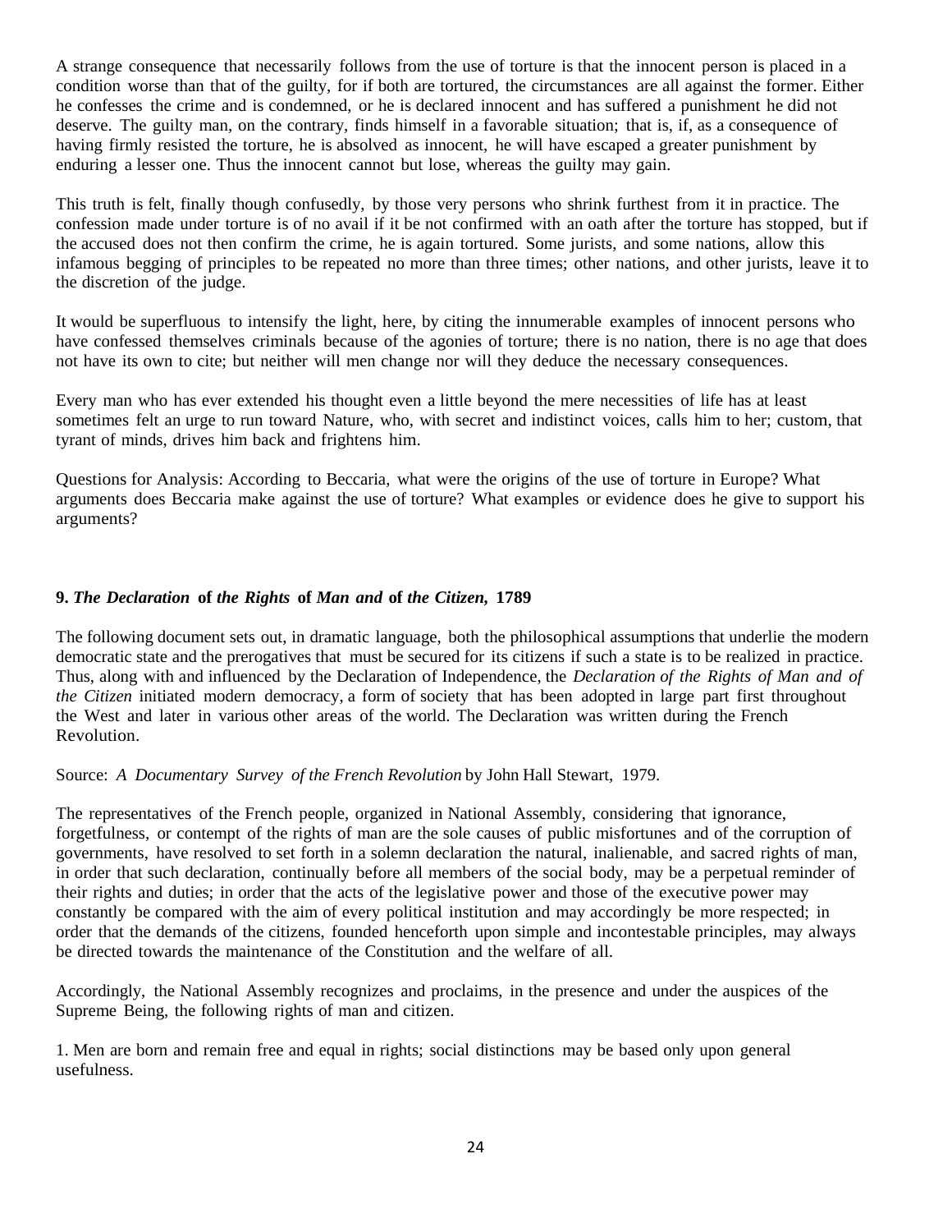A strange consequence that necessarily follows from the use of torture is that the innocent person is placed in a condition worse than that of the guilty, for if both are tortured, the circumstances are all against the former. Either he confesses the crime and is condemned, or he is declared innocent and has suffered a punishment he did not deserve. The guilty man, on the contrary, finds himself in a favorable situation; that is, if, as a consequence of having firmly resisted the torture, he is absolved as innocent, he will have escaped a greater punishment by enduring a lesser one. Thus the innocent cannot but lose, whereas the guilty may gain.

This truth is felt, finally though confusedly, by those very persons who shrink furthest from it in practice. The confession made under torture is of no avail if it be not confirmed with an oath after the torture has stopped, but if the accused does not then confirm the crime, he is again tortured. Some jurists, and some nations, allow this infamous begging of principles to be repeated no more than three times; other nations, and other jurists, leave it to the discretion of the judge.

It would be superfluous to intensify the light, here, by citing the innumerable examples of innocent persons who have confessed themselves criminals because of the agonies of torture; there is no nation, there is no age that does not have its own to cite; but neither will men change nor will they deduce the necessary consequences.

Every man who has ever extended his thought even a little beyond the mere necessities of life has at least sometimes felt an urge to run toward Nature, who, with secret and indistinct voices, calls him to her; custom, that tyrant of minds, drives him back and frightens him.

Questions for Analysis: According to Beccaria, what were the origins of the use of torture in Europe? What arguments does Beccaria make against the use of torture? What examples or evidence does he give to support his arguments?

### 9. *The Declaration* of *the Rights* of *Man and* of *the Citizen,* 1789

The following document sets out, in dramatic language, both the philosophical assumptions that underlie the modern democratic state and the prerogatives that must be secured for its citizens if such a state is to be realized in practice. Thus, along with and influenced by the Declaration of Independence, the *Declaration of the Rights of Man and of the Citizen* initiated modern democracy, a form of society that has been adopted in large part first throughout the West and later in various other areas of the world. The Declaration was written during the French Revolution.

Source: *A Documentary Survey of the French Revolution* by John Hall Stewart, 1979.

The representatives of the French people, organized in National Assembly, considering that ignorance, forgetfulness, or contempt of the rights of man are the sole causes of public misfortunes and of the corruption of governments, have resolved to set forth in a solemn declaration the natural, inalienable, and sacred rights of man, in order that such declaration, continually before all members of the social body, may be a perpetual reminder of their rights and duties; in order that the acts of the legislative power and those of the executive power may constantly be compared with the aim of every political institution and may accordingly be more respected; in order that the demands of the citizens, founded henceforth upon simple and incontestable principles, may always be directed towards the maintenance of the Constitution and the welfare of all.

Accordingly, the National Assembly recognizes and proclaims, in the presence and under the auspices of the Supreme Being, the following rights of man and citizen.

1. Men are born and remain free and equal in rights; social distinctions may be based only upon general usefulness.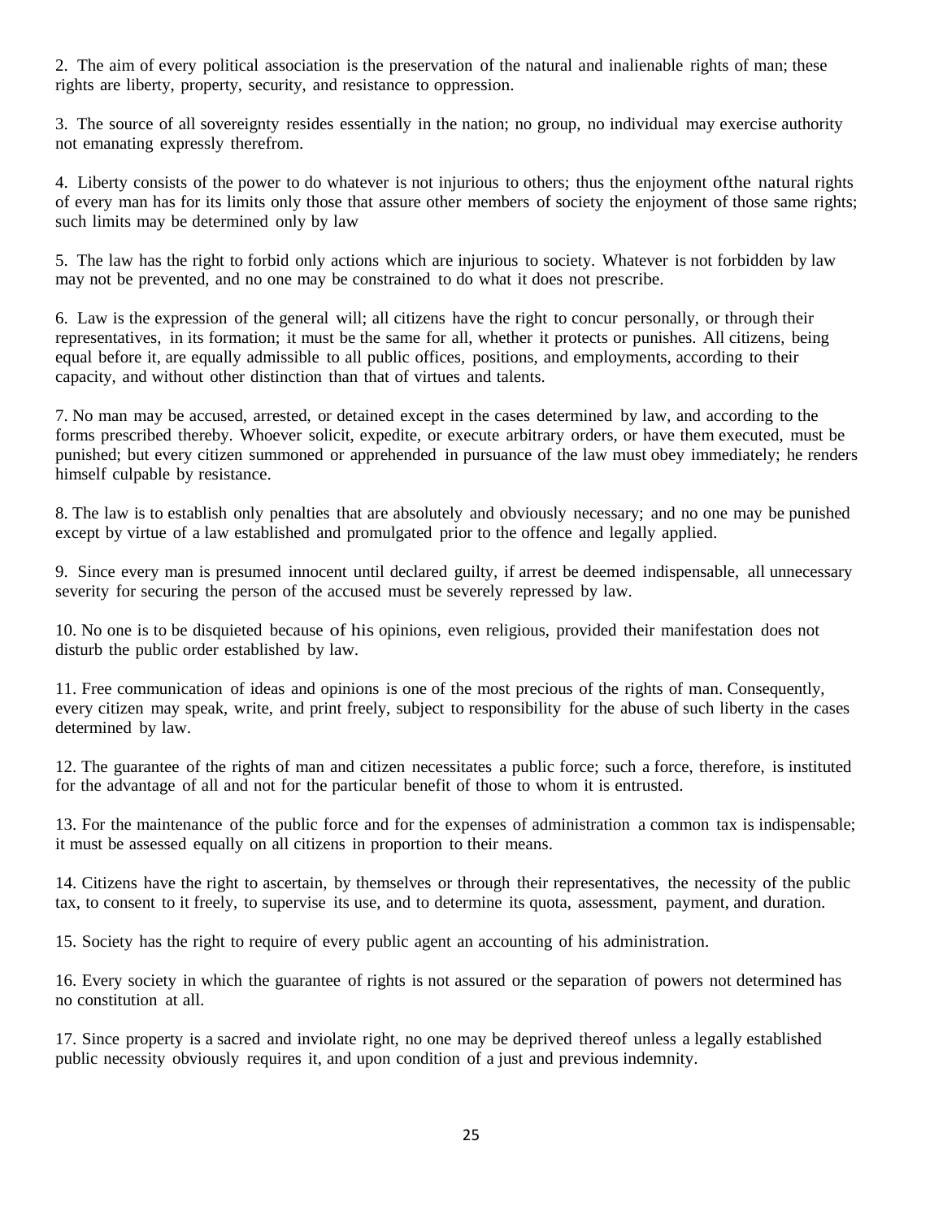2. The aim of every political association is the preservation of the natural and inalienable rights of man; these rights are liberty, property, security, and resistance to oppression.

3. The source of all sovereignty resides essentially in the nation; no group, no individual may exercise authority not emanating expressly therefrom.

4. Liberty consists of the power to do whatever is not injurious to others; thus the enjoyment ofthe natural rights of every man has for its limits only those that assure other members of society the enjoyment of those same rights; such limits may be determined only by law

5. The law has the right to forbid only actions which are injurious to society. Whatever is not forbidden by law may not be prevented, and no one may be constrained to do what it does not prescribe.

6. Law is the expression of the general will; all citizens have the right to concur personally, or through their representatives, in its formation; it must be the same for all, whether it protects or punishes. All citizens, being equal before it, are equally admissible to all public offices, positions, and employments, according to their capacity, and without other distinction than that of virtues and talents.

7. No man may be accused, arrested, or detained except in the cases determined by law, and according to the forms prescribed thereby. Whoever solicit, expedite, or execute arbitrary orders, or have them executed, must be punished; but every citizen summoned or apprehended in pursuance of the law must obey immediately; he renders himself culpable by resistance.

8. The law is to establish only penalties that are absolutely and obviously necessary; and no one may be punished except by virtue of a law established and promulgated prior to the offence and legally applied.

9. Since every man is presumed innocent until declared guilty, if arrest be deemed indispensable, all unnecessary severity for securing the person of the accused must be severely repressed by law.

10. No one is to be disquieted because of his opinions, even religious, provided their manifestation does not disturb the public order established by law.

11. Free communication of ideas and opinions is one of the most precious of the rights of man. Consequently, every citizen may speak, write, and print freely, subject to responsibility for the abuse of such liberty in the cases determined by law.

12. The guarantee of the rights of man and citizen necessitates a public force; such a force, therefore, is instituted for the advantage of all and not for the particular benefit of those to whom it is entrusted.

13. For the maintenance of the public force and for the expenses of administration a common tax is indispensable; it must be assessed equally on all citizens in proportion to their means.

14. Citizens have the right to ascertain, by themselves or through their representatives, the necessity of the public tax, to consent to it freely, to supervise its use, and to determine its quota, assessment, payment, and duration.

15. Society has the right to require of every public agent an accounting of his administration.

16. Every society in which the guarantee of rights is not assured or the separation of powers not determined has no constitution at all.

17. Since property is a sacred and inviolate right, no one may be deprived thereof unless a legally established public necessity obviously requires it, and upon condition of a just and previous indemnity.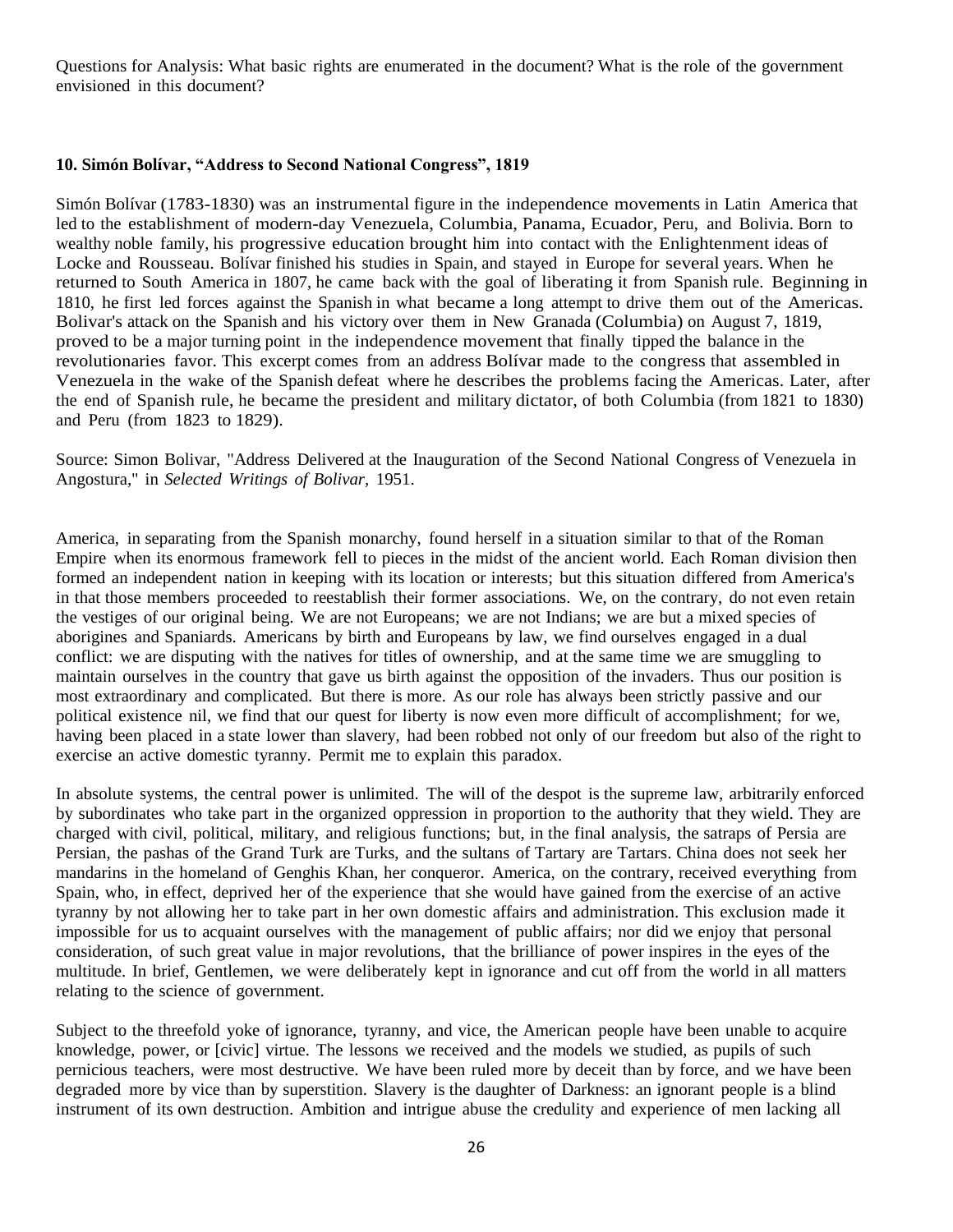Questions for Analysis: What basic rights are enumerated in the document? What is the role of the government envisioned in this document?

**10. Simón Bolívar, "Address to Second National Congress", 1819**

Simón Bolívar (1783-1830) was an instrumental figure in the independence movements in Latin America that led to the establishment of modern-day Venezuela, Columbia, Panama, Ecuador, Peru, and Bolivia. Born to wealthy noble family, his progressive education brought him into contact with the Enlightenment ideas of Locke and Rousseau. Bolívar finished his studies in Spain, and stayed in Europe for several years. When he returned to South America in 1807, he came back with the goal of liberating it from Spanish rule. Beginning in 1810, he first led forces against the Spanish in what became a long attempt to drive them out of the Americas. Bolivar's attack on the Spanish and his victory over them in New Granada (Columbia) on August 7, 1819, proved to be a major turning point in the independence movement that finally tipped the balance in the revolutionaries favor. This excerpt comes from an address Bolívar made to the congress that assembled in Venezuela in the wake of the Spanish defeat where he describes the problems facing the Americas. Later, after the end of Spanish rule, he became the president and military dictator, of both Columbia (from 1821 to 1830) and Peru (from 1823 to 1829).

Source: Simon Bolivar, "Address Delivered at the Inauguration of the Second National Congress of Venezuela in Angostura," in *Selected Writings of Bolivar*, 1951.

America, in separating from the Spanish monarchy, found herself in a situation similar to that of the Roman Empire when its enormous framework fell to pieces in the midst of the ancient world. Each Roman division then formed an independent nation in keeping with its location or interests; but this situation differed from America's in that those members proceeded to reestablish their former associations. We, on the contrary, do not even retain the vestiges of our original being. We are not Europeans; we are not Indians; we are but a mixed species of aborigines and Spaniards. Americans by birth and Europeans by law, we find ourselves engaged in a dual conflict: we are disputing with the natives for titles of ownership, and at the same time we are smuggling to maintain ourselves in the country that gave us birth against the opposition of the invaders. Thus our position is most extraordinary and complicated. But there is more. As our role has always been strictly passive and our political existence nil, we find that our quest for liberty is now even more difficult of accomplishment; for we, having been placed in a state lower than slavery, had been robbed not only of our freedom but also of the right to exercise an active domestic tyranny. Permit me to explain this paradox.

In absolute systems, the central power is unlimited. The will of the despot is the supreme law, arbitrarily enforced by subordinates who take part in the organized oppression in proportion to the authority that they wield. They are charged with civil, political, military, and religious functions; but, in the final analysis, the satraps of Persia are Persian, the pashas of the Grand Turk are Turks, and the sultans of Tartary are Tartars. China does not seek her mandarins in the homeland of Genghis Khan, her conqueror. America, on the contrary, received everything from Spain, who, in effect, deprived her of the experience that she would have gained from the exercise of an active tyranny by not allowing her to take part in her own domestic affairs and administration. This exclusion made it impossible for us to acquaint ourselves with the management of public affairs; nor did we enjoy that personal consideration, of such great value in major revolutions, that the brilliance of power inspires in the eyes of the multitude. In brief, Gentlemen, we were deliberately kept in ignorance and cut off from the world in all matters relating to the science of government.

Subject to the threefold yoke of ignorance, tyranny, and vice, the American people have been unable to acquire knowledge, power, or [civic] virtue. The lessons we received and the models we studied, as pupils of such pernicious teachers, were most destructive. We have been ruled more by deceit than by force, and we have been degraded more by vice than by superstition. Slavery is the daughter of Darkness: an ignorant people is a blind instrument of its own destruction. Ambition and intrigue abuse the credulity and experience of men lacking all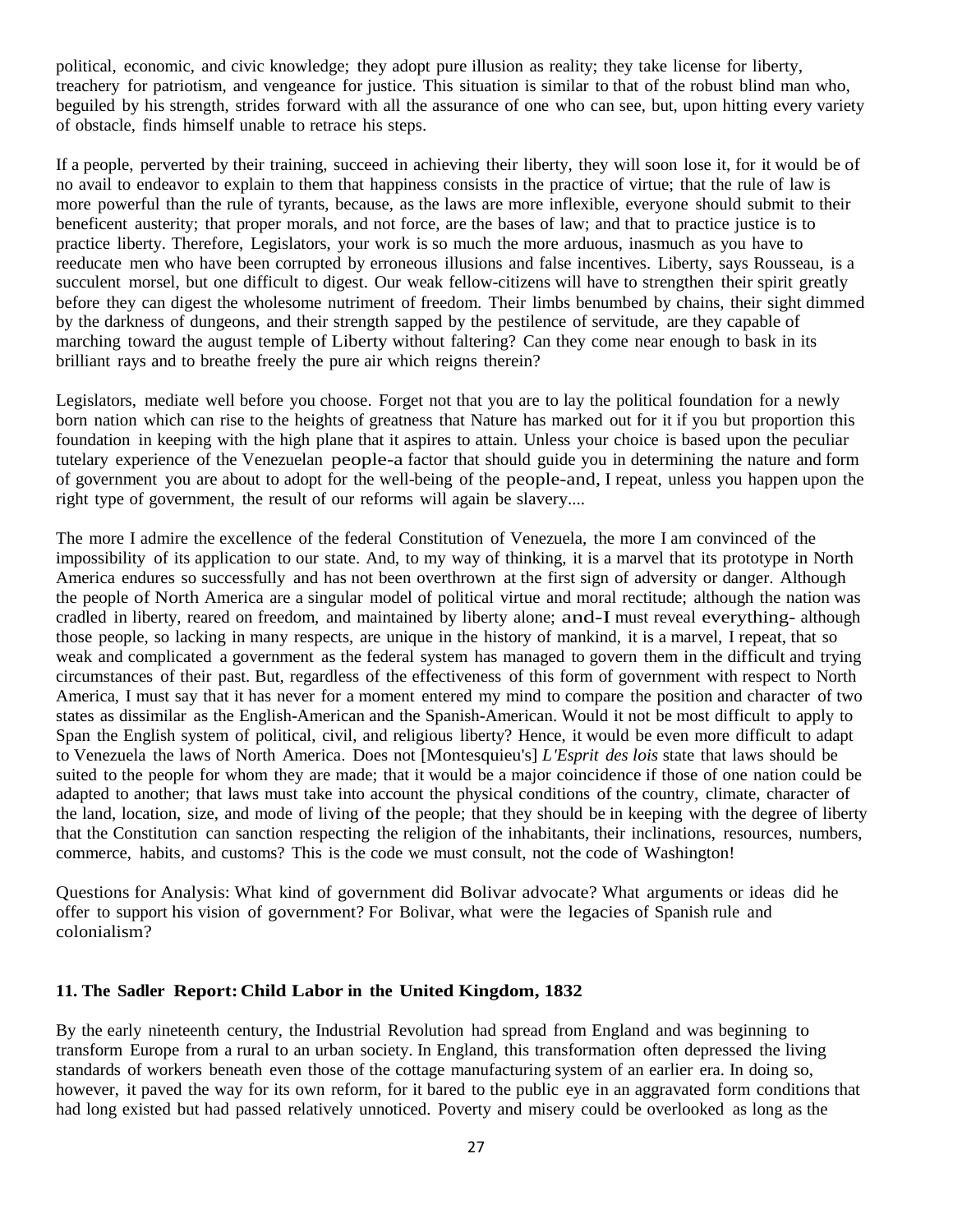political, economic, and civic knowledge; they adopt pure illusion as reality; they take license for liberty, treachery for patriotism, and vengeance for justice. This situation is similar to that of the robust blind man who, beguiled by his strength, strides forward with all the assurance of one who can see, but, upon hitting every variety of obstacle, finds himself unable to retrace his steps.

If a people, perverted by their training, succeed in achieving their liberty, they will soon lose it, for it would be of no avail to endeavor to explain to them that happiness consists in the practice of virtue; that the rule of law is more powerful than the rule of tyrants, because, as the laws are more inflexible, everyone should submit to their beneficent austerity; that proper morals, and not force, are the bases of law; and that to practice justice is to practice liberty. Therefore, Legislators, your work is so much the more arduous, inasmuch as you have to reeducate men who have been corrupted by erroneous illusions and false incentives. Liberty, says Rousseau, is a succulent morsel, but one difficult to digest. Our weak fellow-citizens will have to strengthen their spirit greatly before they can digest the wholesome nutriment of freedom. Their limbs benumbed by chains, their sight dimmed by the darkness of dungeons, and their strength sapped by the pestilence of servitude, are they capable of marching toward the august temple of Liberty without faltering? Can they come near enough to bask in its brilliant rays and to breathe freely the pure air which reigns therein?

Legislators, mediate well before you choose. Forget not that you are to lay the political foundation for a newly born nation which can rise to the heights of greatness that Nature has marked out for it if you but proportion this foundation in keeping with the high plane that it aspires to attain. Unless your choice is based upon the peculiar tutelary experience of the Venezuelan people-a factor that should guide you in determining the nature and form of government you are about to adopt for the well-being of the people-and, I repeat, unless you happen upon the right type of government, the result of our reforms will again be slavery....

The more I admire the excellence of the federal Constitution of Venezuela, the more I am convinced of the impossibility of its application to our state. And, to my way of thinking, it is a marvel that its prototype in North America endures so successfully and has not been overthrown at the first sign of adversity or danger. Although the people of North America are a singular model of political virtue and moral rectitude; although the nation was cradled in liberty, reared on freedom, and maintained by liberty alone; and-I must reveal everything- although those people, so lacking in many respects, are unique in the history of mankind, it is a marvel, I repeat, that so weak and complicated a government as the federal system has managed to govern them in the difficult and trying circumstances of their past. But, regardless of the effectiveness of this form of government with respect to North America, I must say that it has never for a moment entered my mind to compare the position and character of two states as dissimilar as the English-American and the Spanish-American. Would it not be most difficult to apply to Span the English system of political, civil, and religious liberty? Hence, it would be even more difficult to adapt to Venezuela the laws of North America. Does not [Montesquieu's] *L'Esprit des lois* state that laws should be suited to the people for whom they are made; that it would be a major coincidence if those of one nation could be adapted to another; that laws must take into account the physical conditions of the country, climate, character of the land, location, size, and mode of living of the people; that they should be in keeping with the degree of liberty that the Constitution can sanction respecting the religion of the inhabitants, their inclinations, resources, numbers, commerce, habits, and customs? This is the code we must consult, not the code of Washington!

Questions for Analysis: What kind of government did Bolivar advocate? What arguments or ideas did he offer to support his vision of government? For Bolivar, what were the legacies of Spanish rule and colonialism?

### 11. The Sadler Report: Child Labor in the United Kingdom, 1832

By the early nineteenth century, the Industrial Revolution had spread from England and was beginning to transform Europe from a rural to an urban society. In England, this transformation often depressed the living standards of workers beneath even those of the cottage manufacturing system of an earlier era. In doing so, however, it paved the way for its own reform, for it bared to the public eye in an aggravated form conditions that had long existed but had passed relatively unnoticed. Poverty and misery could be overlooked as long as the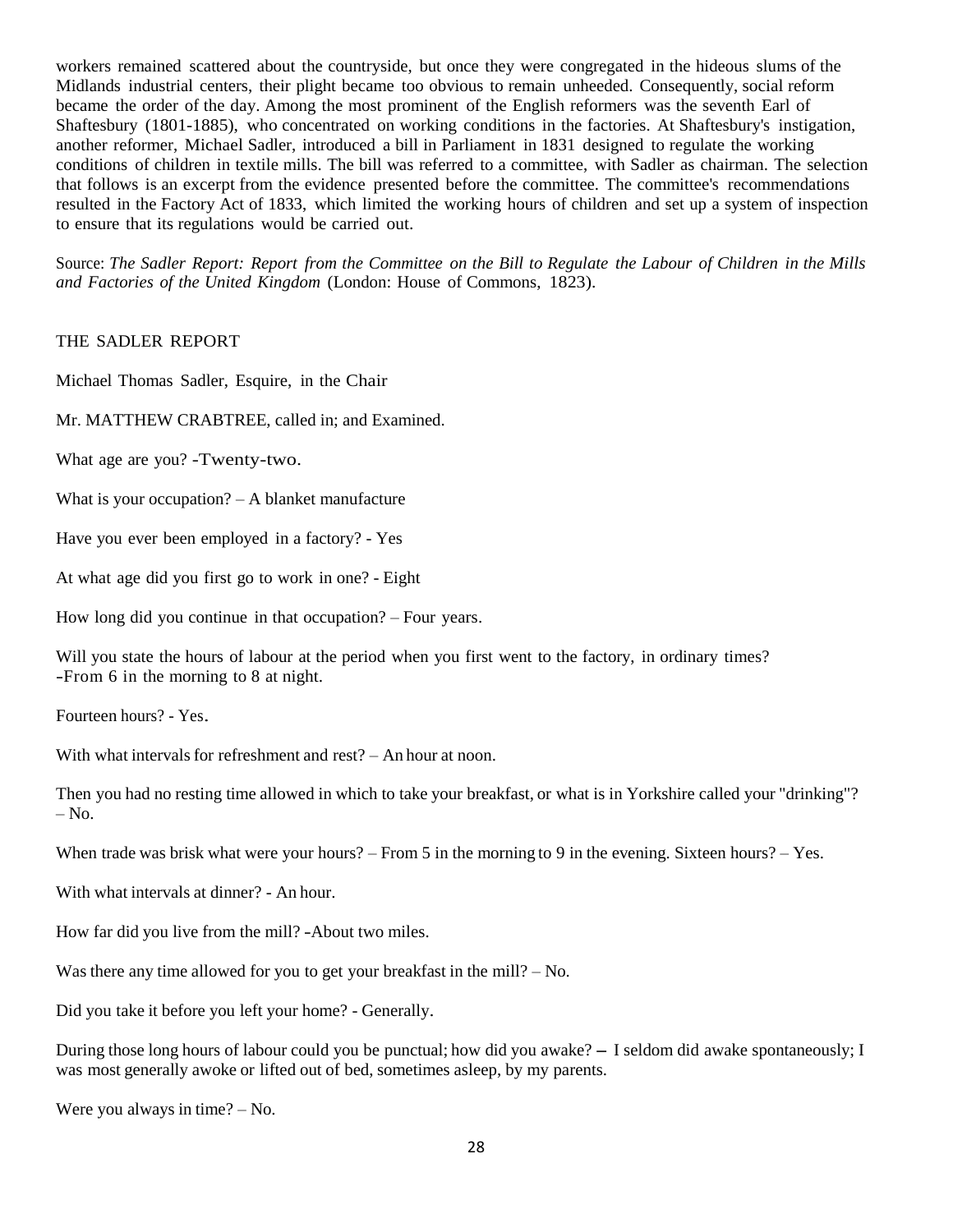workers remained scattered about the countryside, but once they were congregated in the hideous slums of the Midlands industrial centers, their plight became too obvious to remain unheeded. Consequently, social reform became the order of the day. Among the most prominent of the English reformers was the seventh Earl of Shaftesbury (1801-1885), who concentrated on working conditions in the factories. At Shaftesbury's instigation, another reformer, Michael Sadler, introduced a bill in Parliament in 1831 designed to regulate the working conditions of children in textile mills. The bill was referred to a committee, with Sadler as chairman. The selection that follows is an excerpt from the evidence presented before the committee. The committee's recommendations resulted in the Factory Act of 1833, which limited the working hours of children and set up a system of inspection to ensure that its regulations would be carried out.

Source: *The Sadler Report: Report from the Committee on the Bill to Regulate the Labour of Children in the Mills and Factories of the United Kingdom* (London: House of Commons, 1823).

THE SADLER REPORT

Michael Thomas Sadler, Esquire, in the Chair

Mr. MATTHEW CRABTREE, called in; and Examined.

What age are you? -Twenty-two.

What is your occupation? – A blanket manufacture

Have you ever been employed in a factory? - Yes

At what age did you first go to work in one? - Eight

How long did you continue in that occupation? – Four years.

Will you state the hours of labour at the period when you first went to the factory, in ordinary times? -From 6 in the morning to 8 at night.

Fourteen hours? - Yes.

With what intervals for refreshment and rest? – An hour at noon.

Then you had no resting time allowed in which to take your breakfast, or what is in Yorkshire called your "drinking"? – No.

When trade was brisk what were your hours? – From 5 in the morning to 9 in the evening. Sixteen hours? – Yes.

With what intervals at dinner? - An hour.

How far did you live from the mill? -About two miles.

Was there any time allowed for you to get your breakfast in the mill? – No.

Did you take it before you left your home? - Generally.

During those long hours of labour could you be punctual; how did you awake? – I seldom did awake spontaneously; I was most generally awoke or lifted out of bed, sometimes asleep, by my parents.

Were you always in time? – No.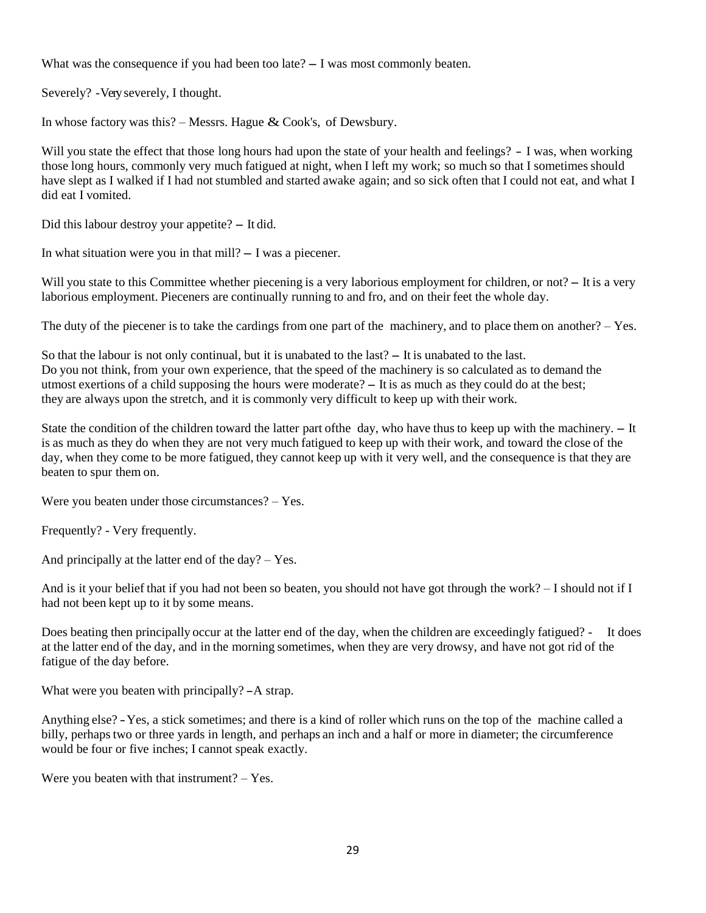What was the consequence if you had been too late? – I was most commonly beaten.

Severely? -Very severely, I thought.

In whose factory was this? – Messrs. Hague & Cook's, of Dewsbury.

Will you state the effect that those long hours had upon the state of your health and feelings? - I was, when working those long hours, commonly very much fatigued at night, when I left my work; so much so that I sometimes should have slept as I walked if I had not stumbled and started awake again; and so sick often that I could not eat, and what I did eat I vomited.

Did this labour destroy your appetite? – It did.

In what situation were you in that mill? – I was a piecener.

Will you state to this Committee whether piecening is a very laborious employment for children, or not? – It is a very laborious employment. Pieceners are continually running to and fro, and on their feet the whole day.

The duty of the piecener is to take the cardings from one part of the machinery, and to place them on another? – Yes.

So that the labour is not only continual, but it is unabated to the last? – It is unabated to the last.
Do you not think, from your own experience, that the speed of the machinery is so calculated as to demand the utmost exertions of a child supposing the hours were moderate? – It is as much as they could do at the best; they are always upon the stretch, and it is commonly very difficult to keep up with their work.

State the condition of the children toward the latter part ofthe day, who have thus to keep up with the machinery. – It is as much as they do when they are not very much fatigued to keep up with their work, and toward the close of the day, when they come to be more fatigued, they cannot keep up with it very well, and the consequence is that they are beaten to spur them on.

Were you beaten under those circumstances? – Yes.

Frequently? - Very frequently.

And principally at the latter end of the day? – Yes.

And is it your belief that if you had not been so beaten, you should not have got through the work? – I should not if I had not been kept up to it by some means.

Does beating then principally occur at the latter end of the day, when the children are exceedingly fatigued? - It does at the latter end of the day, and in the morning sometimes, when they are very drowsy, and have not got rid of the fatigue of the day before.

What were you beaten with principally? –A strap.

Anything else? –Yes, a stick sometimes; and there is a kind of roller which runs on the top of the machine called a billy, perhaps two or three yards in length, and perhaps an inch and a half or more in diameter; the circumference would be four or five inches; I cannot speak exactly.

Were you beaten with that instrument? – Yes.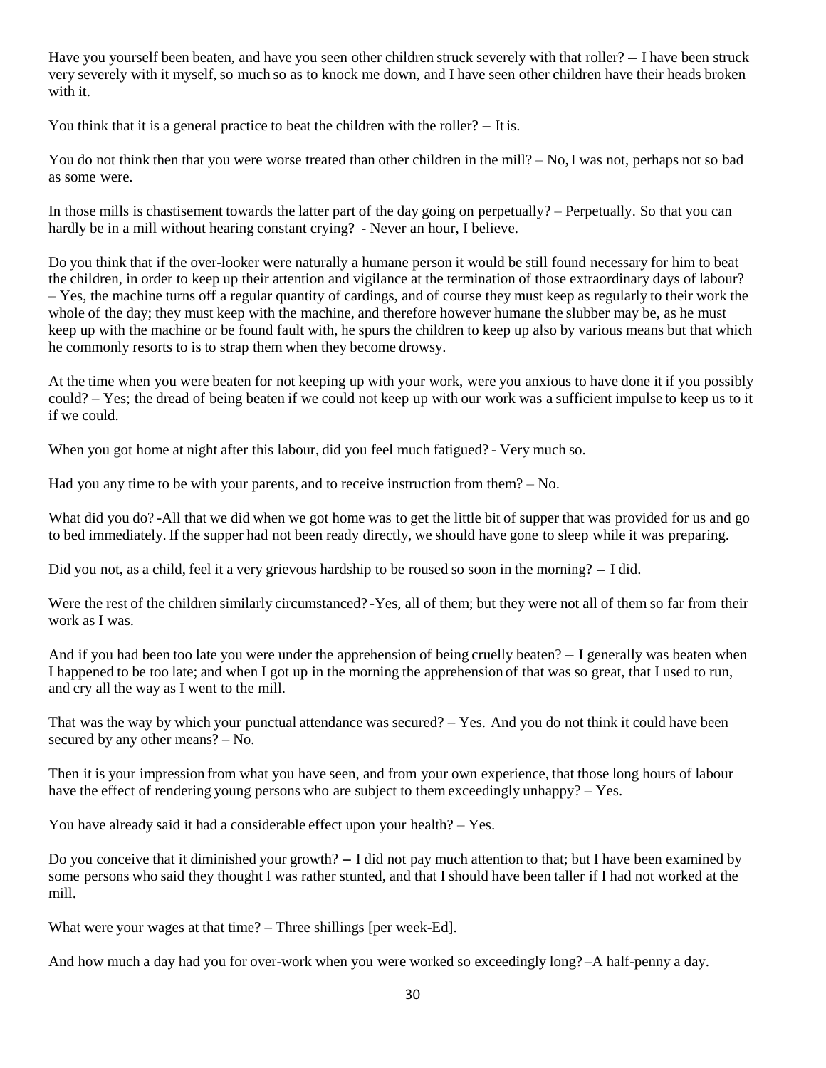Have you yourself been beaten, and have you seen other children struck severely with that roller? – I have been struck very severely with it myself, so much so as to knock me down, and I have seen other children have their heads broken with it.

You think that it is a general practice to beat the children with the roller? – It is.

You do not think then that you were worse treated than other children in the mill? – No, I was not, perhaps not so bad as some were.

In those mills is chastisement towards the latter part of the day going on perpetually? – Perpetually. So that you can hardly be in a mill without hearing constant crying? - Never an hour, I believe.

Do you think that if the over-looker were naturally a humane person it would be still found necessary for him to beat the children, in order to keep up their attention and vigilance at the termination of those extraordinary days of labour? – Yes, the machine turns off a regular quantity of cardings, and of course they must keep as regularly to their work the whole of the day; they must keep with the machine, and therefore however humane the slubber may be, as he must keep up with the machine or be found fault with, he spurs the children to keep up also by various means but that which he commonly resorts to is to strap them when they become drowsy.

At the time when you were beaten for not keeping up with your work, were you anxious to have done it if you possibly could? – Yes; the dread of being beaten if we could not keep up with our work was a sufficient impulse to keep us to it if we could.

When you got home at night after this labour, did you feel much fatigued? - Very much so.

Had you any time to be with your parents, and to receive instruction from them? – No.

What did you do? -All that we did when we got home was to get the little bit of supper that was provided for us and go to bed immediately. If the supper had not been ready directly, we should have gone to sleep while it was preparing.

Did you not, as a child, feel it a very grievous hardship to be roused so soon in the morning? – I did.

Were the rest of the children similarly circumstanced? -Yes, all of them; but they were not all of them so far from their work as I was.

And if you had been too late you were under the apprehension of being cruelly beaten? – I generally was beaten when I happened to be too late; and when I got up in the morning the apprehension of that was so great, that I used to run, and cry all the way as I went to the mill.

That was the way by which your punctual attendance was secured? – Yes. And you do not think it could have been secured by any other means? – No.

Then it is your impression from what you have seen, and from your own experience, that those long hours of labour have the effect of rendering young persons who are subject to them exceedingly unhappy? – Yes.

You have already said it had a considerable effect upon your health? – Yes.

Do you conceive that it diminished your growth? – I did not pay much attention to that; but I have been examined by some persons who said they thought I was rather stunted, and that I should have been taller if I had not worked at the mill.

What were your wages at that time? – Three shillings [per week-Ed].

And how much a day had you for over-work when you were worked so exceedingly long? –A half-penny a day.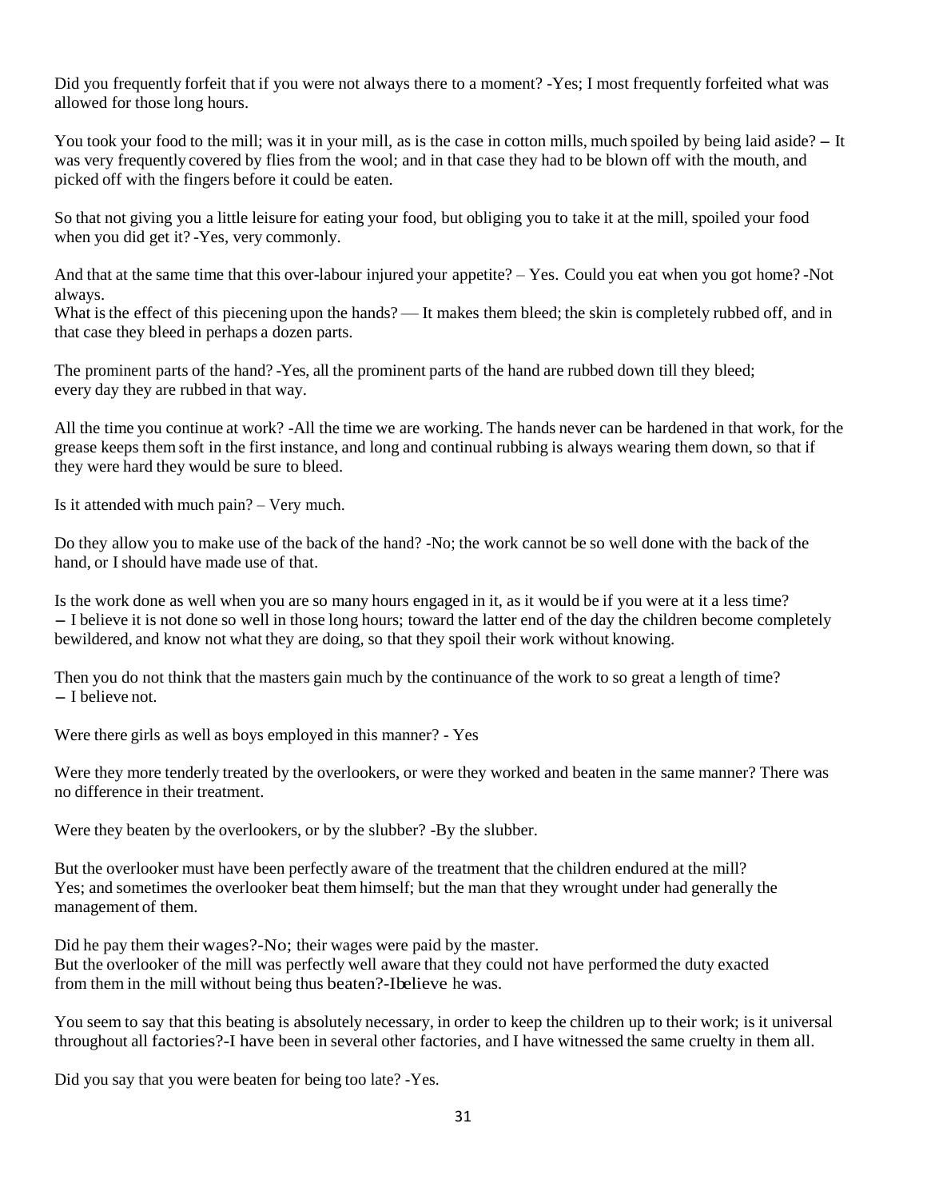Did you frequently forfeit that if you were not always there to a moment? -Yes; I most frequently forfeited what was allowed for those long hours.

You took your food to the mill; was it in your mill, as is the case in cotton mills, much spoiled by being laid aside? – It was very frequently covered by flies from the wool; and in that case they had to be blown off with the mouth, and picked off with the fingers before it could be eaten.

So that not giving you a little leisure for eating your food, but obliging you to take it at the mill, spoiled your food when you did get it? -Yes, very commonly.

And that at the same time that this over-labour injured your appetite? – Yes. Could you eat when you got home? -Not always.
What is the effect of this piecening upon the hands? — It makes them bleed; the skin is completely rubbed off, and in that case they bleed in perhaps a dozen parts.

The prominent parts of the hand? -Yes, all the prominent parts of the hand are rubbed down till they bleed; every day they are rubbed in that way.

All the time you continue at work? -All the time we are working. The hands never can be hardened in that work, for the grease keeps them soft in the first instance, and long and continual rubbing is always wearing them down, so that if they were hard they would be sure to bleed.

Is it attended with much pain? – Very much.

Do they allow you to make use of the back of the hand? -No; the work cannot be so well done with the back of the hand, or I should have made use of that.

Is the work done as well when you are so many hours engaged in it, as it would be if you were at it a less time? – I believe it is not done so well in those long hours; toward the latter end of the day the children become completely bewildered, and know not what they are doing, so that they spoil their work without knowing.

Then you do not think that the masters gain much by the continuance of the work to so great a length of time? – I believe not.

Were there girls as well as boys employed in this manner? - Yes

Were they more tenderly treated by the overlookers, or were they worked and beaten in the same manner? There was no difference in their treatment.

Were they beaten by the overlookers, or by the slubber? -By the slubber.

But the overlooker must have been perfectly aware of the treatment that the children endured at the mill? Yes; and sometimes the overlooker beat them himself; but the man that they wrought under had generally the management of them.

Did he pay them their wages?-No; their wages were paid by the master.
But the overlooker of the mill was perfectly well aware that they could not have performed the duty exacted from them in the mill without being thus beaten?-Ibelieve he was.

You seem to say that this beating is absolutely necessary, in order to keep the children up to their work; is it universal throughout all factories?-I have been in several other factories, and I have witnessed the same cruelty in them all.

Did you say that you were beaten for being too late? -Yes.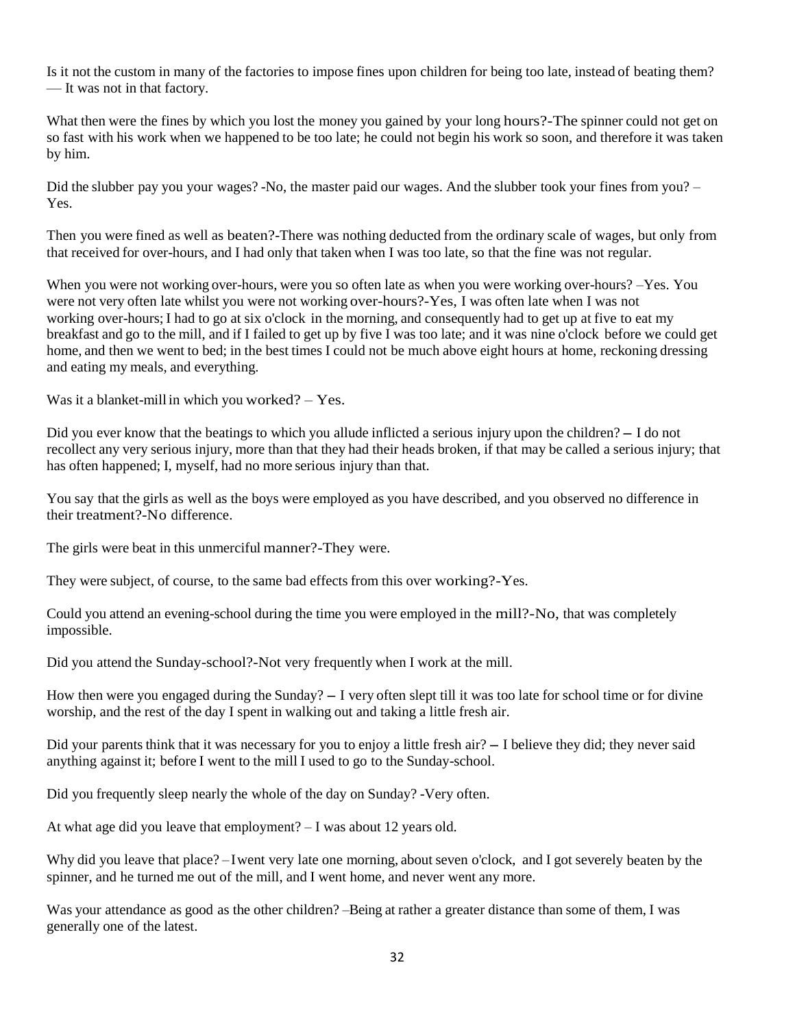Is it not the custom in many of the factories to impose fines upon children for being too late, instead of beating them? — It was not in that factory.

What then were the fines by which you lost the money you gained by your long hours?-The spinner could not get on so fast with his work when we happened to be too late; he could not begin his work so soon, and therefore it was taken by him.

Did the slubber pay you your wages? -No, the master paid our wages. And the slubber took your fines from you? – Yes.

Then you were fined as well as beaten?-There was nothing deducted from the ordinary scale of wages, but only from that received for over-hours, and I had only that taken when I was too late, so that the fine was not regular.

When you were not working over-hours, were you so often late as when you were working over-hours? –Yes. You were not very often late whilst you were not working over-hours?-Yes, I was often late when I was not working over-hours; I had to go at six o'clock in the morning, and consequently had to get up at five to eat my breakfast and go to the mill, and if I failed to get up by five I was too late; and it was nine o'clock before we could get home, and then we went to bed; in the best times I could not be much above eight hours at home, reckoning dressing and eating my meals, and everything.

Was it a blanket-mill in which you worked? – Yes.

Did you ever know that the beatings to which you allude inflicted a serious injury upon the children? – I do not recollect any very serious injury, more than that they had their heads broken, if that may be called a serious injury; that has often happened; I, myself, had no more serious injury than that.

You say that the girls as well as the boys were employed as you have described, and you observed no difference in their treatment?-No difference.

The girls were beat in this unmerciful manner?-They were.

They were subject, of course, to the same bad effects from this over working?-Yes.

Could you attend an evening-school during the time you were employed in the mill?-No, that was completely impossible.

Did you attend the Sunday-school?-Not very frequently when I work at the mill.

How then were you engaged during the Sunday? – I very often slept till it was too late for school time or for divine worship, and the rest of the day I spent in walking out and taking a little fresh air.

Did your parents think that it was necessary for you to enjoy a little fresh air? – I believe they did; they never said anything against it; before I went to the mill I used to go to the Sunday-school.

Did you frequently sleep nearly the whole of the day on Sunday? -Very often.

At what age did you leave that employment? – I was about 12 years old.

Why did you leave that place? – I went very late one morning, about seven o'clock, and I got severely beaten by the spinner, and he turned me out of the mill, and I went home, and never went any more.

Was your attendance as good as the other children? –Being at rather a greater distance than some of them, I was generally one of the latest.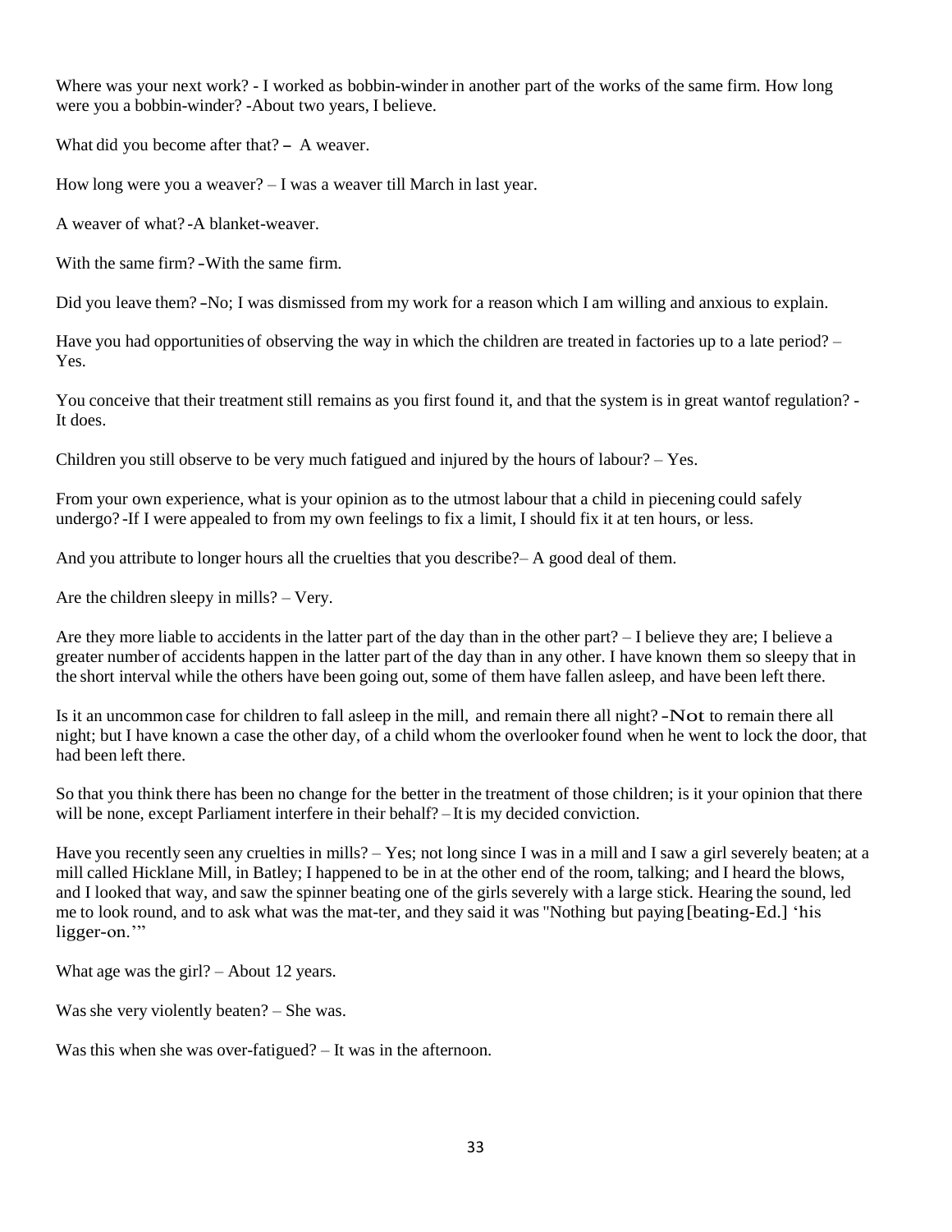Where was your next work? - I worked as bobbin-winder in another part of the works of the same firm. How long were you a bobbin-winder? -About two years, I believe.

What did you become after that? – A weaver.

How long were you a weaver? – I was a weaver till March in last year.

A weaver of what? -A blanket-weaver.

With the same firm? -With the same firm.

Did you leave them? -No; I was dismissed from my work for a reason which I am willing and anxious to explain.

Have you had opportunities of observing the way in which the children are treated in factories up to a late period? – Yes.

You conceive that their treatment still remains as you first found it, and that the system is in great wantof regulation? - It does.

Children you still observe to be very much fatigued and injured by the hours of labour? – Yes.

From your own experience, what is your opinion as to the utmost labour that a child in piecening could safely undergo? -If I were appealed to from my own feelings to fix a limit, I should fix it at ten hours, or less.

And you attribute to longer hours all the cruelties that you describe?– A good deal of them.

Are the children sleepy in mills? – Very.

Are they more liable to accidents in the latter part of the day than in the other part? – I believe they are; I believe a greater number of accidents happen in the latter part of the day than in any other. I have known them so sleepy that in the short interval while the others have been going out, some of them have fallen asleep, and have been left there.

Is it an uncommon case for children to fall asleep in the mill, and remain there all night? -Not to remain there all night; but I have known a case the other day, of a child whom the overlooker found when he went to lock the door, that had been left there.

So that you think there has been no change for the better in the treatment of those children; is it your opinion that there will be none, except Parliament interfere in their behalf? – It is my decided conviction.

Have you recently seen any cruelties in mills? – Yes; not long since I was in a mill and I saw a girl severely beaten; at a mill called Hicklane Mill, in Batley; I happened to be in at the other end of the room, talking; and I heard the blows, and I looked that way, and saw the spinner beating one of the girls severely with a large stick. Hearing the sound, led me to look round, and to ask what was the mat-ter, and they said it was "Nothing but paying [beating-Ed.] 'his ligger-on.'"

What age was the girl? – About 12 years.

Was she very violently beaten? – She was.

Was this when she was over-fatigued? – It was in the afternoon.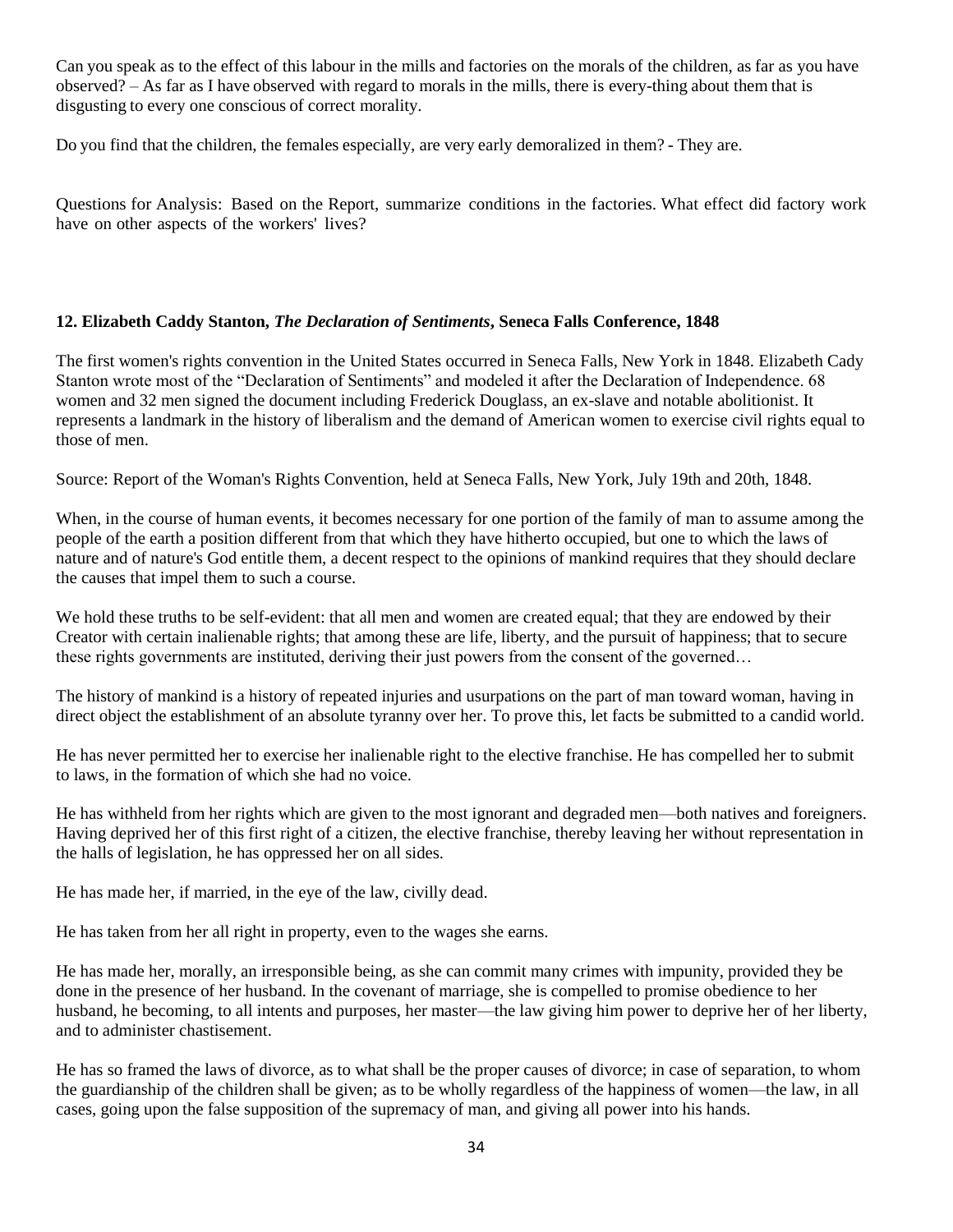Can you speak as to the effect of this labour in the mills and factories on the morals of the children, as far as you have observed? – As far as I have observed with regard to morals in the mills, there is every-thing about them that is disgusting to every one conscious of correct morality.

Do you find that the children, the females especially, are very early demoralized in them? - They are.

Questions for Analysis: Based on the Report, summarize conditions in the factories. What effect did factory work have on other aspects of the workers' lives?

### 12. Elizabeth Caddy Stanton, *The Declaration of Sentiments*, Seneca Falls Conference, 1848

The first women's rights convention in the United States occurred in Seneca Falls, New York in 1848. Elizabeth Cady Stanton wrote most of the "Declaration of Sentiments" and modeled it after the Declaration of Independence. 68 women and 32 men signed the document including Frederick Douglass, an ex-slave and notable abolitionist. It represents a landmark in the history of liberalism and the demand of American women to exercise civil rights equal to those of men.

Source: Report of the Woman's Rights Convention, held at Seneca Falls, New York, July 19th and 20th, 1848.

When, in the course of human events, it becomes necessary for one portion of the family of man to assume among the people of the earth a position different from that which they have hitherto occupied, but one to which the laws of nature and of nature's God entitle them, a decent respect to the opinions of mankind requires that they should declare the causes that impel them to such a course.

We hold these truths to be self-evident: that all men and women are created equal; that they are endowed by their Creator with certain inalienable rights; that among these are life, liberty, and the pursuit of happiness; that to secure these rights governments are instituted, deriving their just powers from the consent of the governed…

The history of mankind is a history of repeated injuries and usurpations on the part of man toward woman, having in direct object the establishment of an absolute tyranny over her. To prove this, let facts be submitted to a candid world.

He has never permitted her to exercise her inalienable right to the elective franchise. He has compelled her to submit to laws, in the formation of which she had no voice.

He has withheld from her rights which are given to the most ignorant and degraded men—both natives and foreigners. Having deprived her of this first right of a citizen, the elective franchise, thereby leaving her without representation in the halls of legislation, he has oppressed her on all sides.

He has made her, if married, in the eye of the law, civilly dead.

He has taken from her all right in property, even to the wages she earns.

He has made her, morally, an irresponsible being, as she can commit many crimes with impunity, provided they be done in the presence of her husband. In the covenant of marriage, she is compelled to promise obedience to her husband, he becoming, to all intents and purposes, her master—the law giving him power to deprive her of her liberty, and to administer chastisement.

He has so framed the laws of divorce, as to what shall be the proper causes of divorce; in case of separation, to whom the guardianship of the children shall be given; as to be wholly regardless of the happiness of women—the law, in all cases, going upon the false supposition of the supremacy of man, and giving all power into his hands.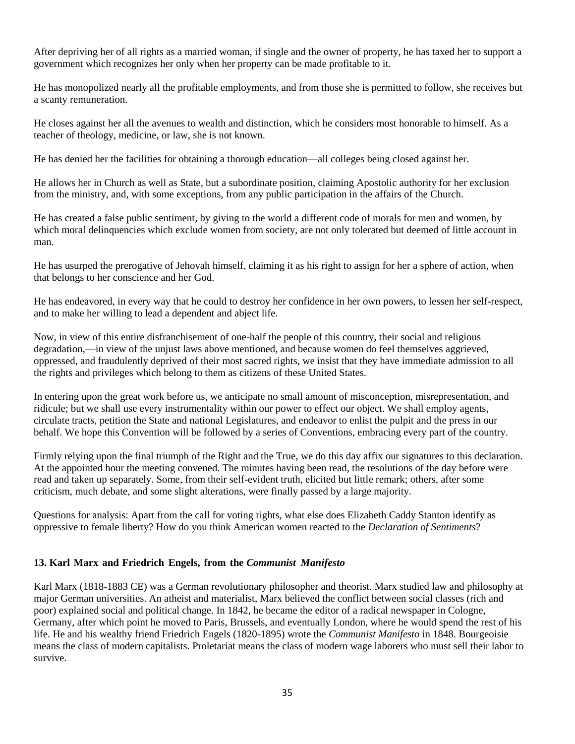After depriving her of all rights as a married woman, if single and the owner of property, he has taxed her to support a government which recognizes her only when her property can be made profitable to it.

He has monopolized nearly all the profitable employments, and from those she is permitted to follow, she receives but a scanty remuneration.

He closes against her all the avenues to wealth and distinction, which he considers most honorable to himself. As a teacher of theology, medicine, or law, she is not known.

He has denied her the facilities for obtaining a thorough education—all colleges being closed against her.

He allows her in Church as well as State, but a subordinate position, claiming Apostolic authority for her exclusion from the ministry, and, with some exceptions, from any public participation in the affairs of the Church.

He has created a false public sentiment, by giving to the world a different code of morals for men and women, by which moral delinquencies which exclude women from society, are not only tolerated but deemed of little account in man.

He has usurped the prerogative of Jehovah himself, claiming it as his right to assign for her a sphere of action, when that belongs to her conscience and her God.

He has endeavored, in every way that he could to destroy her confidence in her own powers, to lessen her self-respect, and to make her willing to lead a dependent and abject life.

Now, in view of this entire disfranchisement of one-half the people of this country, their social and religious degradation,—in view of the unjust laws above mentioned, and because women do feel themselves aggrieved, oppressed, and fraudulently deprived of their most sacred rights, we insist that they have immediate admission to all the rights and privileges which belong to them as citizens of these United States.

In entering upon the great work before us, we anticipate no small amount of misconception, misrepresentation, and ridicule; but we shall use every instrumentality within our power to effect our object. We shall employ agents, circulate tracts, petition the State and national Legislatures, and endeavor to enlist the pulpit and the press in our behalf. We hope this Convention will be followed by a series of Conventions, embracing every part of the country.

Firmly relying upon the final triumph of the Right and the True, we do this day affix our signatures to this declaration. At the appointed hour the meeting convened. The minutes having been read, the resolutions of the day before were read and taken up separately. Some, from their self-evident truth, elicited but little remark; others, after some criticism, much debate, and some slight alterations, were finally passed by a large majority.

Questions for analysis: Apart from the call for voting rights, what else does Elizabeth Caddy Stanton identify as oppressive to female liberty? How do you think American women reacted to the *Declaration of Sentiments*?

### 13. Karl Marx and Friedrich Engels, from the *Communist Manifesto*

Karl Marx (1818-1883 CE) was a German revolutionary philosopher and theorist. Marx studied law and philosophy at major German universities. An atheist and materialist, Marx believed the conflict between social classes (rich and poor) explained social and political change. In 1842, he became the editor of a radical newspaper in Cologne, Germany, after which point he moved to Paris, Brussels, and eventually London, where he would spend the rest of his life. He and his wealthy friend Friedrich Engels (1820-1895) wrote the *Communist Manifesto* in 1848. Bourgeoisie means the class of modern capitalists. Proletariat means the class of modern wage laborers who must sell their labor to survive.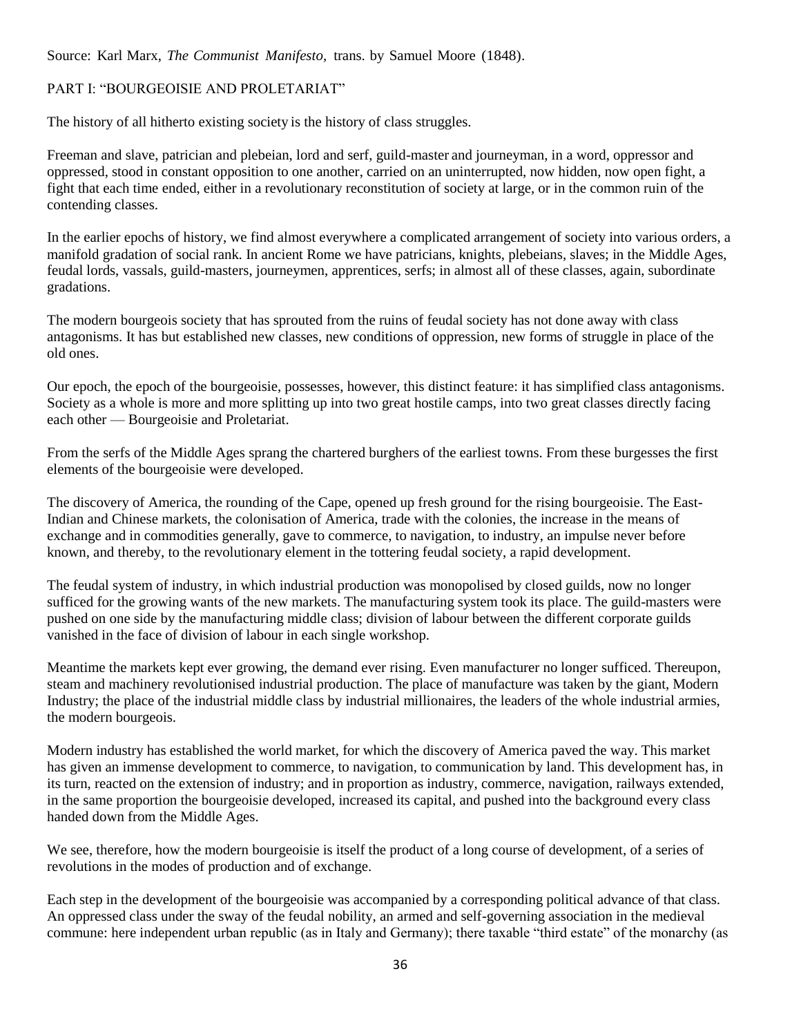Source: Karl Marx, *The Communist Manifesto,* trans. by Samuel Moore (1848).

PART I: "BOURGEOISIE AND PROLETARIAT"

The history of all hitherto existing society is the history of class struggles.

Freeman and slave, patrician and plebeian, lord and serf, guild-master and journeyman, in a word, oppressor and oppressed, stood in constant opposition to one another, carried on an uninterrupted, now hidden, now open fight, a fight that each time ended, either in a revolutionary reconstitution of society at large, or in the common ruin of the contending classes.

In the earlier epochs of history, we find almost everywhere a complicated arrangement of society into various orders, a manifold gradation of social rank. In ancient Rome we have patricians, knights, plebeians, slaves; in the Middle Ages, feudal lords, vassals, guild-masters, journeymen, apprentices, serfs; in almost all of these classes, again, subordinate gradations.

The modern bourgeois society that has sprouted from the ruins of feudal society has not done away with class antagonisms. It has but established new classes, new conditions of oppression, new forms of struggle in place of the old ones.

Our epoch, the epoch of the bourgeoisie, possesses, however, this distinct feature: it has simplified class antagonisms. Society as a whole is more and more splitting up into two great hostile camps, into two great classes directly facing each other — Bourgeoisie and Proletariat.

From the serfs of the Middle Ages sprang the chartered burghers of the earliest towns. From these burgesses the first elements of the bourgeoisie were developed.

The discovery of America, the rounding of the Cape, opened up fresh ground for the rising bourgeoisie. The East-Indian and Chinese markets, the colonisation of America, trade with the colonies, the increase in the means of exchange and in commodities generally, gave to commerce, to navigation, to industry, an impulse never before known, and thereby, to the revolutionary element in the tottering feudal society, a rapid development.

The feudal system of industry, in which industrial production was monopolised by closed guilds, now no longer sufficed for the growing wants of the new markets. The manufacturing system took its place. The guild-masters were pushed on one side by the manufacturing middle class; division of labour between the different corporate guilds vanished in the face of division of labour in each single workshop.

Meantime the markets kept ever growing, the demand ever rising. Even manufacturer no longer sufficed. Thereupon, steam and machinery revolutionised industrial production. The place of manufacture was taken by the giant, Modern Industry; the place of the industrial middle class by industrial millionaires, the leaders of the whole industrial armies, the modern bourgeois.

Modern industry has established the world market, for which the discovery of America paved the way. This market has given an immense development to commerce, to navigation, to communication by land. This development has, in its turn, reacted on the extension of industry; and in proportion as industry, commerce, navigation, railways extended, in the same proportion the bourgeoisie developed, increased its capital, and pushed into the background every class handed down from the Middle Ages.

We see, therefore, how the modern bourgeoisie is itself the product of a long course of development, of a series of revolutions in the modes of production and of exchange.

Each step in the development of the bourgeoisie was accompanied by a corresponding political advance of that class. An oppressed class under the sway of the feudal nobility, an armed and self-governing association in the medieval commune: here independent urban republic (as in Italy and Germany); there taxable "third estate" of the monarchy (as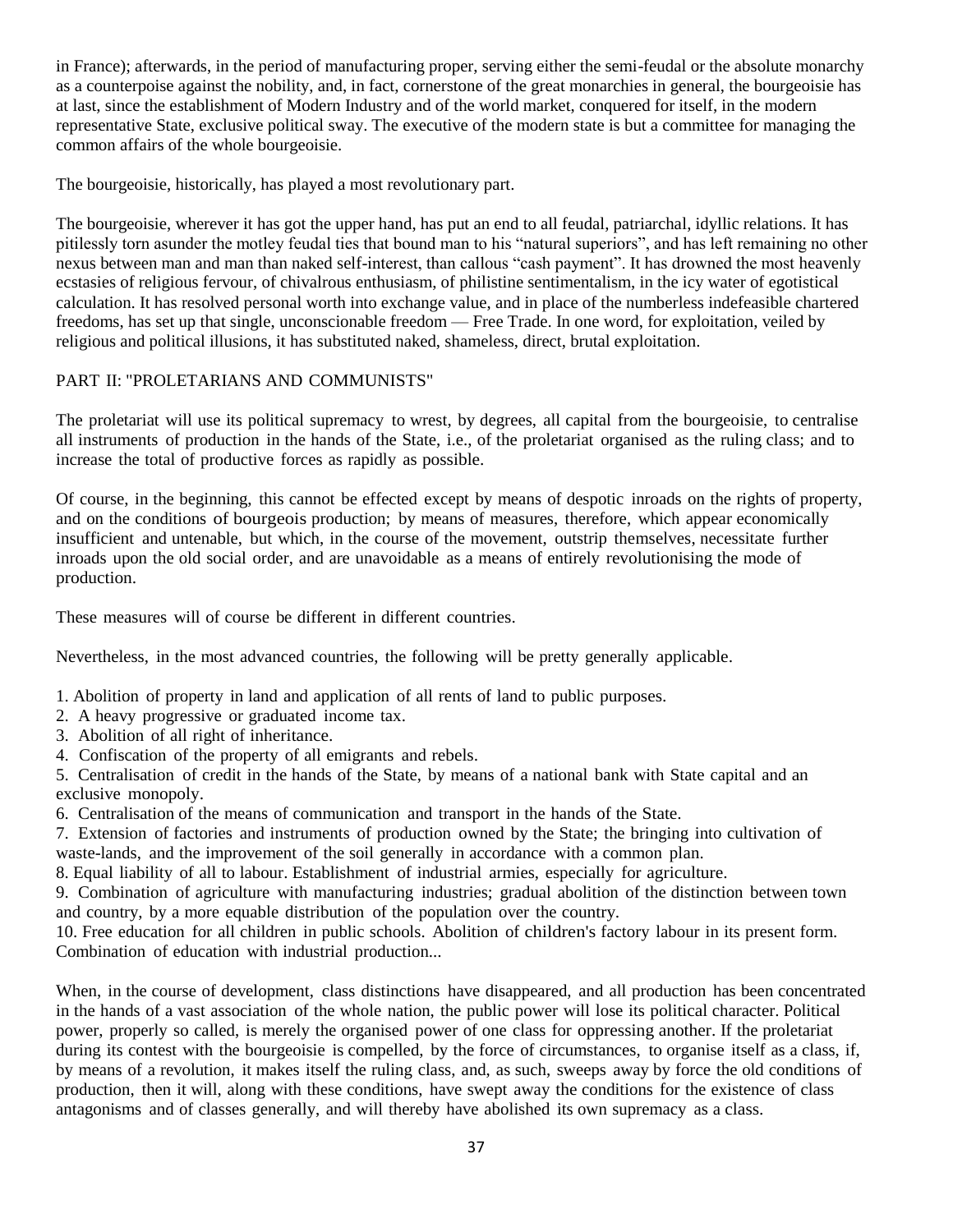in France); afterwards, in the period of manufacturing proper, serving either the semi-feudal or the absolute monarchy as a counterpoise against the nobility, and, in fact, cornerstone of the great monarchies in general, the bourgeoisie has at last, since the establishment of Modern Industry and of the world market, conquered for itself, in the modern representative State, exclusive political sway. The executive of the modern state is but a committee for managing the common affairs of the whole bourgeoisie.

The bourgeoisie, historically, has played a most revolutionary part.

The bourgeoisie, wherever it has got the upper hand, has put an end to all feudal, patriarchal, idyllic relations. It has pitilessly torn asunder the motley feudal ties that bound man to his “natural superiors”, and has left remaining no other nexus between man and man than naked self-interest, than callous “cash payment”. It has drowned the most heavenly ecstasies of religious fervour, of chivalrous enthusiasm, of philistine sentimentalism, in the icy water of egotistical calculation. It has resolved personal worth into exchange value, and in place of the numberless indefeasible chartered freedoms, has set up that single, unconscionable freedom — Free Trade. In one word, for exploitation, veiled by religious and political illusions, it has substituted naked, shameless, direct, brutal exploitation.

## PART II: "PROLETARIANS AND COMMUNISTS"

The proletariat will use its political supremacy to wrest, by degrees, all capital from the bourgeoisie, to centralise all instruments of production in the hands of the State, i.e., of the proletariat organised as the ruling class; and to increase the total of productive forces as rapidly as possible.

Of course, in the beginning, this cannot be effected except by means of despotic inroads on the rights of property, and on the conditions of bourgeois production; by means of measures, therefore, which appear economically insufficient and untenable, but which, in the course of the movement, outstrip themselves, necessitate further inroads upon the old social order, and are unavoidable as a means of entirely revolutionising the mode of production.

These measures will of course be different in different countries.

Nevertheless, in the most advanced countries, the following will be pretty generally applicable.

1. Abolition of property in land and application of all rents of land to public purposes.
2. A heavy progressive or graduated income tax.
3. Abolition of all right of inheritance.
4. Confiscation of the property of all emigrants and rebels.
5. Centralisation of credit in the hands of the State, by means of a national bank with State capital and an exclusive monopoly.
6. Centralisation of the means of communication and transport in the hands of the State.
7. Extension of factories and instruments of production owned by the State; the bringing into cultivation of waste-lands, and the improvement of the soil generally in accordance with a common plan.
8. Equal liability of all to labour. Establishment of industrial armies, especially for agriculture.
9. Combination of agriculture with manufacturing industries; gradual abolition of the distinction between town and country, by a more equable distribution of the population over the country.
10. Free education for all children in public schools. Abolition of children's factory labour in its present form. Combination of education with industrial production...

When, in the course of development, class distinctions have disappeared, and all production has been concentrated in the hands of a vast association of the whole nation, the public power will lose its political character. Political power, properly so called, is merely the organised power of one class for oppressing another. If the proletariat during its contest with the bourgeoisie is compelled, by the force of circumstances, to organise itself as a class, if, by means of a revolution, it makes itself the ruling class, and, as such, sweeps away by force the old conditions of production, then it will, along with these conditions, have swept away the conditions for the existence of class antagonisms and of classes generally, and will thereby have abolished its own supremacy as a class.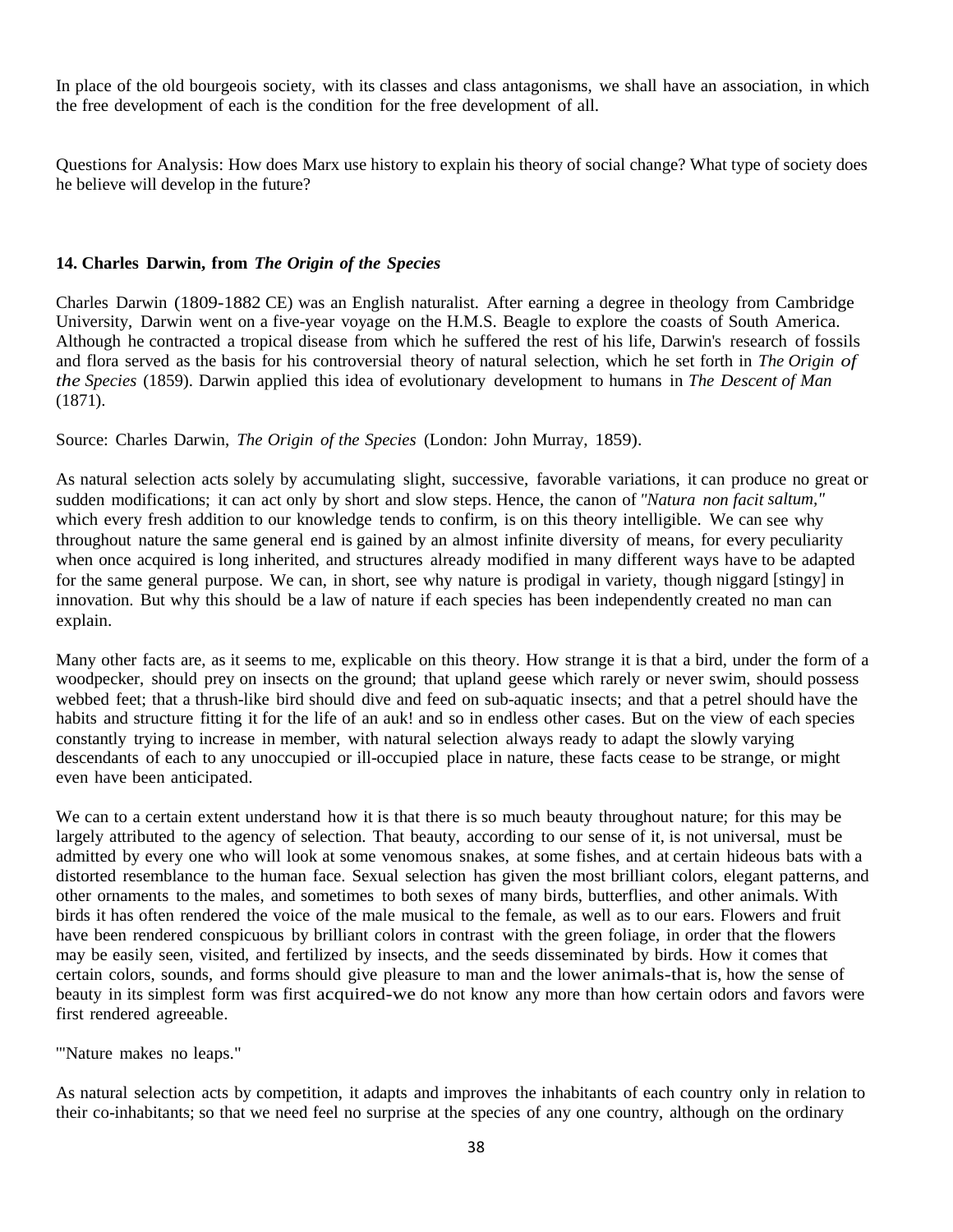In place of the old bourgeois society, with its classes and class antagonisms, we shall have an association, in which the free development of each is the condition for the free development of all.

Questions for Analysis: How does Marx use history to explain his theory of social change? What type of society does he believe will develop in the future?

### 14. Charles Darwin, from *The Origin of the Species*

Charles Darwin (1809-1882 CE) was an English naturalist. After earning a degree in theology from Cambridge University, Darwin went on a five-year voyage on the H.M.S. Beagle to explore the coasts of South America. Although he contracted a tropical disease from which he suffered the rest of his life, Darwin's research of fossils and flora served as the basis for his controversial theory of natural selection, which he set forth in *The Origin of the Species* (1859). Darwin applied this idea of evolutionary development to humans in *The Descent of Man* (1871).

Source: Charles Darwin, *The Origin of the Species* (London: John Murray, 1859).

As natural selection acts solely by accumulating slight, successive, favorable variations, it can produce no great or sudden modifications; it can act only by short and slow steps. Hence, the canon of *"Natura non facit saltum,"* which every fresh addition to our knowledge tends to confirm, is on this theory intelligible. We can see why throughout nature the same general end is gained by an almost infinite diversity of means, for every peculiarity when once acquired is long inherited, and structures already modified in many different ways have to be adapted for the same general purpose. We can, in short, see why nature is prodigal in variety, though niggard [stingy] in innovation. But why this should be a law of nature if each species has been independently created no man can explain.

Many other facts are, as it seems to me, explicable on this theory. How strange it is that a bird, under the form of a woodpecker, should prey on insects on the ground; that upland geese which rarely or never swim, should possess webbed feet; that a thrush-like bird should dive and feed on sub-aquatic insects; and that a petrel should have the habits and structure fitting it for the life of an auk! and so in endless other cases. But on the view of each species constantly trying to increase in member, with natural selection always ready to adapt the slowly varying descendants of each to any unoccupied or ill-occupied place in nature, these facts cease to be strange, or might even have been anticipated.

We can to a certain extent understand how it is that there is so much beauty throughout nature; for this may be largely attributed to the agency of selection. That beauty, according to our sense of it, is not universal, must be admitted by every one who will look at some venomous snakes, at some fishes, and at certain hideous bats with a distorted resemblance to the human face. Sexual selection has given the most brilliant colors, elegant patterns, and other ornaments to the males, and sometimes to both sexes of many birds, butterflies, and other animals. With birds it has often rendered the voice of the male musical to the female, as well as to our ears. Flowers and fruit have been rendered conspicuous by brilliant colors in contrast with the green foliage, in order that the flowers may be easily seen, visited, and fertilized by insects, and the seeds disseminated by birds. How it comes that certain colors, sounds, and forms should give pleasure to man and the lower animals-that is, how the sense of beauty in its simplest form was first acquired-we do not know any more than how certain odors and favors were first rendered agreeable.

"'Nature makes no leaps."

As natural selection acts by competition, it adapts and improves the inhabitants of each country only in relation to their co-inhabitants; so that we need feel no surprise at the species of any one country, although on the ordinary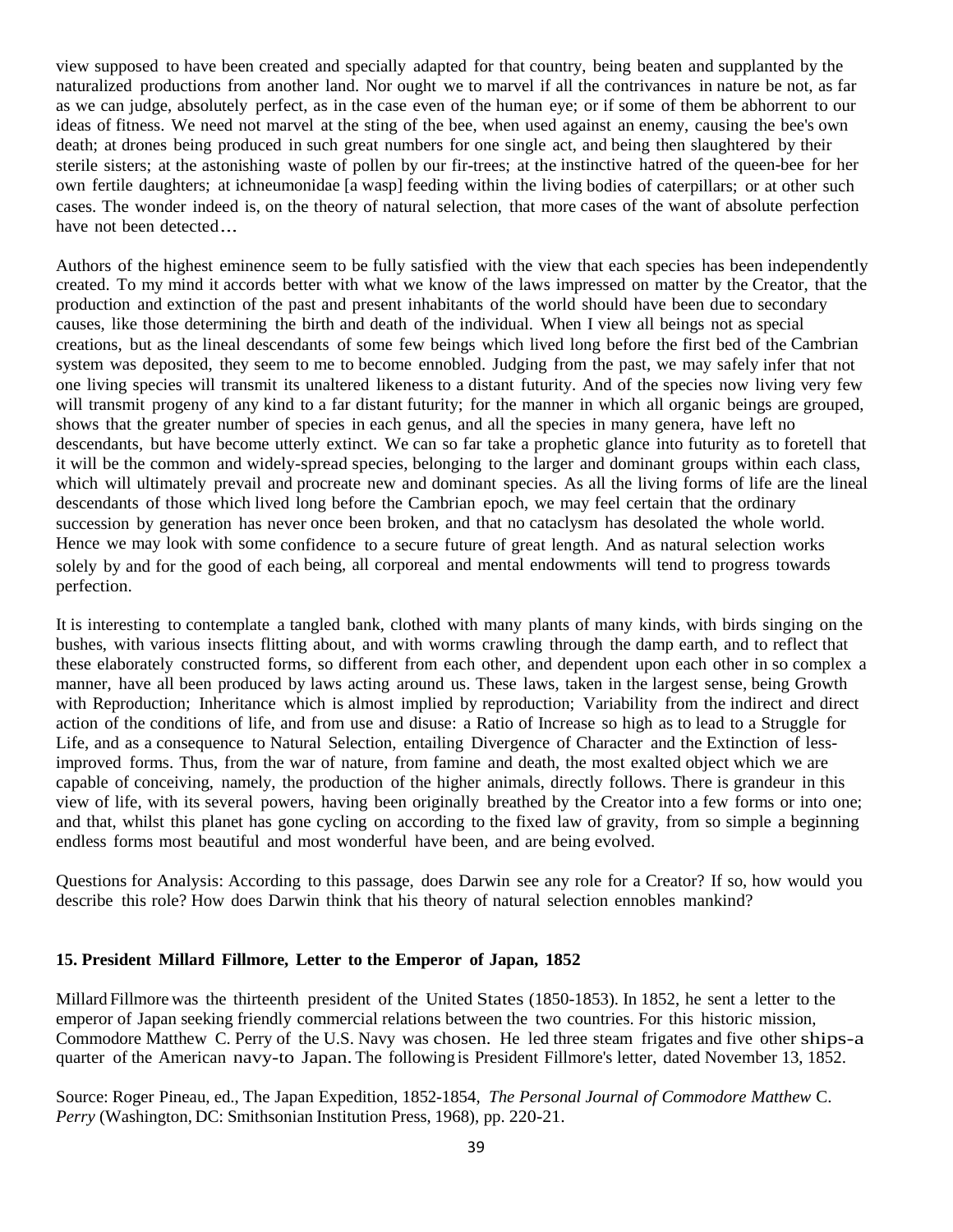view supposed to have been created and specially adapted for that country, being beaten and supplanted by the naturalized productions from another land. Nor ought we to marvel if all the contrivances in nature be not, as far as we can judge, absolutely perfect, as in the case even of the human eye; or if some of them be abhorrent to our ideas of fitness. We need not marvel at the sting of the bee, when used against an enemy, causing the bee's own death; at drones being produced in such great numbers for one single act, and being then slaughtered by their sterile sisters; at the astonishing waste of pollen by our fir-trees; at the instinctive hatred of the queen-bee for her own fertile daughters; at ichneumonidae [a wasp] feeding within the living bodies of caterpillars; or at other such cases. The wonder indeed is, on the theory of natural selection, that more cases of the want of absolute perfection have not been detected...

Authors of the highest eminence seem to be fully satisfied with the view that each species has been independently created. To my mind it accords better with what we know of the laws impressed on matter by the Creator, that the production and extinction of the past and present inhabitants of the world should have been due to secondary causes, like those determining the birth and death of the individual. When I view all beings not as special creations, but as the lineal descendants of some few beings which lived long before the first bed of the Cambrian system was deposited, they seem to me to become ennobled. Judging from the past, we may safely infer that not one living species will transmit its unaltered likeness to a distant futurity. And of the species now living very few will transmit progeny of any kind to a far distant futurity; for the manner in which all organic beings are grouped, shows that the greater number of species in each genus, and all the species in many genera, have left no descendants, but have become utterly extinct. We can so far take a prophetic glance into futurity as to foretell that it will be the common and widely-spread species, belonging to the larger and dominant groups within each class, which will ultimately prevail and procreate new and dominant species. As all the living forms of life are the lineal descendants of those which lived long before the Cambrian epoch, we may feel certain that the ordinary succession by generation has never once been broken, and that no cataclysm has desolated the whole world. Hence we may look with some confidence to a secure future of great length. And as natural selection works solely by and for the good of each being, all corporeal and mental endowments will tend to progress towards perfection.

It is interesting to contemplate a tangled bank, clothed with many plants of many kinds, with birds singing on the bushes, with various insects flitting about, and with worms crawling through the damp earth, and to reflect that these elaborately constructed forms, so different from each other, and dependent upon each other in so complex a manner, have all been produced by laws acting around us. These laws, taken in the largest sense, being Growth with Reproduction; Inheritance which is almost implied by reproduction; Variability from the indirect and direct action of the conditions of life, and from use and disuse: a Ratio of Increase so high as to lead to a Struggle for Life, and as a consequence to Natural Selection, entailing Divergence of Character and the Extinction of less-improved forms. Thus, from the war of nature, from famine and death, the most exalted object which we are capable of conceiving, namely, the production of the higher animals, directly follows. There is grandeur in this view of life, with its several powers, having been originally breathed by the Creator into a few forms or into one; and that, whilst this planet has gone cycling on according to the fixed law of gravity, from so simple a beginning endless forms most beautiful and most wonderful have been, and are being evolved.

Questions for Analysis: According to this passage, does Darwin see any role for a Creator? If so, how would you describe this role? How does Darwin think that his theory of natural selection ennobles mankind?

**15. President Millard Fillmore, Letter to the Emperor of Japan, 1852**

Millard Fillmore was the thirteenth president of the United States (1850-1853). In 1852, he sent a letter to the emperor of Japan seeking friendly commercial relations between the two countries. For this historic mission, Commodore Matthew C. Perry of the U.S. Navy was chosen. He led three steam frigates and five other ships-a quarter of the American navy-to Japan. The following is President Fillmore's letter, dated November 13, 1852.

Source: Roger Pineau, ed., The Japan Expedition, 1852-1854, *The Personal Journal of Commodore Matthew* C. *Perry* (Washington, DC: Smithsonian Institution Press, 1968), pp. 220-21.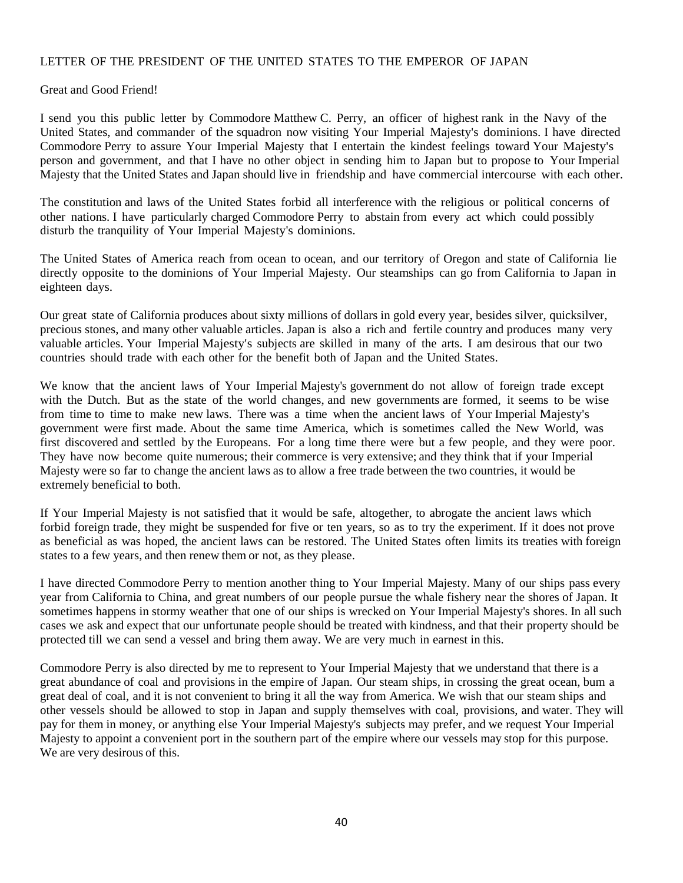## LETTER OF THE PRESIDENT OF THE UNITED STATES TO THE EMPEROR OF JAPAN

Great and Good Friend!

I send you this public letter by Commodore Matthew C. Perry, an officer of highest rank in the Navy of the United States, and commander of the squadron now visiting Your Imperial Majesty's dominions. I have directed Commodore Perry to assure Your Imperial Majesty that I entertain the kindest feelings toward Your Majesty's person and government, and that I have no other object in sending him to Japan but to propose to Your Imperial Majesty that the United States and Japan should live in friendship and have commercial intercourse with each other.

The constitution and laws of the United States forbid all interference with the religious or political concerns of other nations. I have particularly charged Commodore Perry to abstain from every act which could possibly disturb the tranquility of Your Imperial Majesty's dominions.

The United States of America reach from ocean to ocean, and our territory of Oregon and state of California lie directly opposite to the dominions of Your Imperial Majesty. Our steamships can go from California to Japan in eighteen days.

Our great state of California produces about sixty millions of dollars in gold every year, besides silver, quicksilver, precious stones, and many other valuable articles. Japan is also a rich and fertile country and produces many very valuable articles. Your Imperial Majesty's subjects are skilled in many of the arts. I am desirous that our two countries should trade with each other for the benefit both of Japan and the United States.

We know that the ancient laws of Your Imperial Majesty's government do not allow of foreign trade except with the Dutch. But as the state of the world changes, and new governments are formed, it seems to be wise from time to time to make new laws. There was a time when the ancient laws of Your Imperial Majesty's government were first made. About the same time America, which is sometimes called the New World, was first discovered and settled by the Europeans. For a long time there were but a few people, and they were poor. They have now become quite numerous; their commerce is very extensive; and they think that if your Imperial Majesty were so far to change the ancient laws as to allow a free trade between the two countries, it would be extremely beneficial to both.

If Your Imperial Majesty is not satisfied that it would be safe, altogether, to abrogate the ancient laws which forbid foreign trade, they might be suspended for five or ten years, so as to try the experiment. If it does not prove as beneficial as was hoped, the ancient laws can be restored. The United States often limits its treaties with foreign states to a few years, and then renew them or not, as they please.

I have directed Commodore Perry to mention another thing to Your Imperial Majesty. Many of our ships pass every year from California to China, and great numbers of our people pursue the whale fishery near the shores of Japan. It sometimes happens in stormy weather that one of our ships is wrecked on Your Imperial Majesty's shores. In all such cases we ask and expect that our unfortunate people should be treated with kindness, and that their property should be protected till we can send a vessel and bring them away. We are very much in earnest in this.

Commodore Perry is also directed by me to represent to Your Imperial Majesty that we understand that there is a great abundance of coal and provisions in the empire of Japan. Our steam ships, in crossing the great ocean, bum a great deal of coal, and it is not convenient to bring it all the way from America. We wish that our steam ships and other vessels should be allowed to stop in Japan and supply themselves with coal, provisions, and water. They will pay for them in money, or anything else Your Imperial Majesty's subjects may prefer, and we request Your Imperial Majesty to appoint a convenient port in the southern part of the empire where our vessels may stop for this purpose. We are very desirous of this.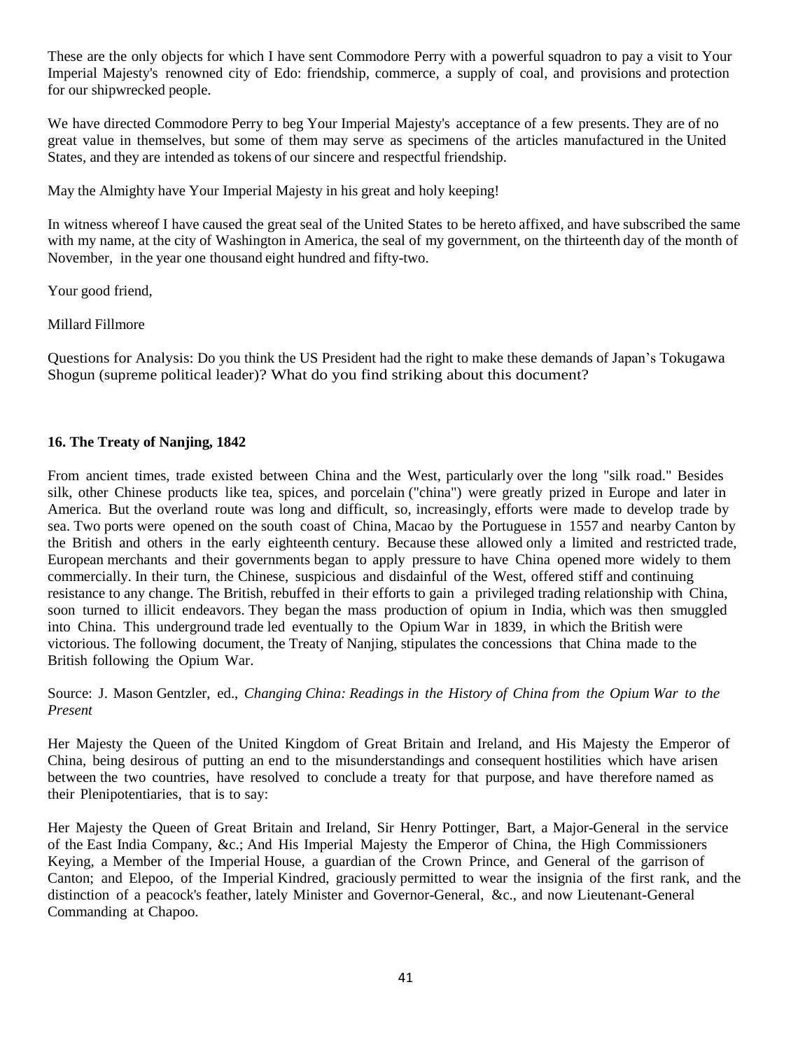These are the only objects for which I have sent Commodore Perry with a powerful squadron to pay a visit to Your Imperial Majesty's renowned city of Edo: friendship, commerce, a supply of coal, and provisions and protection for our shipwrecked people.

We have directed Commodore Perry to beg Your Imperial Majesty's acceptance of a few presents. They are of no great value in themselves, but some of them may serve as specimens of the articles manufactured in the United States, and they are intended as tokens of our sincere and respectful friendship.

May the Almighty have Your Imperial Majesty in his great and holy keeping!

In witness whereof I have caused the great seal of the United States to be hereto affixed, and have subscribed the same with my name, at the city of Washington in America, the seal of my government, on the thirteenth day of the month of November, in the year one thousand eight hundred and fifty-two.

Your good friend,

Millard Fillmore

Questions for Analysis: Do you think the US President had the right to make these demands of Japan's Tokugawa Shogun (supreme political leader)? What do you find striking about this document?

### 16. The Treaty of Nanjing, 1842

From ancient times, trade existed between China and the West, particularly over the long "silk road." Besides silk, other Chinese products like tea, spices, and porcelain ("china") were greatly prized in Europe and later in America. But the overland route was long and difficult, so, increasingly, efforts were made to develop trade by sea. Two ports were opened on the south coast of China, Macao by the Portuguese in 1557 and nearby Canton by the British and others in the early eighteenth century. Because these allowed only a limited and restricted trade, European merchants and their governments began to apply pressure to have China opened more widely to them commercially. In their turn, the Chinese, suspicious and disdainful of the West, offered stiff and continuing resistance to any change. The British, rebuffed in their efforts to gain a privileged trading relationship with China, soon turned to illicit endeavors. They began the mass production of opium in India, which was then smuggled into China. This underground trade led eventually to the Opium War in 1839, in which the British were victorious. The following document, the Treaty of Nanjing, stipulates the concessions that China made to the British following the Opium War.

Source: J. Mason Gentzler, ed., *Changing China: Readings in the History of China from the Opium War to the Present*

Her Majesty the Queen of the United Kingdom of Great Britain and Ireland, and His Majesty the Emperor of China, being desirous of putting an end to the misunderstandings and consequent hostilities which have arisen between the two countries, have resolved to conclude a treaty for that purpose, and have therefore named as their Plenipotentiaries, that is to say:

Her Majesty the Queen of Great Britain and Ireland, Sir Henry Pottinger, Bart, a Major-General in the service of the East India Company, &c.; And His Imperial Majesty the Emperor of China, the High Commissioners Keying, a Member of the Imperial House, a guardian of the Crown Prince, and General of the garrison of Canton; and Elepoo, of the Imperial Kindred, graciously permitted to wear the insignia of the first rank, and the distinction of a peacock's feather, lately Minister and Governor-General, &c., and now Lieutenant-General Commanding at Chapoo.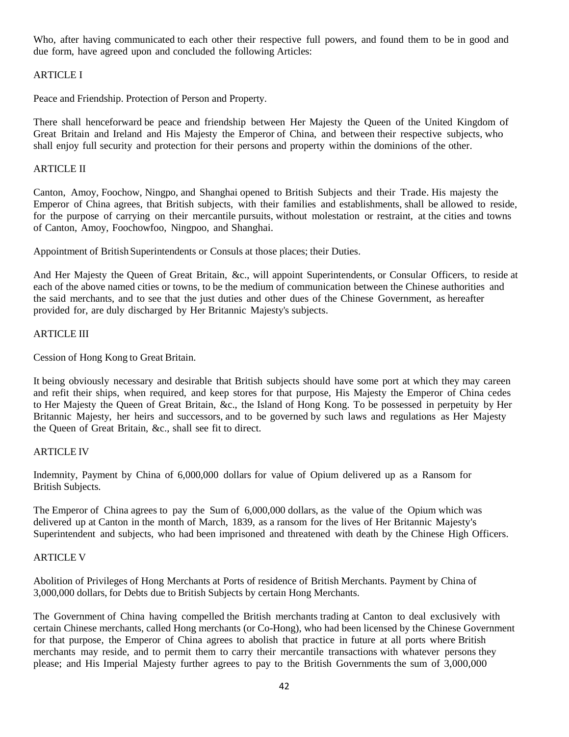Who, after having communicated to each other their respective full powers, and found them to be in good and due form, have agreed upon and concluded the following Articles:

## ARTICLE I

Peace and Friendship. Protection of Person and Property.

There shall henceforward be peace and friendship between Her Majesty the Queen of the United Kingdom of Great Britain and Ireland and His Majesty the Emperor of China, and between their respective subjects, who shall enjoy full security and protection for their persons and property within the dominions of the other.

## ARTICLE II

Canton, Amoy, Foochow, Ningpo, and Shanghai opened to British Subjects and their Trade. His majesty the Emperor of China agrees, that British subjects, with their families and establishments, shall be allowed to reside, for the purpose of carrying on their mercantile pursuits, without molestation or restraint, at the cities and towns of Canton, Amoy, Foochowfoo, Ningpoo, and Shanghai.

Appointment of British Superintendents or Consuls at those places; their Duties.

And Her Majesty the Queen of Great Britain, &c., will appoint Superintendents, or Consular Officers, to reside at each of the above named cities or towns, to be the medium of communication between the Chinese authorities and the said merchants, and to see that the just duties and other dues of the Chinese Government, as hereafter provided for, are duly discharged by Her Britannic Majesty's subjects.

## ARTICLE III

Cession of Hong Kong to Great Britain.

It being obviously necessary and desirable that British subjects should have some port at which they may careen and refit their ships, when required, and keep stores for that purpose, His Majesty the Emperor of China cedes to Her Majesty the Queen of Great Britain, &c., the Island of Hong Kong. To be possessed in perpetuity by Her Britannic Majesty, her heirs and successors, and to be governed by such laws and regulations as Her Majesty the Queen of Great Britain, &c., shall see fit to direct.

## ARTICLE IV

Indemnity, Payment by China of 6,000,000 dollars for value of Opium delivered up as a Ransom for British Subjects.

The Emperor of China agrees to pay the Sum of 6,000,000 dollars, as the value of the Opium which was delivered up at Canton in the month of March, 1839, as a ransom for the lives of Her Britannic Majesty's Superintendent and subjects, who had been imprisoned and threatened with death by the Chinese High Officers.

## ARTICLE V

Abolition of Privileges of Hong Merchants at Ports of residence of British Merchants. Payment by China of 3,000,000 dollars, for Debts due to British Subjects by certain Hong Merchants.

The Government of China having compelled the British merchants trading at Canton to deal exclusively with certain Chinese merchants, called Hong merchants (or Co-Hong), who had been licensed by the Chinese Government for that purpose, the Emperor of China agrees to abolish that practice in future at all ports where British merchants may reside, and to permit them to carry their mercantile transactions with whatever persons they please; and His Imperial Majesty further agrees to pay to the British Governments the sum of 3,000,000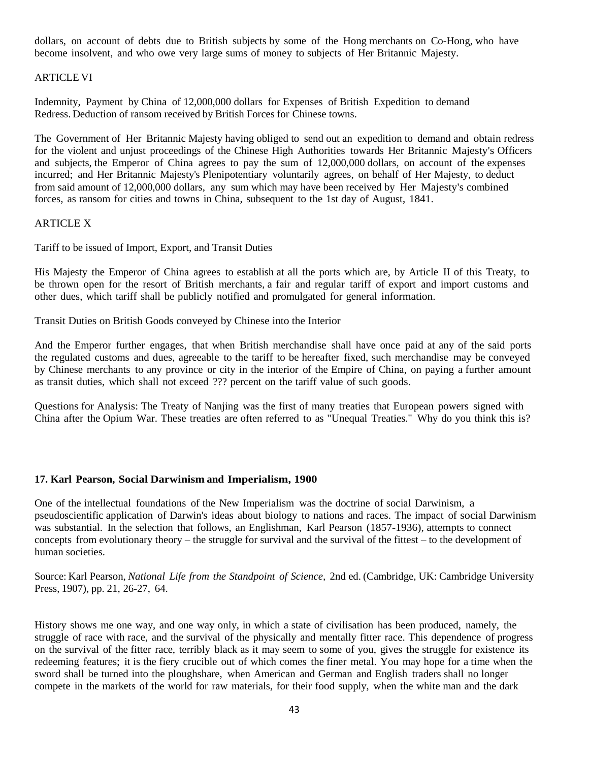dollars, on account of debts due to British subjects by some of the Hong merchants on Co-Hong, who have become insolvent, and who owe very large sums of money to subjects of Her Britannic Majesty.

ARTICLE VI

Indemnity, Payment by China of 12,000,000 dollars for Expenses of British Expedition to demand Redress. Deduction of ransom received by British Forces for Chinese towns.

The Government of Her Britannic Majesty having obliged to send out an expedition to demand and obtain redress for the violent and unjust proceedings of the Chinese High Authorities towards Her Britannic Majesty's Officers and subjects, the Emperor of China agrees to pay the sum of 12,000,000 dollars, on account of the expenses incurred; and Her Britannic Majesty's Plenipotentiary voluntarily agrees, on behalf of Her Majesty, to deduct from said amount of 12,000,000 dollars, any sum which may have been received by Her Majesty's combined forces, as ransom for cities and towns in China, subsequent to the 1st day of August, 1841.

ARTICLE X

Tariff to be issued of Import, Export, and Transit Duties

His Majesty the Emperor of China agrees to establish at all the ports which are, by Article II of this Treaty, to be thrown open for the resort of British merchants, a fair and regular tariff of export and import customs and other dues, which tariff shall be publicly notified and promulgated for general information.

Transit Duties on British Goods conveyed by Chinese into the Interior

And the Emperor further engages, that when British merchandise shall have once paid at any of the said ports the regulated customs and dues, agreeable to the tariff to be hereafter fixed, such merchandise may be conveyed by Chinese merchants to any province or city in the interior of the Empire of China, on paying a further amount as transit duties, which shall not exceed ??? percent on the tariff value of such goods.

Questions for Analysis: The Treaty of Nanjing was the first of many treaties that European powers signed with China after the Opium War. These treaties are often referred to as "Unequal Treaties." Why do you think this is?

### 17. Karl Pearson, Social Darwinism and Imperialism, 1900

One of the intellectual foundations of the New Imperialism was the doctrine of social Darwinism, a pseudoscientific application of Darwin's ideas about biology to nations and races. The impact of social Darwinism was substantial. In the selection that follows, an Englishman, Karl Pearson (1857-1936), attempts to connect concepts from evolutionary theory – the struggle for survival and the survival of the fittest – to the development of human societies.

Source: Karl Pearson, *National Life from the Standpoint of Science,* 2nd ed. (Cambridge, UK: Cambridge University Press, 1907), pp. 21, 26-27, 64.

History shows me one way, and one way only, in which a state of civilisation has been produced, namely, the struggle of race with race, and the survival of the physically and mentally fitter race. This dependence of progress on the survival of the fitter race, terribly black as it may seem to some of you, gives the struggle for existence its redeeming features; it is the fiery crucible out of which comes the finer metal. You may hope for a time when the sword shall be turned into the ploughshare, when American and German and English traders shall no longer compete in the markets of the world for raw materials, for their food supply, when the white man and the dark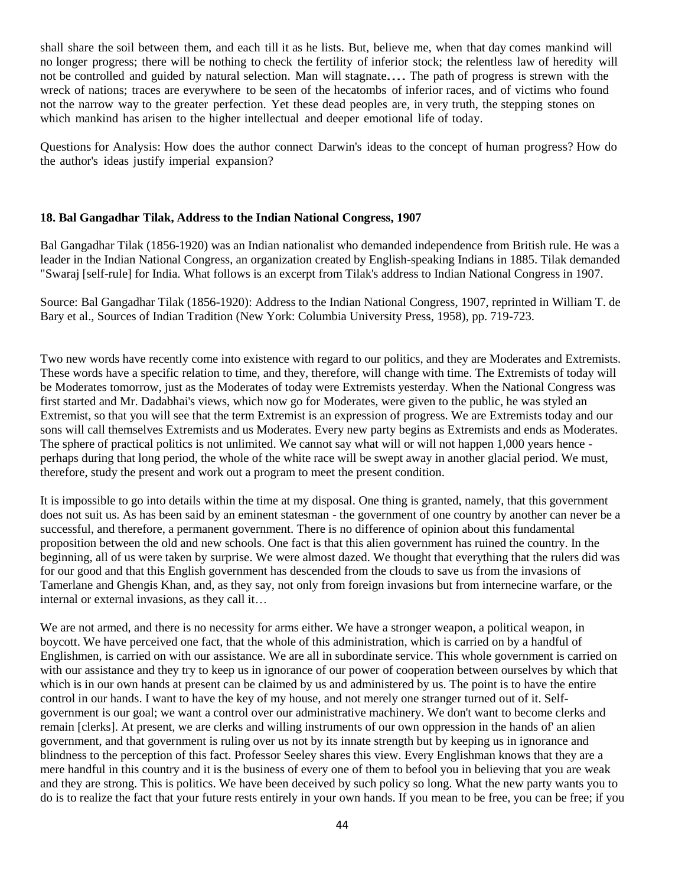shall share the soil between them, and each till it as he lists. But, believe me, when that day comes mankind will no longer progress; there will be nothing to check the fertility of inferior stock; the relentless law of heredity will not be controlled and guided by natural selection. Man will stagnate.... The path of progress is strewn with the wreck of nations; traces are everywhere to be seen of the hecatombs of inferior races, and of victims who found not the narrow way to the greater perfection. Yet these dead peoples are, in very truth, the stepping stones on which mankind has arisen to the higher intellectual and deeper emotional life of today.

Questions for Analysis: How does the author connect Darwin's ideas to the concept of human progress? How do the author's ideas justify imperial expansion?

### 18. Bal Gangadhar Tilak, Address to the Indian National Congress, 1907

Bal Gangadhar Tilak (1856-1920) was an Indian nationalist who demanded independence from British rule. He was a leader in the Indian National Congress, an organization created by English-speaking Indians in 1885. Tilak demanded "Swaraj [self-rule] for India. What follows is an excerpt from Tilak's address to Indian National Congress in 1907.

Source: Bal Gangadhar Tilak (1856-1920): Address to the Indian National Congress, 1907, reprinted in William T. de Bary et al., Sources of Indian Tradition (New York: Columbia University Press, 1958), pp. 719-723.

Two new words have recently come into existence with regard to our politics, and they are Moderates and Extremists. These words have a specific relation to time, and they, therefore, will change with time. The Extremists of today will be Moderates tomorrow, just as the Moderates of today were Extremists yesterday. When the National Congress was first started and Mr. Dadabhai's views, which now go for Moderates, were given to the public, he was styled an Extremist, so that you will see that the term Extremist is an expression of progress. We are Extremists today and our sons will call themselves Extremists and us Moderates. Every new party begins as Extremists and ends as Moderates. The sphere of practical politics is not unlimited. We cannot say what will or will not happen 1,000 years hence - perhaps during that long period, the whole of the white race will be swept away in another glacial period. We must, therefore, study the present and work out a program to meet the present condition.

It is impossible to go into details within the time at my disposal. One thing is granted, namely, that this government does not suit us. As has been said by an eminent statesman - the government of one country by another can never be a successful, and therefore, a permanent government. There is no difference of opinion about this fundamental proposition between the old and new schools. One fact is that this alien government has ruined the country. In the beginning, all of us were taken by surprise. We were almost dazed. We thought that everything that the rulers did was for our good and that this English government has descended from the clouds to save us from the invasions of Tamerlane and Ghengis Khan, and, as they say, not only from foreign invasions but from internecine warfare, or the internal or external invasions, as they call it…

We are not armed, and there is no necessity for arms either. We have a stronger weapon, a political weapon, in boycott. We have perceived one fact, that the whole of this administration, which is carried on by a handful of Englishmen, is carried on with our assistance. We are all in subordinate service. This whole government is carried on with our assistance and they try to keep us in ignorance of our power of cooperation between ourselves by which that which is in our own hands at present can be claimed by us and administered by us. The point is to have the entire control in our hands. I want to have the key of my house, and not merely one stranger turned out of it. Self-government is our goal; we want a control over our administrative machinery. We don't want to become clerks and remain [clerks]. At present, we are clerks and willing instruments of our own oppression in the hands of' an alien government, and that government is ruling over us not by its innate strength but by keeping us in ignorance and blindness to the perception of this fact. Professor Seeley shares this view. Every Englishman knows that they are a mere handful in this country and it is the business of every one of them to befool you in believing that you are weak and they are strong. This is politics. We have been deceived by such policy so long. What the new party wants you to do is to realize the fact that your future rests entirely in your own hands. If you mean to be free, you can be free; if you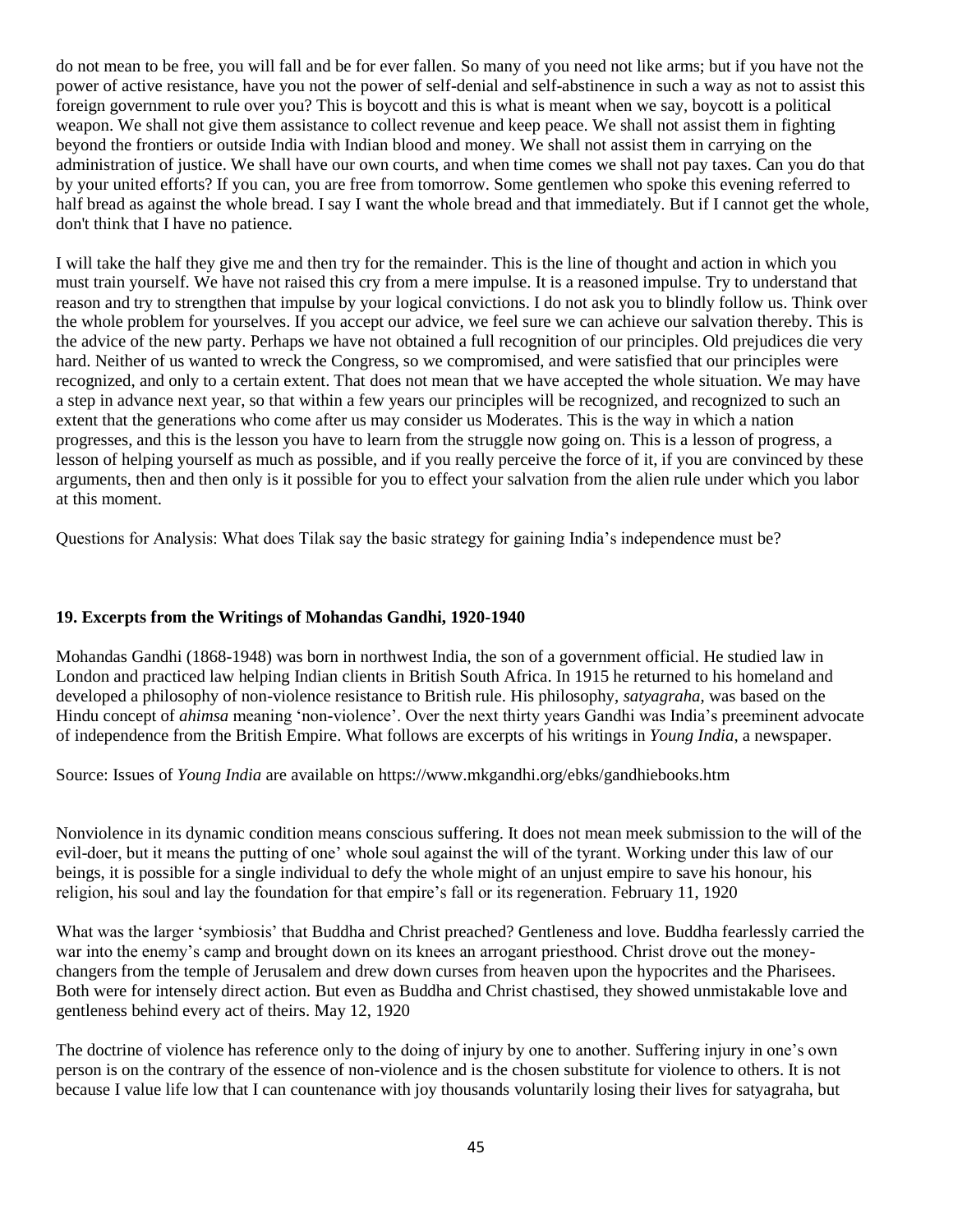do not mean to be free, you will fall and be for ever fallen. So many of you need not like arms; but if you have not the power of active resistance, have you not the power of self-denial and self-abstinence in such a way as not to assist this foreign government to rule over you? This is boycott and this is what is meant when we say, boycott is a political weapon. We shall not give them assistance to collect revenue and keep peace. We shall not assist them in fighting beyond the frontiers or outside India with Indian blood and money. We shall not assist them in carrying on the administration of justice. We shall have our own courts, and when time comes we shall not pay taxes. Can you do that by your united efforts? If you can, you are free from tomorrow. Some gentlemen who spoke this evening referred to half bread as against the whole bread. I say I want the whole bread and that immediately. But if I cannot get the whole, don't think that I have no patience.

I will take the half they give me and then try for the remainder. This is the line of thought and action in which you must train yourself. We have not raised this cry from a mere impulse. It is a reasoned impulse. Try to understand that reason and try to strengthen that impulse by your logical convictions. I do not ask you to blindly follow us. Think over the whole problem for yourselves. If you accept our advice, we feel sure we can achieve our salvation thereby. This is the advice of the new party. Perhaps we have not obtained a full recognition of our principles. Old prejudices die very hard. Neither of us wanted to wreck the Congress, so we compromised, and were satisfied that our principles were recognized, and only to a certain extent. That does not mean that we have accepted the whole situation. We may have a step in advance next year, so that within a few years our principles will be recognized, and recognized to such an extent that the generations who come after us may consider us Moderates. This is the way in which a nation progresses, and this is the lesson you have to learn from the struggle now going on. This is a lesson of progress, a lesson of helping yourself as much as possible, and if you really perceive the force of it, if you are convinced by these arguments, then and then only is it possible for you to effect your salvation from the alien rule under which you labor at this moment.

Questions for Analysis: What does Tilak say the basic strategy for gaining India's independence must be?

### 19. Excerpts from the Writings of Mohandas Gandhi, 1920-1940

Mohandas Gandhi (1868-1948) was born in northwest India, the son of a government official. He studied law in London and practiced law helping Indian clients in British South Africa. In 1915 he returned to his homeland and developed a philosophy of non-violence resistance to British rule. His philosophy, *satyagraha*, was based on the Hindu concept of *ahimsa* meaning 'non-violence'. Over the next thirty years Gandhi was India's preeminent advocate of independence from the British Empire. What follows are excerpts of his writings in *Young India*, a newspaper.

Source: Issues of *Young India* are available on https://www.mkgandhi.org/ebks/gandhiebooks.htm

Nonviolence in its dynamic condition means conscious suffering. It does not mean meek submission to the will of the evil-doer, but it means the putting of one' whole soul against the will of the tyrant. Working under this law of our beings, it is possible for a single individual to defy the whole might of an unjust empire to save his honour, his religion, his soul and lay the foundation for that empire's fall or its regeneration. February 11, 1920

What was the larger 'symbiosis' that Buddha and Christ preached? Gentleness and love. Buddha fearlessly carried the war into the enemy's camp and brought down on its knees an arrogant priesthood. Christ drove out the money-changers from the temple of Jerusalem and drew down curses from heaven upon the hypocrites and the Pharisees. Both were for intensely direct action. But even as Buddha and Christ chastised, they showed unmistakable love and gentleness behind every act of theirs. May 12, 1920

The doctrine of violence has reference only to the doing of injury by one to another. Suffering injury in one's own person is on the contrary of the essence of non-violence and is the chosen substitute for violence to others. It is not because I value life low that I can countenance with joy thousands voluntarily losing their lives for satyagraha, but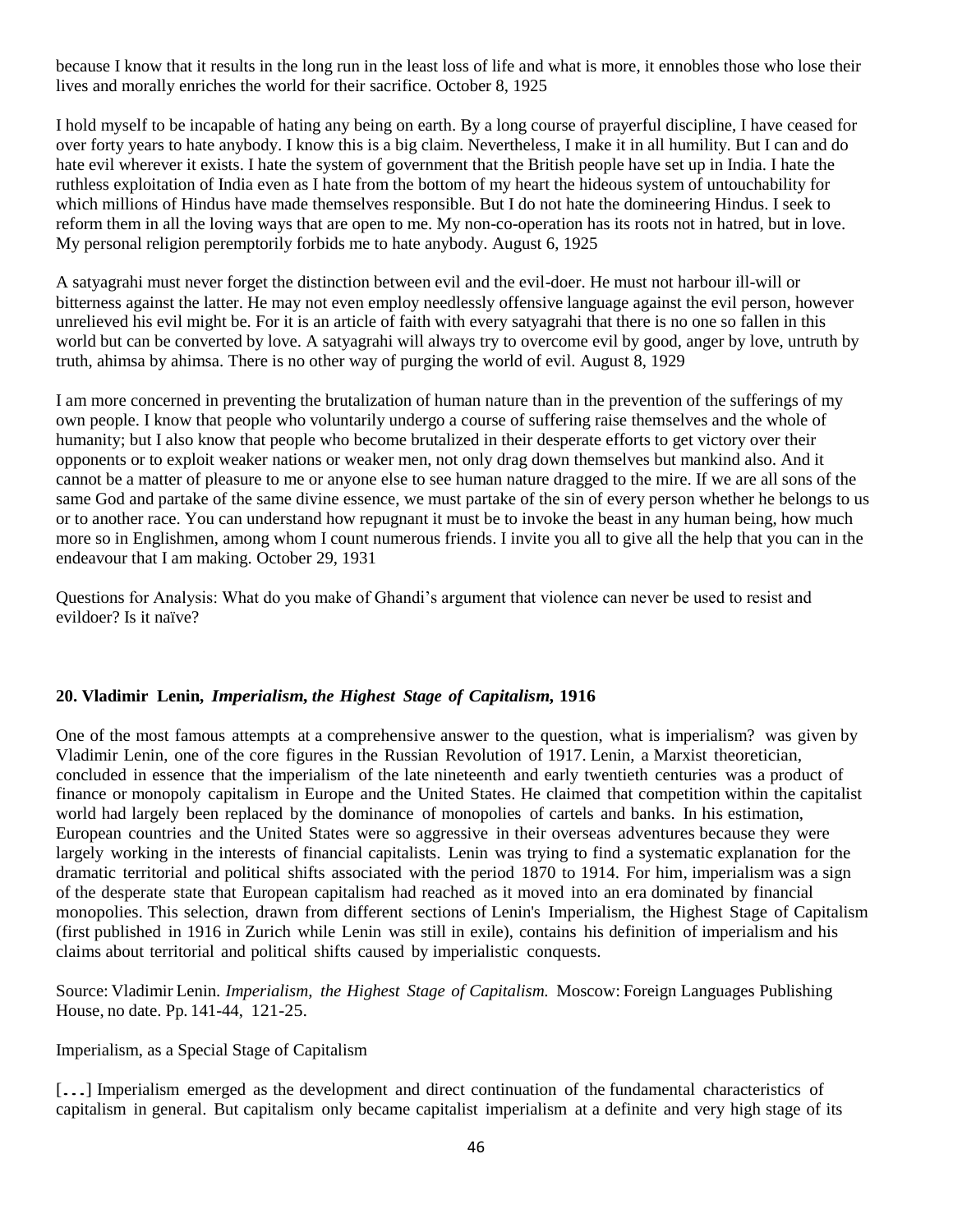because I know that it results in the long run in the least loss of life and what is more, it ennobles those who lose their lives and morally enriches the world for their sacrifice. October 8, 1925

I hold myself to be incapable of hating any being on earth. By a long course of prayerful discipline, I have ceased for over forty years to hate anybody. I know this is a big claim. Nevertheless, I make it in all humility. But I can and do hate evil wherever it exists. I hate the system of government that the British people have set up in India. I hate the ruthless exploitation of India even as I hate from the bottom of my heart the hideous system of untouchability for which millions of Hindus have made themselves responsible. But I do not hate the domineering Hindus. I seek to reform them in all the loving ways that are open to me. My non-co-operation has its roots not in hatred, but in love. My personal religion peremptorily forbids me to hate anybody. August 6, 1925

A satyagrahi must never forget the distinction between evil and the evil-doer. He must not harbour ill-will or bitterness against the latter. He may not even employ needlessly offensive language against the evil person, however unrelieved his evil might be. For it is an article of faith with every satyagrahi that there is no one so fallen in this world but can be converted by love. A satyagrahi will always try to overcome evil by good, anger by love, untruth by truth, ahimsa by ahimsa. There is no other way of purging the world of evil. August 8, 1929

I am more concerned in preventing the brutalization of human nature than in the prevention of the sufferings of my own people. I know that people who voluntarily undergo a course of suffering raise themselves and the whole of humanity; but I also know that people who become brutalized in their desperate efforts to get victory over their opponents or to exploit weaker nations or weaker men, not only drag down themselves but mankind also. And it cannot be a matter of pleasure to me or anyone else to see human nature dragged to the mire. If we are all sons of the same God and partake of the same divine essence, we must partake of the sin of every person whether he belongs to us or to another race. You can understand how repugnant it must be to invoke the beast in any human being, how much more so in Englishmen, among whom I count numerous friends. I invite you all to give all the help that you can in the endeavour that I am making. October 29, 1931

Questions for Analysis: What do you make of Ghandi's argument that violence can never be used to resist and evildoer? Is it naïve?

## 20. Vladimir Lenin, *Imperialism, the Highest Stage of Capitalism*, 1916

One of the most famous attempts at a comprehensive answer to the question, what is imperialism? was given by Vladimir Lenin, one of the core figures in the Russian Revolution of 1917. Lenin, a Marxist theoretician, concluded in essence that the imperialism of the late nineteenth and early twentieth centuries was a product of finance or monopoly capitalism in Europe and the United States. He claimed that competition within the capitalist world had largely been replaced by the dominance of monopolies of cartels and banks. In his estimation, European countries and the United States were so aggressive in their overseas adventures because they were largely working in the interests of financial capitalists. Lenin was trying to find a systematic explanation for the dramatic territorial and political shifts associated with the period 1870 to 1914. For him, imperialism was a sign of the desperate state that European capitalism had reached as it moved into an era dominated by financial monopolies. This selection, drawn from different sections of Lenin's Imperialism, the Highest Stage of Capitalism (first published in 1916 in Zurich while Lenin was still in exile), contains his definition of imperialism and his claims about territorial and political shifts caused by imperialistic conquests.

Source: Vladimir Lenin. *Imperialism, the Highest Stage of Capitalism.* Moscow: Foreign Languages Publishing House, no date. Pp. 141-44, 121-25.

Imperialism, as a Special Stage of Capitalism

[...] Imperialism emerged as the development and direct continuation of the fundamental characteristics of capitalism in general. But capitalism only became capitalist imperialism at a definite and very high stage of its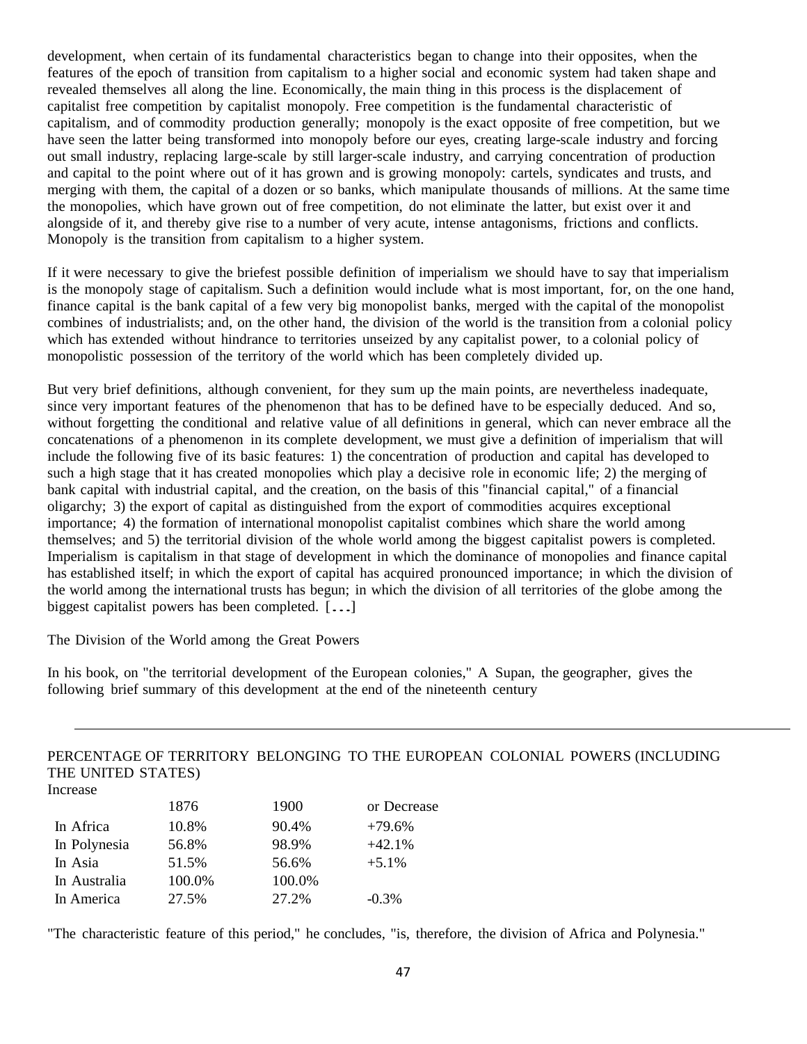development, when certain of its fundamental characteristics began to change into their opposites, when the features of the epoch of transition from capitalism to a higher social and economic system had taken shape and revealed themselves all along the line. Economically, the main thing in this process is the displacement of capitalist free competition by capitalist monopoly. Free competition is the fundamental characteristic of capitalism, and of commodity production generally; monopoly is the exact opposite of free competition, but we have seen the latter being transformed into monopoly before our eyes, creating large-scale industry and forcing out small industry, replacing large-scale by still larger-scale industry, and carrying concentration of production and capital to the point where out of it has grown and is growing monopoly: cartels, syndicates and trusts, and merging with them, the capital of a dozen or so banks, which manipulate thousands of millions. At the same time the monopolies, which have grown out of free competition, do not eliminate the latter, but exist over it and alongside of it, and thereby give rise to a number of very acute, intense antagonisms, frictions and conflicts. Monopoly is the transition from capitalism to a higher system.

If it were necessary to give the briefest possible definition of imperialism we should have to say that imperialism is the monopoly stage of capitalism. Such a definition would include what is most important, for, on the one hand, finance capital is the bank capital of a few very big monopolist banks, merged with the capital of the monopolist combines of industrialists; and, on the other hand, the division of the world is the transition from a colonial policy which has extended without hindrance to territories unseized by any capitalist power, to a colonial policy of monopolistic possession of the territory of the world which has been completely divided up.

But very brief definitions, although convenient, for they sum up the main points, are nevertheless inadequate, since very important features of the phenomenon that has to be defined have to be especially deduced. And so, without forgetting the conditional and relative value of all definitions in general, which can never embrace all the concatenations of a phenomenon in its complete development, we must give a definition of imperialism that will include the following five of its basic features: 1) the concentration of production and capital has developed to such a high stage that it has created monopolies which play a decisive role in economic life; 2) the merging of bank capital with industrial capital, and the creation, on the basis of this "financial capital," of a financial oligarchy; 3) the export of capital as distinguished from the export of commodities acquires exceptional importance; 4) the formation of international monopolist capitalist combines which share the world among themselves; and 5) the territorial division of the whole world among the biggest capitalist powers is completed. Imperialism is capitalism in that stage of development in which the dominance of monopolies and finance capital has established itself; in which the export of capital has acquired pronounced importance; in which the division of the world among the international trusts has begun; in which the division of all territories of the globe among the biggest capitalist powers has been completed. [...]

The Division of the World among the Great Powers

In his book, on "the territorial development of the European colonies," A Supan, the geographer, gives the following brief summary of this development at the end of the nineteenth century

PERCENTAGE OF TERRITORY BELONGING TO THE EUROPEAN COLONIAL POWERS (INCLUDING THE UNITED STATES)

| | 1876 | 1900 | Increase or Decrease |
|---|---|---|---|
| In Africa | 10.8% | 90.4% | +79.6% |
| In Polynesia | 56.8% | 98.9% | +42.1% |
| In Asia | 51.5% | 56.6% | +5.1% |
| In Australia | 100.0% | 100.0% | |
| In America | 27.5% | 27.2% | -0.3% |

"The characteristic feature of this period," he concludes, "is, therefore, the division of Africa and Polynesia."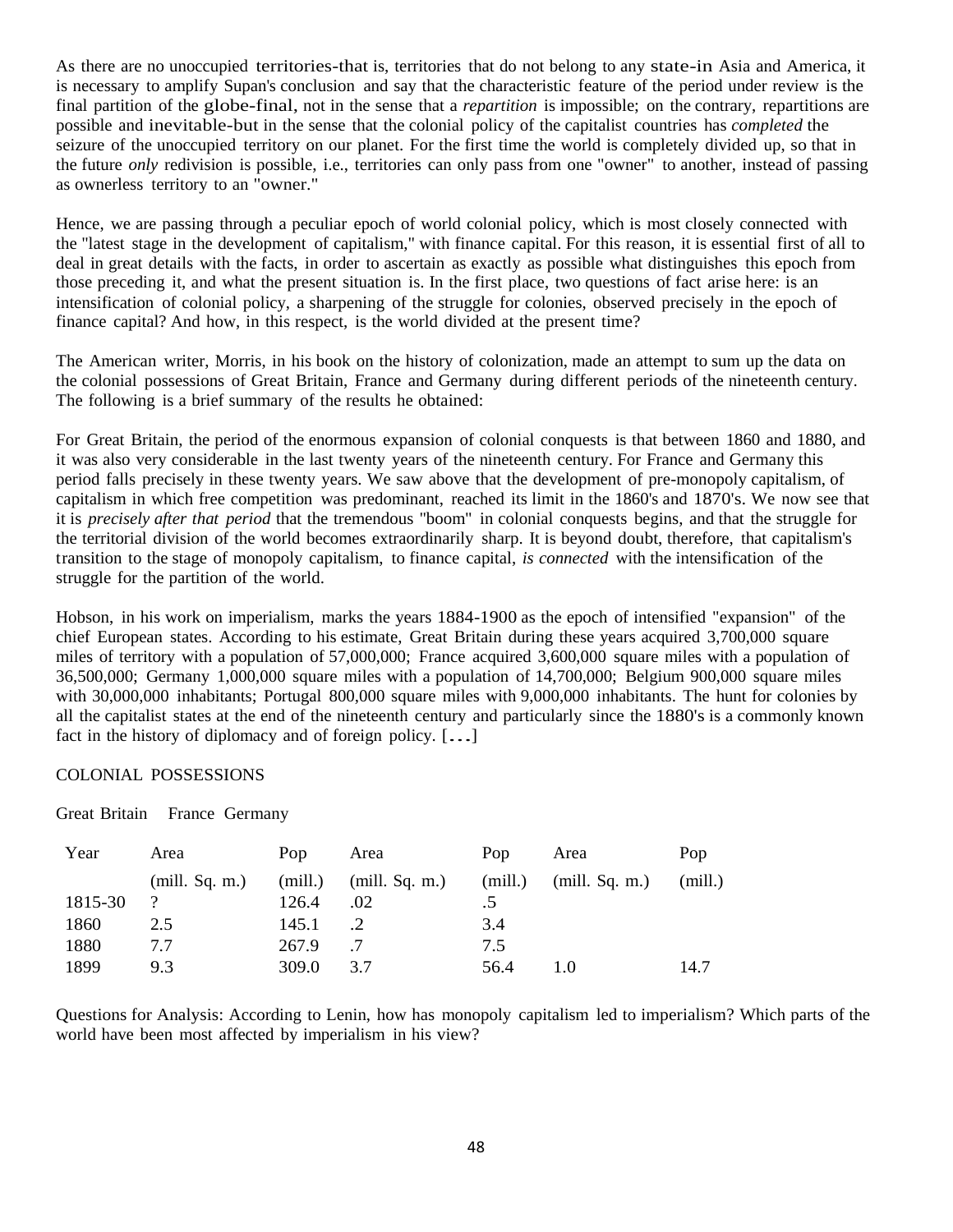As there are no unoccupied territories-that is, territories that do not belong to any state-in Asia and America, it is necessary to amplify Supan's conclusion and say that the characteristic feature of the period under review is the final partition of the globe-final, not in the sense that a *repartition* is impossible; on the contrary, repartitions are possible and inevitable-but in the sense that the colonial policy of the capitalist countries has *completed* the seizure of the unoccupied territory on our planet. For the first time the world is completely divided up, so that in the future *only* redivision is possible, i.e., territories can only pass from one "owner" to another, instead of passing as ownerless territory to an "owner."

Hence, we are passing through a peculiar epoch of world colonial policy, which is most closely connected with the "latest stage in the development of capitalism," with finance capital. For this reason, it is essential first of all to deal in great details with the facts, in order to ascertain as exactly as possible what distinguishes this epoch from those preceding it, and what the present situation is. In the first place, two questions of fact arise here: is an intensification of colonial policy, a sharpening of the struggle for colonies, observed precisely in the epoch of finance capital? And how, in this respect, is the world divided at the present time?

The American writer, Morris, in his book on the history of colonization, made an attempt to sum up the data on the colonial possessions of Great Britain, France and Germany during different periods of the nineteenth century. The following is a brief summary of the results he obtained:

For Great Britain, the period of the enormous expansion of colonial conquests is that between 1860 and 1880, and it was also very considerable in the last twenty years of the nineteenth century. For France and Germany this period falls precisely in these twenty years. We saw above that the development of pre-monopoly capitalism, of capitalism in which free competition was predominant, reached its limit in the 1860's and 1870's. We now see that it is *precisely after that period* that the tremendous "boom" in colonial conquests begins, and that the struggle for the territorial division of the world becomes extraordinarily sharp. It is beyond doubt, therefore, that capitalism's transition to the stage of monopoly capitalism, to finance capital, *is connected* with the intensification of the struggle for the partition of the world.

Hobson, in his work on imperialism, marks the years 1884-1900 as the epoch of intensified "expansion" of the chief European states. According to his estimate, Great Britain during these years acquired 3,700,000 square miles of territory with a population of 57,000,000; France acquired 3,600,000 square miles with a population of 36,500,000; Germany 1,000,000 square miles with a population of 14,700,000; Belgium 900,000 square miles with 30,000,000 inhabitants; Portugal 800,000 square miles with 9,000,000 inhabitants. The hunt for colonies by all the capitalist states at the end of the nineteenth century and particularly since the 1880's is a commonly known fact in the history of diplomacy and of foreign policy. [...]

COLONIAL POSSESSIONS

Great Britain France Germany

| Year | Area | Pop | Area | Pop | Area | Pop |
|---|---|---|---|---|---|---|
| | (mill. Sq. m.) | (mill.) | (mill. Sq. m.) | (mill.) | (mill. Sq. m.) | (mill.) |
| 1815-30 | ? | 126.4 | .02 | .5 | | |
| 1860 | 2.5 | 145.1 | .2 | 3.4 | | |
| 1880 | 7.7 | 267.9 | .7 | 7.5 | | |
| 1899 | 9.3 | 309.0 | 3.7 | 56.4 | 1.0 | 14.7 |

Questions for Analysis: According to Lenin, how has monopoly capitalism led to imperialism? Which parts of the world have been most affected by imperialism in his view?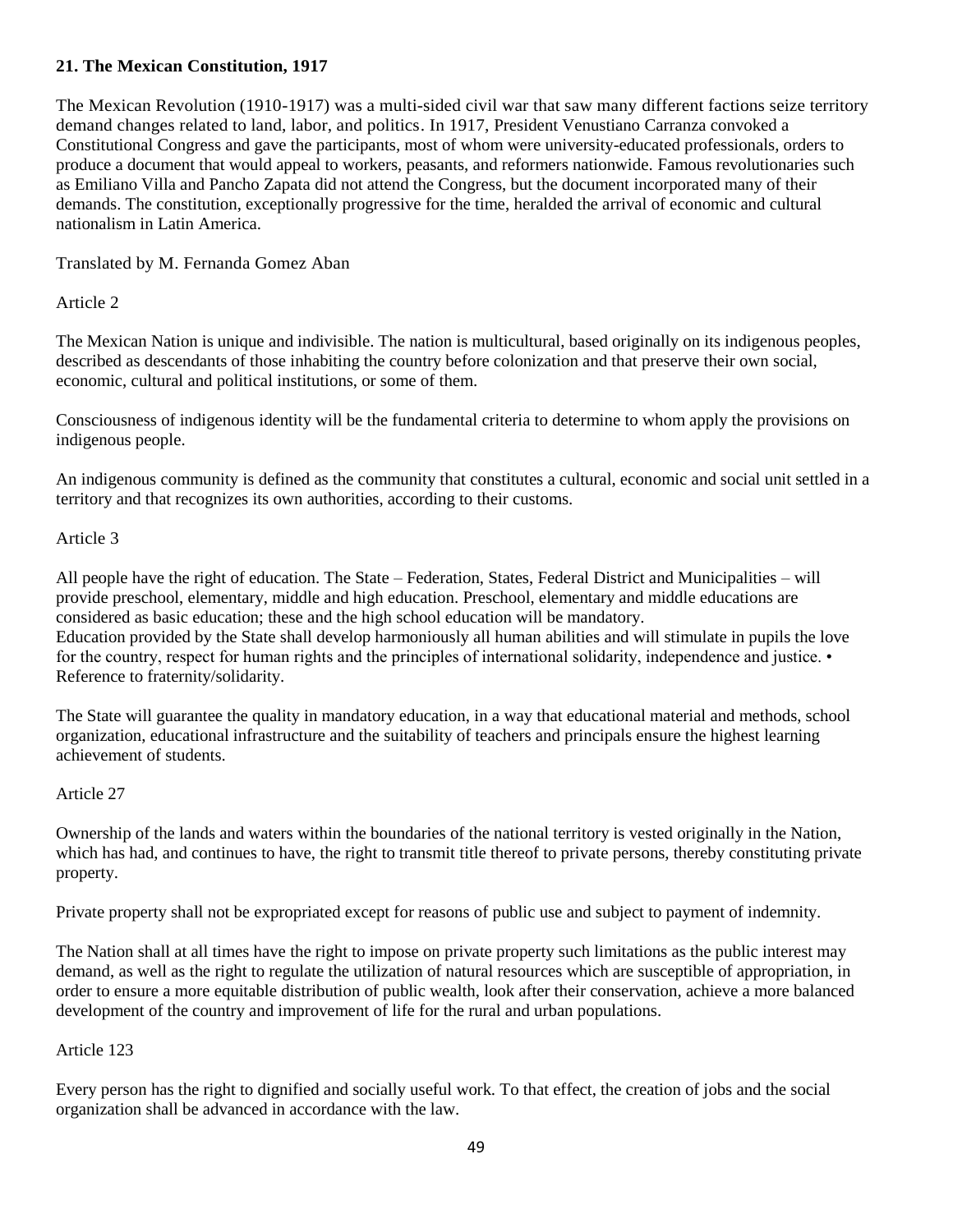**21. The Mexican Constitution, 1917**

The Mexican Revolution (1910-1917) was a multi-sided civil war that saw many different factions seize territory demand changes related to land, labor, and politics. In 1917, President Venustiano Carranza convoked a Constitutional Congress and gave the participants, most of whom were university-educated professionals, orders to produce a document that would appeal to workers, peasants, and reformers nationwide. Famous revolutionaries such as Emiliano Villa and Pancho Zapata did not attend the Congress, but the document incorporated many of their demands. The constitution, exceptionally progressive for the time, heralded the arrival of economic and cultural nationalism in Latin America.

Translated by M. Fernanda Gomez Aban

Article 2

The Mexican Nation is unique and indivisible. The nation is multicultural, based originally on its indigenous peoples, described as descendants of those inhabiting the country before colonization and that preserve their own social, economic, cultural and political institutions, or some of them.

Consciousness of indigenous identity will be the fundamental criteria to determine to whom apply the provisions on indigenous people.

An indigenous community is defined as the community that constitutes a cultural, economic and social unit settled in a territory and that recognizes its own authorities, according to their customs.

Article 3

All people have the right of education. The State – Federation, States, Federal District and Municipalities – will provide preschool, elementary, middle and high education. Preschool, elementary and middle educations are considered as basic education; these and the high school education will be mandatory.
Education provided by the State shall develop harmoniously all human abilities and will stimulate in pupils the love for the country, respect for human rights and the principles of international solidarity, independence and justice. • Reference to fraternity/solidarity.

The State will guarantee the quality in mandatory education, in a way that educational material and methods, school organization, educational infrastructure and the suitability of teachers and principals ensure the highest learning achievement of students.

Article 27

Ownership of the lands and waters within the boundaries of the national territory is vested originally in the Nation, which has had, and continues to have, the right to transmit title thereof to private persons, thereby constituting private property.

Private property shall not be expropriated except for reasons of public use and subject to payment of indemnity.

The Nation shall at all times have the right to impose on private property such limitations as the public interest may demand, as well as the right to regulate the utilization of natural resources which are susceptible of appropriation, in order to ensure a more equitable distribution of public wealth, look after their conservation, achieve a more balanced development of the country and improvement of life for the rural and urban populations.

Article 123

Every person has the right to dignified and socially useful work. To that effect, the creation of jobs and the social organization shall be advanced in accordance with the law.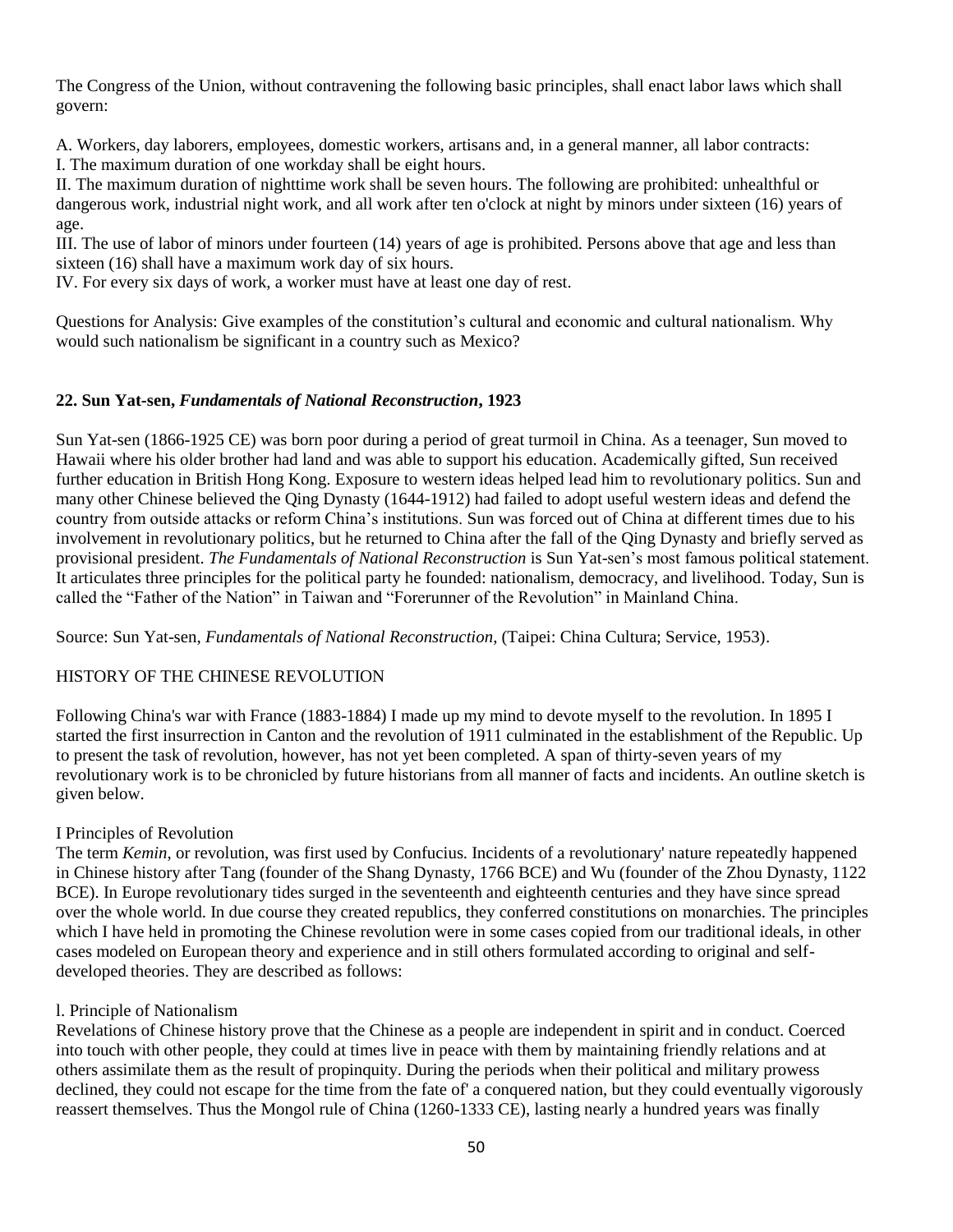The Congress of the Union, without contravening the following basic principles, shall enact labor laws which shall govern:

A. Workers, day laborers, employees, domestic workers, artisans and, in a general manner, all labor contracts:
I. The maximum duration of one workday shall be eight hours.
II. The maximum duration of nighttime work shall be seven hours. The following are prohibited: unhealthful or dangerous work, industrial night work, and all work after ten o'clock at night by minors under sixteen (16) years of age.
III. The use of labor of minors under fourteen (14) years of age is prohibited. Persons above that age and less than sixteen (16) shall have a maximum work day of six hours.
IV. For every six days of work, a worker must have at least one day of rest.

Questions for Analysis: Give examples of the constitution's cultural and economic and cultural nationalism. Why would such nationalism be significant in a country such as Mexico?

## 22. Sun Yat-sen, *Fundamentals of National Reconstruction*, 1923

Sun Yat-sen (1866-1925 CE) was born poor during a period of great turmoil in China. As a teenager, Sun moved to Hawaii where his older brother had land and was able to support his education. Academically gifted, Sun received further education in British Hong Kong. Exposure to western ideas helped lead him to revolutionary politics. Sun and many other Chinese believed the Qing Dynasty (1644-1912) had failed to adopt useful western ideas and defend the country from outside attacks or reform China's institutions. Sun was forced out of China at different times due to his involvement in revolutionary politics, but he returned to China after the fall of the Qing Dynasty and briefly served as provisional president. *The Fundamentals of National Reconstruction* is Sun Yat-sen's most famous political statement. It articulates three principles for the political party he founded: nationalism, democracy, and livelihood. Today, Sun is called the "Father of the Nation" in Taiwan and "Forerunner of the Revolution" in Mainland China.

Source: Sun Yat-sen, *Fundamentals of National Reconstruction*, (Taipei: China Cultura; Service, 1953).

HISTORY OF THE CHINESE REVOLUTION

Following China's war with France (1883-1884) I made up my mind to devote myself to the revolution. In 1895 I started the first insurrection in Canton and the revolution of 1911 culminated in the establishment of the Republic. Up to present the task of revolution, however, has not yet been completed. A span of thirty-seven years of my revolutionary work is to be chronicled by future historians from all manner of facts and incidents. An outline sketch is given below.

I Principles of Revolution
The term *Kemin*, or revolution, was first used by Confucius. Incidents of a revolutionary' nature repeatedly happened in Chinese history after Tang (founder of the Shang Dynasty, 1766 BCE) and Wu (founder of the Zhou Dynasty, 1122 BCE). In Europe revolutionary tides surged in the seventeenth and eighteenth centuries and they have since spread over the whole world. In due course they created republics, they conferred constitutions on monarchies. The principles which I have held in promoting the Chinese revolution were in some cases copied from our traditional ideals, in other cases modeled on European theory and experience and in still others formulated according to original and self-developed theories. They are described as follows:

l. Principle of Nationalism
Revelations of Chinese history prove that the Chinese as a people are independent in spirit and in conduct. Coerced into touch with other people, they could at times live in peace with them by maintaining friendly relations and at others assimilate them as the result of propinquity. During the periods when their political and military prowess declined, they could not escape for the time from the fate of' a conquered nation, but they could eventually vigorously reassert themselves. Thus the Mongol rule of China (1260-1333 CE), lasting nearly a hundred years was finally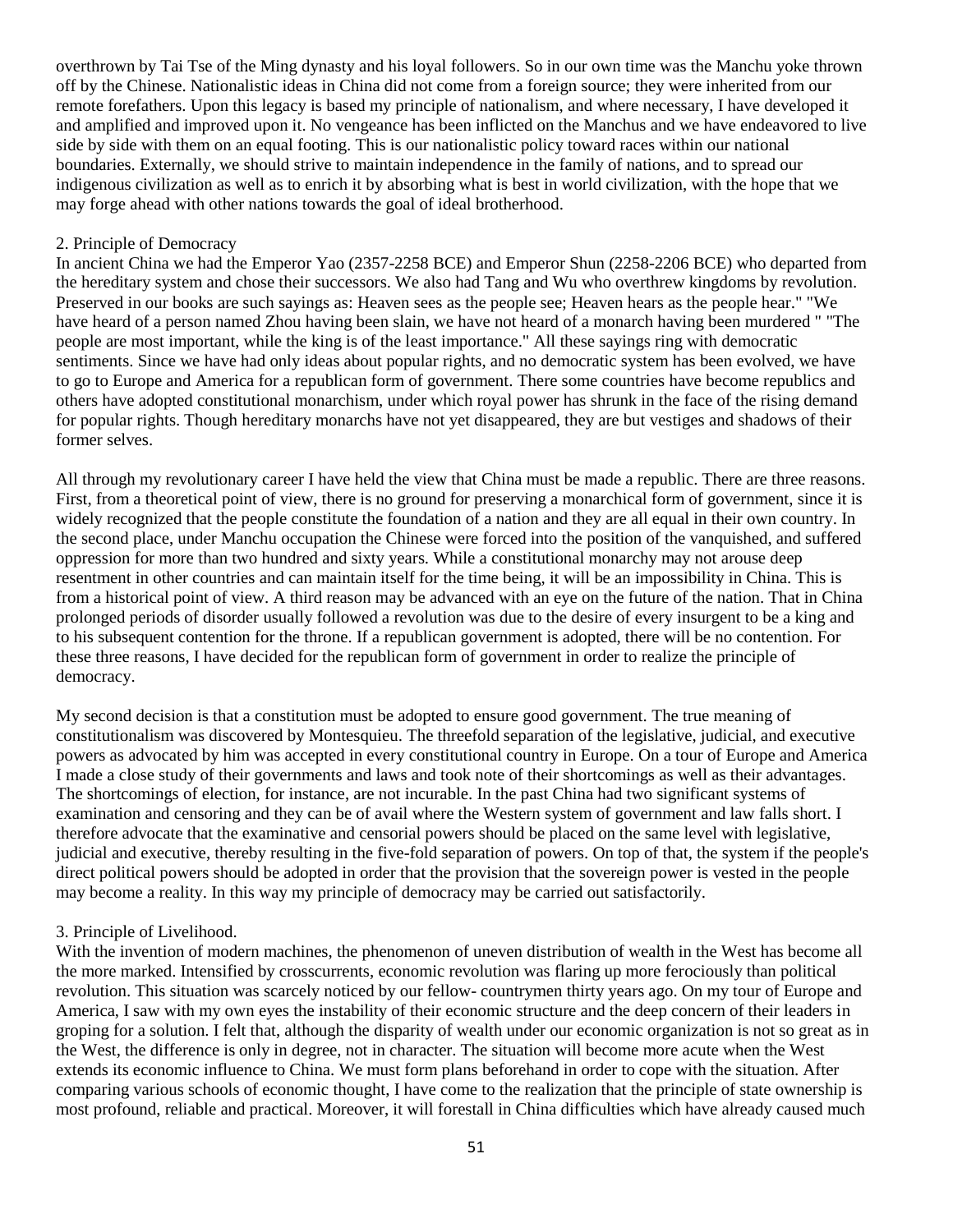overthrown by Tai Tse of the Ming dynasty and his loyal followers. So in our own time was the Manchu yoke thrown off by the Chinese. Nationalistic ideas in China did not come from a foreign source; they were inherited from our remote forefathers. Upon this legacy is based my principle of nationalism, and where necessary, I have developed it and amplified and improved upon it. No vengeance has been inflicted on the Manchus and we have endeavored to live side by side with them on an equal footing. This is our nationalistic policy toward races within our national boundaries. Externally, we should strive to maintain independence in the family of nations, and to spread our indigenous civilization as well as to enrich it by absorbing what is best in world civilization, with the hope that we may forge ahead with other nations towards the goal of ideal brotherhood.

2. Principle of Democracy

In ancient China we had the Emperor Yao (2357-2258 BCE) and Emperor Shun (2258-2206 BCE) who departed from the hereditary system and chose their successors. We also had Tang and Wu who overthrew kingdoms by revolution. Preserved in our books are such sayings as: Heaven sees as the people see; Heaven hears as the people hear." "We have heard of a person named Zhou having been slain, we have not heard of a monarch having been murdered " "The people are most important, while the king is of the least importance." All these sayings ring with democratic sentiments. Since we have had only ideas about popular rights, and no democratic system has been evolved, we have to go to Europe and America for a republican form of government. There some countries have become republics and others have adopted constitutional monarchism, under which royal power has shrunk in the face of the rising demand for popular rights. Though hereditary monarchs have not yet disappeared, they are but vestiges and shadows of their former selves.

All through my revolutionary career I have held the view that China must be made a republic. There are three reasons. First, from a theoretical point of view, there is no ground for preserving a monarchical form of government, since it is widely recognized that the people constitute the foundation of a nation and they are all equal in their own country. In the second place, under Manchu occupation the Chinese were forced into the position of the vanquished, and suffered oppression for more than two hundred and sixty years. While a constitutional monarchy may not arouse deep resentment in other countries and can maintain itself for the time being, it will be an impossibility in China. This is from a historical point of view. A third reason may be advanced with an eye on the future of the nation. That in China prolonged periods of disorder usually followed a revolution was due to the desire of every insurgent to be a king and to his subsequent contention for the throne. If a republican government is adopted, there will be no contention. For these three reasons, I have decided for the republican form of government in order to realize the principle of democracy.

My second decision is that a constitution must be adopted to ensure good government. The true meaning of constitutionalism was discovered by Montesquieu. The threefold separation of the legislative, judicial, and executive powers as advocated by him was accepted in every constitutional country in Europe. On a tour of Europe and America I made a close study of their governments and laws and took note of their shortcomings as well as their advantages. The shortcomings of election, for instance, are not incurable. In the past China had two significant systems of examination and censoring and they can be of avail where the Western system of government and law falls short. I therefore advocate that the examinative and censorial powers should be placed on the same level with legislative, judicial and executive, thereby resulting in the five-fold separation of powers. On top of that, the system if the people's direct political powers should be adopted in order that the provision that the sovereign power is vested in the people may become a reality. In this way my principle of democracy may be carried out satisfactorily.

3. Principle of Livelihood.

With the invention of modern machines, the phenomenon of uneven distribution of wealth in the West has become all the more marked. Intensified by crosscurrents, economic revolution was flaring up more ferociously than political revolution. This situation was scarcely noticed by our fellow- countrymen thirty years ago. On my tour of Europe and America, I saw with my own eyes the instability of their economic structure and the deep concern of their leaders in groping for a solution. I felt that, although the disparity of wealth under our economic organization is not so great as in the West, the difference is only in degree, not in character. The situation will become more acute when the West extends its economic influence to China. We must form plans beforehand in order to cope with the situation. After comparing various schools of economic thought, I have come to the realization that the principle of state ownership is most profound, reliable and practical. Moreover, it will forestall in China difficulties which have already caused much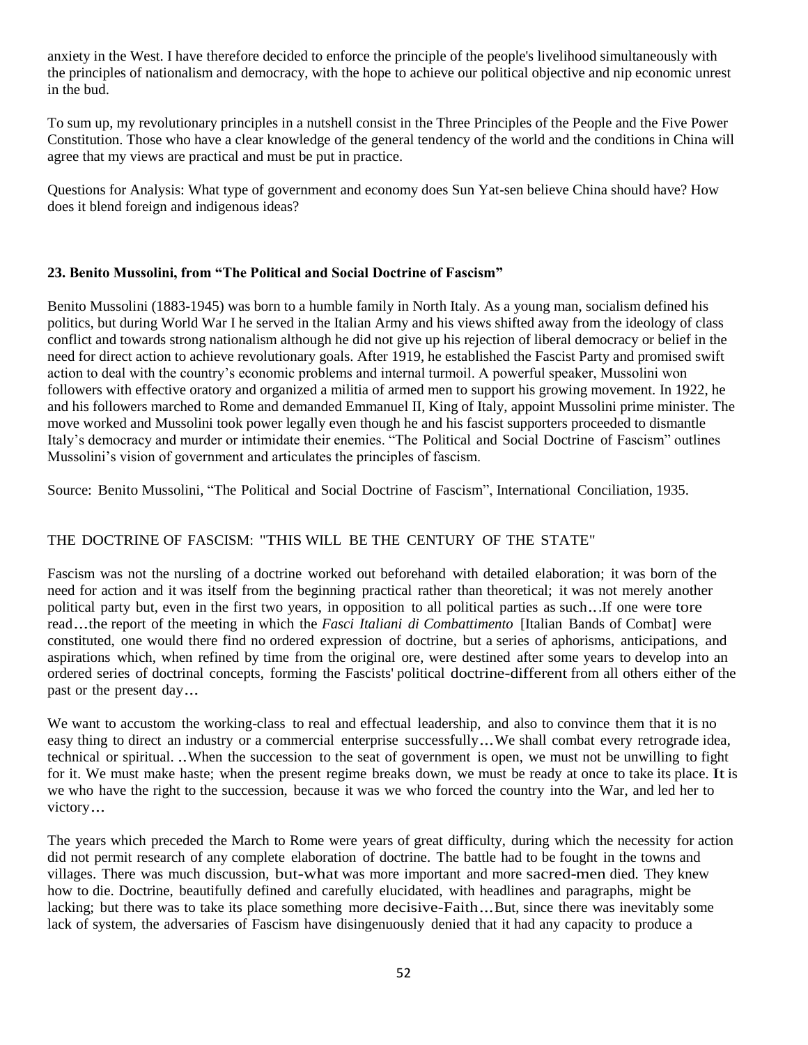anxiety in the West. I have therefore decided to enforce the principle of the people's livelihood simultaneously with the principles of nationalism and democracy, with the hope to achieve our political objective and nip economic unrest in the bud.

To sum up, my revolutionary principles in a nutshell consist in the Three Principles of the People and the Five Power Constitution. Those who have a clear knowledge of the general tendency of the world and the conditions in China will agree that my views are practical and must be put in practice.

Questions for Analysis: What type of government and economy does Sun Yat-sen believe China should have? How does it blend foreign and indigenous ideas?

### 23. Benito Mussolini, from "The Political and Social Doctrine of Fascism"

Benito Mussolini (1883-1945) was born to a humble family in North Italy. As a young man, socialism defined his politics, but during World War I he served in the Italian Army and his views shifted away from the ideology of class conflict and towards strong nationalism although he did not give up his rejection of liberal democracy or belief in the need for direct action to achieve revolutionary goals. After 1919, he established the Fascist Party and promised swift action to deal with the country's economic problems and internal turmoil. A powerful speaker, Mussolini won followers with effective oratory and organized a militia of armed men to support his growing movement. In 1922, he and his followers marched to Rome and demanded Emmanuel II, King of Italy, appoint Mussolini prime minister. The move worked and Mussolini took power legally even though he and his fascist supporters proceeded to dismantle Italy's democracy and murder or intimidate their enemies. "The Political and Social Doctrine of Fascism" outlines Mussolini's vision of government and articulates the principles of fascism.

Source: Benito Mussolini, "The Political and Social Doctrine of Fascism", International Conciliation, 1935.

THE DOCTRINE OF FASCISM: "THIS WILL BE THE CENTURY OF THE STATE"

Fascism was not the nursling of a doctrine worked out beforehand with detailed elaboration; it was born of the need for action and it was itself from the beginning practical rather than theoretical; it was not merely another political party but, even in the first two years, in opposition to all political parties as such…If one were tore read…the report of the meeting in which the *Fasci Italiani di Combattimento* [Italian Bands of Combat] were constituted, one would there find no ordered expression of doctrine, but a series of aphorisms, anticipations, and aspirations which, when refined by time from the original ore, were destined after some years to develop into an ordered series of doctrinal concepts, forming the Fascists' political doctrine-different from all others either of the past or the present day…

We want to accustom the working-class to real and effectual leadership, and also to convince them that it is no easy thing to direct an industry or a commercial enterprise successfully…We shall combat every retrograde idea, technical or spiritual. ..When the succession to the seat of government is open, we must not be unwilling to fight for it. We must make haste; when the present regime breaks down, we must be ready at once to take its place. It is we who have the right to the succession, because it was we who forced the country into the War, and led her to victory…

The years which preceded the March to Rome were years of great difficulty, during which the necessity for action did not permit research of any complete elaboration of doctrine. The battle had to be fought in the towns and villages. There was much discussion, but-what was more important and more sacred-men died. They knew how to die. Doctrine, beautifully defined and carefully elucidated, with headlines and paragraphs, might be lacking; but there was to take its place something more decisive-Faith…But, since there was inevitably some lack of system, the adversaries of Fascism have disingenuously denied that it had any capacity to produce a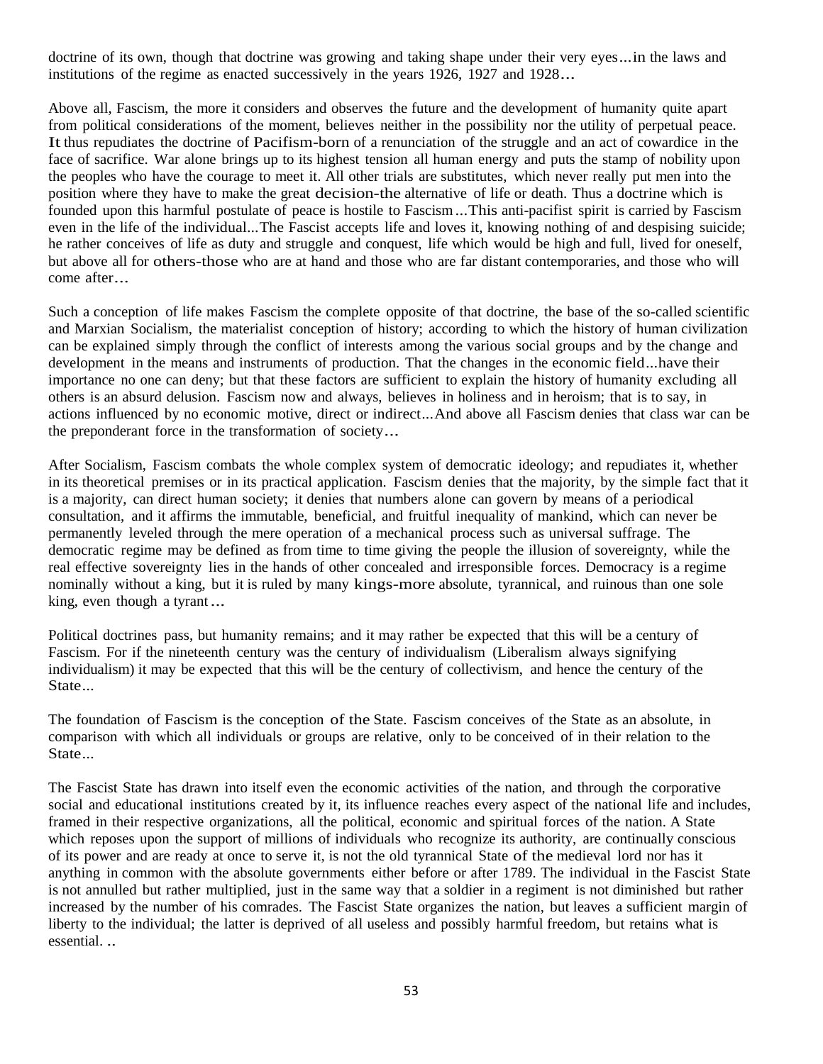doctrine of its own, though that doctrine was growing and taking shape under their very eyes...in the laws and institutions of the regime as enacted successively in the years 1926, 1927 and 1928...

Above all, Fascism, the more it considers and observes the future and the development of humanity quite apart from political considerations of the moment, believes neither in the possibility nor the utility of perpetual peace. It thus repudiates the doctrine of Pacifism-born of a renunciation of the struggle and an act of cowardice in the face of sacrifice. War alone brings up to its highest tension all human energy and puts the stamp of nobility upon the peoples who have the courage to meet it. All other trials are substitutes, which never really put men into the position where they have to make the great decision-the alternative of life or death. Thus a doctrine which is founded upon this harmful postulate of peace is hostile to Fascism ...This anti-pacifist spirit is carried by Fascism even in the life of the individual...The Fascist accepts life and loves it, knowing nothing of and despising suicide; he rather conceives of life as duty and struggle and conquest, life which would be high and full, lived for oneself, but above all for others-those who are at hand and those who are far distant contemporaries, and those who will come after...

Such a conception of life makes Fascism the complete opposite of that doctrine, the base of the so-called scientific and Marxian Socialism, the materialist conception of history; according to which the history of human civilization can be explained simply through the conflict of interests among the various social groups and by the change and development in the means and instruments of production. That the changes in the economic field...have their importance no one can deny; but that these factors are sufficient to explain the history of humanity excluding all others is an absurd delusion. Fascism now and always, believes in holiness and in heroism; that is to say, in actions influenced by no economic motive, direct or indirect...And above all Fascism denies that class war can be the preponderant force in the transformation of society...

After Socialism, Fascism combats the whole complex system of democratic ideology; and repudiates it, whether in its theoretical premises or in its practical application. Fascism denies that the majority, by the simple fact that it is a majority, can direct human society; it denies that numbers alone can govern by means of a periodical consultation, and it affirms the immutable, beneficial, and fruitful inequality of mankind, which can never be permanently leveled through the mere operation of a mechanical process such as universal suffrage. The democratic regime may be defined as from time to time giving the people the illusion of sovereignty, while the real effective sovereignty lies in the hands of other concealed and irresponsible forces. Democracy is a regime nominally without a king, but it is ruled by many kings-more absolute, tyrannical, and ruinous than one sole king, even though a tyrant ...

Political doctrines pass, but humanity remains; and it may rather be expected that this will be a century of Fascism. For if the nineteenth century was the century of individualism (Liberalism always signifying individualism) it may be expected that this will be the century of collectivism, and hence the century of the State...

The foundation of Fascism is the conception of the State. Fascism conceives of the State as an absolute, in comparison with which all individuals or groups are relative, only to be conceived of in their relation to the State...

The Fascist State has drawn into itself even the economic activities of the nation, and through the corporative social and educational institutions created by it, its influence reaches every aspect of the national life and includes, framed in their respective organizations, all the political, economic and spiritual forces of the nation. A State which reposes upon the support of millions of individuals who recognize its authority, are continually conscious of its power and are ready at once to serve it, is not the old tyrannical State of the medieval lord nor has it anything in common with the absolute governments either before or after 1789. The individual in the Fascist State is not annulled but rather multiplied, just in the same way that a soldier in a regiment is not diminished but rather increased by the number of his comrades. The Fascist State organizes the nation, but leaves a sufficient margin of liberty to the individual; the latter is deprived of all useless and possibly harmful freedom, but retains what is essential. ..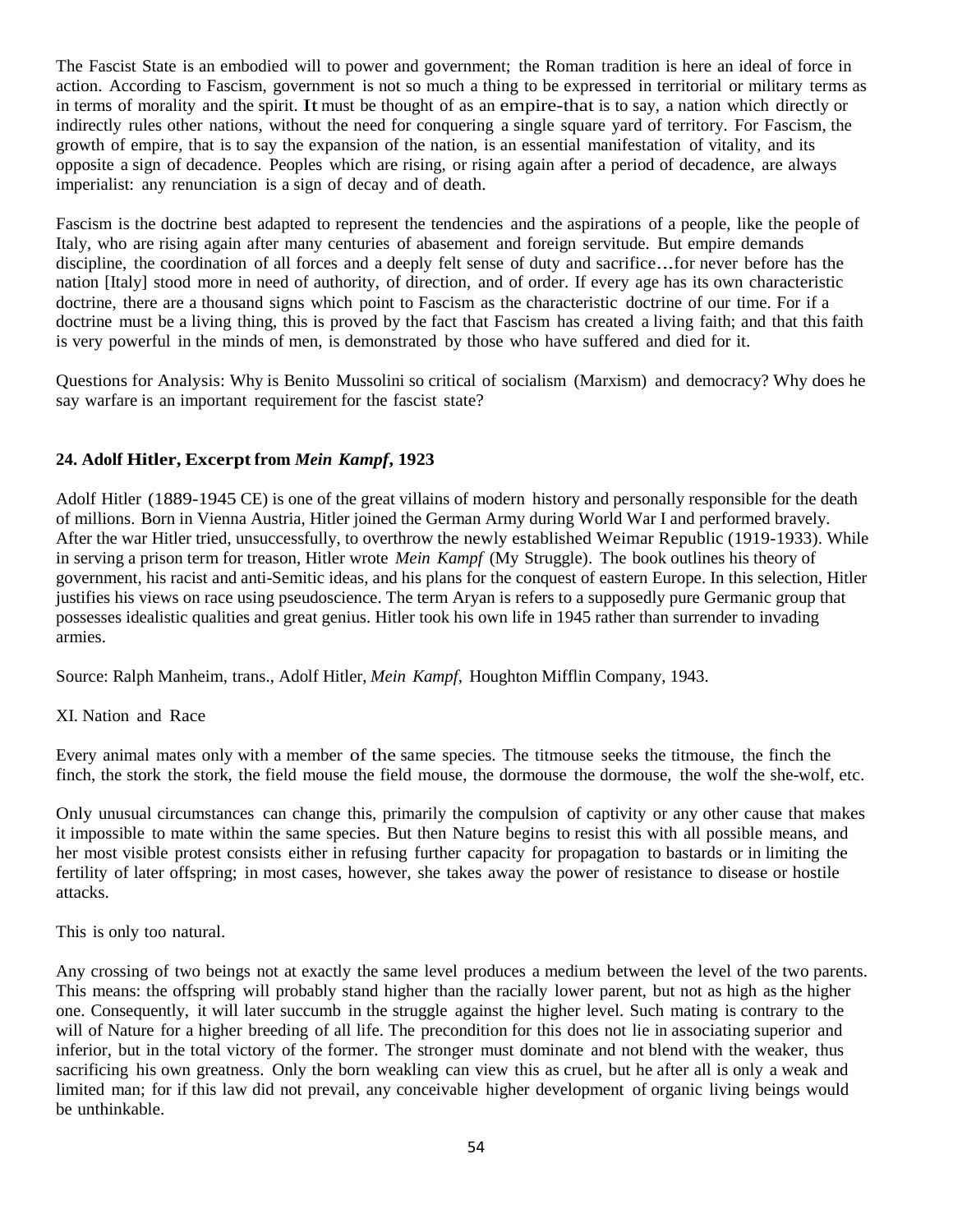The Fascist State is an embodied will to power and government; the Roman tradition is here an ideal of force in action. According to Fascism, government is not so much a thing to be expressed in territorial or military terms as in terms of morality and the spirit. It must be thought of as an empire-that is to say, a nation which directly or indirectly rules other nations, without the need for conquering a single square yard of territory. For Fascism, the growth of empire, that is to say the expansion of the nation, is an essential manifestation of vitality, and its opposite a sign of decadence. Peoples which are rising, or rising again after a period of decadence, are always imperialist: any renunciation is a sign of decay and of death.

Fascism is the doctrine best adapted to represent the tendencies and the aspirations of a people, like the people of Italy, who are rising again after many centuries of abasement and foreign servitude. But empire demands discipline, the coordination of all forces and a deeply felt sense of duty and sacrifice…for never before has the nation [Italy] stood more in need of authority, of direction, and of order. If every age has its own characteristic doctrine, there are a thousand signs which point to Fascism as the characteristic doctrine of our time. For if a doctrine must be a living thing, this is proved by the fact that Fascism has created a living faith; and that this faith is very powerful in the minds of men, is demonstrated by those who have suffered and died for it.

Questions for Analysis: Why is Benito Mussolini so critical of socialism (Marxism) and democracy? Why does he say warfare is an important requirement for the fascist state?

### 24. Adolf Hitler, Excerpt from *Mein Kampf*, 1923

Adolf Hitler (1889-1945 CE) is one of the great villains of modern history and personally responsible for the death of millions. Born in Vienna Austria, Hitler joined the German Army during World War I and performed bravely. After the war Hitler tried, unsuccessfully, to overthrow the newly established Weimar Republic (1919-1933). While in serving a prison term for treason, Hitler wrote *Mein Kampf* (My Struggle). The book outlines his theory of government, his racist and anti-Semitic ideas, and his plans for the conquest of eastern Europe. In this selection, Hitler justifies his views on race using pseudoscience. The term Aryan is refers to a supposedly pure Germanic group that possesses idealistic qualities and great genius. Hitler took his own life in 1945 rather than surrender to invading armies.

Source: Ralph Manheim, trans., Adolf Hitler, *Mein Kampf,* Houghton Mifflin Company, 1943.

XI. Nation and Race

Every animal mates only with a member of the same species. The titmouse seeks the titmouse, the finch the finch, the stork the stork, the field mouse the field mouse, the dormouse the dormouse, the wolf the she-wolf, etc.

Only unusual circumstances can change this, primarily the compulsion of captivity or any other cause that makes it impossible to mate within the same species. But then Nature begins to resist this with all possible means, and her most visible protest consists either in refusing further capacity for propagation to bastards or in limiting the fertility of later offspring; in most cases, however, she takes away the power of resistance to disease or hostile attacks.

This is only too natural.

Any crossing of two beings not at exactly the same level produces a medium between the level of the two parents. This means: the offspring will probably stand higher than the racially lower parent, but not as high as the higher one. Consequently, it will later succumb in the struggle against the higher level. Such mating is contrary to the will of Nature for a higher breeding of all life. The precondition for this does not lie in associating superior and inferior, but in the total victory of the former. The stronger must dominate and not blend with the weaker, thus sacrificing his own greatness. Only the born weakling can view this as cruel, but he after all is only a weak and limited man; for if this law did not prevail, any conceivable higher development of organic living beings would be unthinkable.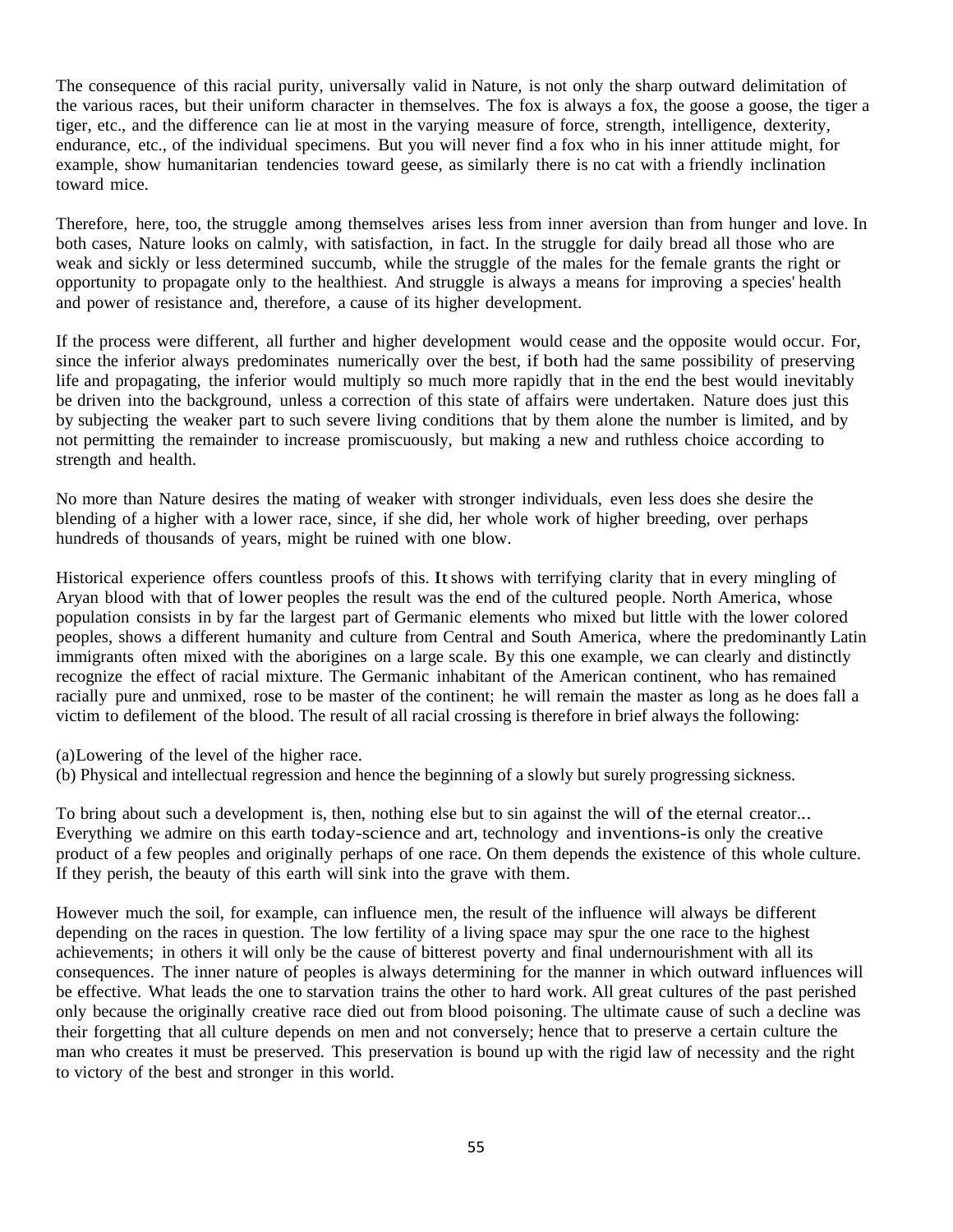The consequence of this racial purity, universally valid in Nature, is not only the sharp outward delimitation of the various races, but their uniform character in themselves. The fox is always a fox, the goose a goose, the tiger a tiger, etc., and the difference can lie at most in the varying measure of force, strength, intelligence, dexterity, endurance, etc., of the individual specimens. But you will never find a fox who in his inner attitude might, for example, show humanitarian tendencies toward geese, as similarly there is no cat with a friendly inclination toward mice.

Therefore, here, too, the struggle among themselves arises less from inner aversion than from hunger and love. In both cases, Nature looks on calmly, with satisfaction, in fact. In the struggle for daily bread all those who are weak and sickly or less determined succumb, while the struggle of the males for the female grants the right or opportunity to propagate only to the healthiest. And struggle is always a means for improving a species' health and power of resistance and, therefore, a cause of its higher development.

If the process were different, all further and higher development would cease and the opposite would occur. For, since the inferior always predominates numerically over the best, if both had the same possibility of preserving life and propagating, the inferior would multiply so much more rapidly that in the end the best would inevitably be driven into the background, unless a correction of this state of affairs were undertaken. Nature does just this by subjecting the weaker part to such severe living conditions that by them alone the number is limited, and by not permitting the remainder to increase promiscuously, but making a new and ruthless choice according to strength and health.

No more than Nature desires the mating of weaker with stronger individuals, even less does she desire the blending of a higher with a lower race, since, if she did, her whole work of higher breeding, over perhaps hundreds of thousands of years, might be ruined with one blow.

Historical experience offers countless proofs of this. It shows with terrifying clarity that in every mingling of Aryan blood with that of lower peoples the result was the end of the cultured people. North America, whose population consists in by far the largest part of Germanic elements who mixed but little with the lower colored peoples, shows a different humanity and culture from Central and South America, where the predominantly Latin immigrants often mixed with the aborigines on a large scale. By this one example, we can clearly and distinctly recognize the effect of racial mixture. The Germanic inhabitant of the American continent, who has remained racially pure and unmixed, rose to be master of the continent; he will remain the master as long as he does fall a victim to defilement of the blood. The result of all racial crossing is therefore in brief always the following:

(a) Lowering of the level of the higher race.
(b) Physical and intellectual regression and hence the beginning of a slowly but surely progressing sickness.

To bring about such a development is, then, nothing else but to sin against the will of the eternal creator... Everything we admire on this earth today-science and art, technology and inventions-is only the creative product of a few peoples and originally perhaps of one race. On them depends the existence of this whole culture. If they perish, the beauty of this earth will sink into the grave with them.

However much the soil, for example, can influence men, the result of the influence will always be different depending on the races in question. The low fertility of a living space may spur the one race to the highest achievements; in others it will only be the cause of bitterest poverty and final undernourishment with all its consequences. The inner nature of peoples is always determining for the manner in which outward influences will be effective. What leads the one to starvation trains the other to hard work. All great cultures of the past perished only because the originally creative race died out from blood poisoning. The ultimate cause of such a decline was their forgetting that all culture depends on men and not conversely; hence that to preserve a certain culture the man who creates it must be preserved. This preservation is bound up with the rigid law of necessity and the right to victory of the best and stronger in this world.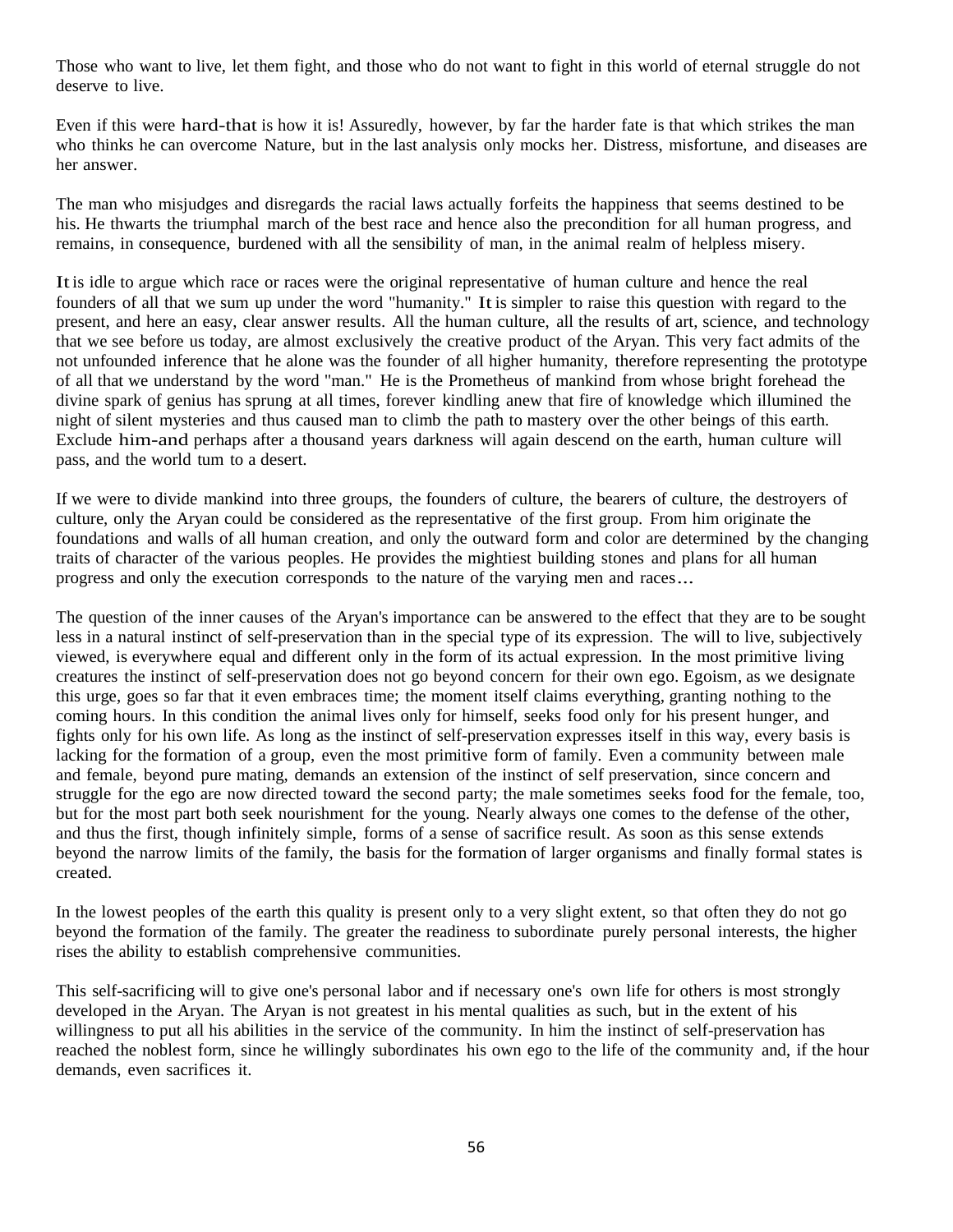Those who want to live, let them fight, and those who do not want to fight in this world of eternal struggle do not deserve to live.

Even if this were hard-that is how it is! Assuredly, however, by far the harder fate is that which strikes the man who thinks he can overcome Nature, but in the last analysis only mocks her. Distress, misfortune, and diseases are her answer.

The man who misjudges and disregards the racial laws actually forfeits the happiness that seems destined to be his. He thwarts the triumphal march of the best race and hence also the precondition for all human progress, and remains, in consequence, burdened with all the sensibility of man, in the animal realm of helpless misery.

It is idle to argue which race or races were the original representative of human culture and hence the real founders of all that we sum up under the word "humanity." It is simpler to raise this question with regard to the present, and here an easy, clear answer results. All the human culture, all the results of art, science, and technology that we see before us today, are almost exclusively the creative product of the Aryan. This very fact admits of the not unfounded inference that he alone was the founder of all higher humanity, therefore representing the prototype of all that we understand by the word "man." He is the Prometheus of mankind from whose bright forehead the divine spark of genius has sprung at all times, forever kindling anew that fire of knowledge which illumined the night of silent mysteries and thus caused man to climb the path to mastery over the other beings of this earth. Exclude him-and perhaps after a thousand years darkness will again descend on the earth, human culture will pass, and the world tum to a desert.

If we were to divide mankind into three groups, the founders of culture, the bearers of culture, the destroyers of culture, only the Aryan could be considered as the representative of the first group. From him originate the foundations and walls of all human creation, and only the outward form and color are determined by the changing traits of character of the various peoples. He provides the mightiest building stones and plans for all human progress and only the execution corresponds to the nature of the varying men and races...

The question of the inner causes of the Aryan's importance can be answered to the effect that they are to be sought less in a natural instinct of self-preservation than in the special type of its expression. The will to live, subjectively viewed, is everywhere equal and different only in the form of its actual expression. In the most primitive living creatures the instinct of self-preservation does not go beyond concern for their own ego. Egoism, as we designate this urge, goes so far that it even embraces time; the moment itself claims everything, granting nothing to the coming hours. In this condition the animal lives only for himself, seeks food only for his present hunger, and fights only for his own life. As long as the instinct of self-preservation expresses itself in this way, every basis is lacking for the formation of a group, even the most primitive form of family. Even a community between male and female, beyond pure mating, demands an extension of the instinct of self preservation, since concern and struggle for the ego are now directed toward the second party; the male sometimes seeks food for the female, too, but for the most part both seek nourishment for the young. Nearly always one comes to the defense of the other, and thus the first, though infinitely simple, forms of a sense of sacrifice result. As soon as this sense extends beyond the narrow limits of the family, the basis for the formation of larger organisms and finally formal states is created.

In the lowest peoples of the earth this quality is present only to a very slight extent, so that often they do not go beyond the formation of the family. The greater the readiness to subordinate purely personal interests, the higher rises the ability to establish comprehensive communities.

This self-sacrificing will to give one's personal labor and if necessary one's own life for others is most strongly developed in the Aryan. The Aryan is not greatest in his mental qualities as such, but in the extent of his willingness to put all his abilities in the service of the community. In him the instinct of self-preservation has reached the noblest form, since he willingly subordinates his own ego to the life of the community and, if the hour demands, even sacrifices it.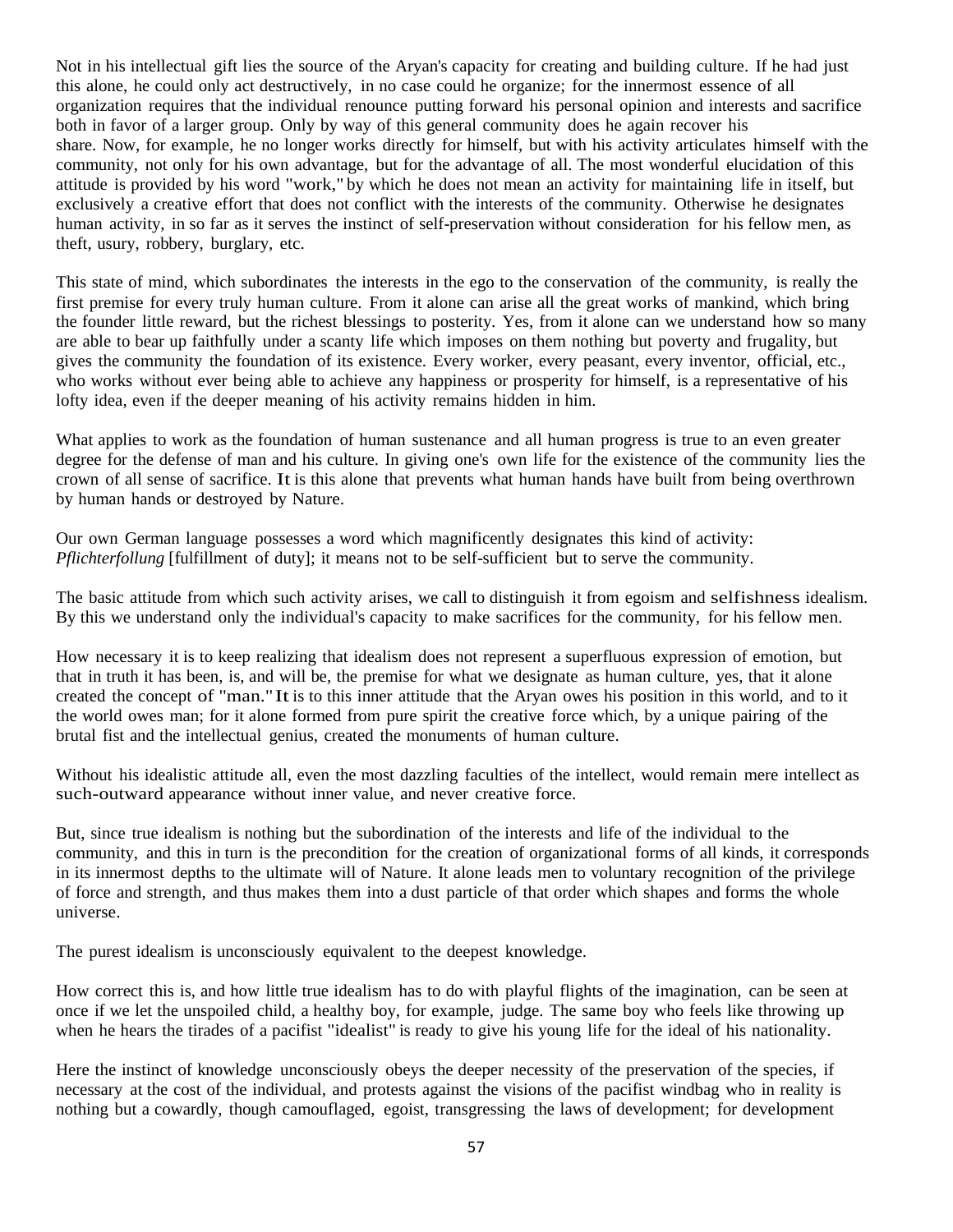Not in his intellectual gift lies the source of the Aryan's capacity for creating and building culture. If he had just this alone, he could only act destructively, in no case could he organize; for the innermost essence of all organization requires that the individual renounce putting forward his personal opinion and interests and sacrifice both in favor of a larger group. Only by way of this general community does he again recover his share. Now, for example, he no longer works directly for himself, but with his activity articulates himself with the community, not only for his own advantage, but for the advantage of all. The most wonderful elucidation of this attitude is provided by his word "work," by which he does not mean an activity for maintaining life in itself, but exclusively a creative effort that does not conflict with the interests of the community. Otherwise he designates human activity, in so far as it serves the instinct of self-preservation without consideration for his fellow men, as theft, usury, robbery, burglary, etc.

This state of mind, which subordinates the interests in the ego to the conservation of the community, is really the first premise for every truly human culture. From it alone can arise all the great works of mankind, which bring the founder little reward, but the richest blessings to posterity. Yes, from it alone can we understand how so many are able to bear up faithfully under a scanty life which imposes on them nothing but poverty and frugality, but gives the community the foundation of its existence. Every worker, every peasant, every inventor, official, etc., who works without ever being able to achieve any happiness or prosperity for himself, is a representative of his lofty idea, even if the deeper meaning of his activity remains hidden in him.

What applies to work as the foundation of human sustenance and all human progress is true to an even greater degree for the defense of man and his culture. In giving one's own life for the existence of the community lies the crown of all sense of sacrifice. It is this alone that prevents what human hands have built from being overthrown by human hands or destroyed by Nature.

Our own German language possesses a word which magnificently designates this kind of activity: *Pflichterfollung* [fulfillment of duty]; it means not to be self-sufficient but to serve the community.

The basic attitude from which such activity arises, we call to distinguish it from egoism and selfishness idealism. By this we understand only the individual's capacity to make sacrifices for the community, for his fellow men.

How necessary it is to keep realizing that idealism does not represent a superfluous expression of emotion, but that in truth it has been, is, and will be, the premise for what we designate as human culture, yes, that it alone created the concept of "man." It is to this inner attitude that the Aryan owes his position in this world, and to it the world owes man; for it alone formed from pure spirit the creative force which, by a unique pairing of the brutal fist and the intellectual genius, created the monuments of human culture.

Without his idealistic attitude all, even the most dazzling faculties of the intellect, would remain mere intellect as such-outward appearance without inner value, and never creative force.

But, since true idealism is nothing but the subordination of the interests and life of the individual to the community, and this in turn is the precondition for the creation of organizational forms of all kinds, it corresponds in its innermost depths to the ultimate will of Nature. It alone leads men to voluntary recognition of the privilege of force and strength, and thus makes them into a dust particle of that order which shapes and forms the whole universe.

The purest idealism is unconsciously equivalent to the deepest knowledge.

How correct this is, and how little true idealism has to do with playful flights of the imagination, can be seen at once if we let the unspoiled child, a healthy boy, for example, judge. The same boy who feels like throwing up when he hears the tirades of a pacifist "idealist" is ready to give his young life for the ideal of his nationality.

Here the instinct of knowledge unconsciously obeys the deeper necessity of the preservation of the species, if necessary at the cost of the individual, and protests against the visions of the pacifist windbag who in reality is nothing but a cowardly, though camouflaged, egoist, transgressing the laws of development; for development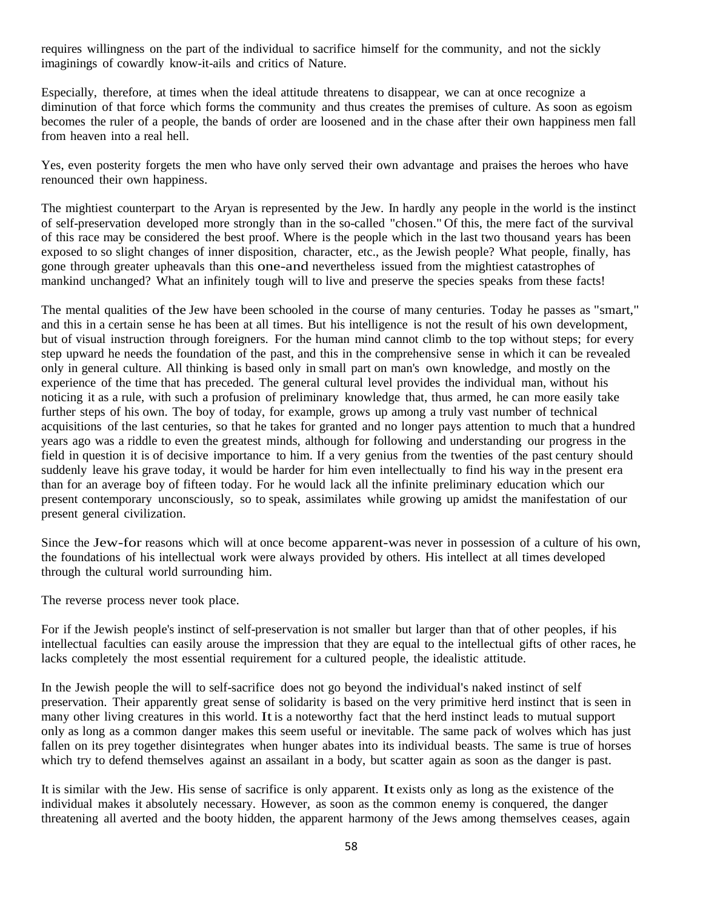requires willingness on the part of the individual to sacrifice himself for the community, and not the sickly imaginings of cowardly know-it-ails and critics of Nature.

Especially, therefore, at times when the ideal attitude threatens to disappear, we can at once recognize a diminution of that force which forms the community and thus creates the premises of culture. As soon as egoism becomes the ruler of a people, the bands of order are loosened and in the chase after their own happiness men fall from heaven into a real hell.

Yes, even posterity forgets the men who have only served their own advantage and praises the heroes who have renounced their own happiness.

The mightiest counterpart to the Aryan is represented by the Jew. In hardly any people in the world is the instinct of self-preservation developed more strongly than in the so-called "chosen." Of this, the mere fact of the survival of this race may be considered the best proof. Where is the people which in the last two thousand years has been exposed to so slight changes of inner disposition, character, etc., as the Jewish people? What people, finally, has gone through greater upheavals than this one-and nevertheless issued from the mightiest catastrophes of mankind unchanged? What an infinitely tough will to live and preserve the species speaks from these facts!

The mental qualities of the Jew have been schooled in the course of many centuries. Today he passes as "smart," and this in a certain sense he has been at all times. But his intelligence is not the result of his own development, but of visual instruction through foreigners. For the human mind cannot climb to the top without steps; for every step upward he needs the foundation of the past, and this in the comprehensive sense in which it can be revealed only in general culture. All thinking is based only in small part on man's own knowledge, and mostly on the experience of the time that has preceded. The general cultural level provides the individual man, without his noticing it as a rule, with such a profusion of preliminary knowledge that, thus armed, he can more easily take further steps of his own. The boy of today, for example, grows up among a truly vast number of technical acquisitions of the last centuries, so that he takes for granted and no longer pays attention to much that a hundred years ago was a riddle to even the greatest minds, although for following and understanding our progress in the field in question it is of decisive importance to him. If a very genius from the twenties of the past century should suddenly leave his grave today, it would be harder for him even intellectually to find his way in the present era than for an average boy of fifteen today. For he would lack all the infinite preliminary education which our present contemporary unconsciously, so to speak, assimilates while growing up amidst the manifestation of our present general civilization.

Since the Jew-for reasons which will at once become apparent-was never in possession of a culture of his own, the foundations of his intellectual work were always provided by others. His intellect at all times developed through the cultural world surrounding him.

The reverse process never took place.

For if the Jewish people's instinct of self-preservation is not smaller but larger than that of other peoples, if his intellectual faculties can easily arouse the impression that they are equal to the intellectual gifts of other races, he lacks completely the most essential requirement for a cultured people, the idealistic attitude.

In the Jewish people the will to self-sacrifice does not go beyond the individual's naked instinct of self preservation. Their apparently great sense of solidarity is based on the very primitive herd instinct that is seen in many other living creatures in this world. It is a noteworthy fact that the herd instinct leads to mutual support only as long as a common danger makes this seem useful or inevitable. The same pack of wolves which has just fallen on its prey together disintegrates when hunger abates into its individual beasts. The same is true of horses which try to defend themselves against an assailant in a body, but scatter again as soon as the danger is past.

It is similar with the Jew. His sense of sacrifice is only apparent. It exists only as long as the existence of the individual makes it absolutely necessary. However, as soon as the common enemy is conquered, the danger threatening all averted and the booty hidden, the apparent harmony of the Jews among themselves ceases, again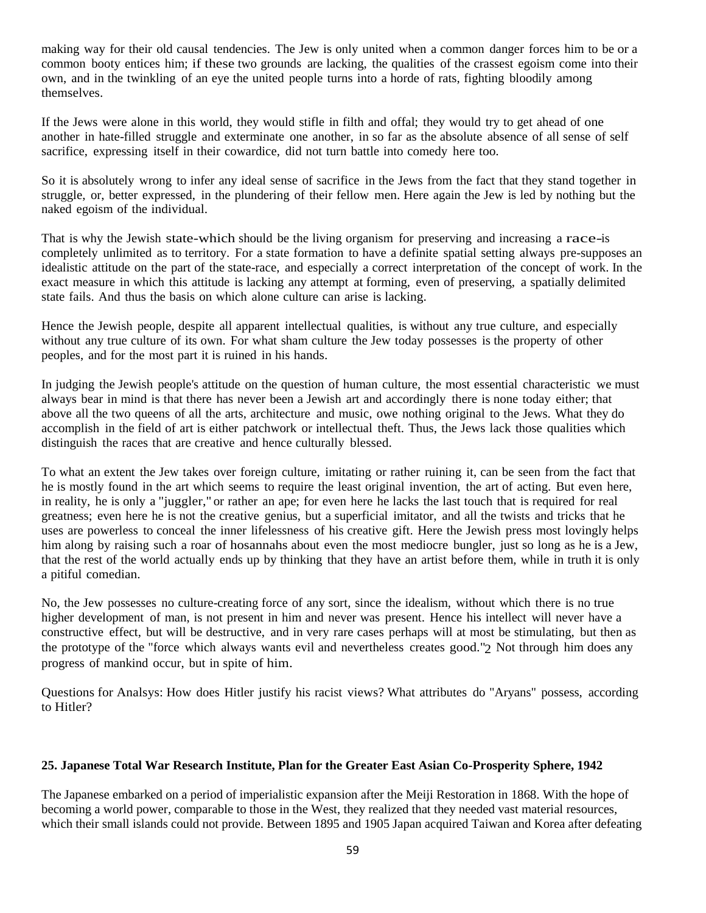making way for their old causal tendencies. The Jew is only united when a common danger forces him to be or a common booty entices him; if these two grounds are lacking, the qualities of the crassest egoism come into their own, and in the twinkling of an eye the united people turns into a horde of rats, fighting bloodily among themselves.

If the Jews were alone in this world, they would stifle in filth and offal; they would try to get ahead of one another in hate-filled struggle and exterminate one another, in so far as the absolute absence of all sense of self sacrifice, expressing itself in their cowardice, did not turn battle into comedy here too.

So it is absolutely wrong to infer any ideal sense of sacrifice in the Jews from the fact that they stand together in struggle, or, better expressed, in the plundering of their fellow men. Here again the Jew is led by nothing but the naked egoism of the individual.

That is why the Jewish state-which should be the living organism for preserving and increasing a race-is completely unlimited as to territory. For a state formation to have a definite spatial setting always pre-supposes an idealistic attitude on the part of the state-race, and especially a correct interpretation of the concept of work. In the exact measure in which this attitude is lacking any attempt at forming, even of preserving, a spatially delimited state fails. And thus the basis on which alone culture can arise is lacking.

Hence the Jewish people, despite all apparent intellectual qualities, is without any true culture, and especially without any true culture of its own. For what sham culture the Jew today possesses is the property of other peoples, and for the most part it is ruined in his hands.

In judging the Jewish people's attitude on the question of human culture, the most essential characteristic we must always bear in mind is that there has never been a Jewish art and accordingly there is none today either; that above all the two queens of all the arts, architecture and music, owe nothing original to the Jews. What they do accomplish in the field of art is either patchwork or intellectual theft. Thus, the Jews lack those qualities which distinguish the races that are creative and hence culturally blessed.

To what an extent the Jew takes over foreign culture, imitating or rather ruining it, can be seen from the fact that he is mostly found in the art which seems to require the least original invention, the art of acting. But even here, in reality, he is only a "juggler," or rather an ape; for even here he lacks the last touch that is required for real greatness; even here he is not the creative genius, but a superficial imitator, and all the twists and tricks that he uses are powerless to conceal the inner lifelessness of his creative gift. Here the Jewish press most lovingly helps him along by raising such a roar of hosannahs about even the most mediocre bungler, just so long as he is a Jew, that the rest of the world actually ends up by thinking that they have an artist before them, while in truth it is only a pitiful comedian.

No, the Jew possesses no culture-creating force of any sort, since the idealism, without which there is no true higher development of man, is not present in him and never was present. Hence his intellect will never have a constructive effect, but will be destructive, and in very rare cases perhaps will at most be stimulating, but then as the prototype of the "force which always wants evil and nevertheless creates good."[2] Not through him does any progress of mankind occur, but in spite of him.

Questions for Analsys: How does Hitler justify his racist views? What attributes do "Aryans" possess, according to Hitler?

**25. Japanese Total War Research Institute, Plan for the Greater East Asian Co-Prosperity Sphere, 1942**

The Japanese embarked on a period of imperialistic expansion after the Meiji Restoration in 1868. With the hope of becoming a world power, comparable to those in the West, they realized that they needed vast material resources, which their small islands could not provide. Between 1895 and 1905 Japan acquired Taiwan and Korea after defeating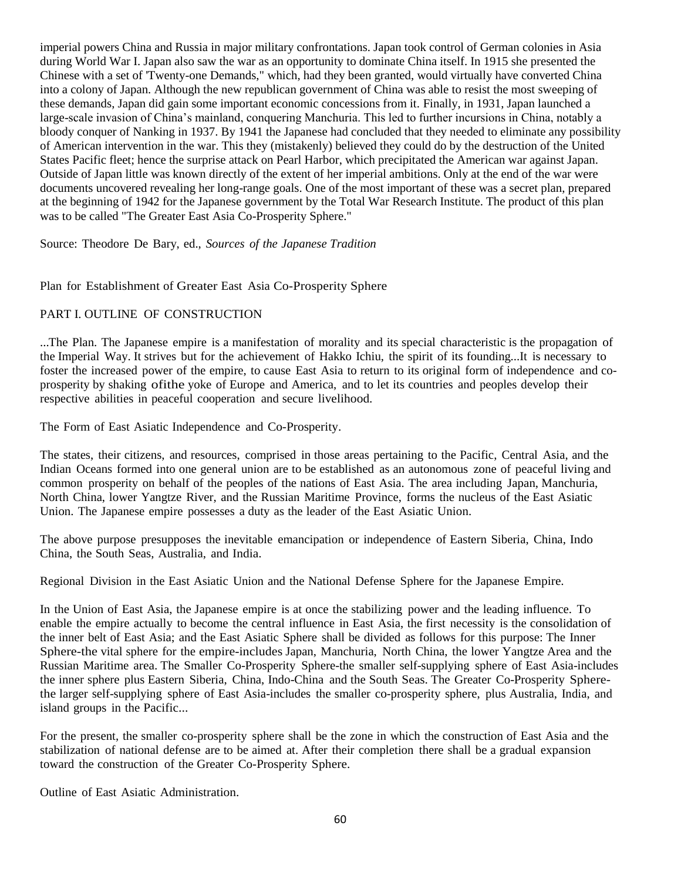imperial powers China and Russia in major military confrontations. Japan took control of German colonies in Asia during World War I. Japan also saw the war as an opportunity to dominate China itself. In 1915 she presented the Chinese with a set of 'Twenty-one Demands," which, had they been granted, would virtually have converted China into a colony of Japan. Although the new republican government of China was able to resist the most sweeping of these demands, Japan did gain some important economic concessions from it. Finally, in 1931, Japan launched a large-scale invasion of China's mainland, conquering Manchuria. This led to further incursions in China, notably a bloody conquer of Nanking in 1937. By 1941 the Japanese had concluded that they needed to eliminate any possibility of American intervention in the war. This they (mistakenly) believed they could do by the destruction of the United States Pacific fleet; hence the surprise attack on Pearl Harbor, which precipitated the American war against Japan. Outside of Japan little was known directly of the extent of her imperial ambitions. Only at the end of the war were documents uncovered revealing her long-range goals. One of the most important of these was a secret plan, prepared at the beginning of 1942 for the Japanese government by the Total War Research Institute. The product of this plan was to be called "The Greater East Asia Co-Prosperity Sphere."

Source: Theodore De Bary, ed., *Sources of the Japanese Tradition*

Plan for Establishment of Greater East Asia Co-Prosperity Sphere

PART I. OUTLINE OF CONSTRUCTION

...The Plan. The Japanese empire is a manifestation of morality and its special characteristic is the propagation of the Imperial Way. It strives but for the achievement of Hakko Ichiu, the spirit of its founding...It is necessary to foster the increased power of the empire, to cause East Asia to return to its original form of independence and co-prosperity by shaking ofithe yoke of Europe and America, and to let its countries and peoples develop their respective abilities in peaceful cooperation and secure livelihood.

The Form of East Asiatic Independence and Co-Prosperity.

The states, their citizens, and resources, comprised in those areas pertaining to the Pacific, Central Asia, and the Indian Oceans formed into one general union are to be established as an autonomous zone of peaceful living and common prosperity on behalf of the peoples of the nations of East Asia. The area including Japan, Manchuria, North China, lower Yangtze River, and the Russian Maritime Province, forms the nucleus of the East Asiatic Union. The Japanese empire possesses a duty as the leader of the East Asiatic Union.

The above purpose presupposes the inevitable emancipation or independence of Eastern Siberia, China, Indo China, the South Seas, Australia, and India.

Regional Division in the East Asiatic Union and the National Defense Sphere for the Japanese Empire.

In the Union of East Asia, the Japanese empire is at once the stabilizing power and the leading influence. To enable the empire actually to become the central influence in East Asia, the first necessity is the consolidation of the inner belt of East Asia; and the East Asiatic Sphere shall be divided as follows for this purpose: The Inner Sphere-the vital sphere for the empire-includes Japan, Manchuria, North China, the lower Yangtze Area and the Russian Maritime area. The Smaller Co-Prosperity Sphere-the smaller self-supplying sphere of East Asia-includes the inner sphere plus Eastern Siberia, China, Indo-China and the South Seas. The Greater Co-Prosperity Sphere-the larger self-supplying sphere of East Asia-includes the smaller co-prosperity sphere, plus Australia, India, and island groups in the Pacific...

For the present, the smaller co-prosperity sphere shall be the zone in which the construction of East Asia and the stabilization of national defense are to be aimed at. After their completion there shall be a gradual expansion toward the construction of the Greater Co-Prosperity Sphere.

Outline of East Asiatic Administration.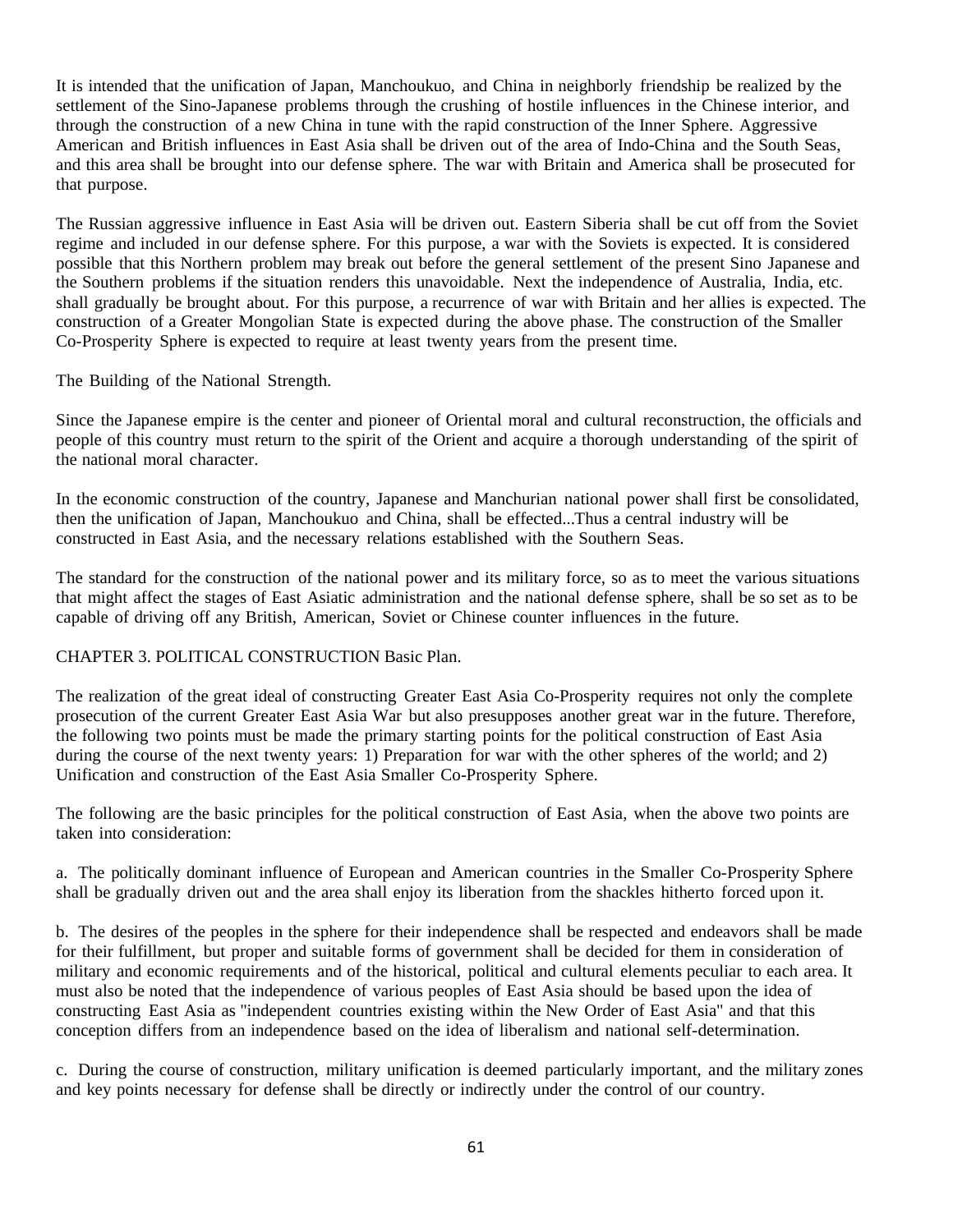It is intended that the unification of Japan, Manchoukuo, and China in neighborly friendship be realized by the settlement of the Sino-Japanese problems through the crushing of hostile influences in the Chinese interior, and through the construction of a new China in tune with the rapid construction of the Inner Sphere. Aggressive American and British influences in East Asia shall be driven out of the area of Indo-China and the South Seas, and this area shall be brought into our defense sphere. The war with Britain and America shall be prosecuted for that purpose.

The Russian aggressive influence in East Asia will be driven out. Eastern Siberia shall be cut off from the Soviet regime and included in our defense sphere. For this purpose, a war with the Soviets is expected. It is considered possible that this Northern problem may break out before the general settlement of the present Sino Japanese and the Southern problems if the situation renders this unavoidable. Next the independence of Australia, India, etc. shall gradually be brought about. For this purpose, a recurrence of war with Britain and her allies is expected. The construction of a Greater Mongolian State is expected during the above phase. The construction of the Smaller Co-Prosperity Sphere is expected to require at least twenty years from the present time.

The Building of the National Strength.

Since the Japanese empire is the center and pioneer of Oriental moral and cultural reconstruction, the officials and people of this country must return to the spirit of the Orient and acquire a thorough understanding of the spirit of the national moral character.

In the economic construction of the country, Japanese and Manchurian national power shall first be consolidated, then the unification of Japan, Manchoukuo and China, shall be effected...Thus a central industry will be constructed in East Asia, and the necessary relations established with the Southern Seas.

The standard for the construction of the national power and its military force, so as to meet the various situations that might affect the stages of East Asiatic administration and the national defense sphere, shall be so set as to be capable of driving off any British, American, Soviet or Chinese counter influences in the future.

CHAPTER 3. POLITICAL CONSTRUCTION Basic Plan.

The realization of the great ideal of constructing Greater East Asia Co-Prosperity requires not only the complete prosecution of the current Greater East Asia War but also presupposes another great war in the future. Therefore, the following two points must be made the primary starting points for the political construction of East Asia during the course of the next twenty years: 1) Preparation for war with the other spheres of the world; and 2) Unification and construction of the East Asia Smaller Co-Prosperity Sphere.

The following are the basic principles for the political construction of East Asia, when the above two points are taken into consideration:

a. The politically dominant influence of European and American countries in the Smaller Co-Prosperity Sphere shall be gradually driven out and the area shall enjoy its liberation from the shackles hitherto forced upon it.

b. The desires of the peoples in the sphere for their independence shall be respected and endeavors shall be made for their fulfillment, but proper and suitable forms of government shall be decided for them in consideration of military and economic requirements and of the historical, political and cultural elements peculiar to each area. It must also be noted that the independence of various peoples of East Asia should be based upon the idea of constructing East Asia as "independent countries existing within the New Order of East Asia" and that this conception differs from an independence based on the idea of liberalism and national self-determination.

c. During the course of construction, military unification is deemed particularly important, and the military zones and key points necessary for defense shall be directly or indirectly under the control of our country.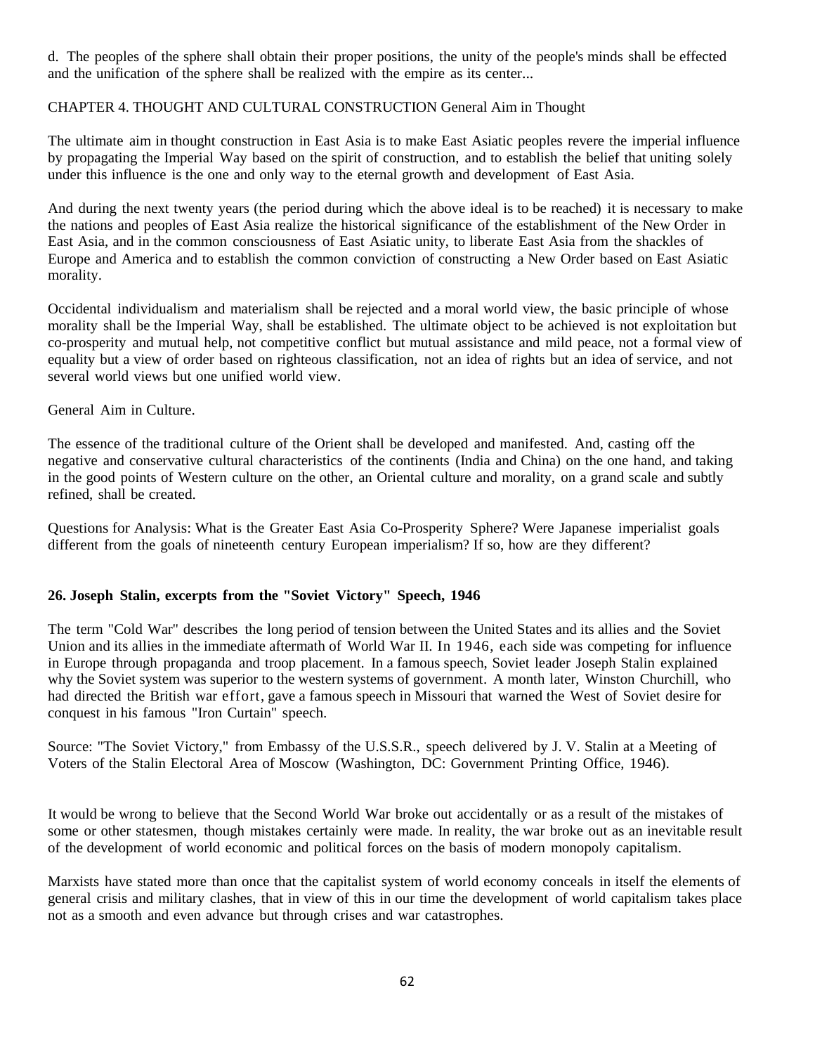d. The peoples of the sphere shall obtain their proper positions, the unity of the people's minds shall be effected and the unification of the sphere shall be realized with the empire as its center...

CHAPTER 4. THOUGHT AND CULTURAL CONSTRUCTION General Aim in Thought

The ultimate aim in thought construction in East Asia is to make East Asiatic peoples revere the imperial influence by propagating the Imperial Way based on the spirit of construction, and to establish the belief that uniting solely under this influence is the one and only way to the eternal growth and development of East Asia.

And during the next twenty years (the period during which the above ideal is to be reached) it is necessary to make the nations and peoples of East Asia realize the historical significance of the establishment of the New Order in East Asia, and in the common consciousness of East Asiatic unity, to liberate East Asia from the shackles of Europe and America and to establish the common conviction of constructing a New Order based on East Asiatic morality.

Occidental individualism and materialism shall be rejected and a moral world view, the basic principle of whose morality shall be the Imperial Way, shall be established. The ultimate object to be achieved is not exploitation but co-prosperity and mutual help, not competitive conflict but mutual assistance and mild peace, not a formal view of equality but a view of order based on righteous classification, not an idea of rights but an idea of service, and not several world views but one unified world view.

General Aim in Culture.

The essence of the traditional culture of the Orient shall be developed and manifested. And, casting off the negative and conservative cultural characteristics of the continents (India and China) on the one hand, and taking in the good points of Western culture on the other, an Oriental culture and morality, on a grand scale and subtly refined, shall be created.

Questions for Analysis: What is the Greater East Asia Co-Prosperity Sphere? Were Japanese imperialist goals different from the goals of nineteenth century European imperialism? If so, how are they different?

## 26. Joseph Stalin, excerpts from the "Soviet Victory" Speech, 1946

The term "Cold War" describes the long period of tension between the United States and its allies and the Soviet Union and its allies in the immediate aftermath of World War II. In 1946, each side was competing for influence in Europe through propaganda and troop placement. In a famous speech, Soviet leader Joseph Stalin explained why the Soviet system was superior to the western systems of government. A month later, Winston Churchill, who had directed the British war effort, gave a famous speech in Missouri that warned the West of Soviet desire for conquest in his famous "Iron Curtain" speech.

Source: "The Soviet Victory," from Embassy of the U.S.S.R., speech delivered by J. V. Stalin at a Meeting of Voters of the Stalin Electoral Area of Moscow (Washington, DC: Government Printing Office, 1946).

It would be wrong to believe that the Second World War broke out accidentally or as a result of the mistakes of some or other statesmen, though mistakes certainly were made. In reality, the war broke out as an inevitable result of the development of world economic and political forces on the basis of modern monopoly capitalism.

Marxists have stated more than once that the capitalist system of world economy conceals in itself the elements of general crisis and military clashes, that in view of this in our time the development of world capitalism takes place not as a smooth and even advance but through crises and war catastrophes.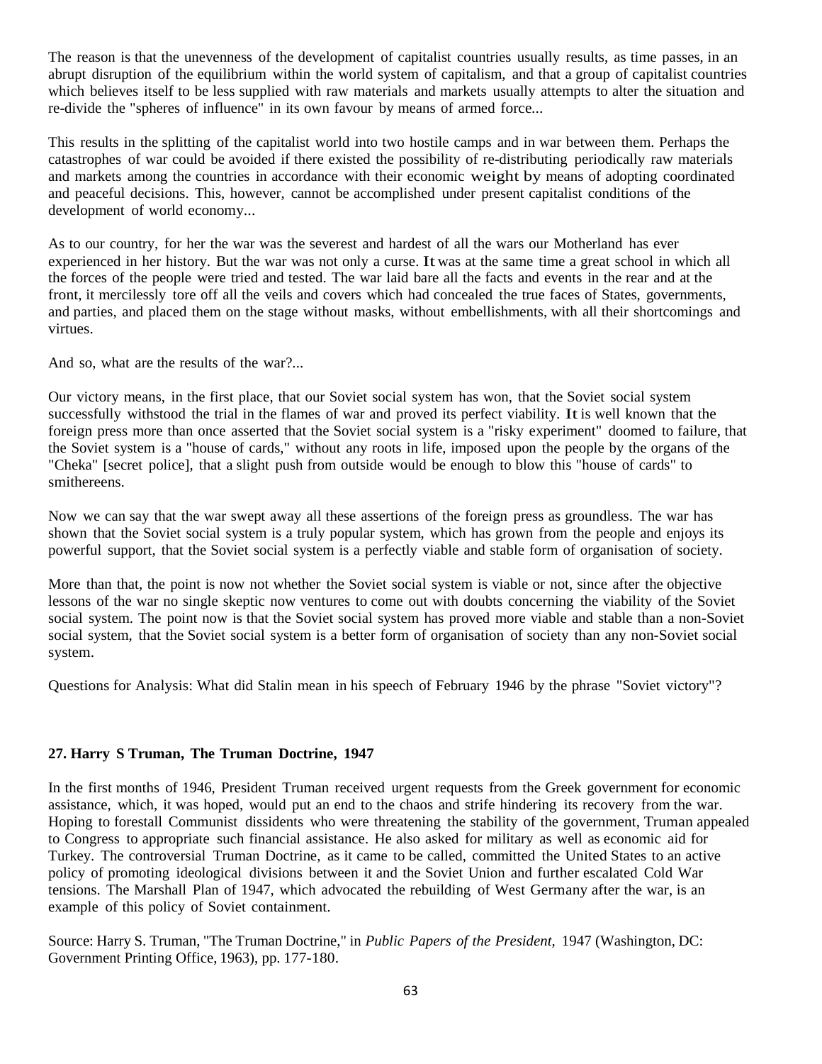The reason is that the unevenness of the development of capitalist countries usually results, as time passes, in an abrupt disruption of the equilibrium within the world system of capitalism, and that a group of capitalist countries which believes itself to be less supplied with raw materials and markets usually attempts to alter the situation and re-divide the "spheres of influence" in its own favour by means of armed force...

This results in the splitting of the capitalist world into two hostile camps and in war between them. Perhaps the catastrophes of war could be avoided if there existed the possibility of re-distributing periodically raw materials and markets among the countries in accordance with their economic weight by means of adopting coordinated and peaceful decisions. This, however, cannot be accomplished under present capitalist conditions of the development of world economy...

As to our country, for her the war was the severest and hardest of all the wars our Motherland has ever experienced in her history. But the war was not only a curse. It was at the same time a great school in which all the forces of the people were tried and tested. The war laid bare all the facts and events in the rear and at the front, it mercilessly tore off all the veils and covers which had concealed the true faces of States, governments, and parties, and placed them on the stage without masks, without embellishments, with all their shortcomings and virtues.

And so, what are the results of the war?...

Our victory means, in the first place, that our Soviet social system has won, that the Soviet social system successfully withstood the trial in the flames of war and proved its perfect viability. It is well known that the foreign press more than once asserted that the Soviet social system is a "risky experiment" doomed to failure, that the Soviet system is a "house of cards," without any roots in life, imposed upon the people by the organs of the "Cheka" [secret police], that a slight push from outside would be enough to blow this "house of cards" to smithereens.

Now we can say that the war swept away all these assertions of the foreign press as groundless. The war has shown that the Soviet social system is a truly popular system, which has grown from the people and enjoys its powerful support, that the Soviet social system is a perfectly viable and stable form of organisation of society.

More than that, the point is now not whether the Soviet social system is viable or not, since after the objective lessons of the war no single skeptic now ventures to come out with doubts concerning the viability of the Soviet social system. The point now is that the Soviet social system has proved more viable and stable than a non-Soviet social system, that the Soviet social system is a better form of organisation of society than any non-Soviet social system.

Questions for Analysis: What did Stalin mean in his speech of February 1946 by the phrase "Soviet victory"?

## 27. Harry S Truman, The Truman Doctrine, 1947

In the first months of 1946, President Truman received urgent requests from the Greek government for economic assistance, which, it was hoped, would put an end to the chaos and strife hindering its recovery from the war. Hoping to forestall Communist dissidents who were threatening the stability of the government, Truman appealed to Congress to appropriate such financial assistance. He also asked for military as well as economic aid for Turkey. The controversial Truman Doctrine, as it came to be called, committed the United States to an active policy of promoting ideological divisions between it and the Soviet Union and further escalated Cold War tensions. The Marshall Plan of 1947, which advocated the rebuilding of West Germany after the war, is an example of this policy of Soviet containment.

Source: Harry S. Truman, "The Truman Doctrine," in *Public Papers of the President,* 1947 (Washington, DC: Government Printing Office, 1963), pp. 177-180.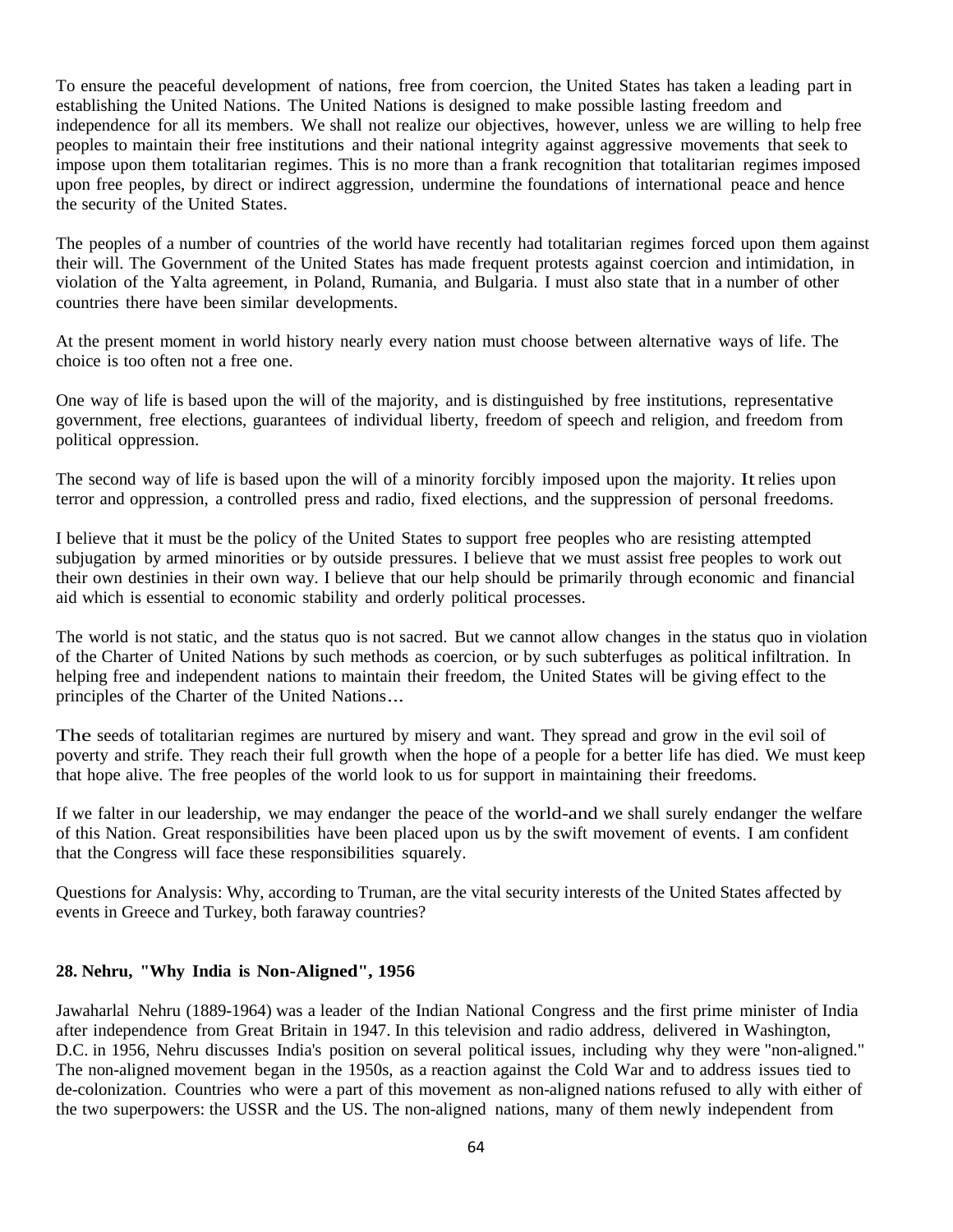To ensure the peaceful development of nations, free from coercion, the United States has taken a leading part in establishing the United Nations. The United Nations is designed to make possible lasting freedom and independence for all its members. We shall not realize our objectives, however, unless we are willing to help free peoples to maintain their free institutions and their national integrity against aggressive movements that seek to impose upon them totalitarian regimes. This is no more than a frank recognition that totalitarian regimes imposed upon free peoples, by direct or indirect aggression, undermine the foundations of international peace and hence the security of the United States.

The peoples of a number of countries of the world have recently had totalitarian regimes forced upon them against their will. The Government of the United States has made frequent protests against coercion and intimidation, in violation of the Yalta agreement, in Poland, Rumania, and Bulgaria. I must also state that in a number of other countries there have been similar developments.

At the present moment in world history nearly every nation must choose between alternative ways of life. The choice is too often not a free one.

One way of life is based upon the will of the majority, and is distinguished by free institutions, representative government, free elections, guarantees of individual liberty, freedom of speech and religion, and freedom from political oppression.

The second way of life is based upon the will of a minority forcibly imposed upon the majority. It relies upon terror and oppression, a controlled press and radio, fixed elections, and the suppression of personal freedoms.

I believe that it must be the policy of the United States to support free peoples who are resisting attempted subjugation by armed minorities or by outside pressures. I believe that we must assist free peoples to work out their own destinies in their own way. I believe that our help should be primarily through economic and financial aid which is essential to economic stability and orderly political processes.

The world is not static, and the status quo is not sacred. But we cannot allow changes in the status quo in violation of the Charter of United Nations by such methods as coercion, or by such subterfuges as political infiltration. In helping free and independent nations to maintain their freedom, the United States will be giving effect to the principles of the Charter of the United Nations…

The seeds of totalitarian regimes are nurtured by misery and want. They spread and grow in the evil soil of poverty and strife. They reach their full growth when the hope of a people for a better life has died. We must keep that hope alive. The free peoples of the world look to us for support in maintaining their freedoms.

If we falter in our leadership, we may endanger the peace of the world-and we shall surely endanger the welfare of this Nation. Great responsibilities have been placed upon us by the swift movement of events. I am confident that the Congress will face these responsibilities squarely.

Questions for Analysis: Why, according to Truman, are the vital security interests of the United States affected by events in Greece and Turkey, both faraway countries?

## 28. Nehru, "Why India is Non-Aligned", 1956

Jawaharlal Nehru (1889-1964) was a leader of the Indian National Congress and the first prime minister of India after independence from Great Britain in 1947. In this television and radio address, delivered in Washington, D.C. in 1956, Nehru discusses India's position on several political issues, including why they were "non-aligned." The non-aligned movement began in the 1950s, as a reaction against the Cold War and to address issues tied to de-colonization. Countries who were a part of this movement as non-aligned nations refused to ally with either of the two superpowers: the USSR and the US. The non-aligned nations, many of them newly independent from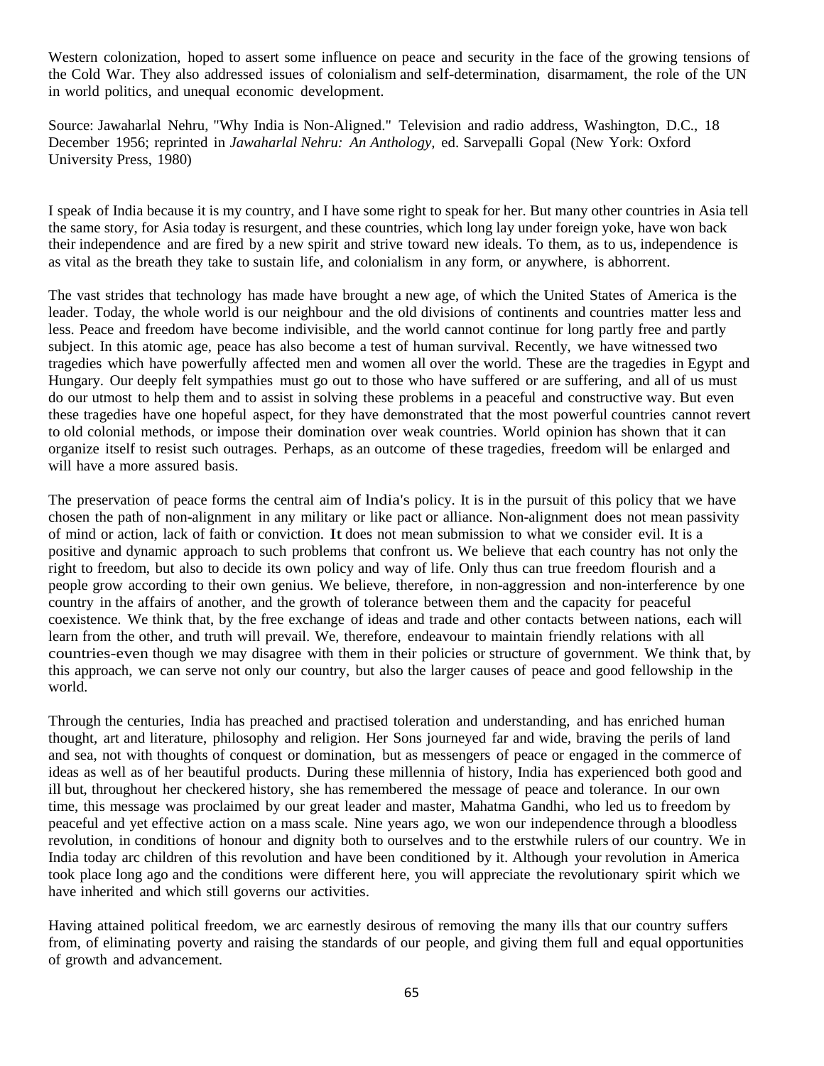Western colonization, hoped to assert some influence on peace and security in the face of the growing tensions of the Cold War. They also addressed issues of colonialism and self-determination, disarmament, the role of the UN in world politics, and unequal economic development.

Source: Jawaharlal Nehru, "Why India is Non-Aligned." Television and radio address, Washington, D.C., 18 December 1956; reprinted in *Jawaharlal Nehru: An Anthology,* ed. Sarvepalli Gopal (New York: Oxford University Press, 1980)

I speak of India because it is my country, and I have some right to speak for her. But many other countries in Asia tell the same story, for Asia today is resurgent, and these countries, which long lay under foreign yoke, have won back their independence and are fired by a new spirit and strive toward new ideals. To them, as to us, independence is as vital as the breath they take to sustain life, and colonialism in any form, or anywhere, is abhorrent.

The vast strides that technology has made have brought a new age, of which the United States of America is the leader. Today, the whole world is our neighbour and the old divisions of continents and countries matter less and less. Peace and freedom have become indivisible, and the world cannot continue for long partly free and partly subject. In this atomic age, peace has also become a test of human survival. Recently, we have witnessed two tragedies which have powerfully affected men and women all over the world. These are the tragedies in Egypt and Hungary. Our deeply felt sympathies must go out to those who have suffered or are suffering, and all of us must do our utmost to help them and to assist in solving these problems in a peaceful and constructive way. But even these tragedies have one hopeful aspect, for they have demonstrated that the most powerful countries cannot revert to old colonial methods, or impose their domination over weak countries. World opinion has shown that it can organize itself to resist such outrages. Perhaps, as an outcome of these tragedies, freedom will be enlarged and will have a more assured basis.

The preservation of peace forms the central aim of India's policy. It is in the pursuit of this policy that we have chosen the path of non-alignment in any military or like pact or alliance. Non-alignment does not mean passivity of mind or action, lack of faith or conviction. It does not mean submission to what we consider evil. It is a positive and dynamic approach to such problems that confront us. We believe that each country has not only the right to freedom, but also to decide its own policy and way of life. Only thus can true freedom flourish and a people grow according to their own genius. We believe, therefore, in non-aggression and non-interference by one country in the affairs of another, and the growth of tolerance between them and the capacity for peaceful coexistence. We think that, by the free exchange of ideas and trade and other contacts between nations, each will learn from the other, and truth will prevail. We, therefore, endeavour to maintain friendly relations with all countries-even though we may disagree with them in their policies or structure of government. We think that, by this approach, we can serve not only our country, but also the larger causes of peace and good fellowship in the world.

Through the centuries, India has preached and practised toleration and understanding, and has enriched human thought, art and literature, philosophy and religion. Her Sons journeyed far and wide, braving the perils of land and sea, not with thoughts of conquest or domination, but as messengers of peace or engaged in the commerce of ideas as well as of her beautiful products. During these millennia of history, India has experienced both good and ill but, throughout her checkered history, she has remembered the message of peace and tolerance. In our own time, this message was proclaimed by our great leader and master, Mahatma Gandhi, who led us to freedom by peaceful and yet effective action on a mass scale. Nine years ago, we won our independence through a bloodless revolution, in conditions of honour and dignity both to ourselves and to the erstwhile rulers of our country. We in India today arc children of this revolution and have been conditioned by it. Although your revolution in America took place long ago and the conditions were different here, you will appreciate the revolutionary spirit which we have inherited and which still governs our activities.

Having attained political freedom, we arc earnestly desirous of removing the many ills that our country suffers from, of eliminating poverty and raising the standards of our people, and giving them full and equal opportunities of growth and advancement.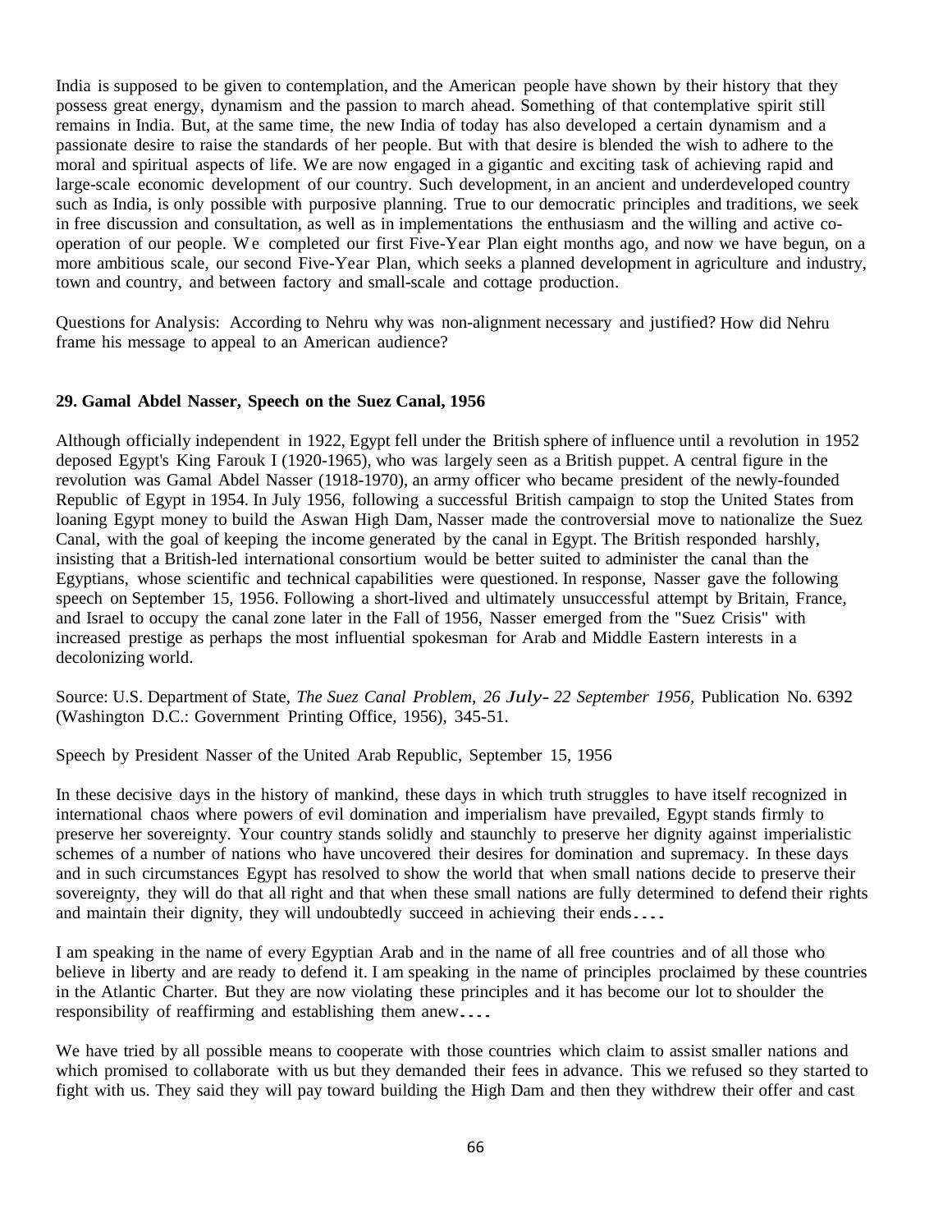India is supposed to be given to contemplation, and the American people have shown by their history that they possess great energy, dynamism and the passion to march ahead. Something of that contemplative spirit still remains in India. But, at the same time, the new India of today has also developed a certain dynamism and a passionate desire to raise the standards of her people. But with that desire is blended the wish to adhere to the moral and spiritual aspects of life. We are now engaged in a gigantic and exciting task of achieving rapid and large-scale economic development of our country. Such development, in an ancient and underdeveloped country such as India, is only possible with purposive planning. True to our democratic principles and traditions, we seek in free discussion and consultation, as well as in implementations the enthusiasm and the willing and active co-operation of our people. We completed our first Five-Year Plan eight months ago, and now we have begun, on a more ambitious scale, our second Five-Year Plan, which seeks a planned development in agriculture and industry, town and country, and between factory and small-scale and cottage production.

Questions for Analysis: According to Nehru why was non-alignment necessary and justified? How did Nehru frame his message to appeal to an American audience?

### 29. Gamal Abdel Nasser, Speech on the Suez Canal, 1956

Although officially independent in 1922, Egypt fell under the British sphere of influence until a revolution in 1952 deposed Egypt's King Farouk I (1920-1965), who was largely seen as a British puppet. A central figure in the revolution was Gamal Abdel Nasser (1918-1970), an army officer who became president of the newly-founded Republic of Egypt in 1954. In July 1956, following a successful British campaign to stop the United States from loaning Egypt money to build the Aswan High Dam, Nasser made the controversial move to nationalize the Suez Canal, with the goal of keeping the income generated by the canal in Egypt. The British responded harshly, insisting that a British-led international consortium would be better suited to administer the canal than the Egyptians, whose scientific and technical capabilities were questioned. In response, Nasser gave the following speech on September 15, 1956. Following a short-lived and ultimately unsuccessful attempt by Britain, France, and Israel to occupy the canal zone later in the Fall of 1956, Nasser emerged from the "Suez Crisis" with increased prestige as perhaps the most influential spokesman for Arab and Middle Eastern interests in a decolonizing world.

Source: U.S. Department of State, *The Suez Canal Problem, 26 July- 22 September 1956,* Publication No. 6392 (Washington D.C.: Government Printing Office, 1956), 345-51.

Speech by President Nasser of the United Arab Republic, September 15, 1956

In these decisive days in the history of mankind, these days in which truth struggles to have itself recognized in international chaos where powers of evil domination and imperialism have prevailed, Egypt stands firmly to preserve her sovereignty. Your country stands solidly and staunchly to preserve her dignity against imperialistic schemes of a number of nations who have uncovered their desires for domination and supremacy. In these days and in such circumstances Egypt has resolved to show the world that when small nations decide to preserve their sovereignty, they will do that all right and that when these small nations are fully determined to defend their rights and maintain their dignity, they will undoubtedly succeed in achieving their ends....

I am speaking in the name of every Egyptian Arab and in the name of all free countries and of all those who believe in liberty and are ready to defend it. I am speaking in the name of principles proclaimed by these countries in the Atlantic Charter. But they are now violating these principles and it has become our lot to shoulder the responsibility of reaffirming and establishing them anew....

We have tried by all possible means to cooperate with those countries which claim to assist smaller nations and which promised to collaborate with us but they demanded their fees in advance. This we refused so they started to fight with us. They said they will pay toward building the High Dam and then they withdrew their offer and cast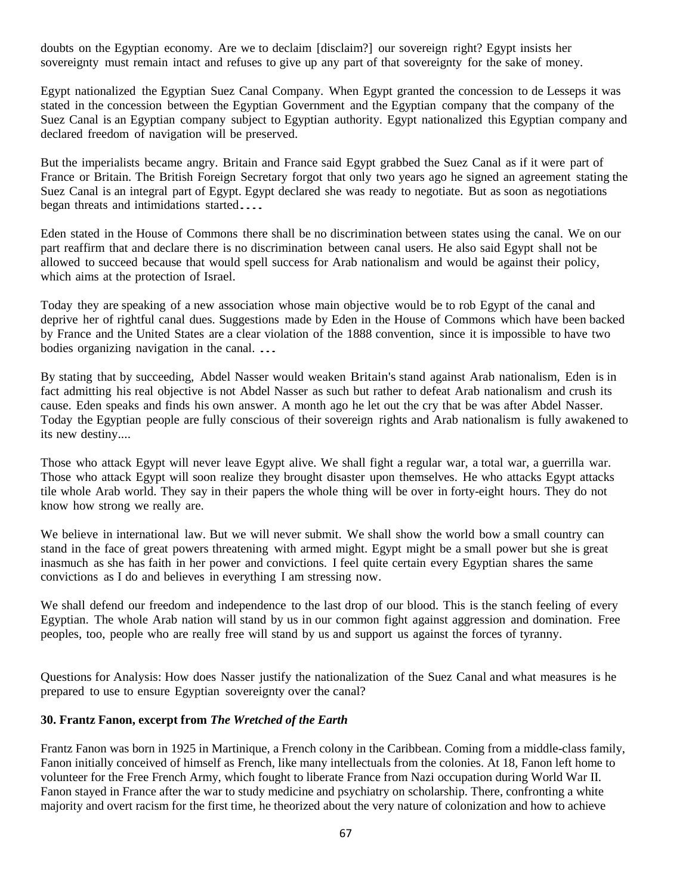doubts on the Egyptian economy. Are we to declaim [disclaim?] our sovereign right? Egypt insists her sovereignty must remain intact and refuses to give up any part of that sovereignty for the sake of money.

Egypt nationalized the Egyptian Suez Canal Company. When Egypt granted the concession to de Lesseps it was stated in the concession between the Egyptian Government and the Egyptian company that the company of the Suez Canal is an Egyptian company subject to Egyptian authority. Egypt nationalized this Egyptian company and declared freedom of navigation will be preserved.

But the imperialists became angry. Britain and France said Egypt grabbed the Suez Canal as if it were part of France or Britain. The British Foreign Secretary forgot that only two years ago he signed an agreement stating the Suez Canal is an integral part of Egypt. Egypt declared she was ready to negotiate. But as soon as negotiations began threats and intimidations started....

Eden stated in the House of Commons there shall be no discrimination between states using the canal. We on our part reaffirm that and declare there is no discrimination between canal users. He also said Egypt shall not be allowed to succeed because that would spell success for Arab nationalism and would be against their policy, which aims at the protection of Israel.

Today they are speaking of a new association whose main objective would be to rob Egypt of the canal and deprive her of rightful canal dues. Suggestions made by Eden in the House of Commons which have been backed by France and the United States are a clear violation of the 1888 convention, since it is impossible to have two bodies organizing navigation in the canal. ...

By stating that by succeeding, Abdel Nasser would weaken Britain's stand against Arab nationalism, Eden is in fact admitting his real objective is not Abdel Nasser as such but rather to defeat Arab nationalism and crush its cause. Eden speaks and finds his own answer. A month ago he let out the cry that be was after Abdel Nasser. Today the Egyptian people are fully conscious of their sovereign rights and Arab nationalism is fully awakened to its new destiny....

Those who attack Egypt will never leave Egypt alive. We shall fight a regular war, a total war, a guerrilla war. Those who attack Egypt will soon realize they brought disaster upon themselves. He who attacks Egypt attacks tile whole Arab world. They say in their papers the whole thing will be over in forty-eight hours. They do not know how strong we really are.

We believe in international law. But we will never submit. We shall show the world bow a small country can stand in the face of great powers threatening with armed might. Egypt might be a small power but she is great inasmuch as she has faith in her power and convictions. I feel quite certain every Egyptian shares the same convictions as I do and believes in everything I am stressing now.

We shall defend our freedom and independence to the last drop of our blood. This is the stanch feeling of every Egyptian. The whole Arab nation will stand by us in our common fight against aggression and domination. Free peoples, too, people who are really free will stand by us and support us against the forces of tyranny.

Questions for Analysis: How does Nasser justify the nationalization of the Suez Canal and what measures is he prepared to use to ensure Egyptian sovereignty over the canal?

### 30. Frantz Fanon, excerpt from *The Wretched of the Earth*

Frantz Fanon was born in 1925 in Martinique, a French colony in the Caribbean. Coming from a middle-class family, Fanon initially conceived of himself as French, like many intellectuals from the colonies. At 18, Fanon left home to volunteer for the Free French Army, which fought to liberate France from Nazi occupation during World War II. Fanon stayed in France after the war to study medicine and psychiatry on scholarship. There, confronting a white majority and overt racism for the first time, he theorized about the very nature of colonization and how to achieve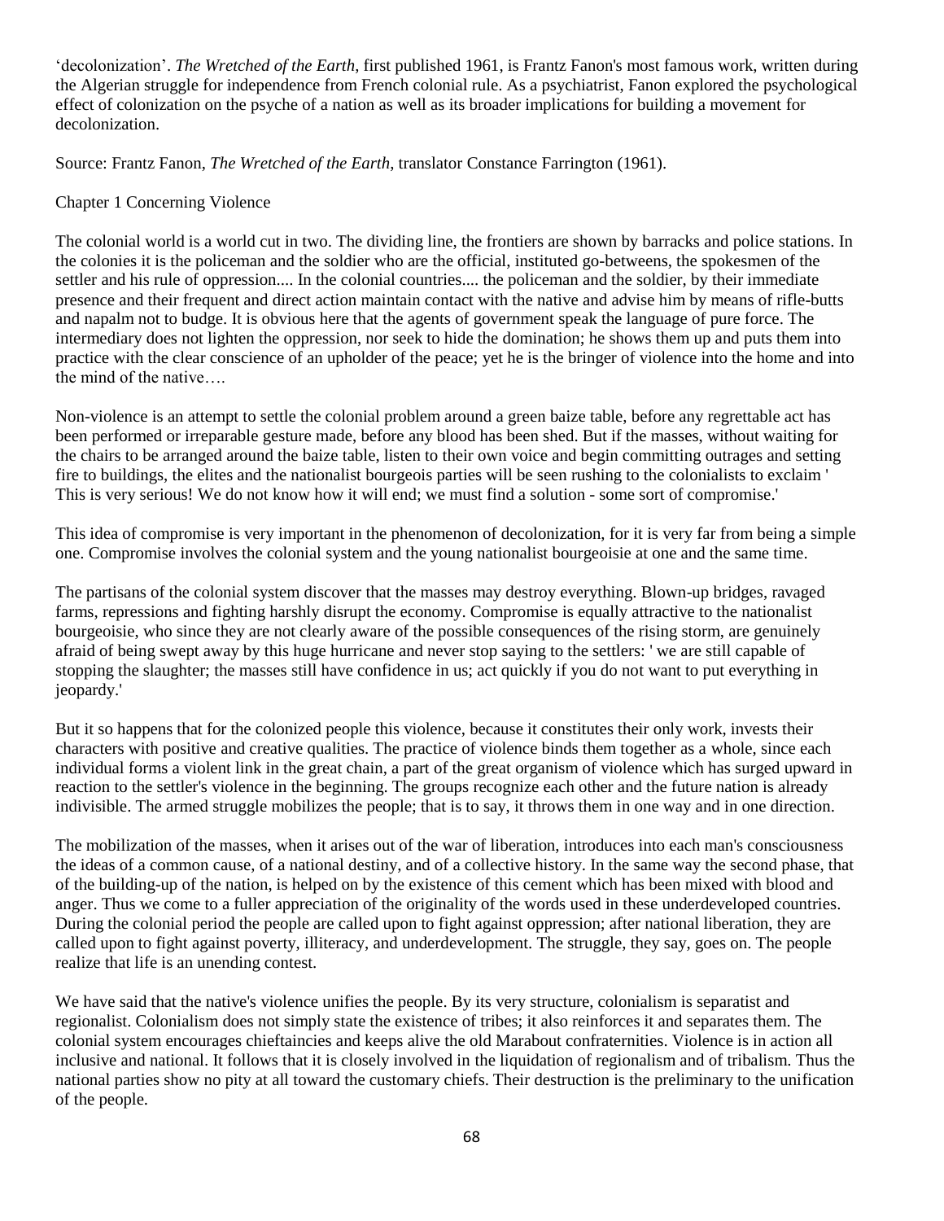'decolonization'. *The Wretched of the Earth*, first published 1961, is Frantz Fanon's most famous work, written during the Algerian struggle for independence from French colonial rule. As a psychiatrist, Fanon explored the psychological effect of colonization on the psyche of a nation as well as its broader implications for building a movement for decolonization.

Source: Frantz Fanon, *The Wretched of the Earth*, translator Constance Farrington (1961).

Chapter 1 Concerning Violence

The colonial world is a world cut in two. The dividing line, the frontiers are shown by barracks and police stations. In the colonies it is the policeman and the soldier who are the official, instituted go-betweens, the spokesmen of the settler and his rule of oppression.... In the colonial countries.... the policeman and the soldier, by their immediate presence and their frequent and direct action maintain contact with the native and advise him by means of rifle-butts and napalm not to budge. It is obvious here that the agents of government speak the language of pure force. The intermediary does not lighten the oppression, nor seek to hide the domination; he shows them up and puts them into practice with the clear conscience of an upholder of the peace; yet he is the bringer of violence into the home and into the mind of the native….

Non-violence is an attempt to settle the colonial problem around a green baize table, before any regrettable act has been performed or irreparable gesture made, before any blood has been shed. But if the masses, without waiting for the chairs to be arranged around the baize table, listen to their own voice and begin committing outrages and setting fire to buildings, the elites and the nationalist bourgeois parties will be seen rushing to the colonialists to exclaim ' This is very serious! We do not know how it will end; we must find a solution - some sort of compromise.'

This idea of compromise is very important in the phenomenon of decolonization, for it is very far from being a simple one. Compromise involves the colonial system and the young nationalist bourgeoisie at one and the same time.

The partisans of the colonial system discover that the masses may destroy everything. Blown-up bridges, ravaged farms, repressions and fighting harshly disrupt the economy. Compromise is equally attractive to the nationalist bourgeoisie, who since they are not clearly aware of the possible consequences of the rising storm, are genuinely afraid of being swept away by this huge hurricane and never stop saying to the settlers: ' we are still capable of stopping the slaughter; the masses still have confidence in us; act quickly if you do not want to put everything in jeopardy.'

But it so happens that for the colonized people this violence, because it constitutes their only work, invests their characters with positive and creative qualities. The practice of violence binds them together as a whole, since each individual forms a violent link in the great chain, a part of the great organism of violence which has surged upward in reaction to the settler's violence in the beginning. The groups recognize each other and the future nation is already indivisible. The armed struggle mobilizes the people; that is to say, it throws them in one way and in one direction.

The mobilization of the masses, when it arises out of the war of liberation, introduces into each man's consciousness the ideas of a common cause, of a national destiny, and of a collective history. In the same way the second phase, that of the building-up of the nation, is helped on by the existence of this cement which has been mixed with blood and anger. Thus we come to a fuller appreciation of the originality of the words used in these underdeveloped countries. During the colonial period the people are called upon to fight against oppression; after national liberation, they are called upon to fight against poverty, illiteracy, and underdevelopment. The struggle, they say, goes on. The people realize that life is an unending contest.

We have said that the native's violence unifies the people. By its very structure, colonialism is separatist and regionalist. Colonialism does not simply state the existence of tribes; it also reinforces it and separates them. The colonial system encourages chieftaincies and keeps alive the old Marabout confraternities. Violence is in action all inclusive and national. It follows that it is closely involved in the liquidation of regionalism and of tribalism. Thus the national parties show no pity at all toward the customary chiefs. Their destruction is the preliminary to the unification of the people.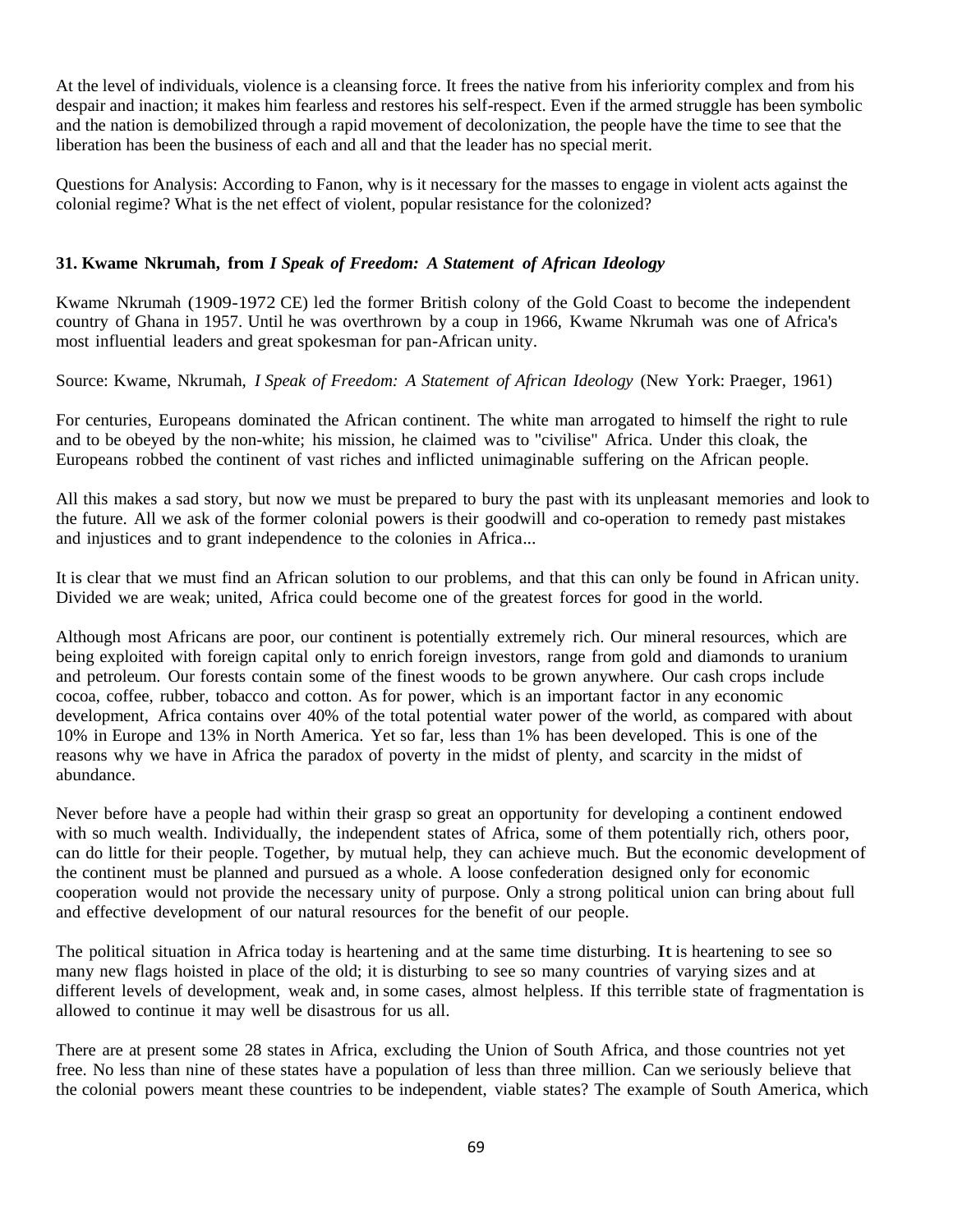At the level of individuals, violence is a cleansing force. It frees the native from his inferiority complex and from his despair and inaction; it makes him fearless and restores his self-respect. Even if the armed struggle has been symbolic and the nation is demobilized through a rapid movement of decolonization, the people have the time to see that the liberation has been the business of each and all and that the leader has no special merit.

Questions for Analysis: According to Fanon, why is it necessary for the masses to engage in violent acts against the colonial regime? What is the net effect of violent, popular resistance for the colonized?

### 31. Kwame Nkrumah, from *I Speak of Freedom: A Statement of African Ideology*

Kwame Nkrumah (1909-1972 CE) led the former British colony of the Gold Coast to become the independent country of Ghana in 1957. Until he was overthrown by a coup in 1966, Kwame Nkrumah was one of Africa's most influential leaders and great spokesman for pan-African unity.

Source: Kwame, Nkrumah, *I Speak of Freedom: A Statement of African Ideology* (New York: Praeger, 1961)

For centuries, Europeans dominated the African continent. The white man arrogated to himself the right to rule and to be obeyed by the non-white; his mission, he claimed was to "civilise" Africa. Under this cloak, the Europeans robbed the continent of vast riches and inflicted unimaginable suffering on the African people.

All this makes a sad story, but now we must be prepared to bury the past with its unpleasant memories and look to the future. All we ask of the former colonial powers is their goodwill and co-operation to remedy past mistakes and injustices and to grant independence to the colonies in Africa...

It is clear that we must find an African solution to our problems, and that this can only be found in African unity. Divided we are weak; united, Africa could become one of the greatest forces for good in the world.

Although most Africans are poor, our continent is potentially extremely rich. Our mineral resources, which are being exploited with foreign capital only to enrich foreign investors, range from gold and diamonds to uranium and petroleum. Our forests contain some of the finest woods to be grown anywhere. Our cash crops include cocoa, coffee, rubber, tobacco and cotton. As for power, which is an important factor in any economic development, Africa contains over 40% of the total potential water power of the world, as compared with about 10% in Europe and 13% in North America. Yet so far, less than 1% has been developed. This is one of the reasons why we have in Africa the paradox of poverty in the midst of plenty, and scarcity in the midst of abundance.

Never before have a people had within their grasp so great an opportunity for developing a continent endowed with so much wealth. Individually, the independent states of Africa, some of them potentially rich, others poor, can do little for their people. Together, by mutual help, they can achieve much. But the economic development of the continent must be planned and pursued as a whole. A loose confederation designed only for economic cooperation would not provide the necessary unity of purpose. Only a strong political union can bring about full and effective development of our natural resources for the benefit of our people.

The political situation in Africa today is heartening and at the same time disturbing. It is heartening to see so many new flags hoisted in place of the old; it is disturbing to see so many countries of varying sizes and at different levels of development, weak and, in some cases, almost helpless. If this terrible state of fragmentation is allowed to continue it may well be disastrous for us all.

There are at present some 28 states in Africa, excluding the Union of South Africa, and those countries not yet free. No less than nine of these states have a population of less than three million. Can we seriously believe that the colonial powers meant these countries to be independent, viable states? The example of South America, which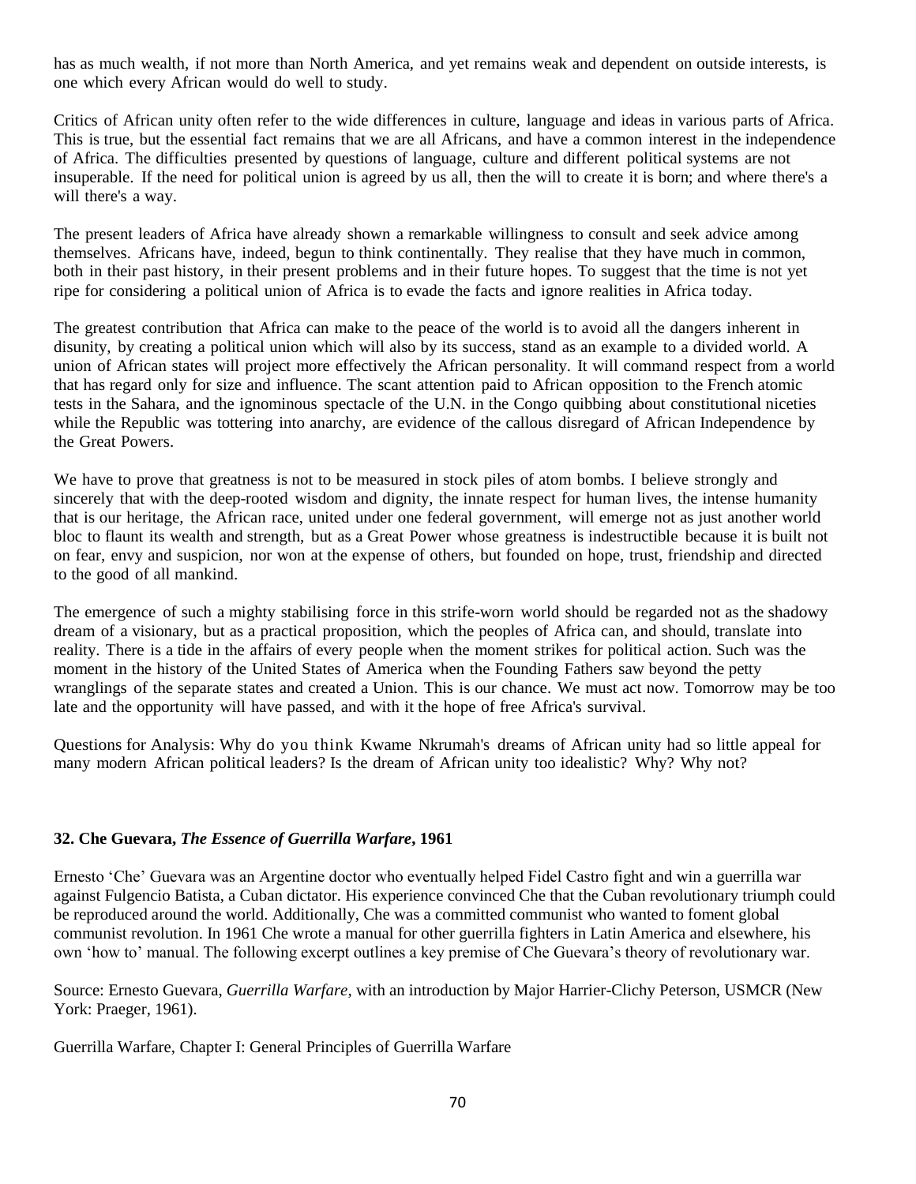has as much wealth, if not more than North America, and yet remains weak and dependent on outside interests, is one which every African would do well to study.

Critics of African unity often refer to the wide differences in culture, language and ideas in various parts of Africa. This is true, but the essential fact remains that we are all Africans, and have a common interest in the independence of Africa. The difficulties presented by questions of language, culture and different political systems are not insuperable. If the need for political union is agreed by us all, then the will to create it is born; and where there's a will there's a way.

The present leaders of Africa have already shown a remarkable willingness to consult and seek advice among themselves. Africans have, indeed, begun to think continentally. They realise that they have much in common, both in their past history, in their present problems and in their future hopes. To suggest that the time is not yet ripe for considering a political union of Africa is to evade the facts and ignore realities in Africa today.

The greatest contribution that Africa can make to the peace of the world is to avoid all the dangers inherent in disunity, by creating a political union which will also by its success, stand as an example to a divided world. A union of African states will project more effectively the African personality. It will command respect from a world that has regard only for size and influence. The scant attention paid to African opposition to the French atomic tests in the Sahara, and the ignominous spectacle of the U.N. in the Congo quibbing about constitutional niceties while the Republic was tottering into anarchy, are evidence of the callous disregard of African Independence by the Great Powers.

We have to prove that greatness is not to be measured in stock piles of atom bombs. I believe strongly and sincerely that with the deep-rooted wisdom and dignity, the innate respect for human lives, the intense humanity that is our heritage, the African race, united under one federal government, will emerge not as just another world bloc to flaunt its wealth and strength, but as a Great Power whose greatness is indestructible because it is built not on fear, envy and suspicion, nor won at the expense of others, but founded on hope, trust, friendship and directed to the good of all mankind.

The emergence of such a mighty stabilising force in this strife-worn world should be regarded not as the shadowy dream of a visionary, but as a practical proposition, which the peoples of Africa can, and should, translate into reality. There is a tide in the affairs of every people when the moment strikes for political action. Such was the moment in the history of the United States of America when the Founding Fathers saw beyond the petty wranglings of the separate states and created a Union. This is our chance. We must act now. Tomorrow may be too late and the opportunity will have passed, and with it the hope of free Africa's survival.

Questions for Analysis: Why do you think Kwame Nkrumah's dreams of African unity had so little appeal for many modern African political leaders? Is the dream of African unity too idealistic? Why? Why not?

### 32. Che Guevara, *The Essence of Guerrilla Warfare*, 1961

Ernesto 'Che' Guevara was an Argentine doctor who eventually helped Fidel Castro fight and win a guerrilla war against Fulgencio Batista, a Cuban dictator. His experience convinced Che that the Cuban revolutionary triumph could be reproduced around the world. Additionally, Che was a committed communist who wanted to foment global communist revolution. In 1961 Che wrote a manual for other guerrilla fighters in Latin America and elsewhere, his own 'how to' manual. The following excerpt outlines a key premise of Che Guevara's theory of revolutionary war.

Source: Ernesto Guevara, *Guerrilla Warfare*, with an introduction by Major Harrier-Clichy Peterson, USMCR (New York: Praeger, 1961).

Guerrilla Warfare, Chapter I: General Principles of Guerrilla Warfare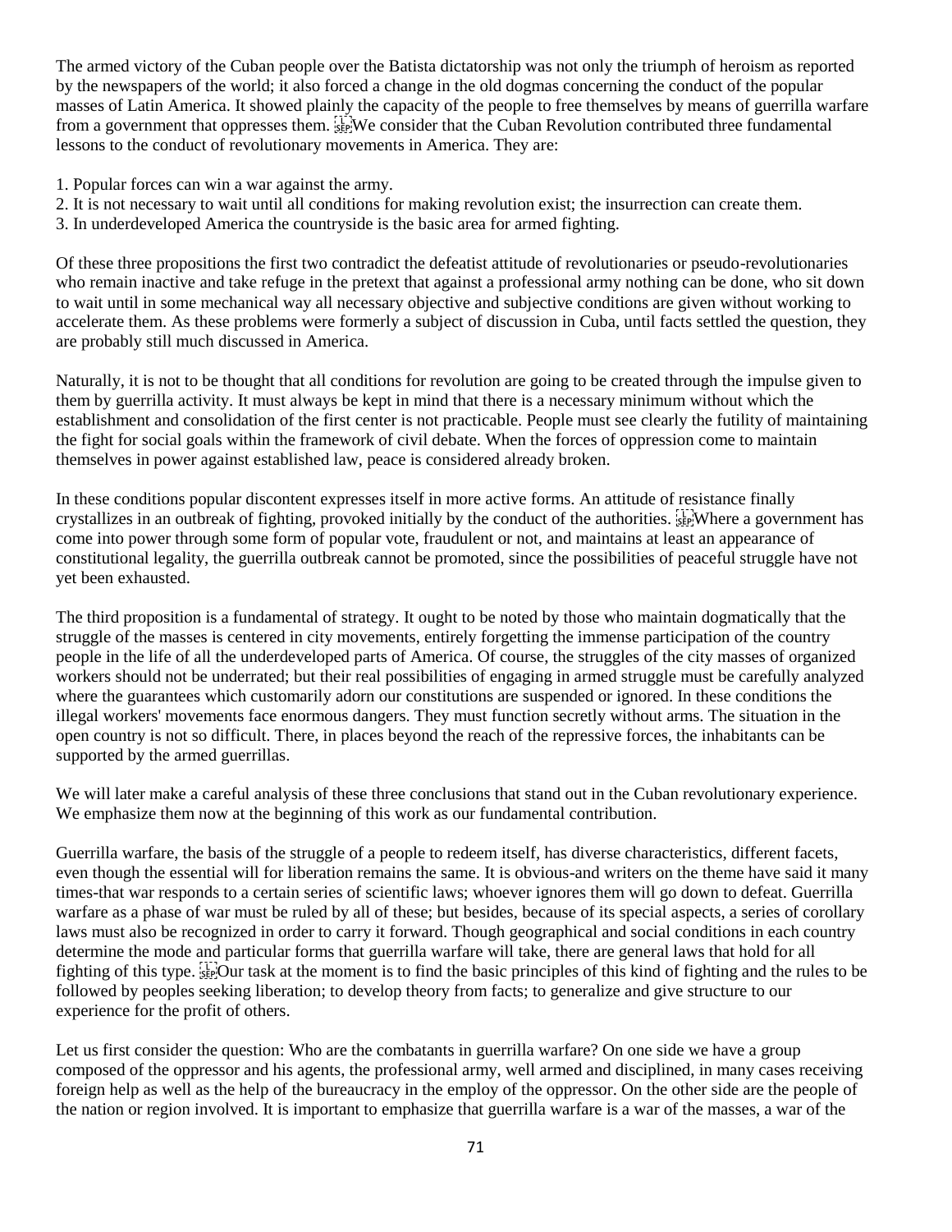The armed victory of the Cuban people over the Batista dictatorship was not only the triumph of heroism as reported by the newspapers of the world; it also forced a change in the old dogmas concerning the conduct of the popular masses of Latin America. It showed plainly the capacity of the people to free themselves by means of guerrilla warfare from a government that oppresses them. We consider that the Cuban Revolution contributed three fundamental lessons to the conduct of revolutionary movements in America. They are:

1. Popular forces can win a war against the army.
2. It is not necessary to wait until all conditions for making revolution exist; the insurrection can create them.
3. In underdeveloped America the countryside is the basic area for armed fighting.

Of these three propositions the first two contradict the defeatist attitude of revolutionaries or pseudo-revolutionaries who remain inactive and take refuge in the pretext that against a professional army nothing can be done, who sit down to wait until in some mechanical way all necessary objective and subjective conditions are given without working to accelerate them. As these problems were formerly a subject of discussion in Cuba, until facts settled the question, they are probably still much discussed in America.

Naturally, it is not to be thought that all conditions for revolution are going to be created through the impulse given to them by guerrilla activity. It must always be kept in mind that there is a necessary minimum without which the establishment and consolidation of the first center is not practicable. People must see clearly the futility of maintaining the fight for social goals within the framework of civil debate. When the forces of oppression come to maintain themselves in power against established law, peace is considered already broken.

In these conditions popular discontent expresses itself in more active forms. An attitude of resistance finally crystallizes in an outbreak of fighting, provoked initially by the conduct of the authorities. Where a government has come into power through some form of popular vote, fraudulent or not, and maintains at least an appearance of constitutional legality, the guerrilla outbreak cannot be promoted, since the possibilities of peaceful struggle have not yet been exhausted.

The third proposition is a fundamental of strategy. It ought to be noted by those who maintain dogmatically that the struggle of the masses is centered in city movements, entirely forgetting the immense participation of the country people in the life of all the underdeveloped parts of America. Of course, the struggles of the city masses of organized workers should not be underrated; but their real possibilities of engaging in armed struggle must be carefully analyzed where the guarantees which customarily adorn our constitutions are suspended or ignored. In these conditions the illegal workers' movements face enormous dangers. They must function secretly without arms. The situation in the open country is not so difficult. There, in places beyond the reach of the repressive forces, the inhabitants can be supported by the armed guerrillas.

We will later make a careful analysis of these three conclusions that stand out in the Cuban revolutionary experience. We emphasize them now at the beginning of this work as our fundamental contribution.

Guerrilla warfare, the basis of the struggle of a people to redeem itself, has diverse characteristics, different facets, even though the essential will for liberation remains the same. It is obvious-and writers on the theme have said it many times-that war responds to a certain series of scientific laws; whoever ignores them will go down to defeat. Guerrilla warfare as a phase of war must be ruled by all of these; but besides, because of its special aspects, a series of corollary laws must also be recognized in order to carry it forward. Though geographical and social conditions in each country determine the mode and particular forms that guerrilla warfare will take, there are general laws that hold for all fighting of this type. Our task at the moment is to find the basic principles of this kind of fighting and the rules to be followed by peoples seeking liberation; to develop theory from facts; to generalize and give structure to our experience for the profit of others.

Let us first consider the question: Who are the combatants in guerrilla warfare? On one side we have a group composed of the oppressor and his agents, the professional army, well armed and disciplined, in many cases receiving foreign help as well as the help of the bureaucracy in the employ of the oppressor. On the other side are the people of the nation or region involved. It is important to emphasize that guerrilla warfare is a war of the masses, a war of the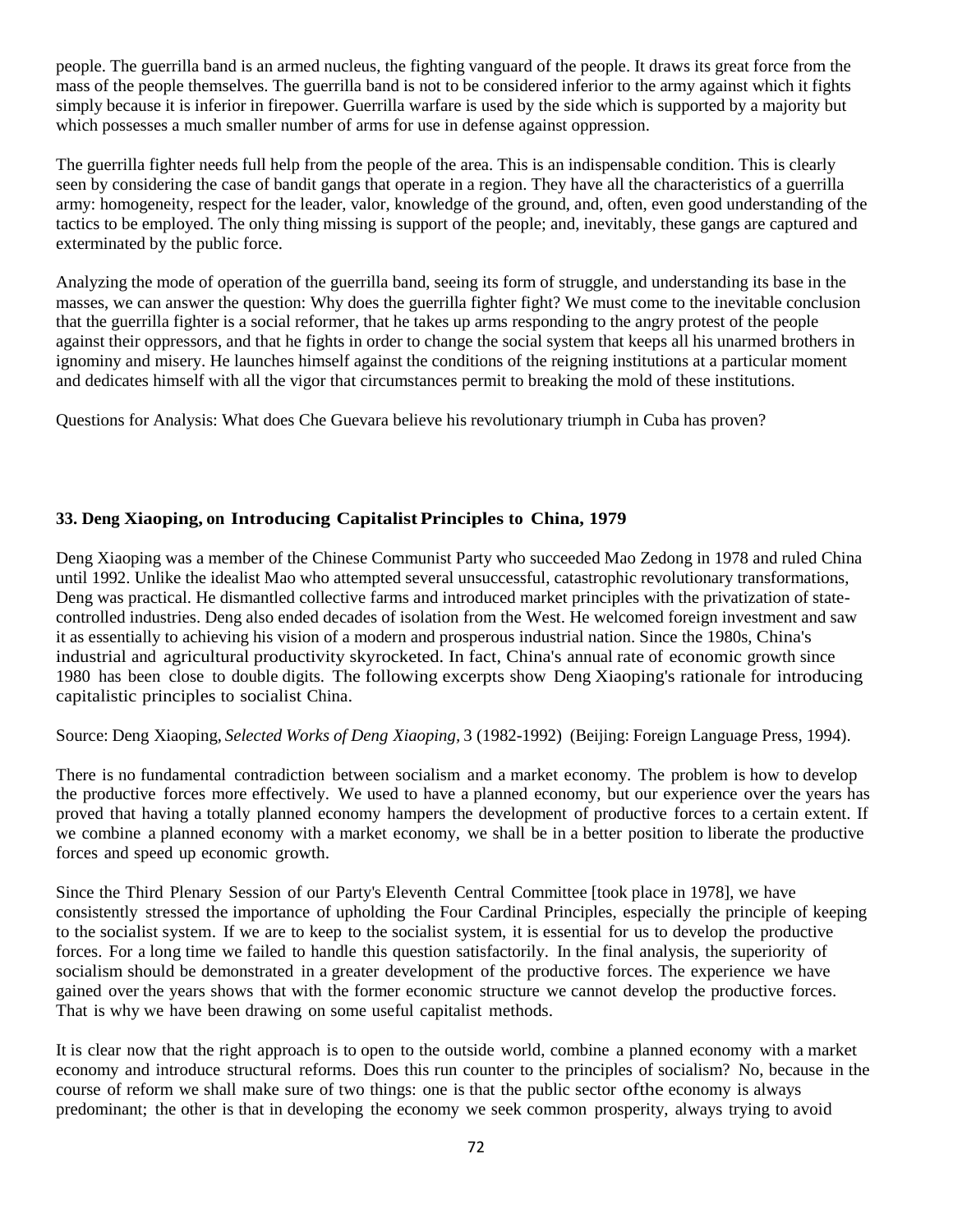people. The guerrilla band is an armed nucleus, the fighting vanguard of the people. It draws its great force from the mass of the people themselves. The guerrilla band is not to be considered inferior to the army against which it fights simply because it is inferior in firepower. Guerrilla warfare is used by the side which is supported by a majority but which possesses a much smaller number of arms for use in defense against oppression.

The guerrilla fighter needs full help from the people of the area. This is an indispensable condition. This is clearly seen by considering the case of bandit gangs that operate in a region. They have all the characteristics of a guerrilla army: homogeneity, respect for the leader, valor, knowledge of the ground, and, often, even good understanding of the tactics to be employed. The only thing missing is support of the people; and, inevitably, these gangs are captured and exterminated by the public force.

Analyzing the mode of operation of the guerrilla band, seeing its form of struggle, and understanding its base in the masses, we can answer the question: Why does the guerrilla fighter fight? We must come to the inevitable conclusion that the guerrilla fighter is a social reformer, that he takes up arms responding to the angry protest of the people against their oppressors, and that he fights in order to change the social system that keeps all his unarmed brothers in ignominy and misery. He launches himself against the conditions of the reigning institutions at a particular moment and dedicates himself with all the vigor that circumstances permit to breaking the mold of these institutions.

Questions for Analysis: What does Che Guevara believe his revolutionary triumph in Cuba has proven?

### 33. Deng Xiaoping, on Introducing Capitalist Principles to China, 1979

Deng Xiaoping was a member of the Chinese Communist Party who succeeded Mao Zedong in 1978 and ruled China until 1992. Unlike the idealist Mao who attempted several unsuccessful, catastrophic revolutionary transformations, Deng was practical. He dismantled collective farms and introduced market principles with the privatization of state-controlled industries. Deng also ended decades of isolation from the West. He welcomed foreign investment and saw it as essentially to achieving his vision of a modern and prosperous industrial nation. Since the 1980s, China's industrial and agricultural productivity skyrocketed. In fact, China's annual rate of economic growth since 1980 has been close to double digits. The following excerpts show Deng Xiaoping's rationale for introducing capitalistic principles to socialist China.

Source: Deng Xiaoping, *Selected Works of Deng Xiaoping*, 3 (1982-1992) (Beijing: Foreign Language Press, 1994).

There is no fundamental contradiction between socialism and a market economy. The problem is how to develop the productive forces more effectively. We used to have a planned economy, but our experience over the years has proved that having a totally planned economy hampers the development of productive forces to a certain extent. If we combine a planned economy with a market economy, we shall be in a better position to liberate the productive forces and speed up economic growth.

Since the Third Plenary Session of our Party's Eleventh Central Committee [took place in 1978], we have consistently stressed the importance of upholding the Four Cardinal Principles, especially the principle of keeping to the socialist system. If we are to keep to the socialist system, it is essential for us to develop the productive forces. For a long time we failed to handle this question satisfactorily. In the final analysis, the superiority of socialism should be demonstrated in a greater development of the productive forces. The experience we have gained over the years shows that with the former economic structure we cannot develop the productive forces. That is why we have been drawing on some useful capitalist methods.

It is clear now that the right approach is to open to the outside world, combine a planned economy with a market economy and introduce structural reforms. Does this run counter to the principles of socialism? No, because in the course of reform we shall make sure of two things: one is that the public sector ofthe economy is always predominant; the other is that in developing the economy we seek common prosperity, always trying to avoid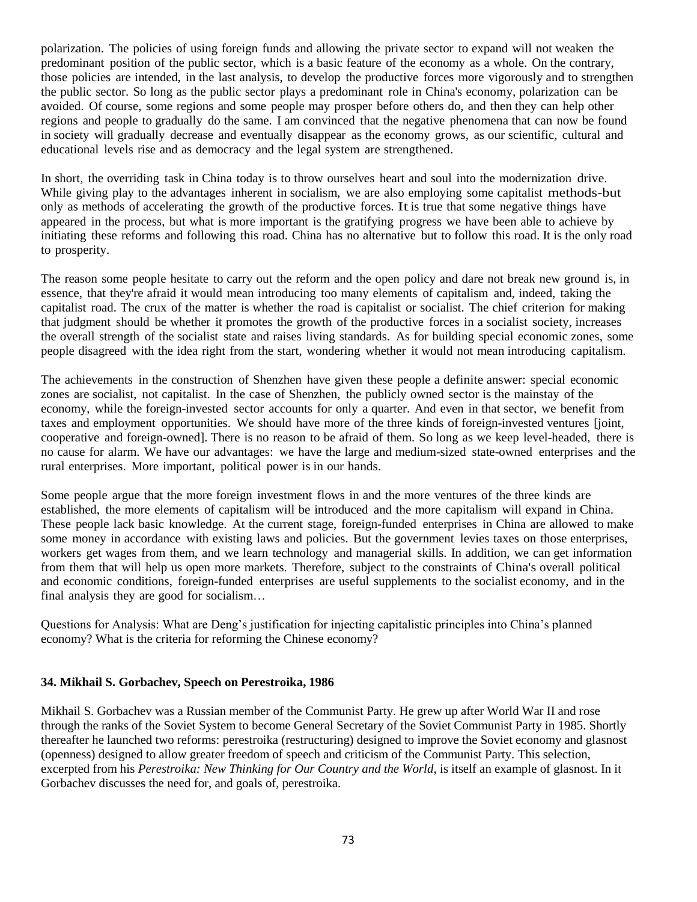polarization. The policies of using foreign funds and allowing the private sector to expand will not weaken the predominant position of the public sector, which is a basic feature of the economy as a whole. On the contrary, those policies are intended, in the last analysis, to develop the productive forces more vigorously and to strengthen the public sector. So long as the public sector plays a predominant role in China's economy, polarization can be avoided. Of course, some regions and some people may prosper before others do, and then they can help other regions and people to gradually do the same. I am convinced that the negative phenomena that can now be found in society will gradually decrease and eventually disappear as the economy grows, as our scientific, cultural and educational levels rise and as democracy and the legal system are strengthened.

In short, the overriding task in China today is to throw ourselves heart and soul into the modernization drive. While giving play to the advantages inherent in socialism, we are also employing some capitalist methods-but only as methods of accelerating the growth of the productive forces. It is true that some negative things have appeared in the process, but what is more important is the gratifying progress we have been able to achieve by initiating these reforms and following this road. China has no alternative but to follow this road. It is the only road to prosperity.

The reason some people hesitate to carry out the reform and the open policy and dare not break new ground is, in essence, that they're afraid it would mean introducing too many elements of capitalism and, indeed, taking the capitalist road. The crux of the matter is whether the road is capitalist or socialist. The chief criterion for making that judgment should be whether it promotes the growth of the productive forces in a socialist society, increases the overall strength of the socialist state and raises living standards. As for building special economic zones, some people disagreed with the idea right from the start, wondering whether it would not mean introducing capitalism.

The achievements in the construction of Shenzhen have given these people a definite answer: special economic zones are socialist, not capitalist. In the case of Shenzhen, the publicly owned sector is the mainstay of the economy, while the foreign-invested sector accounts for only a quarter. And even in that sector, we benefit from taxes and employment opportunities. We should have more of the three kinds of foreign-invested ventures [joint, cooperative and foreign-owned]. There is no reason to be afraid of them. So long as we keep level-headed, there is no cause for alarm. We have our advantages: we have the large and medium-sized state-owned enterprises and the rural enterprises. More important, political power is in our hands.

Some people argue that the more foreign investment flows in and the more ventures of the three kinds are established, the more elements of capitalism will be introduced and the more capitalism will expand in China. These people lack basic knowledge. At the current stage, foreign-funded enterprises in China are allowed to make some money in accordance with existing laws and policies. But the government levies taxes on those enterprises, workers get wages from them, and we learn technology and managerial skills. In addition, we can get information from them that will help us open more markets. Therefore, subject to the constraints of China's overall political and economic conditions, foreign-funded enterprises are useful supplements to the socialist economy, and in the final analysis they are good for socialism…

Questions for Analysis: What are Deng's justification for injecting capitalistic principles into China's planned economy? What is the criteria for reforming the Chinese economy?

### 34. Mikhail S. Gorbachev, Speech on Perestroika, 1986

Mikhail S. Gorbachev was a Russian member of the Communist Party. He grew up after World War II and rose through the ranks of the Soviet System to become General Secretary of the Soviet Communist Party in 1985. Shortly thereafter he launched two reforms: perestroika (restructuring) designed to improve the Soviet economy and glasnost (openness) designed to allow greater freedom of speech and criticism of the Communist Party. This selection, excerpted from his *Perestroika: New Thinking for Our Country and the World*, is itself an example of glasnost. In it Gorbachev discusses the need for, and goals of, perestroika.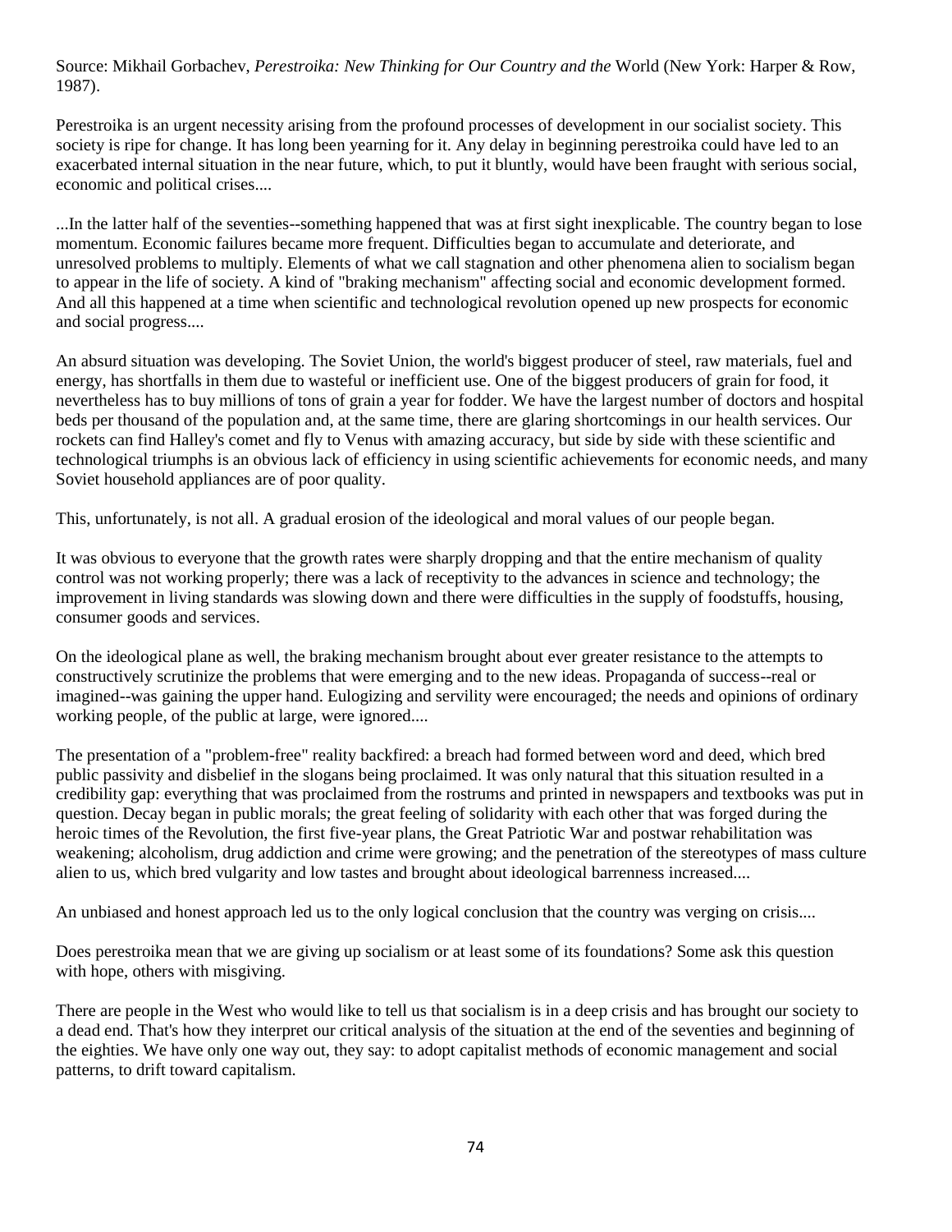Source: Mikhail Gorbachev, *Perestroika: New Thinking for Our Country and the* World (New York: Harper & Row, 1987).

Perestroika is an urgent necessity arising from the profound processes of development in our socialist society. This society is ripe for change. It has long been yearning for it. Any delay in beginning perestroika could have led to an exacerbated internal situation in the near future, which, to put it bluntly, would have been fraught with serious social, economic and political crises....

...In the latter half of the seventies--something happened that was at first sight inexplicable. The country began to lose momentum. Economic failures became more frequent. Difficulties began to accumulate and deteriorate, and unresolved problems to multiply. Elements of what we call stagnation and other phenomena alien to socialism began to appear in the life of society. A kind of "braking mechanism" affecting social and economic development formed. And all this happened at a time when scientific and technological revolution opened up new prospects for economic and social progress....

An absurd situation was developing. The Soviet Union, the world's biggest producer of steel, raw materials, fuel and energy, has shortfalls in them due to wasteful or inefficient use. One of the biggest producers of grain for food, it nevertheless has to buy millions of tons of grain a year for fodder. We have the largest number of doctors and hospital beds per thousand of the population and, at the same time, there are glaring shortcomings in our health services. Our rockets can find Halley's comet and fly to Venus with amazing accuracy, but side by side with these scientific and technological triumphs is an obvious lack of efficiency in using scientific achievements for economic needs, and many Soviet household appliances are of poor quality.

This, unfortunately, is not all. A gradual erosion of the ideological and moral values of our people began.

It was obvious to everyone that the growth rates were sharply dropping and that the entire mechanism of quality control was not working properly; there was a lack of receptivity to the advances in science and technology; the improvement in living standards was slowing down and there were difficulties in the supply of foodstuffs, housing, consumer goods and services.

On the ideological plane as well, the braking mechanism brought about ever greater resistance to the attempts to constructively scrutinize the problems that were emerging and to the new ideas. Propaganda of success--real or imagined--was gaining the upper hand. Eulogizing and servility were encouraged; the needs and opinions of ordinary working people, of the public at large, were ignored....

The presentation of a "problem-free" reality backfired: a breach had formed between word and deed, which bred public passivity and disbelief in the slogans being proclaimed. It was only natural that this situation resulted in a credibility gap: everything that was proclaimed from the rostrums and printed in newspapers and textbooks was put in question. Decay began in public morals; the great feeling of solidarity with each other that was forged during the heroic times of the Revolution, the first five-year plans, the Great Patriotic War and postwar rehabilitation was weakening; alcoholism, drug addiction and crime were growing; and the penetration of the stereotypes of mass culture alien to us, which bred vulgarity and low tastes and brought about ideological barrenness increased....

An unbiased and honest approach led us to the only logical conclusion that the country was verging on crisis....

Does perestroika mean that we are giving up socialism or at least some of its foundations? Some ask this question with hope, others with misgiving.

There are people in the West who would like to tell us that socialism is in a deep crisis and has brought our society to a dead end. That's how they interpret our critical analysis of the situation at the end of the seventies and beginning of the eighties. We have only one way out, they say: to adopt capitalist methods of economic management and social patterns, to drift toward capitalism.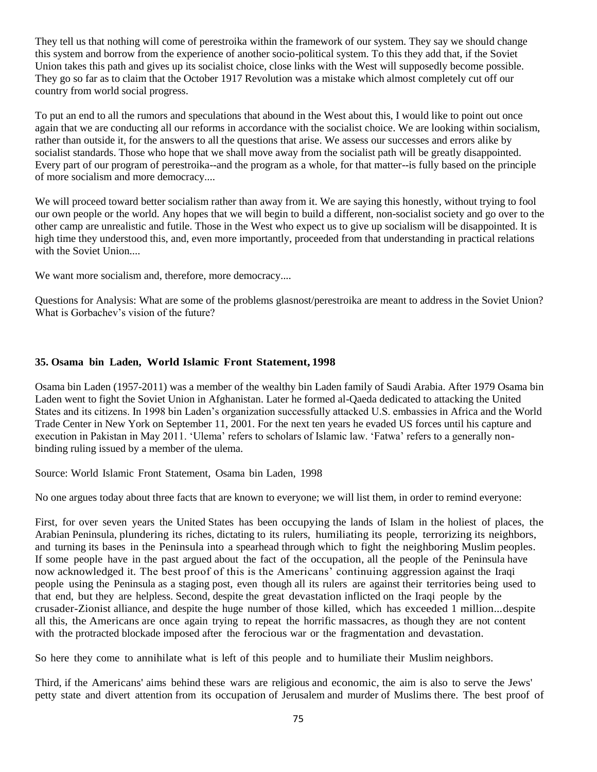They tell us that nothing will come of perestroika within the framework of our system. They say we should change this system and borrow from the experience of another socio-political system. To this they add that, if the Soviet Union takes this path and gives up its socialist choice, close links with the West will supposedly become possible. They go so far as to claim that the October 1917 Revolution was a mistake which almost completely cut off our country from world social progress.

To put an end to all the rumors and speculations that abound in the West about this, I would like to point out once again that we are conducting all our reforms in accordance with the socialist choice. We are looking within socialism, rather than outside it, for the answers to all the questions that arise. We assess our successes and errors alike by socialist standards. Those who hope that we shall move away from the socialist path will be greatly disappointed. Every part of our program of perestroika--and the program as a whole, for that matter--is fully based on the principle of more socialism and more democracy....

We will proceed toward better socialism rather than away from it. We are saying this honestly, without trying to fool our own people or the world. Any hopes that we will begin to build a different, non-socialist society and go over to the other camp are unrealistic and futile. Those in the West who expect us to give up socialism will be disappointed. It is high time they understood this, and, even more importantly, proceeded from that understanding in practical relations with the Soviet Union....

We want more socialism and, therefore, more democracy....

Questions for Analysis: What are some of the problems glasnost/perestroika are meant to address in the Soviet Union? What is Gorbachev's vision of the future?

### 35. Osama bin Laden, World Islamic Front Statement, 1998

Osama bin Laden (1957-2011) was a member of the wealthy bin Laden family of Saudi Arabia. After 1979 Osama bin Laden went to fight the Soviet Union in Afghanistan. Later he formed al-Qaeda dedicated to attacking the United States and its citizens. In 1998 bin Laden's organization successfully attacked U.S. embassies in Africa and the World Trade Center in New York on September 11, 2001. For the next ten years he evaded US forces until his capture and execution in Pakistan in May 2011. 'Ulema' refers to scholars of Islamic law. 'Fatwa' refers to a generally non-binding ruling issued by a member of the ulema.

Source: World Islamic Front Statement, Osama bin Laden, 1998

No one argues today about three facts that are known to everyone; we will list them, in order to remind everyone:

First, for over seven years the United States has been occupying the lands of Islam in the holiest of places, the Arabian Peninsula, plundering its riches, dictating to its rulers, humiliating its people, terrorizing its neighbors, and turning its bases in the Peninsula into a spearhead through which to fight the neighboring Muslim peoples. If some people have in the past argued about the fact of the occupation, all the people of the Peninsula have now acknowledged it. The best proof of this is the Americans' continuing aggression against the Iraqi people using the Peninsula as a staging post, even though all its rulers are against their territories being used to that end, but they are helpless. Second, despite the great devastation inflicted on the Iraqi people by the crusader-Zionist alliance, and despite the huge number of those killed, which has exceeded 1 million...despite all this, the Americans are once again trying to repeat the horrific massacres, as though they are not content with the protracted blockade imposed after the ferocious war or the fragmentation and devastation.

So here they come to annihilate what is left of this people and to humiliate their Muslim neighbors.

Third, if the Americans' aims behind these wars are religious and economic, the aim is also to serve the Jews' petty state and divert attention from its occupation of Jerusalem and murder of Muslims there. The best proof of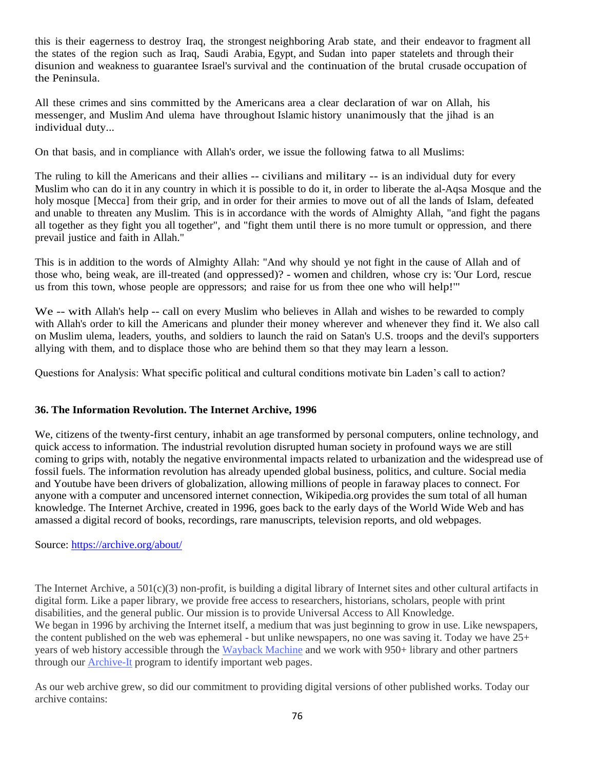this is their eagerness to destroy Iraq, the strongest neighboring Arab state, and their endeavor to fragment all the states of the region such as Iraq, Saudi Arabia, Egypt, and Sudan into paper statelets and through their disunion and weakness to guarantee Israel's survival and the continuation of the brutal crusade occupation of the Peninsula.

All these crimes and sins committed by the Americans area a clear declaration of war on Allah, his messenger, and Muslim And ulema have throughout Islamic history unanimously that the jihad is an individual duty...

On that basis, and in compliance with Allah's order, we issue the following fatwa to all Muslims:

The ruling to kill the Americans and their allies -- civilians and military -- is an individual duty for every Muslim who can do it in any country in which it is possible to do it, in order to liberate the al-Aqsa Mosque and the holy mosque [Mecca] from their grip, and in order for their armies to move out of all the lands of Islam, defeated and unable to threaten any Muslim. This is in accordance with the words of Almighty Allah, "and fight the pagans all together as they fight you all together", and "fight them until there is no more tumult or oppression, and there prevail justice and faith in Allah."

This is in addition to the words of Almighty Allah: "And why should ye not fight in the cause of Allah and of those who, being weak, are ill-treated (and oppressed)? - women and children, whose cry is: 'Our Lord, rescue us from this town, whose people are oppressors; and raise for us from thee one who will help!'"

We -- with Allah's help -- call on every Muslim who believes in Allah and wishes to be rewarded to comply with Allah's order to kill the Americans and plunder their money wherever and whenever they find it. We also call on Muslim ulema, leaders, youths, and soldiers to launch the raid on Satan's U.S. troops and the devil's supporters allying with them, and to displace those who are behind them so that they may learn a lesson.

Questions for Analysis: What specific political and cultural conditions motivate bin Laden's call to action?

### 36. The Information Revolution. The Internet Archive, 1996

We, citizens of the twenty-first century, inhabit an age transformed by personal computers, online technology, and quick access to information. The industrial revolution disrupted human society in profound ways we are still coming to grips with, notably the negative environmental impacts related to urbanization and the widespread use of fossil fuels. The information revolution has already upended global business, politics, and culture. Social media and Youtube have been drivers of globalization, allowing millions of people in faraway places to connect. For anyone with a computer and uncensored internet connection, Wikipedia.org provides the sum total of all human knowledge. The Internet Archive, created in 1996, goes back to the early days of the World Wide Web and has amassed a digital record of books, recordings, rare manuscripts, television reports, and old webpages.

Source: [https://archive.org/about/](https://archive.org/about/)

The Internet Archive, a 501(c)(3) non-profit, is building a digital library of Internet sites and other cultural artifacts in digital form. Like a paper library, we provide free access to researchers, historians, scholars, people with print disabilities, and the general public. Our mission is to provide Universal Access to All Knowledge.
We began in 1996 by archiving the Internet itself, a medium that was just beginning to grow in use. Like newspapers, the content published on the web was ephemeral - but unlike newspapers, no one was saving it. Today we have 25+ years of web history accessible through the [Wayback Machine]() and we work with 950+ library and other partners through our [Archive-It]() program to identify important web pages.

As our web archive grew, so did our commitment to providing digital versions of other published works. Today our archive contains: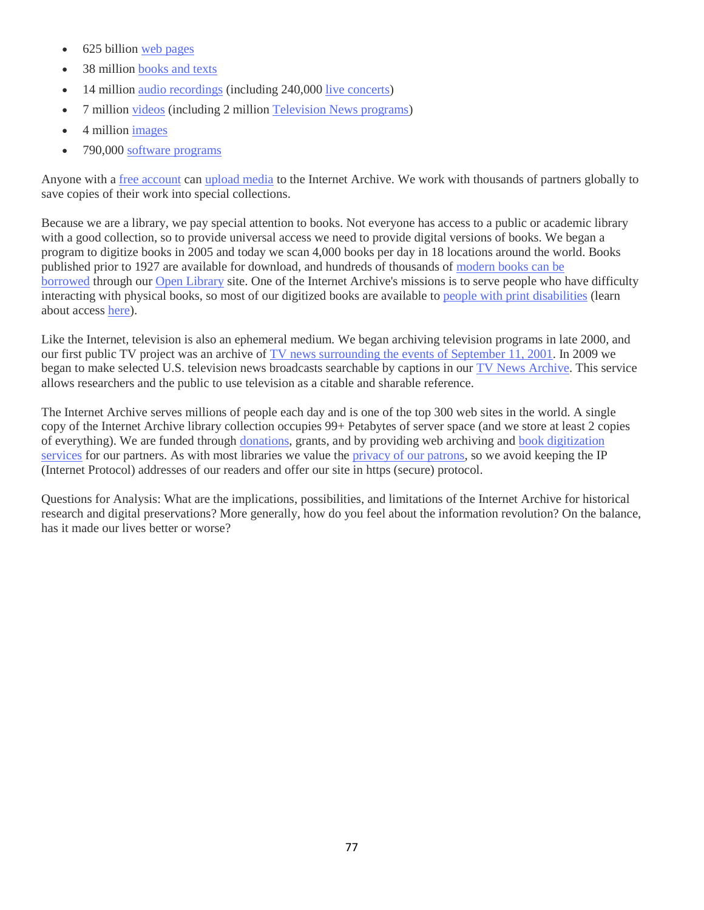- 625 billion web pages
- 38 million books and texts
- 14 million audio recordings (including 240,000 live concerts)
- 7 million videos (including 2 million Television News programs)
- 4 million images
- 790,000 software programs

Anyone with a free account can upload media to the Internet Archive. We work with thousands of partners globally to save copies of their work into special collections.

Because we are a library, we pay special attention to books. Not everyone has access to a public or academic library with a good collection, so to provide universal access we need to provide digital versions of books. We began a program to digitize books in 2005 and today we scan 4,000 books per day in 18 locations around the world. Books published prior to 1927 are available for download, and hundreds of thousands of modern books can be borrowed through our Open Library site. One of the Internet Archive's missions is to serve people who have difficulty interacting with physical books, so most of our digitized books are available to people with print disabilities (learn about access here).

Like the Internet, television is also an ephemeral medium. We began archiving television programs in late 2000, and our first public TV project was an archive of TV news surrounding the events of September 11, 2001. In 2009 we began to make selected U.S. television news broadcasts searchable by captions in our TV News Archive. This service allows researchers and the public to use television as a citable and sharable reference.

The Internet Archive serves millions of people each day and is one of the top 300 web sites in the world. A single copy of the Internet Archive library collection occupies 99+ Petabytes of server space (and we store at least 2 copies of everything). We are funded through donations, grants, and by providing web archiving and book digitization services for our partners. As with most libraries we value the privacy of our patrons, so we avoid keeping the IP (Internet Protocol) addresses of our readers and offer our site in https (secure) protocol.

Questions for Analysis: What are the implications, possibilities, and limitations of the Internet Archive for historical research and digital preservations? More generally, how do you feel about the information revolution? On the balance, has it made our lives better or worse?